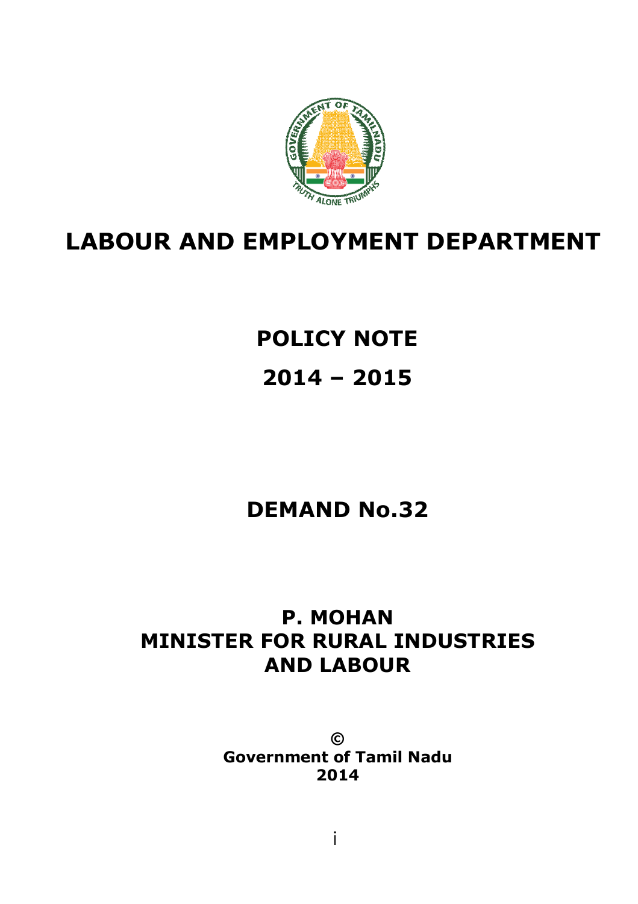# LABOUR AND EMPLOYMENT DEPARTMENT

## POLICY NOTE

## 2014 – 2015

## DEMAND No.32

**P. MOHAN**
**MINISTER FOR RURAL INDUSTRIES AND LABOUR**

**©**
**Government of Tamil Nadu**
**2014**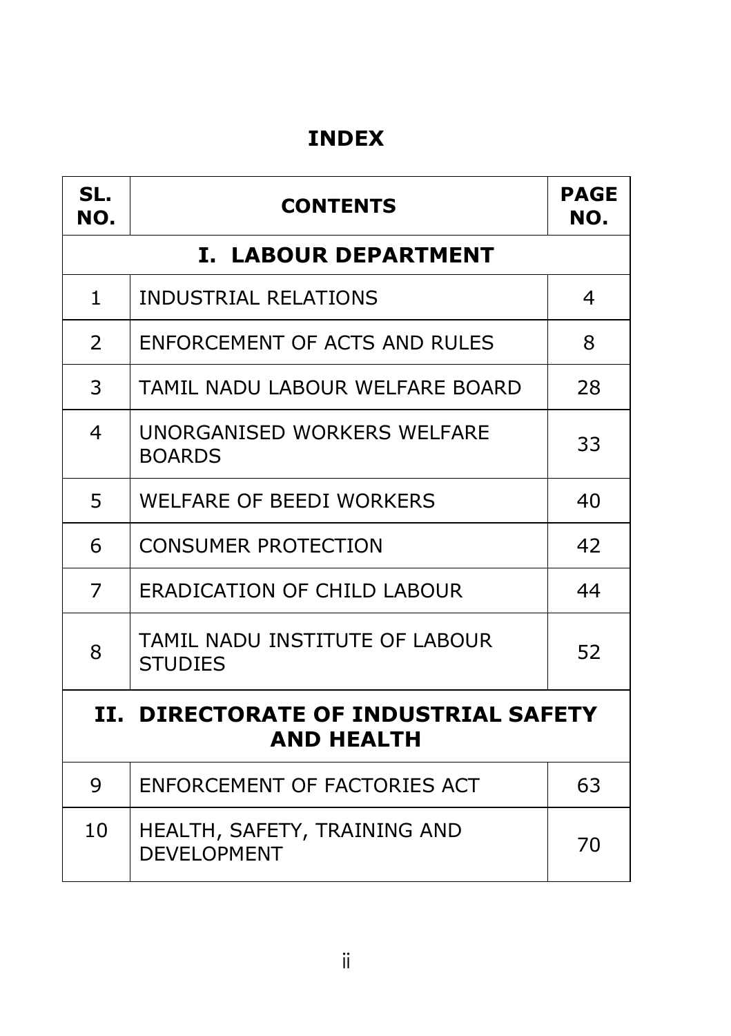# INDEX

| SL. NO. | CONTENTS | PAGE NO. |
|---|---|---|
| **I. LABOUR DEPARTMENT** | | |
| 1 | INDUSTRIAL RELATIONS | 4 |
| 2 | ENFORCEMENT OF ACTS AND RULES | 8 |
| 3 | TAMIL NADU LABOUR WELFARE BOARD | 28 |
| 4 | UNORGANISED WORKERS WELFARE BOARDS | 33 |
| 5 | WELFARE OF BEEDI WORKERS | 40 |
| 6 | CONSUMER PROTECTION | 42 |
| 7 | ERADICATION OF CHILD LABOUR | 44 |
| 8 | TAMIL NADU INSTITUTE OF LABOUR STUDIES | 52 |
| **II. DIRECTORATE OF INDUSTRIAL SAFETY AND HEALTH** | | |
| 9 | ENFORCEMENT OF FACTORIES ACT | 63 |
| 10 | HEALTH, SAFETY, TRAINING AND DEVELOPMENT | 70 |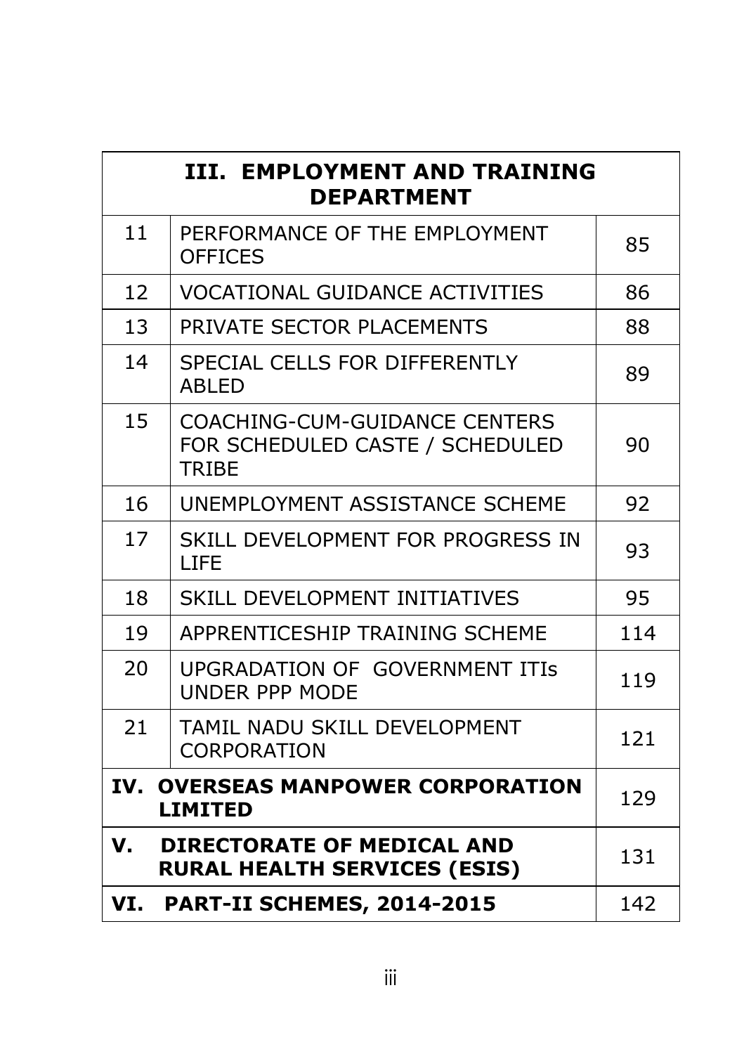| III. EMPLOYMENT AND TRAINING DEPARTMENT | | |
|---|---|---|
| 11 | PERFORMANCE OF THE EMPLOYMENT OFFICES | 85 |
| 12 | VOCATIONAL GUIDANCE ACTIVITIES | 86 |
| 13 | PRIVATE SECTOR PLACEMENTS | 88 |
| 14 | SPECIAL CELLS FOR DIFFERENTLY ABLED | 89 |
| 15 | COACHING-CUM-GUIDANCE CENTERS FOR SCHEDULED CASTE / SCHEDULED TRIBE | 90 |
| 16 | UNEMPLOYMENT ASSISTANCE SCHEME | 92 |
| 17 | SKILL DEVELOPMENT FOR PROGRESS IN LIFE | 93 |
| 18 | SKILL DEVELOPMENT INITIATIVES | 95 |
| 19 | APPRENTICESHIP TRAINING SCHEME | 114 |
| 20 | UPGRADATION OF GOVERNMENT ITIs UNDER PPP MODE | 119 |
| 21 | TAMIL NADU SKILL DEVELOPMENT CORPORATION | 121 |
| **IV. OVERSEAS MANPOWER CORPORATION LIMITED** | | 129 |
| **V. DIRECTORATE OF MEDICAL AND RURAL HEALTH SERVICES (ESIS)** | | 131 |
| **VI. PART-II SCHEMES, 2014-2015** | | 142 |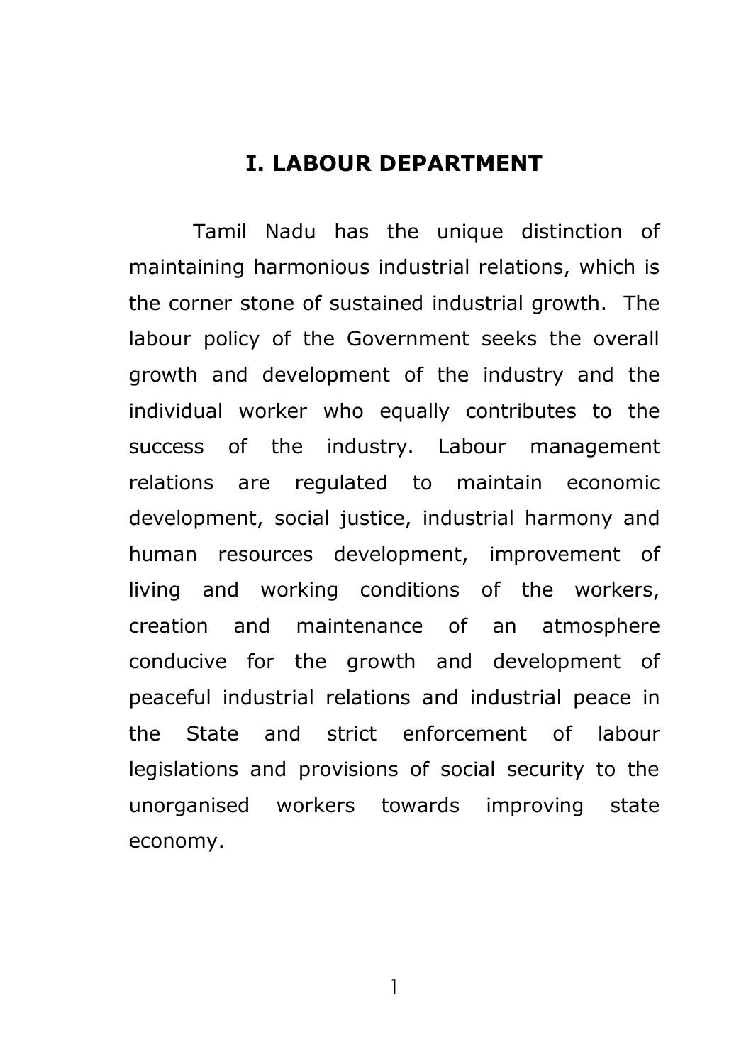# I. LABOUR DEPARTMENT

Tamil Nadu has the unique distinction of maintaining harmonious industrial relations, which is the corner stone of sustained industrial growth. The labour policy of the Government seeks the overall growth and development of the industry and the individual worker who equally contributes to the success of the industry. Labour management relations are regulated to maintain economic development, social justice, industrial harmony and human resources development, improvement of living and working conditions of the workers, creation and maintenance of an atmosphere conducive for the growth and development of peaceful industrial relations and industrial peace in the State and strict enforcement of labour legislations and provisions of social security to the unorganised workers towards improving state economy.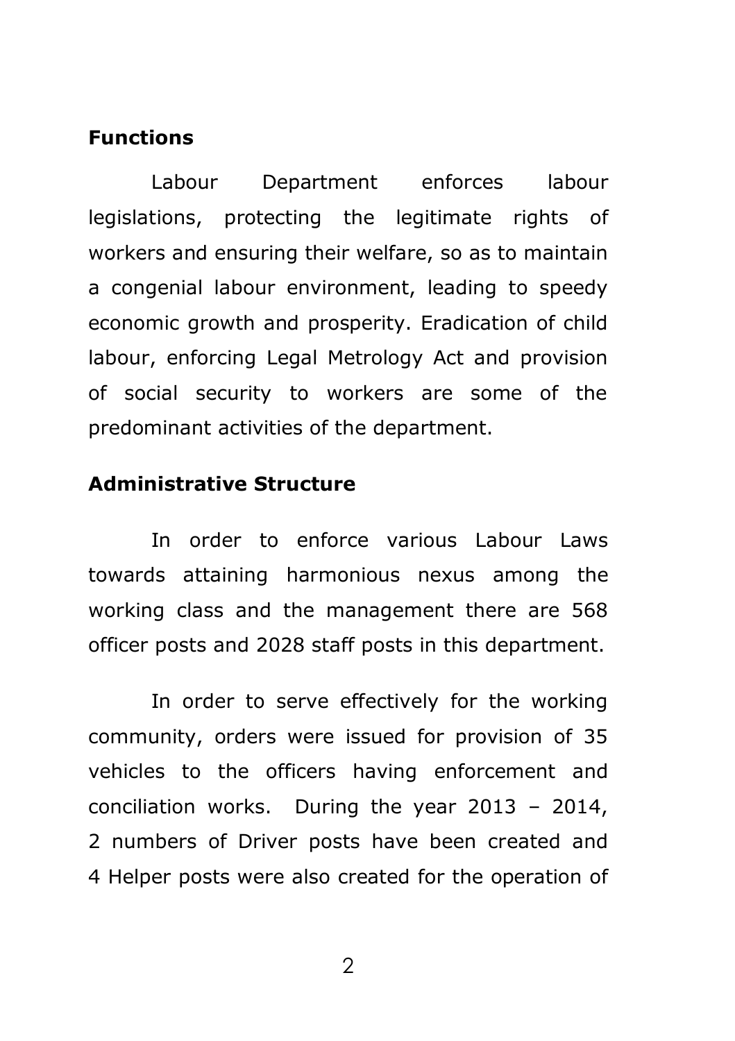## Functions

Labour Department enforces labour legislations, protecting the legitimate rights of workers and ensuring their welfare, so as to maintain a congenial labour environment, leading to speedy economic growth and prosperity. Eradication of child labour, enforcing Legal Metrology Act and provision of social security to workers are some of the predominant activities of the department.

## Administrative Structure

In order to enforce various Labour Laws towards attaining harmonious nexus among the working class and the management there are 568 officer posts and 2028 staff posts in this department.

In order to serve effectively for the working community, orders were issued for provision of 35 vehicles to the officers having enforcement and conciliation works. During the year 2013 – 2014, 2 numbers of Driver posts have been created and 4 Helper posts were also created for the operation of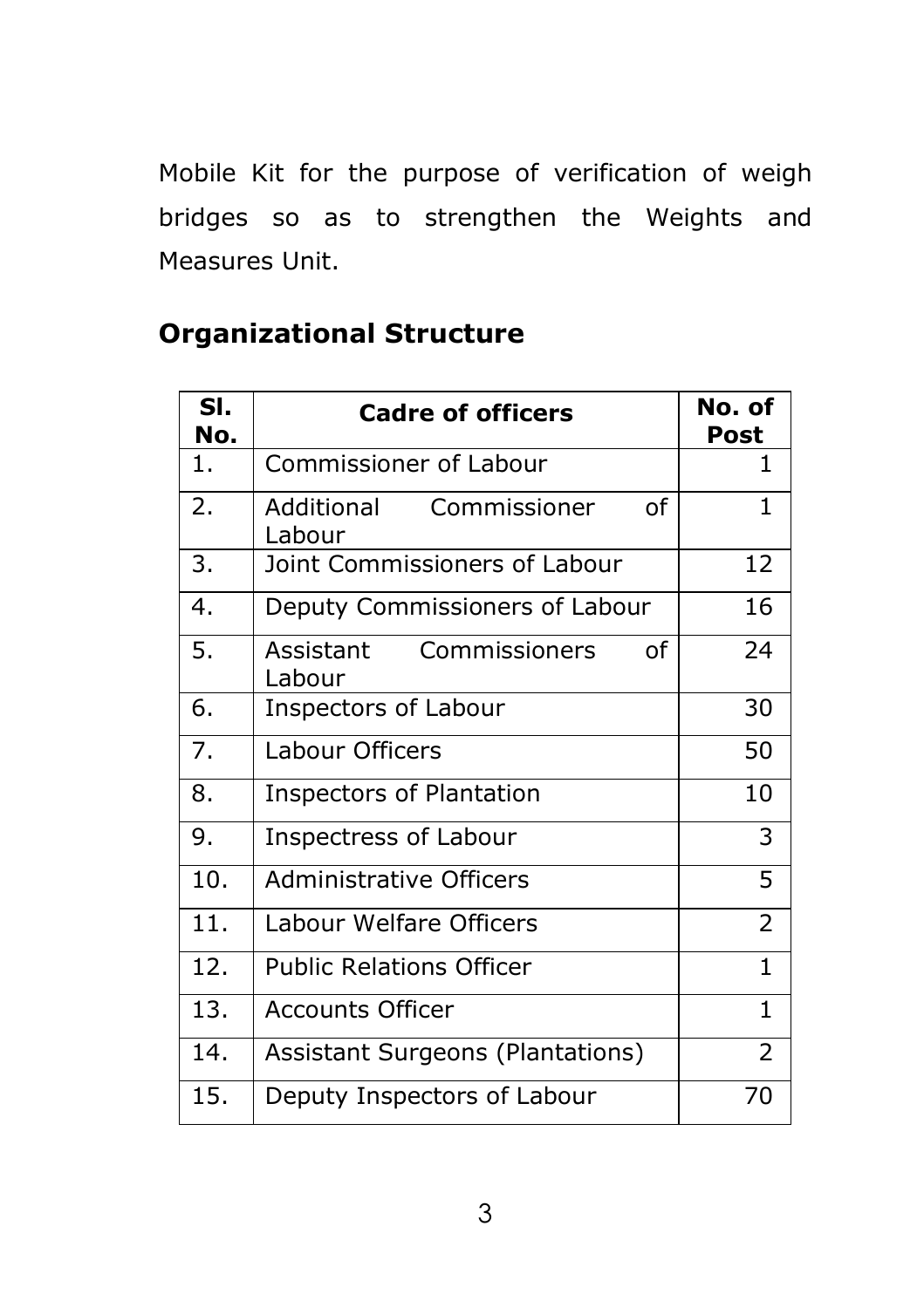Mobile Kit for the purpose of verification of weigh bridges so as to strengthen the Weights and Measures Unit.

## Organizational Structure

| Sl. No. | Cadre of officers | No. of Post |
|---|---|---|
| 1. | Commissioner of Labour | 1 |
| 2. | Additional Commissioner of Labour | 1 |
| 3. | Joint Commissioners of Labour | 12 |
| 4. | Deputy Commissioners of Labour | 16 |
| 5. | Assistant Commissioners of Labour | 24 |
| 6. | Inspectors of Labour | 30 |
| 7. | Labour Officers | 50 |
| 8. | Inspectors of Plantation | 10 |
| 9. | Inspectress of Labour | 3 |
| 10. | Administrative Officers | 5 |
| 11. | Labour Welfare Officers | 2 |
| 12. | Public Relations Officer | 1 |
| 13. | Accounts Officer | 1 |
| 14. | Assistant Surgeons (Plantations) | 2 |
| 15. | Deputy Inspectors of Labour | 70 |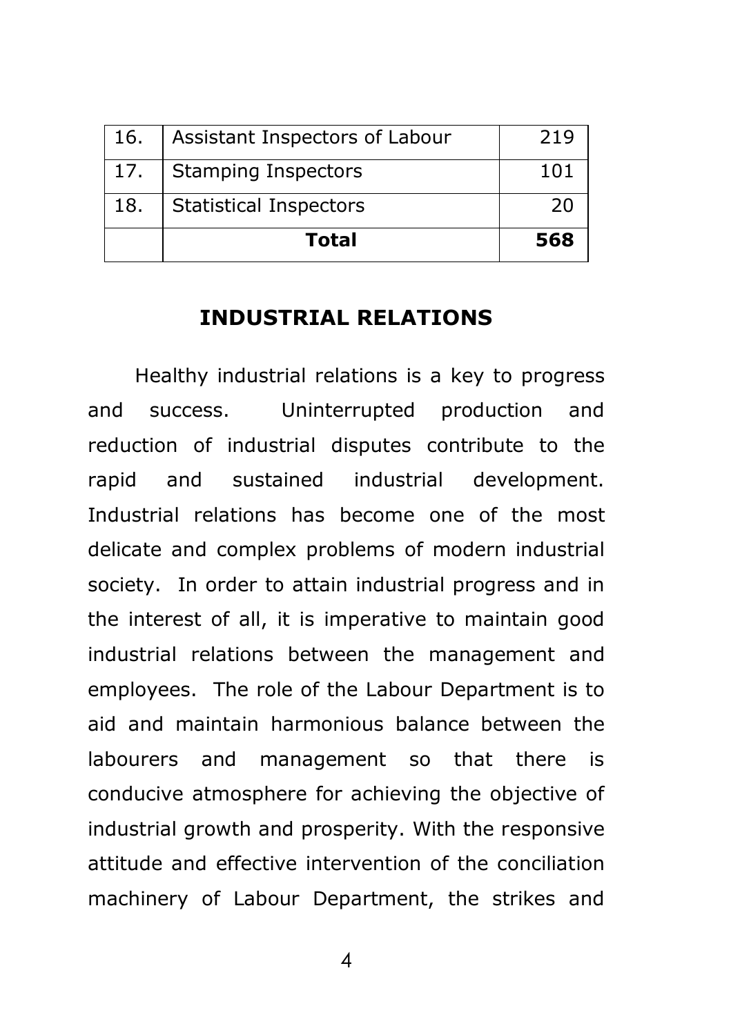| 16. | Assistant Inspectors of Labour | 219 |
|---|---|---|
| 17. | Stamping Inspectors | 101 |
| 18. | Statistical Inspectors | 20 |
| | **Total** | **568** |

## INDUSTRIAL RELATIONS

Healthy industrial relations is a key to progress and success. Uninterrupted production and reduction of industrial disputes contribute to the rapid and sustained industrial development. Industrial relations has become one of the most delicate and complex problems of modern industrial society. In order to attain industrial progress and in the interest of all, it is imperative to maintain good industrial relations between the management and employees. The role of the Labour Department is to aid and maintain harmonious balance between the labourers and management so that there is conducive atmosphere for achieving the objective of industrial growth and prosperity. With the responsive attitude and effective intervention of the conciliation machinery of Labour Department, the strikes and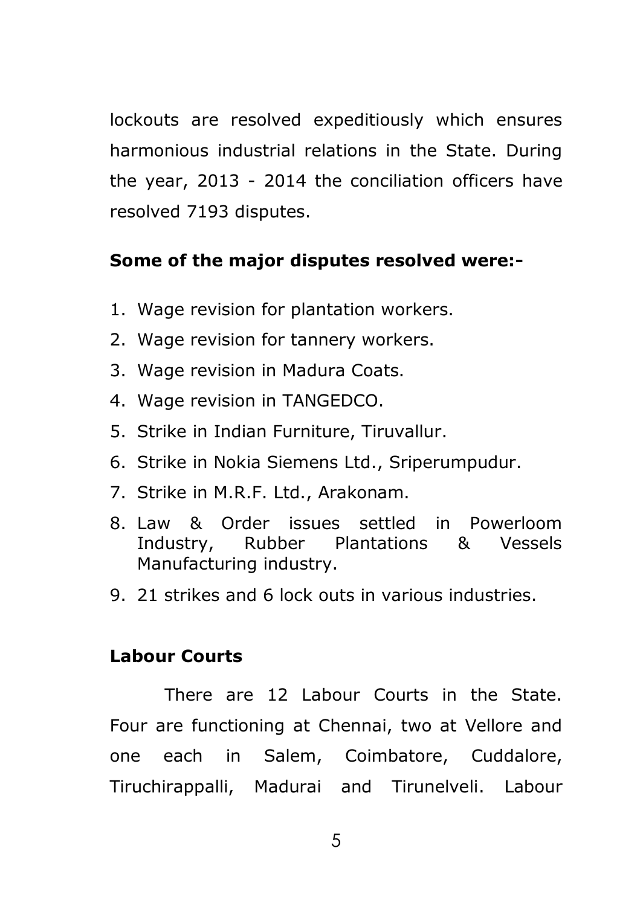lockouts are resolved expeditiously which ensures harmonious industrial relations in the State. During the year, 2013 - 2014 the conciliation officers have resolved 7193 disputes.

**Some of the major disputes resolved were:-**

1. Wage revision for plantation workers.
2. Wage revision for tannery workers.
3. Wage revision in Madura Coats.
4. Wage revision in TANGEDCO.
5. Strike in Indian Furniture, Tiruvallur.
6. Strike in Nokia Siemens Ltd., Sriperumpudur.
7. Strike in M.R.F. Ltd., Arakonam.
8. Law & Order issues settled in Powerloom Industry, Rubber Plantations & Vessels Manufacturing industry.
9. 21 strikes and 6 lock outs in various industries.

**Labour Courts**

There are 12 Labour Courts in the State. Four are functioning at Chennai, two at Vellore and one each in Salem, Coimbatore, Cuddalore, Tiruchirappalli, Madurai and Tirunelveli. Labour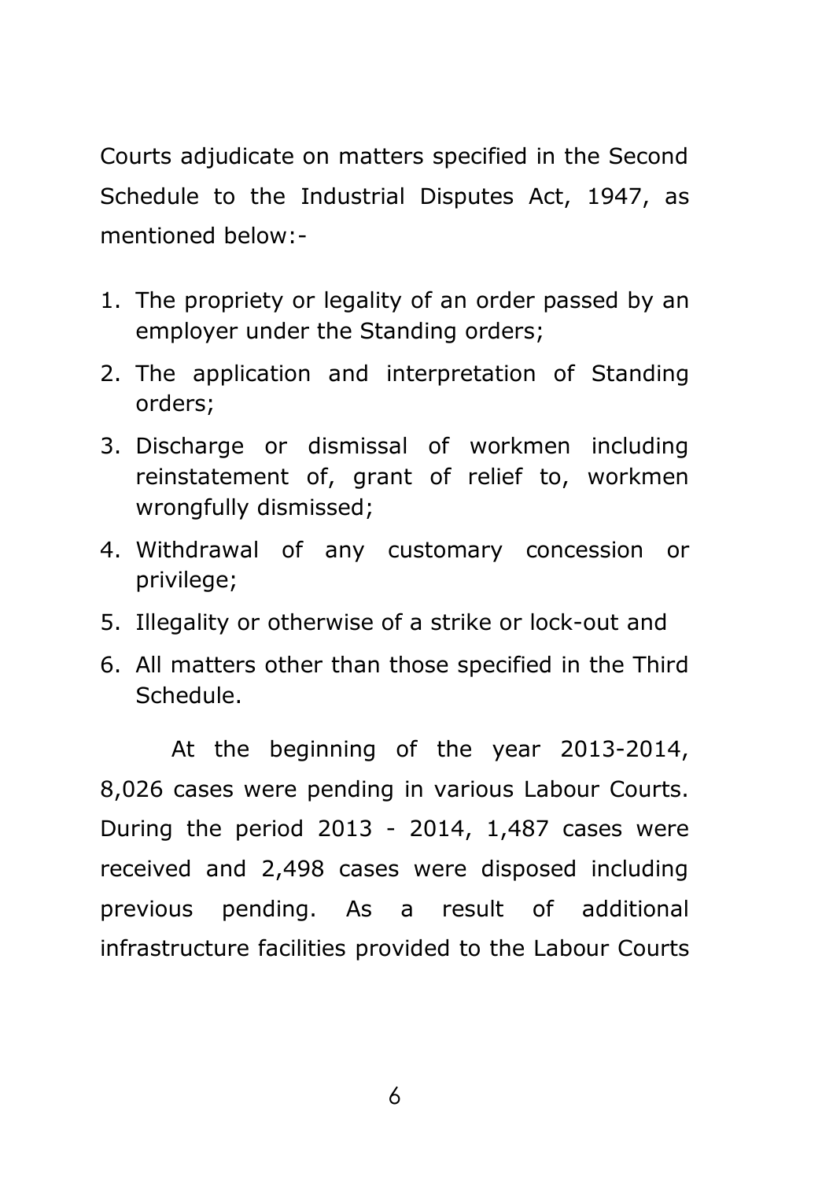Courts adjudicate on matters specified in the Second Schedule to the Industrial Disputes Act, 1947, as mentioned below:-

1. The propriety or legality of an order passed by an employer under the Standing orders;
2. The application and interpretation of Standing orders;
3. Discharge or dismissal of workmen including reinstatement of, grant of relief to, workmen wrongfully dismissed;
4. Withdrawal of any customary concession or privilege;
5. Illegality or otherwise of a strike or lock-out and
6. All matters other than those specified in the Third Schedule.

At the beginning of the year 2013-2014, 8,026 cases were pending in various Labour Courts. During the period 2013 - 2014, 1,487 cases were received and 2,498 cases were disposed including previous pending. As a result of additional infrastructure facilities provided to the Labour Courts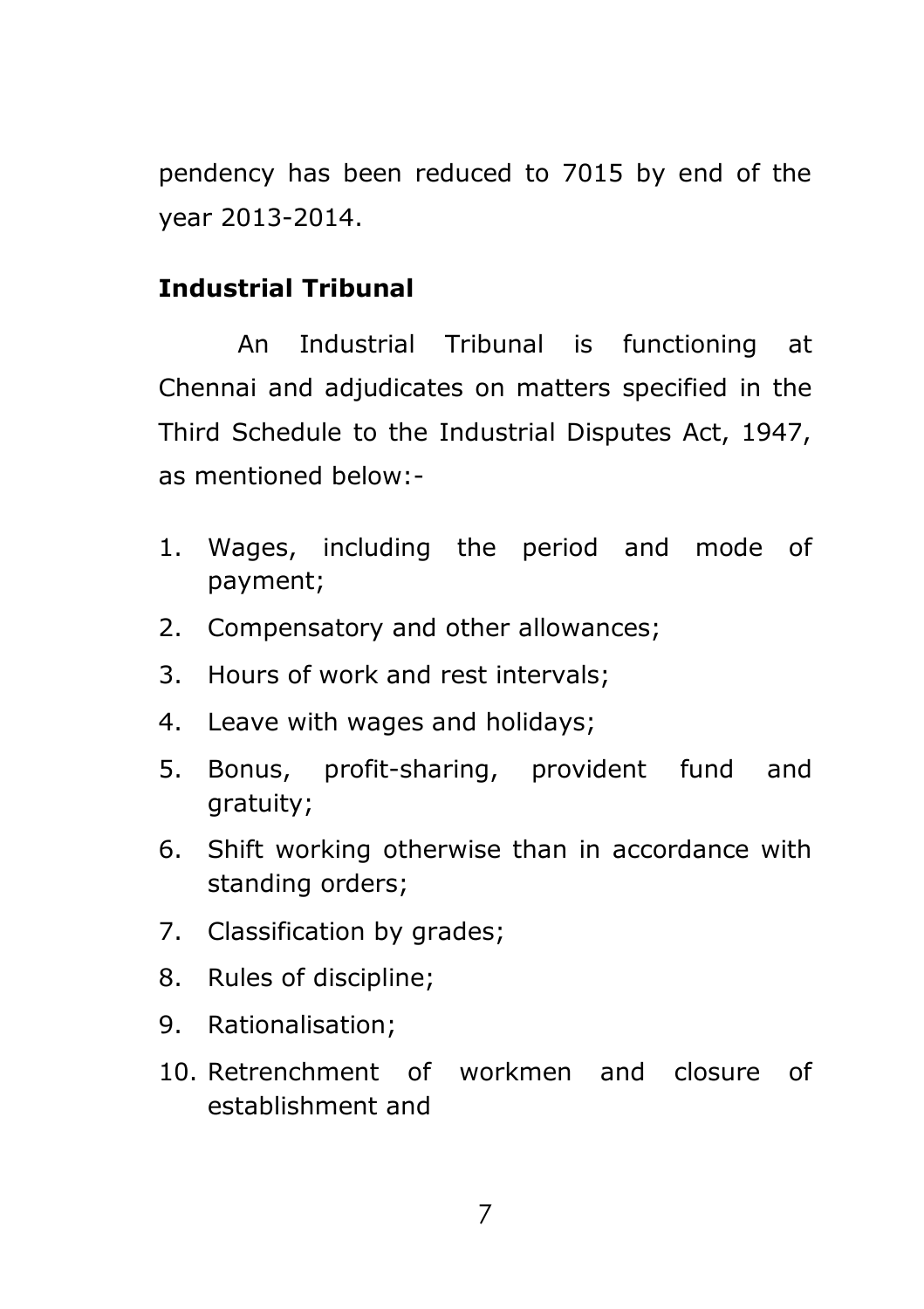pendency has been reduced to 7015 by end of the year 2013-2014.

**Industrial Tribunal**

An Industrial Tribunal is functioning at Chennai and adjudicates on matters specified in the Third Schedule to the Industrial Disputes Act, 1947, as mentioned below:-

1. Wages, including the period and mode of payment;
2. Compensatory and other allowances;
3. Hours of work and rest intervals;
4. Leave with wages and holidays;
5. Bonus, profit-sharing, provident fund and gratuity;
6. Shift working otherwise than in accordance with standing orders;
7. Classification by grades;
8. Rules of discipline;
9. Rationalisation;
10. Retrenchment of workmen and closure of establishment and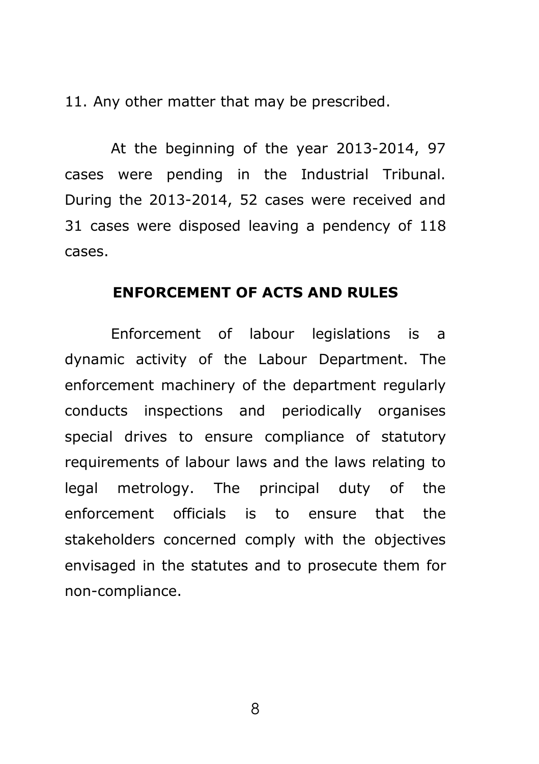11. Any other matter that may be prescribed.

At the beginning of the year 2013-2014, 97 cases were pending in the Industrial Tribunal. During the 2013-2014, 52 cases were received and 31 cases were disposed leaving a pendency of 118 cases.

## ENFORCEMENT OF ACTS AND RULES

Enforcement of labour legislations is a dynamic activity of the Labour Department. The enforcement machinery of the department regularly conducts inspections and periodically organises special drives to ensure compliance of statutory requirements of labour laws and the laws relating to legal metrology. The principal duty of the enforcement officials is to ensure that the stakeholders concerned comply with the objectives envisaged in the statutes and to prosecute them for non-compliance.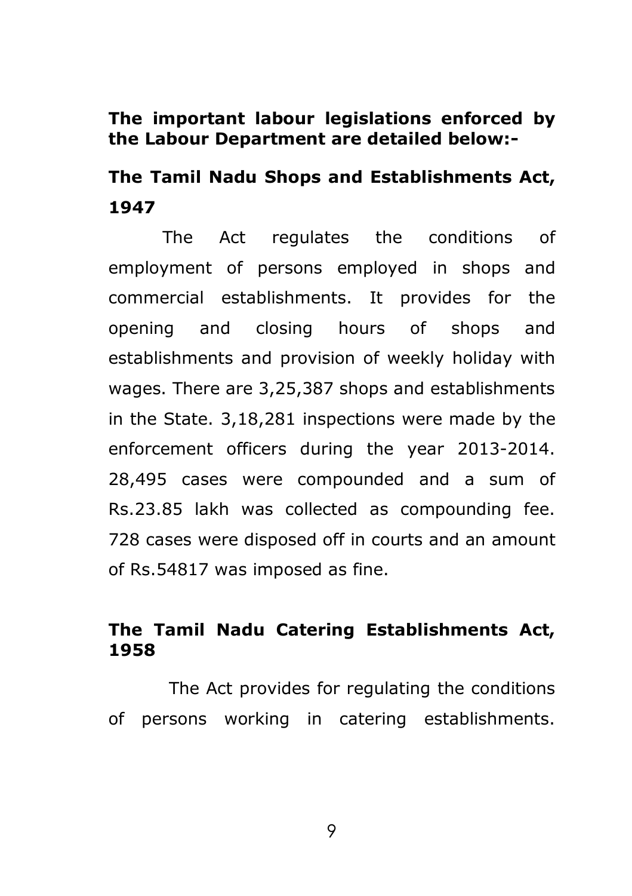**The important labour legislations enforced by the Labour Department are detailed below:-**

## The Tamil Nadu Shops and Establishments Act, 1947

The Act regulates the conditions of employment of persons employed in shops and commercial establishments. It provides for the opening and closing hours of shops and establishments and provision of weekly holiday with wages. There are 3,25,387 shops and establishments in the State. 3,18,281 inspections were made by the enforcement officers during the year 2013-2014. 28,495 cases were compounded and a sum of Rs.23.85 lakh was collected as compounding fee. 728 cases were disposed off in courts and an amount of Rs.54817 was imposed as fine.

## The Tamil Nadu Catering Establishments Act, 1958

The Act provides for regulating the conditions of persons working in catering establishments.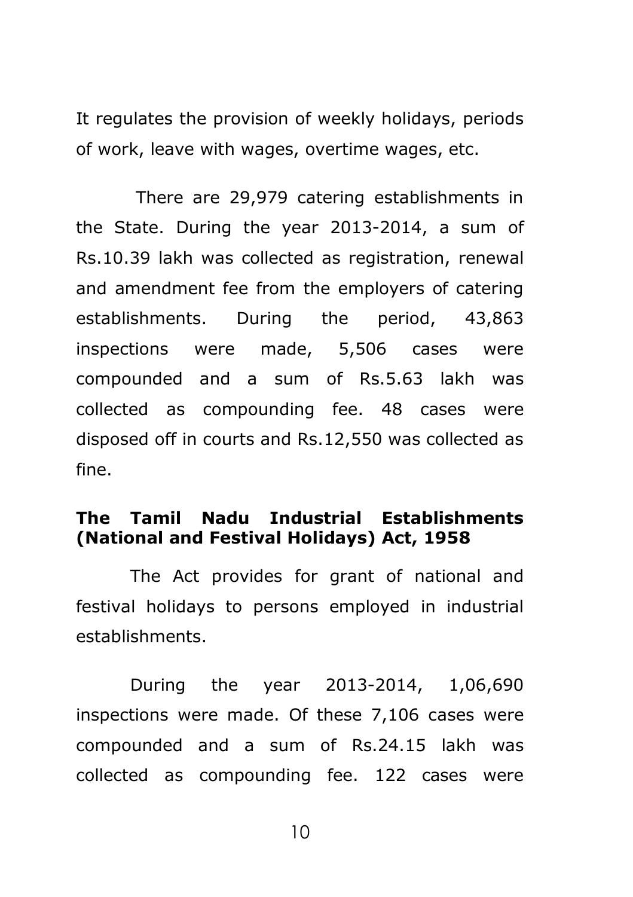It regulates the provision of weekly holidays, periods of work, leave with wages, overtime wages, etc.

There are 29,979 catering establishments in the State. During the year 2013-2014, a sum of Rs.10.39 lakh was collected as registration, renewal and amendment fee from the employers of catering establishments. During the period, 43,863 inspections were made, 5,506 cases were compounded and a sum of Rs.5.63 lakh was collected as compounding fee. 48 cases were disposed off in courts and Rs.12,550 was collected as fine.

**The Tamil Nadu Industrial Establishments (National and Festival Holidays) Act, 1958**

The Act provides for grant of national and festival holidays to persons employed in industrial establishments.

During the year 2013-2014, 1,06,690 inspections were made. Of these 7,106 cases were compounded and a sum of Rs.24.15 lakh was collected as compounding fee. 122 cases were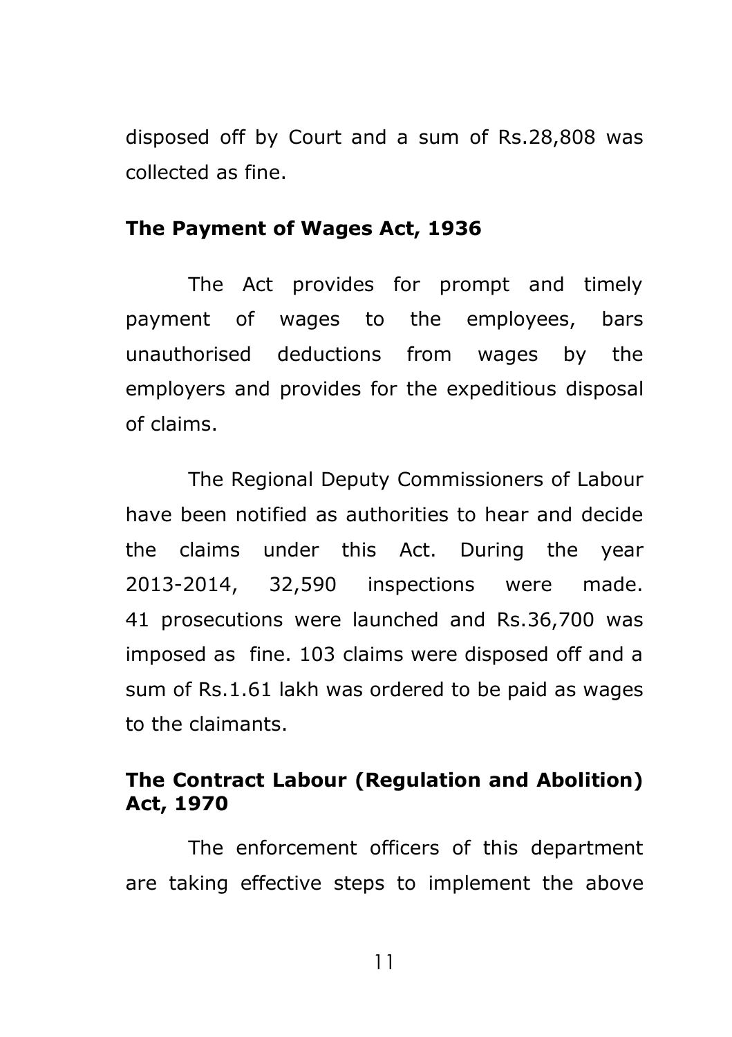disposed off by Court and a sum of Rs.28,808 was collected as fine.

**The Payment of Wages Act, 1936**

The Act provides for prompt and timely payment of wages to the employees, bars unauthorised deductions from wages by the employers and provides for the expeditious disposal of claims.

The Regional Deputy Commissioners of Labour have been notified as authorities to hear and decide the claims under this Act. During the year 2013-2014, 32,590 inspections were made. 41 prosecutions were launched and Rs.36,700 was imposed as fine. 103 claims were disposed off and a sum of Rs.1.61 lakh was ordered to be paid as wages to the claimants.

**The Contract Labour (Regulation and Abolition) Act, 1970**

The enforcement officers of this department are taking effective steps to implement the above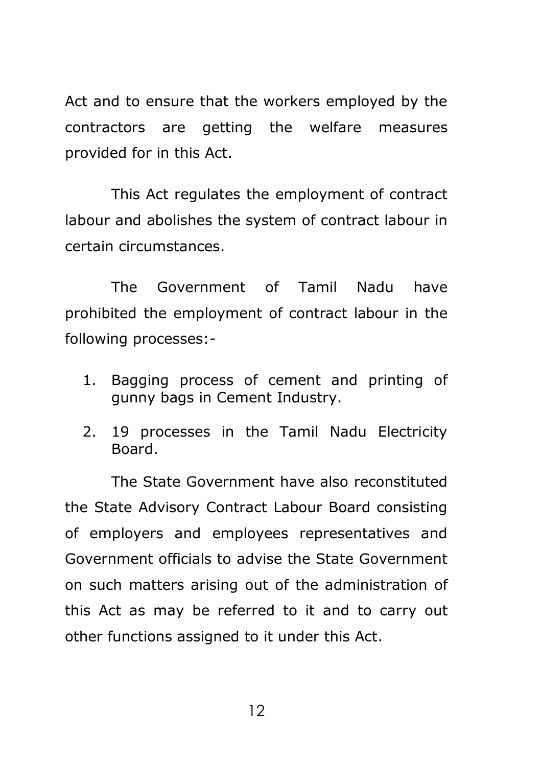Act and to ensure that the workers employed by the contractors are getting the welfare measures provided for in this Act.

This Act regulates the employment of contract labour and abolishes the system of contract labour in certain circumstances.

The Government of Tamil Nadu have prohibited the employment of contract labour in the following processes:-

1. Bagging process of cement and printing of gunny bags in Cement Industry.
2. 19 processes in the Tamil Nadu Electricity Board.

The State Government have also reconstituted the State Advisory Contract Labour Board consisting of employers and employees representatives and Government officials to advise the State Government on such matters arising out of the administration of this Act as may be referred to it and to carry out other functions assigned to it under this Act.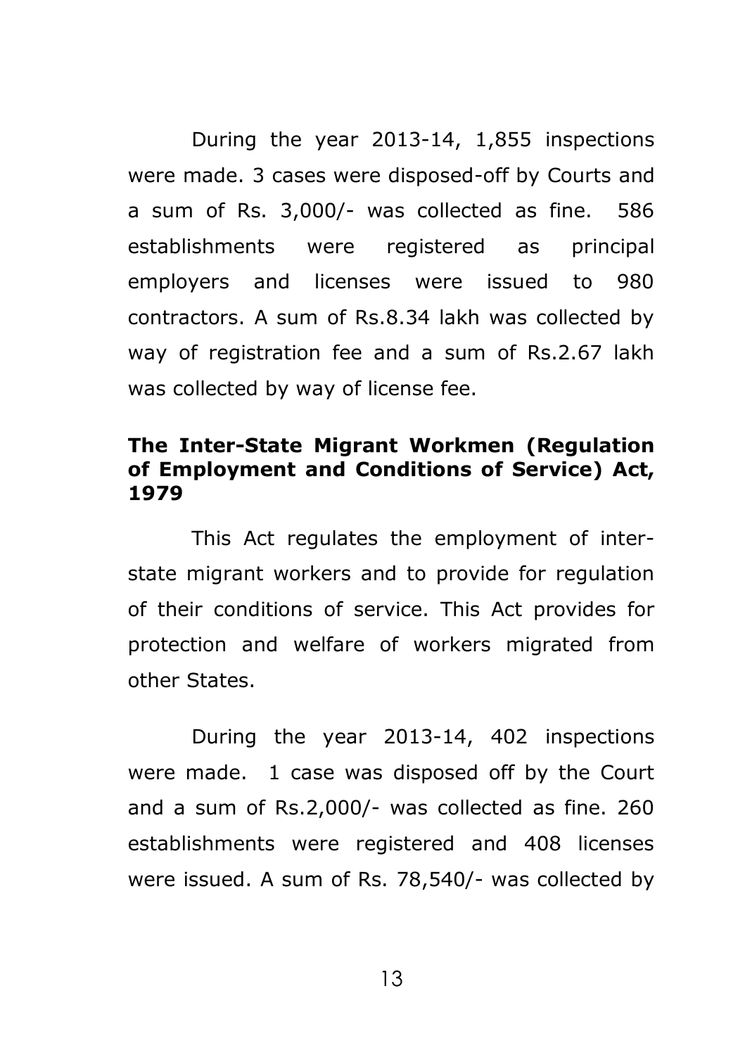During the year 2013-14, 1,855 inspections were made. 3 cases were disposed-off by Courts and a sum of Rs. 3,000/- was collected as fine. 586 establishments were registered as principal employers and licenses were issued to 980 contractors. A sum of Rs.8.34 lakh was collected by way of registration fee and a sum of Rs.2.67 lakh was collected by way of license fee.

### The Inter-State Migrant Workmen (Regulation of Employment and Conditions of Service) Act, 1979

This Act regulates the employment of inter-state migrant workers and to provide for regulation of their conditions of service. This Act provides for protection and welfare of workers migrated from other States.

During the year 2013-14, 402 inspections were made. 1 case was disposed off by the Court and a sum of Rs.2,000/- was collected as fine. 260 establishments were registered and 408 licenses were issued. A sum of Rs. 78,540/- was collected by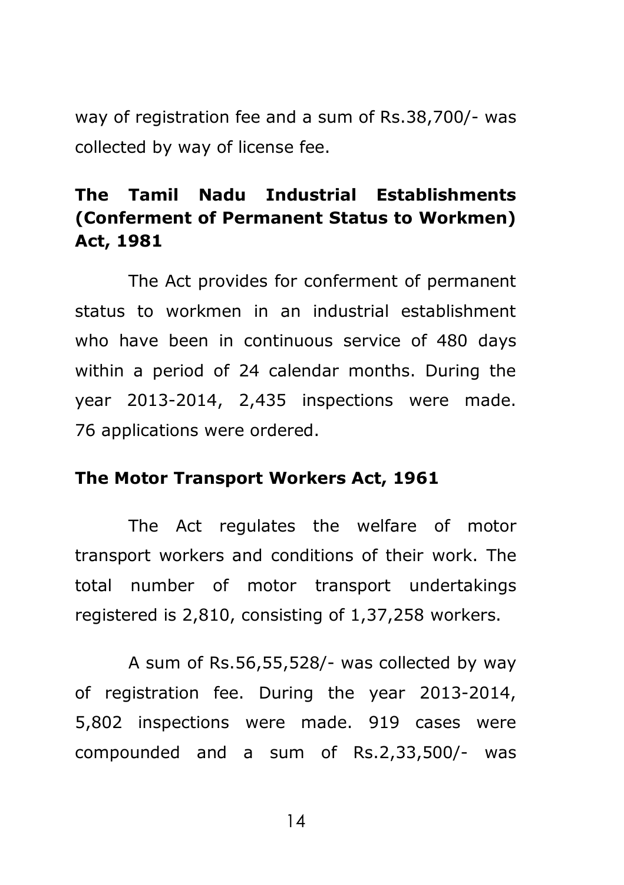way of registration fee and a sum of Rs.38,700/- was collected by way of license fee.

**The Tamil Nadu Industrial Establishments (Conferment of Permanent Status to Workmen) Act, 1981**

The Act provides for conferment of permanent status to workmen in an industrial establishment who have been in continuous service of 480 days within a period of 24 calendar months. During the year 2013-2014, 2,435 inspections were made. 76 applications were ordered.

**The Motor Transport Workers Act, 1961**

The Act regulates the welfare of motor transport workers and conditions of their work. The total number of motor transport undertakings registered is 2,810, consisting of 1,37,258 workers.

A sum of Rs.56,55,528/- was collected by way of registration fee. During the year 2013-2014, 5,802 inspections were made. 919 cases were compounded and a sum of Rs.2,33,500/- was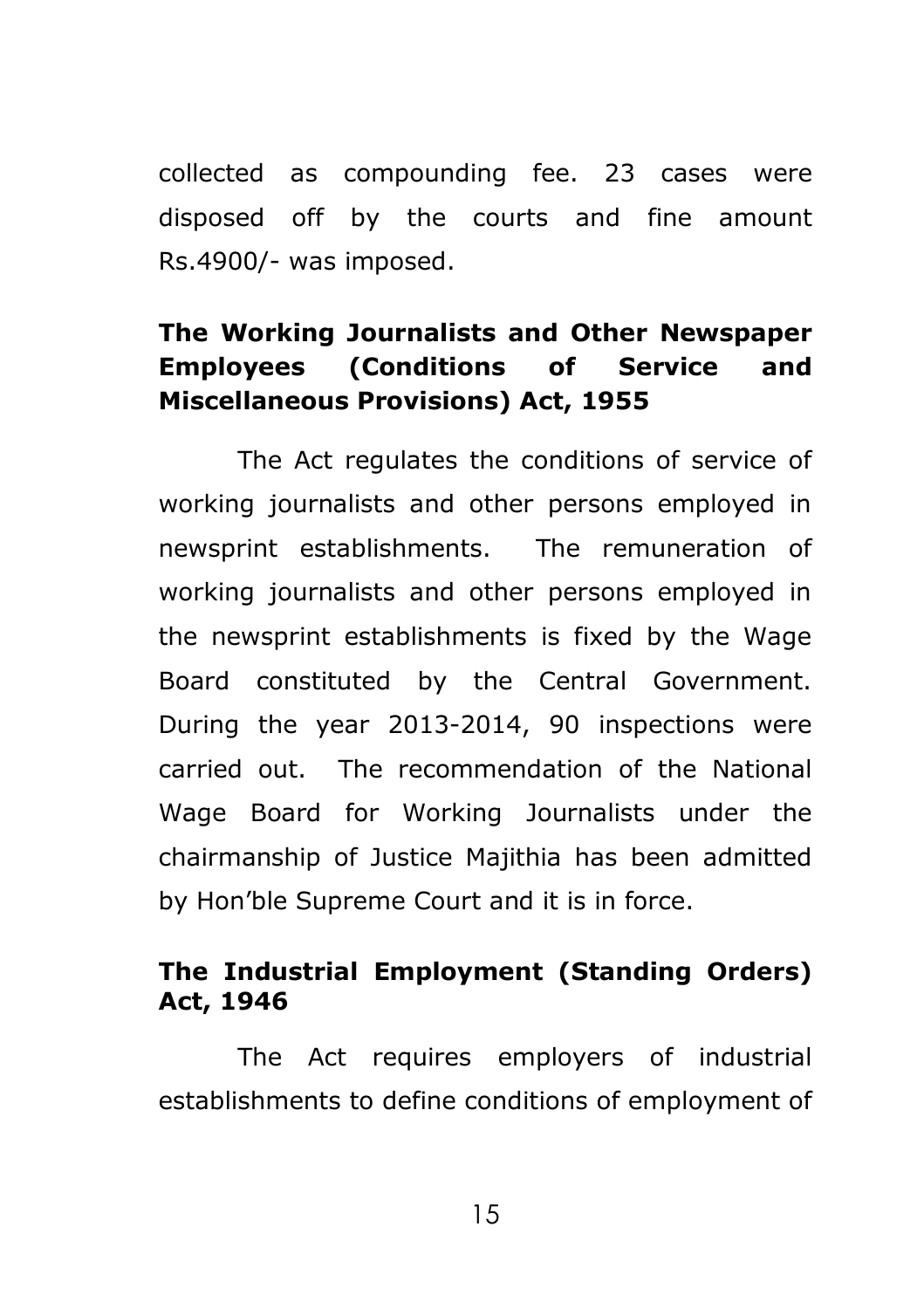collected as compounding fee. 23 cases were disposed off by the courts and fine amount Rs.4900/- was imposed.

**The Working Journalists and Other Newspaper Employees (Conditions of Service and Miscellaneous Provisions) Act, 1955**

The Act regulates the conditions of service of working journalists and other persons employed in newsprint establishments. The remuneration of working journalists and other persons employed in the newsprint establishments is fixed by the Wage Board constituted by the Central Government. During the year 2013-2014, 90 inspections were carried out. The recommendation of the National Wage Board for Working Journalists under the chairmanship of Justice Majithia has been admitted by Hon'ble Supreme Court and it is in force.

**The Industrial Employment (Standing Orders) Act, 1946**

The Act requires employers of industrial establishments to define conditions of employment of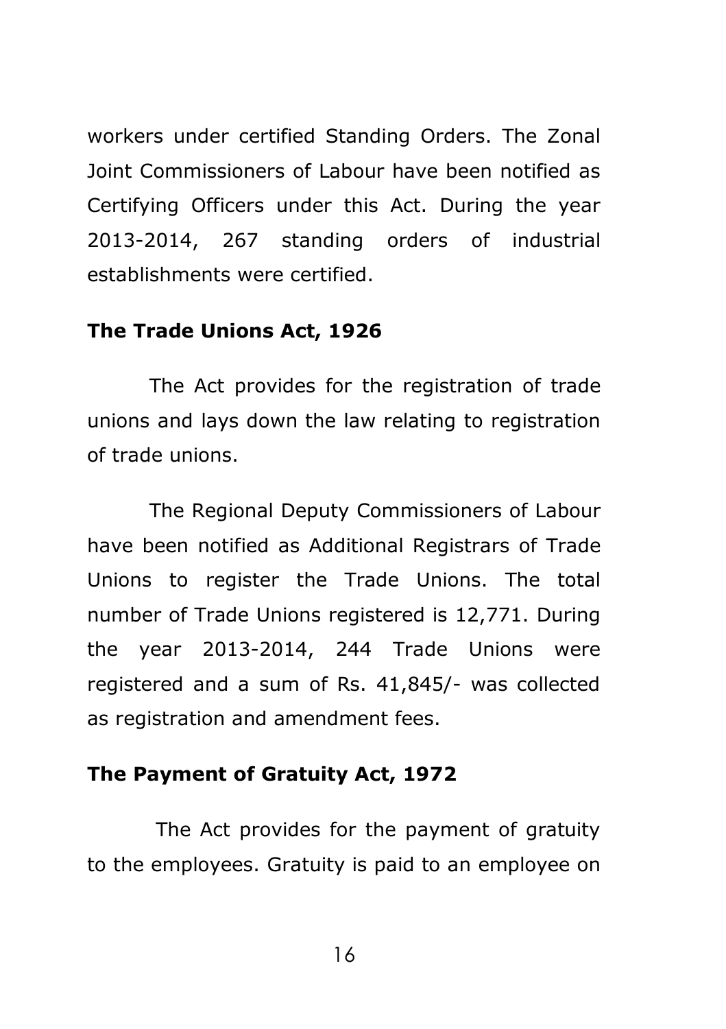workers under certified Standing Orders. The Zonal Joint Commissioners of Labour have been notified as Certifying Officers under this Act. During the year 2013-2014, 267 standing orders of industrial establishments were certified.

### The Trade Unions Act, 1926

The Act provides for the registration of trade unions and lays down the law relating to registration of trade unions.

The Regional Deputy Commissioners of Labour have been notified as Additional Registrars of Trade Unions to register the Trade Unions. The total number of Trade Unions registered is 12,771. During the year 2013-2014, 244 Trade Unions were registered and a sum of Rs. 41,845/- was collected as registration and amendment fees.

### The Payment of Gratuity Act, 1972

The Act provides for the payment of gratuity to the employees. Gratuity is paid to an employee on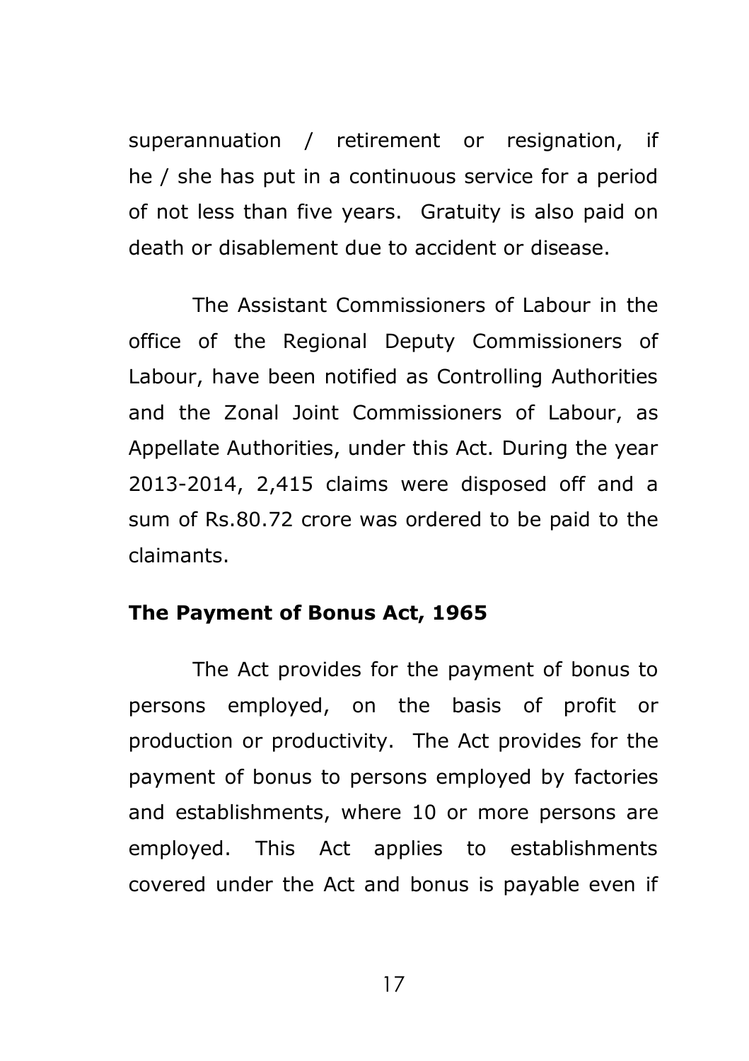superannuation / retirement or resignation, if he / she has put in a continuous service for a period of not less than five years. Gratuity is also paid on death or disablement due to accident or disease.

The Assistant Commissioners of Labour in the office of the Regional Deputy Commissioners of Labour, have been notified as Controlling Authorities and the Zonal Joint Commissioners of Labour, as Appellate Authorities, under this Act. During the year 2013-2014, 2,415 claims were disposed off and a sum of Rs.80.72 crore was ordered to be paid to the claimants.

**The Payment of Bonus Act, 1965**

The Act provides for the payment of bonus to persons employed, on the basis of profit or production or productivity. The Act provides for the payment of bonus to persons employed by factories and establishments, where 10 or more persons are employed. This Act applies to establishments covered under the Act and bonus is payable even if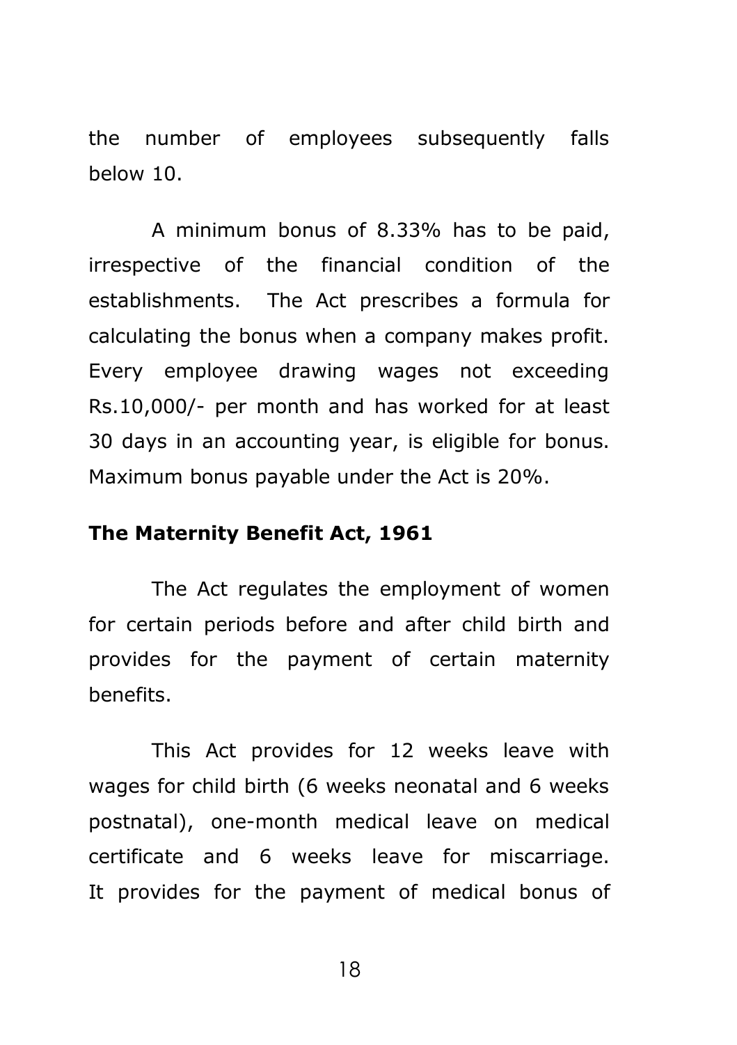the number of employees subsequently falls below 10.

A minimum bonus of 8.33% has to be paid, irrespective of the financial condition of the establishments. The Act prescribes a formula for calculating the bonus when a company makes profit. Every employee drawing wages not exceeding Rs.10,000/- per month and has worked for at least 30 days in an accounting year, is eligible for bonus. Maximum bonus payable under the Act is 20%.

**The Maternity Benefit Act, 1961**

The Act regulates the employment of women for certain periods before and after child birth and provides for the payment of certain maternity benefits.

This Act provides for 12 weeks leave with wages for child birth (6 weeks neonatal and 6 weeks postnatal), one-month medical leave on medical certificate and 6 weeks leave for miscarriage. It provides for the payment of medical bonus of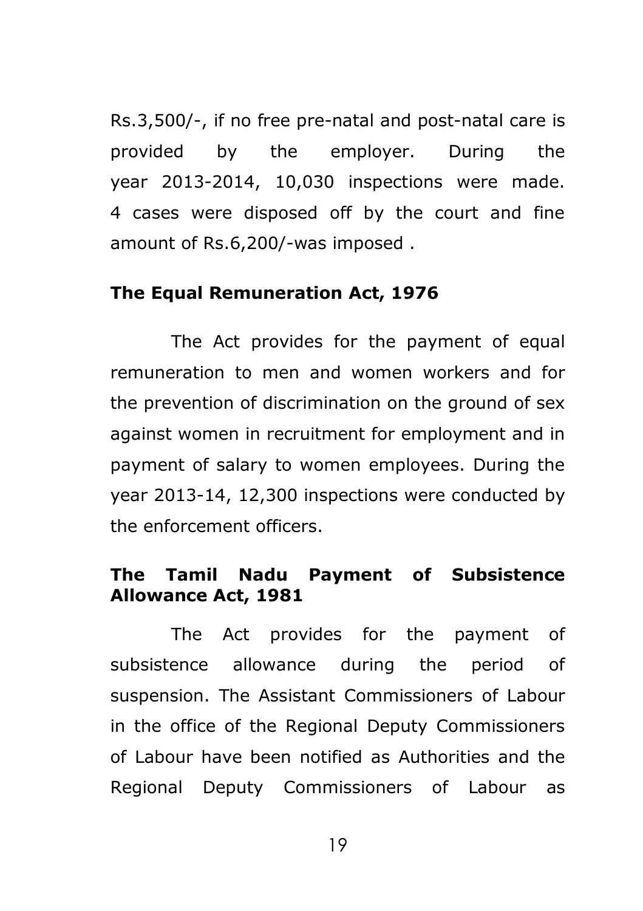Rs.3,500/-, if no free pre-natal and post-natal care is provided by the employer. During the year 2013-2014, 10,030 inspections were made. 4 cases were disposed off by the court and fine amount of Rs.6,200/-was imposed .

**The Equal Remuneration Act, 1976**

The Act provides for the payment of equal remuneration to men and women workers and for the prevention of discrimination on the ground of sex against women in recruitment for employment and in payment of salary to women employees. During the year 2013-14, 12,300 inspections were conducted by the enforcement officers.

**The Tamil Nadu Payment of Subsistence Allowance Act, 1981**

The Act provides for the payment of subsistence allowance during the period of suspension. The Assistant Commissioners of Labour in the office of the Regional Deputy Commissioners of Labour have been notified as Authorities and the Regional Deputy Commissioners of Labour as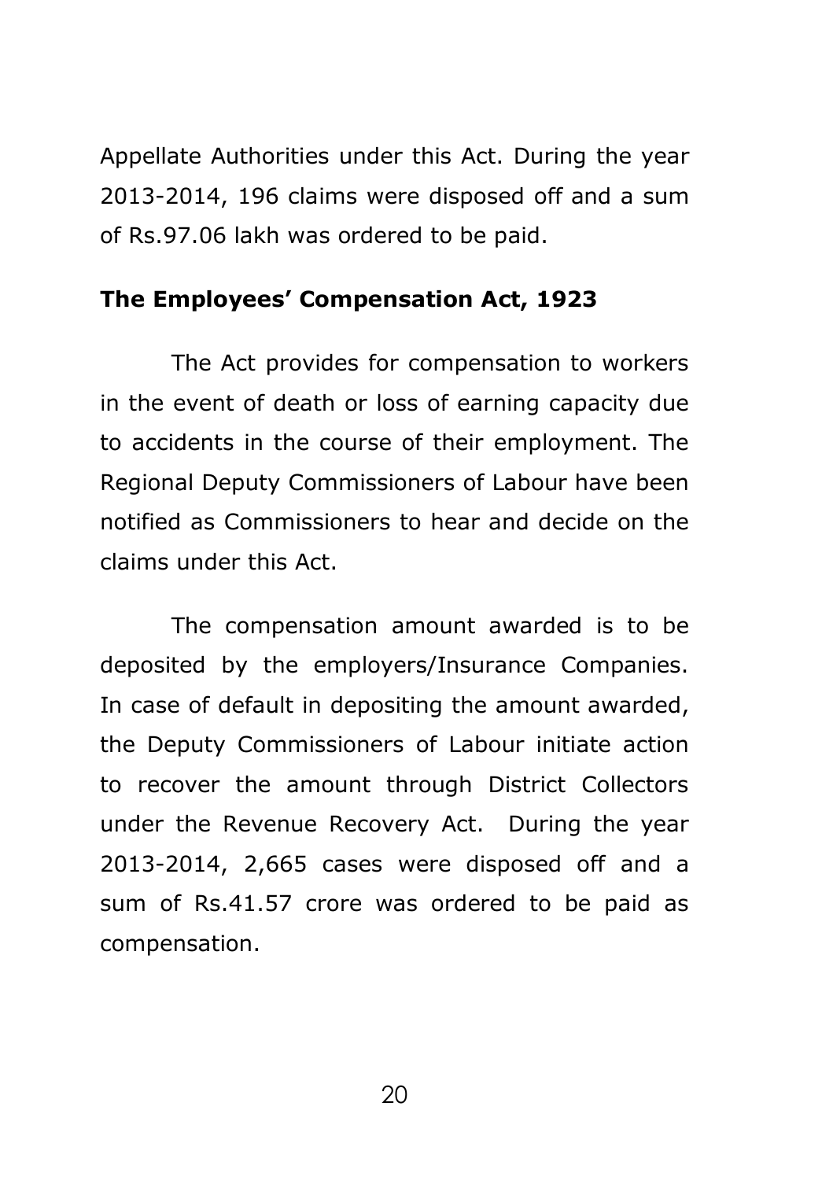Appellate Authorities under this Act. During the year 2013-2014, 196 claims were disposed off and a sum of Rs.97.06 lakh was ordered to be paid.

**The Employees' Compensation Act, 1923**

The Act provides for compensation to workers in the event of death or loss of earning capacity due to accidents in the course of their employment. The Regional Deputy Commissioners of Labour have been notified as Commissioners to hear and decide on the claims under this Act.

The compensation amount awarded is to be deposited by the employers/Insurance Companies. In case of default in depositing the amount awarded, the Deputy Commissioners of Labour initiate action to recover the amount through District Collectors under the Revenue Recovery Act. During the year 2013-2014, 2,665 cases were disposed off and a sum of Rs.41.57 crore was ordered to be paid as compensation.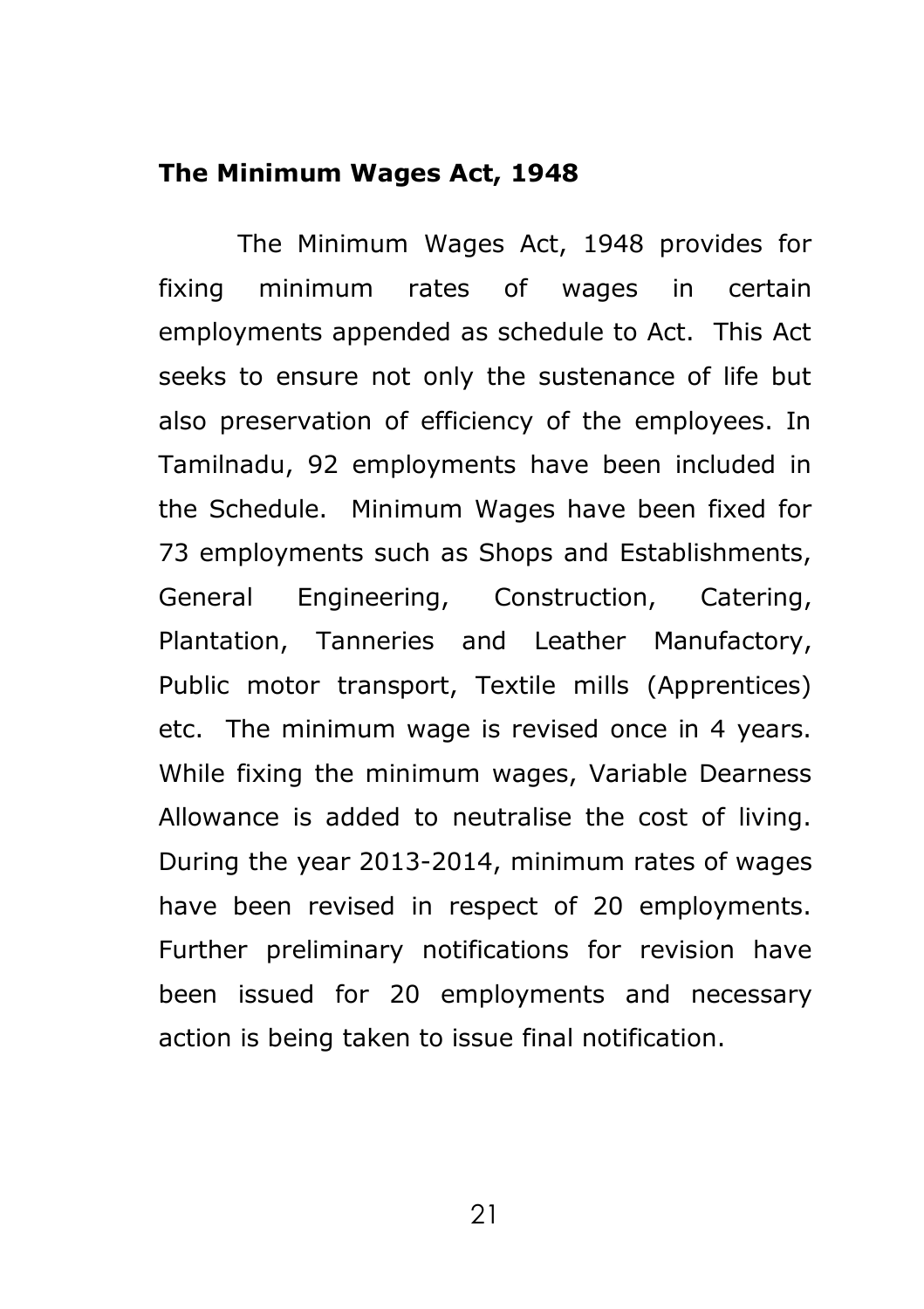**The Minimum Wages Act, 1948**

The Minimum Wages Act, 1948 provides for fixing minimum rates of wages in certain employments appended as schedule to Act. This Act seeks to ensure not only the sustenance of life but also preservation of efficiency of the employees. In Tamilnadu, 92 employments have been included in the Schedule. Minimum Wages have been fixed for 73 employments such as Shops and Establishments, General Engineering, Construction, Catering, Plantation, Tanneries and Leather Manufactory, Public motor transport, Textile mills (Apprentices) etc. The minimum wage is revised once in 4 years. While fixing the minimum wages, Variable Dearness Allowance is added to neutralise the cost of living. During the year 2013-2014, minimum rates of wages have been revised in respect of 20 employments. Further preliminary notifications for revision have been issued for 20 employments and necessary action is being taken to issue final notification.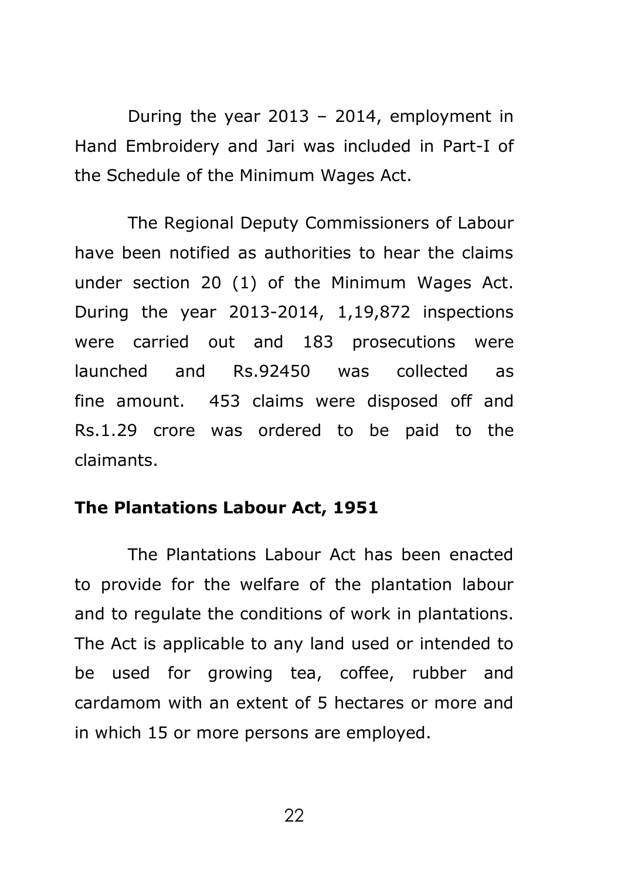During the year 2013 – 2014, employment in Hand Embroidery and Jari was included in Part-I of the Schedule of the Minimum Wages Act.

The Regional Deputy Commissioners of Labour have been notified as authorities to hear the claims under section 20 (1) of the Minimum Wages Act. During the year 2013-2014, 1,19,872 inspections were carried out and 183 prosecutions were launched and Rs.92450 was collected as fine amount. 453 claims were disposed off and Rs.1.29 crore was ordered to be paid to the claimants.

**The Plantations Labour Act, 1951**

The Plantations Labour Act has been enacted to provide for the welfare of the plantation labour and to regulate the conditions of work in plantations. The Act is applicable to any land used or intended to be used for growing tea, coffee, rubber and cardamom with an extent of 5 hectares or more and in which 15 or more persons are employed.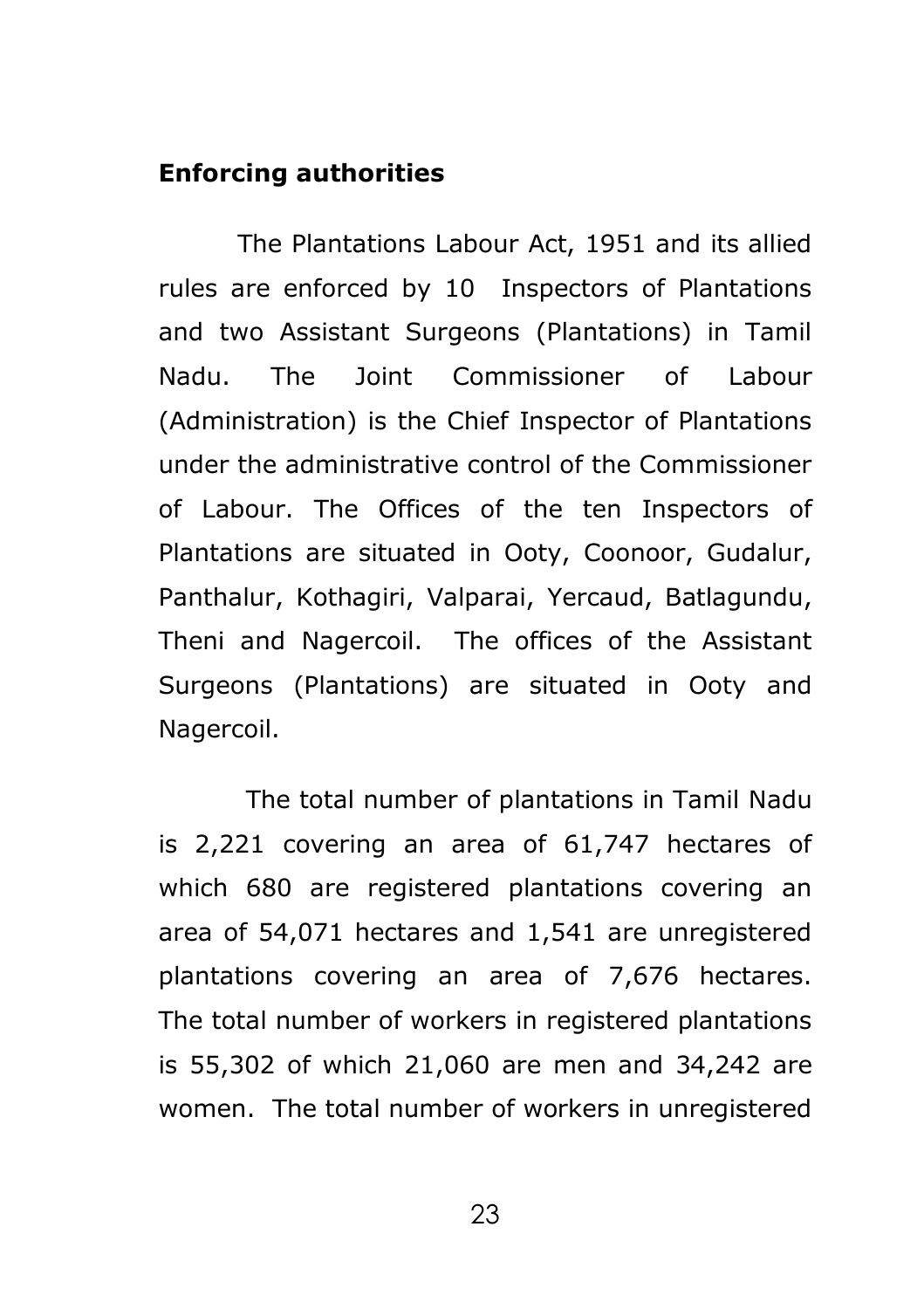**Enforcing authorities**

The Plantations Labour Act, 1951 and its allied rules are enforced by 10 Inspectors of Plantations and two Assistant Surgeons (Plantations) in Tamil Nadu. The Joint Commissioner of Labour (Administration) is the Chief Inspector of Plantations under the administrative control of the Commissioner of Labour. The Offices of the ten Inspectors of Plantations are situated in Ooty, Coonoor, Gudalur, Panthalur, Kothagiri, Valparai, Yercaud, Batlagundu, Theni and Nagercoil. The offices of the Assistant Surgeons (Plantations) are situated in Ooty and Nagercoil.

The total number of plantations in Tamil Nadu is 2,221 covering an area of 61,747 hectares of which 680 are registered plantations covering an area of 54,071 hectares and 1,541 are unregistered plantations covering an area of 7,676 hectares. The total number of workers in registered plantations is 55,302 of which 21,060 are men and 34,242 are women. The total number of workers in unregistered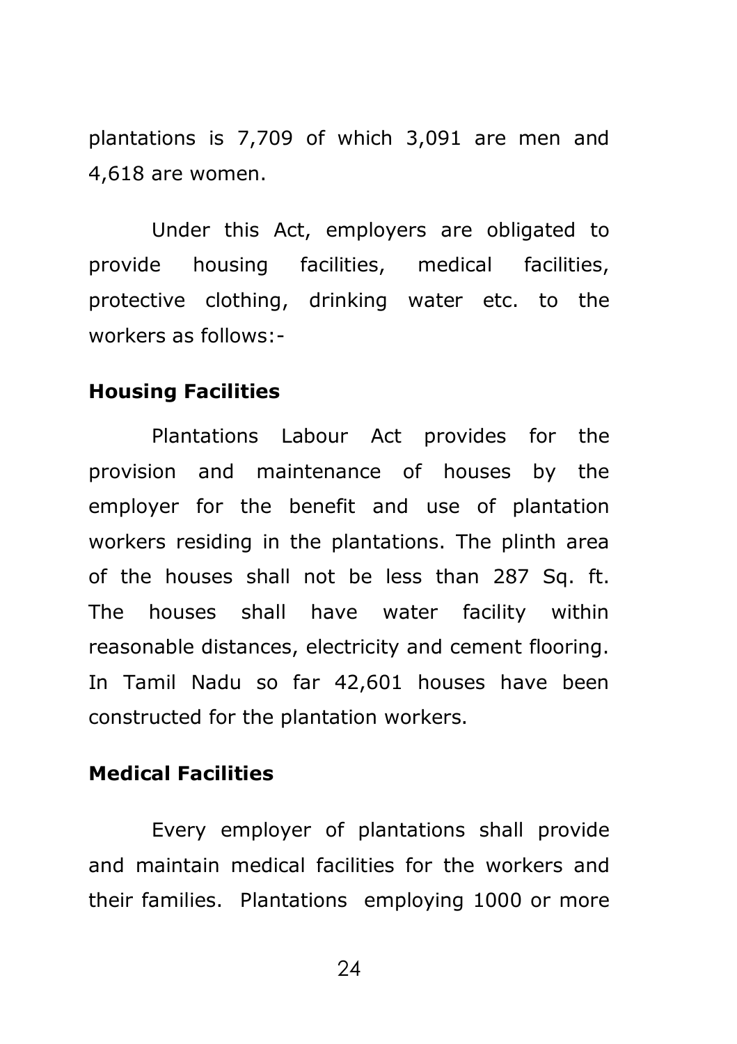plantations is 7,709 of which 3,091 are men and 4,618 are women.

Under this Act, employers are obligated to provide housing facilities, medical facilities, protective clothing, drinking water etc. to the workers as follows:-

**Housing Facilities**

Plantations Labour Act provides for the provision and maintenance of houses by the employer for the benefit and use of plantation workers residing in the plantations. The plinth area of the houses shall not be less than 287 Sq. ft. The houses shall have water facility within reasonable distances, electricity and cement flooring. In Tamil Nadu so far 42,601 houses have been constructed for the plantation workers.

**Medical Facilities**

Every employer of plantations shall provide and maintain medical facilities for the workers and their families. Plantations employing 1000 or more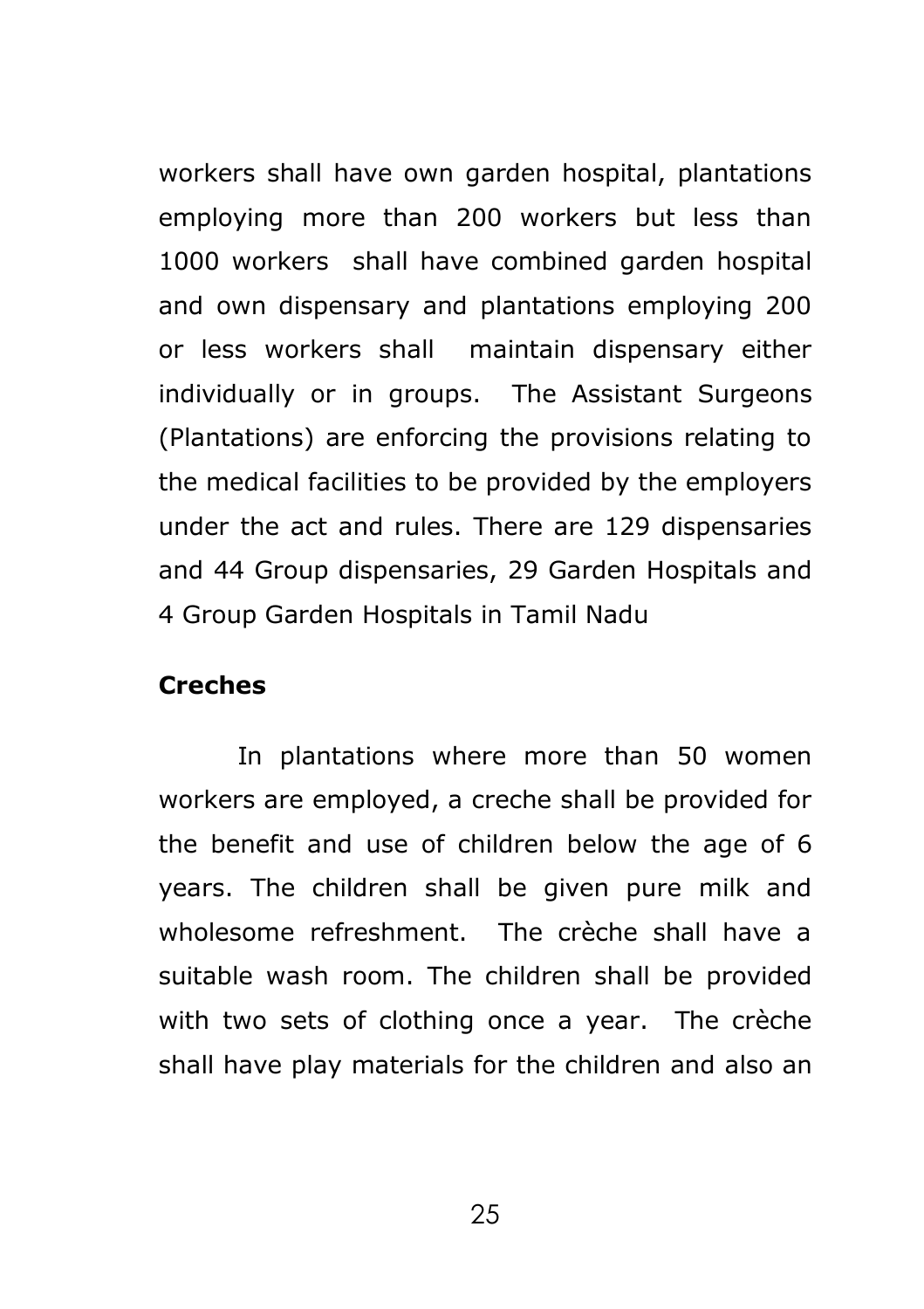workers shall have own garden hospital, plantations employing more than 200 workers but less than 1000 workers shall have combined garden hospital and own dispensary and plantations employing 200 or less workers shall maintain dispensary either individually or in groups. The Assistant Surgeons (Plantations) are enforcing the provisions relating to the medical facilities to be provided by the employers under the act and rules. There are 129 dispensaries and 44 Group dispensaries, 29 Garden Hospitals and 4 Group Garden Hospitals in Tamil Nadu

**Creches**

In plantations where more than 50 women workers are employed, a creche shall be provided for the benefit and use of children below the age of 6 years. The children shall be given pure milk and wholesome refreshment. The crèche shall have a suitable wash room. The children shall be provided with two sets of clothing once a year. The crèche shall have play materials for the children and also an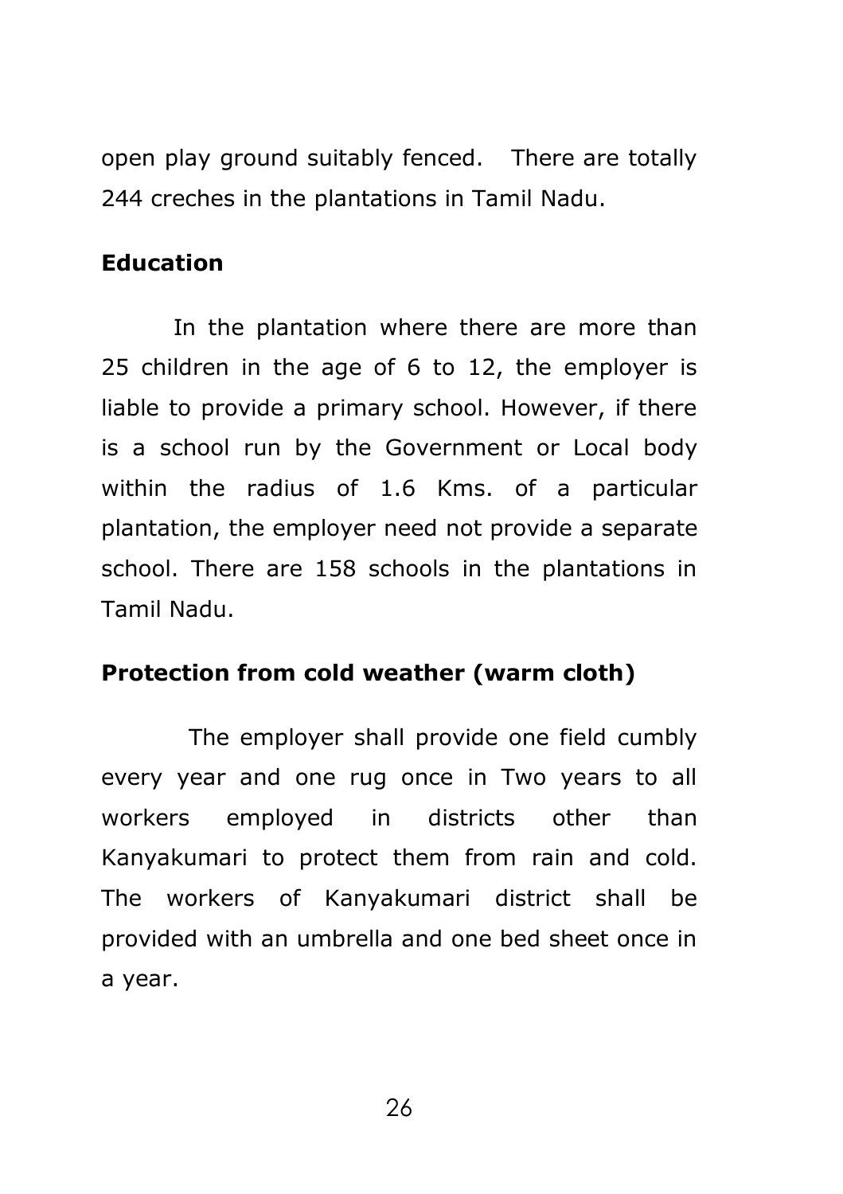open play ground suitably fenced. There are totally 244 creches in the plantations in Tamil Nadu.

**Education**

In the plantation where there are more than 25 children in the age of 6 to 12, the employer is liable to provide a primary school. However, if there is a school run by the Government or Local body within the radius of 1.6 Kms. of a particular plantation, the employer need not provide a separate school. There are 158 schools in the plantations in Tamil Nadu.

**Protection from cold weather (warm cloth)**

The employer shall provide one field cumbly every year and one rug once in Two years to all workers employed in districts other than Kanyakumari to protect them from rain and cold. The workers of Kanyakumari district shall be provided with an umbrella and one bed sheet once in a year.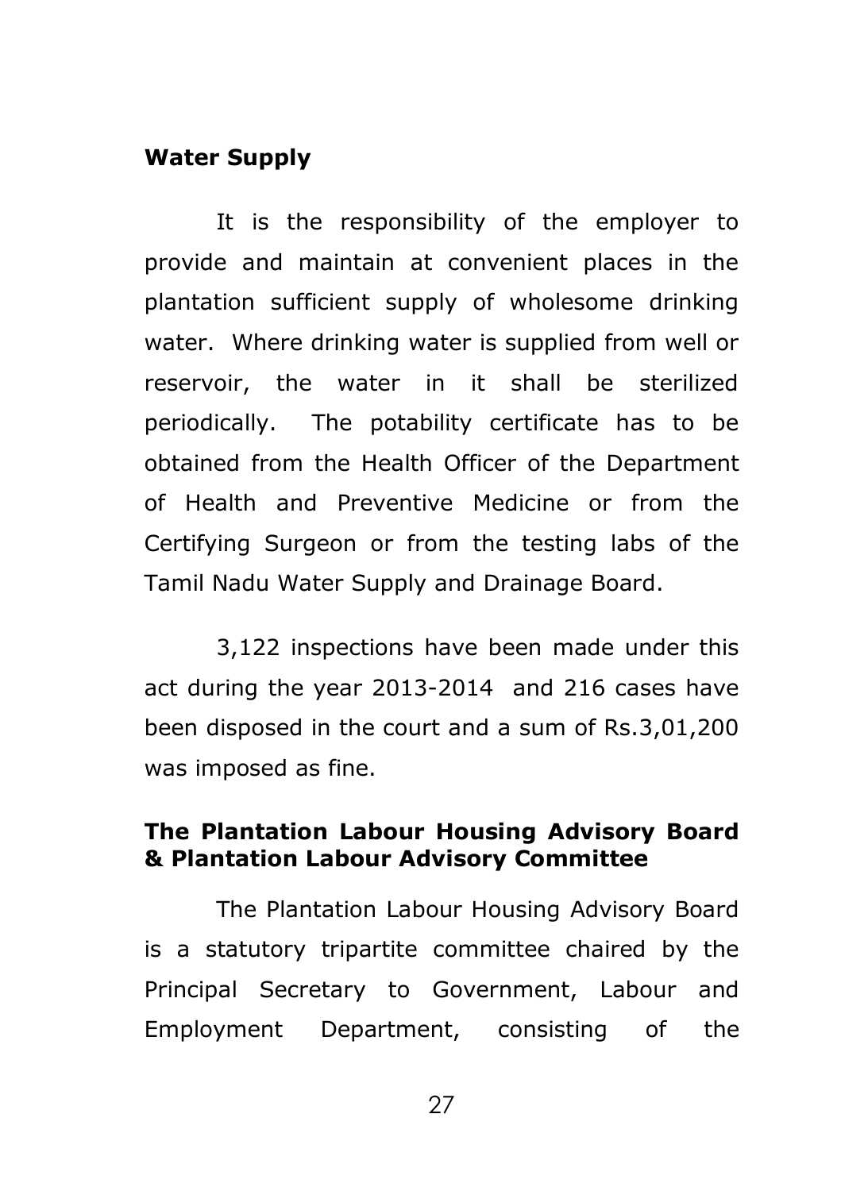**Water Supply**

It is the responsibility of the employer to provide and maintain at convenient places in the plantation sufficient supply of wholesome drinking water. Where drinking water is supplied from well or reservoir, the water in it shall be sterilized periodically. The potability certificate has to be obtained from the Health Officer of the Department of Health and Preventive Medicine or from the Certifying Surgeon or from the testing labs of the Tamil Nadu Water Supply and Drainage Board.

3,122 inspections have been made under this act during the year 2013-2014 and 216 cases have been disposed in the court and a sum of Rs.3,01,200 was imposed as fine.

**The Plantation Labour Housing Advisory Board & Plantation Labour Advisory Committee**

The Plantation Labour Housing Advisory Board is a statutory tripartite committee chaired by the Principal Secretary to Government, Labour and Employment Department, consisting of the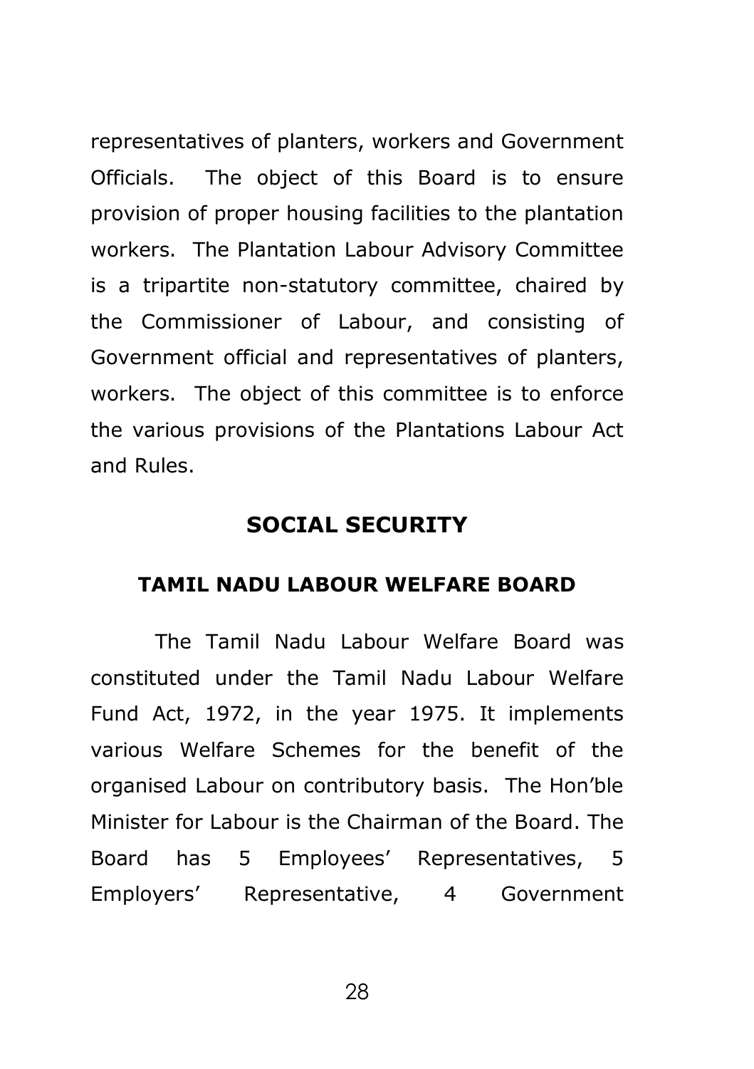representatives of planters, workers and Government Officials. The object of this Board is to ensure provision of proper housing facilities to the plantation workers. The Plantation Labour Advisory Committee is a tripartite non-statutory committee, chaired by the Commissioner of Labour, and consisting of Government official and representatives of planters, workers. The object of this committee is to enforce the various provisions of the Plantations Labour Act and Rules.

## SOCIAL SECURITY

### TAMIL NADU LABOUR WELFARE BOARD

The Tamil Nadu Labour Welfare Board was constituted under the Tamil Nadu Labour Welfare Fund Act, 1972, in the year 1975. It implements various Welfare Schemes for the benefit of the organised Labour on contributory basis. The Hon'ble Minister for Labour is the Chairman of the Board. The Board has 5 Employees' Representatives, 5 Employers' Representative, 4 Government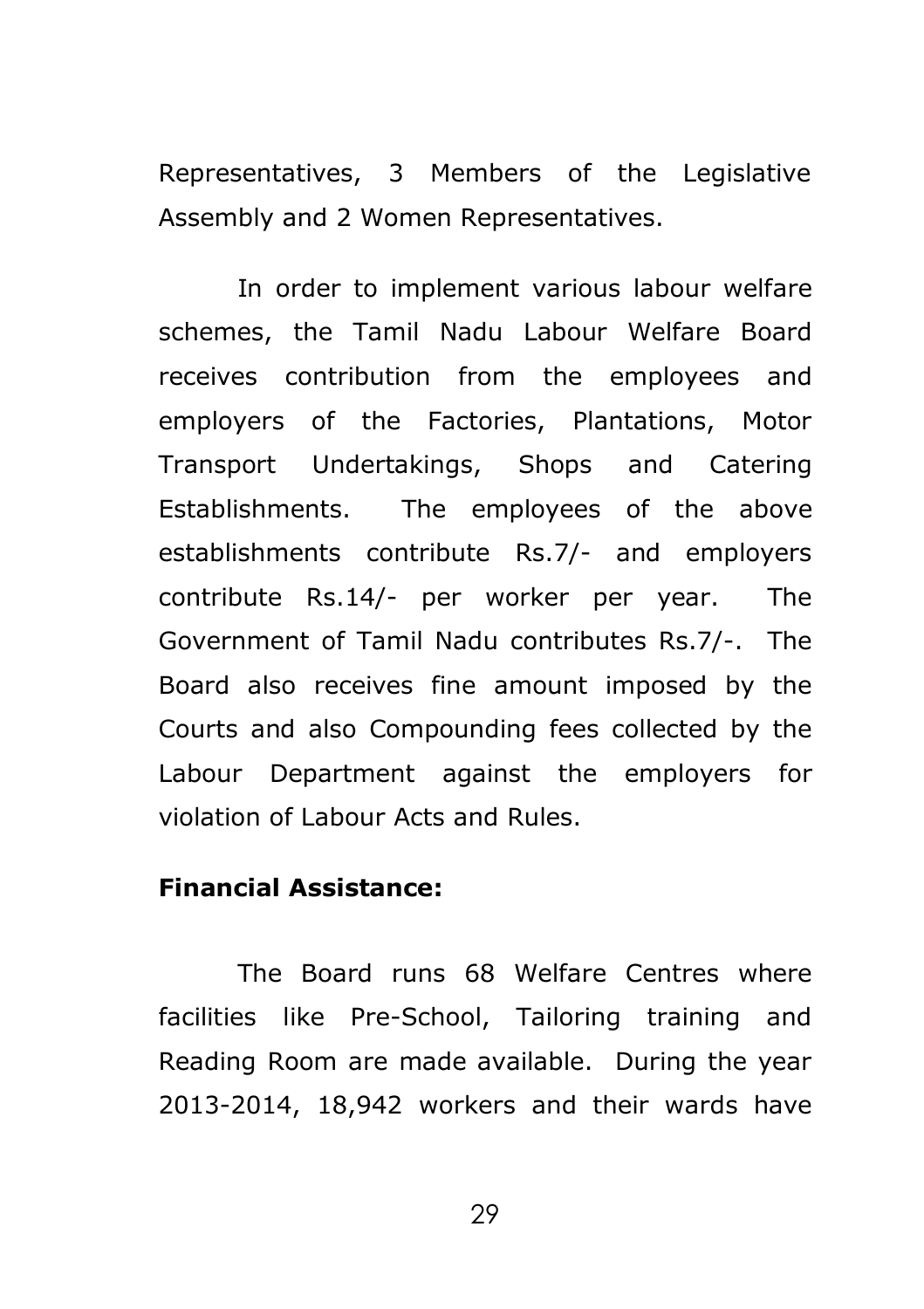Representatives, 3 Members of the Legislative Assembly and 2 Women Representatives.

In order to implement various labour welfare schemes, the Tamil Nadu Labour Welfare Board receives contribution from the employees and employers of the Factories, Plantations, Motor Transport Undertakings, Shops and Catering Establishments. The employees of the above establishments contribute Rs.7/- and employers contribute Rs.14/- per worker per year. The Government of Tamil Nadu contributes Rs.7/-. The Board also receives fine amount imposed by the Courts and also Compounding fees collected by the Labour Department against the employers for violation of Labour Acts and Rules.

**Financial Assistance:**

The Board runs 68 Welfare Centres where facilities like Pre-School, Tailoring training and Reading Room are made available. During the year 2013-2014, 18,942 workers and their wards have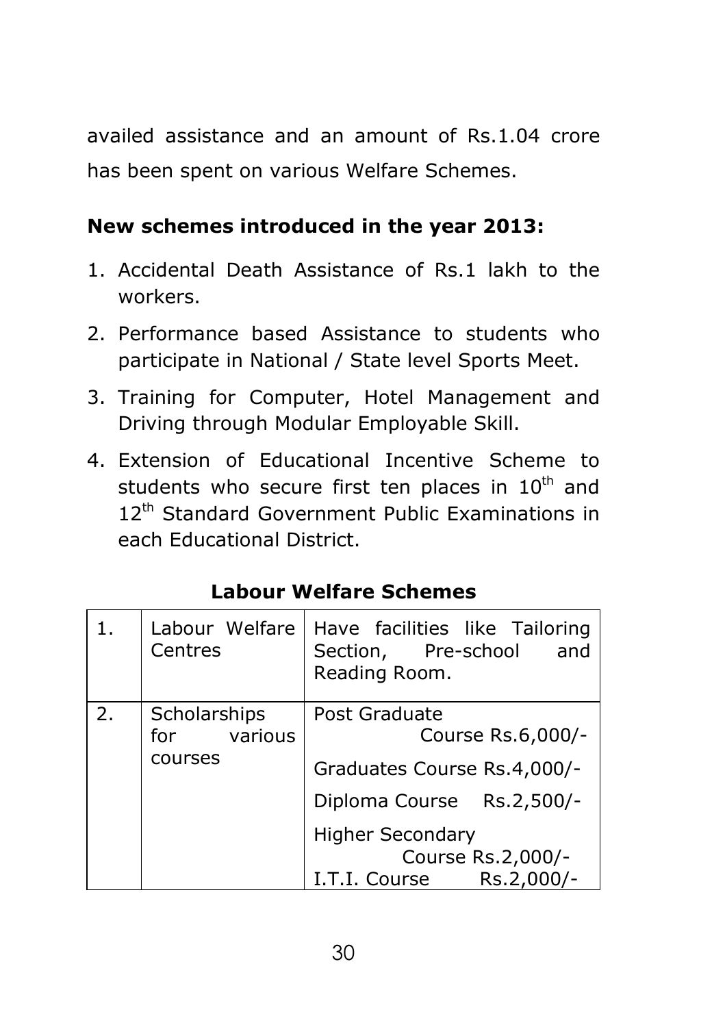availed assistance and an amount of Rs.1.04 crore has been spent on various Welfare Schemes.

**New schemes introduced in the year 2013:**

1. Accidental Death Assistance of Rs.1 lakh to the workers.
2. Performance based Assistance to students who participate in National / State level Sports Meet.
3. Training for Computer, Hotel Management and Driving through Modular Employable Skill.
4. Extension of Educational Incentive Scheme to students who secure first ten places in $10^{th}$ and $12^{th}$ Standard Government Public Examinations in each Educational District.

**Labour Welfare Schemes**

| | | |
|---|---|---|
| 1. | Labour Welfare Centres | Have facilities like Tailoring Section, Pre-school and Reading Room. |
| 2. | Scholarships for various courses | Post Graduate Course Rs.6,000/-<br>Graduates Course Rs.4,000/-<br>Diploma Course Rs.2,500/-<br>Higher Secondary Course Rs.2,000/-<br>I.T.I. Course Rs.2,000/- |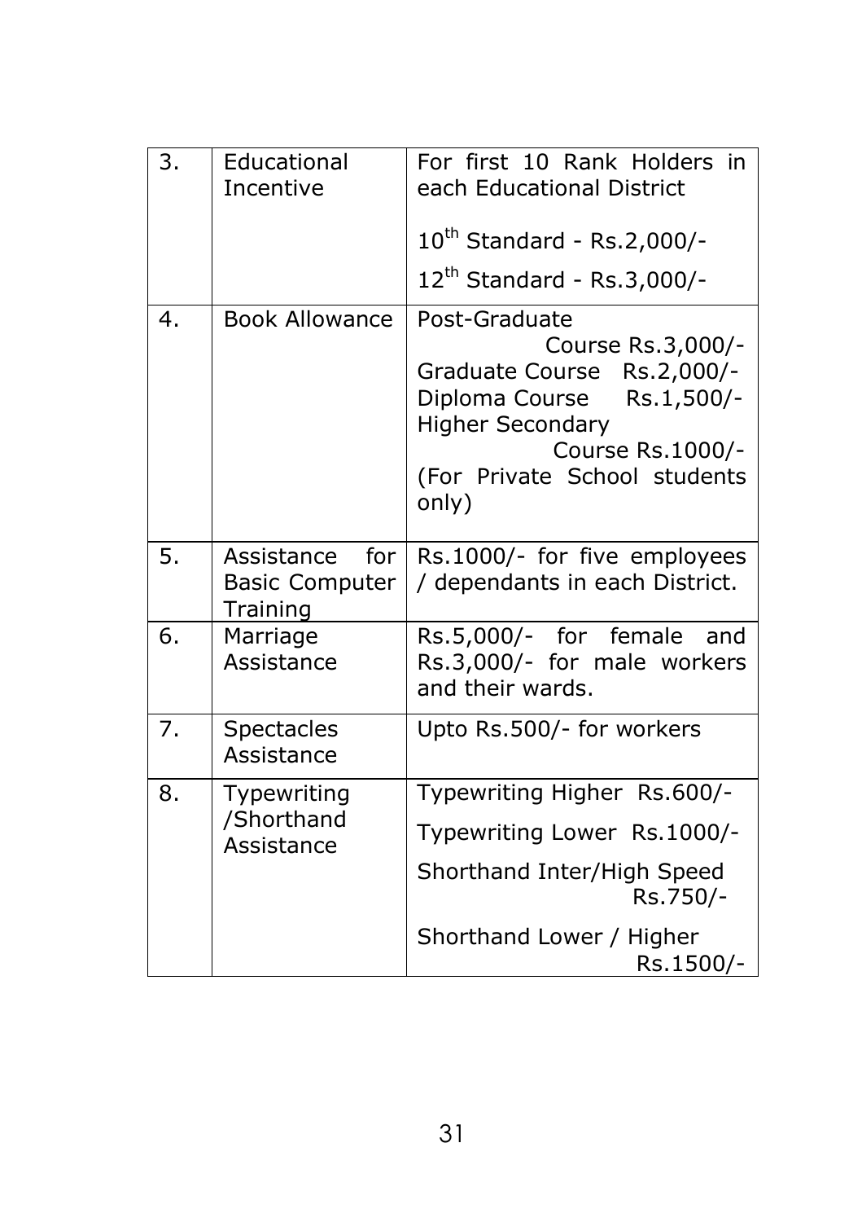| 3. | Educational Incentive | For first 10 Rank Holders in each Educational District<br><br>$10^{th}$ Standard - Rs.2,000/-<br>$12^{th}$ Standard - Rs.3,000/- |
|---|---|---|
| 4. | Book Allowance | Post-Graduate Course Rs.3,000/-<br>Graduate Course Rs.2,000/-<br>Diploma Course Rs.1,500/-<br>Higher Secondary Course Rs.1000/-<br>(For Private School students only) |
| 5. | Assistance for Basic Computer Training | Rs.1000/- for five employees / dependants in each District. |
| 6. | Marriage Assistance | Rs.5,000/- for female and Rs.3,000/- for male workers and their wards. |
| 7. | Spectacles Assistance | Upto Rs.500/- for workers |
| 8. | Typewriting /Shorthand Assistance | Typewriting Higher Rs.600/-<br>Typewriting Lower Rs.1000/-<br>Shorthand Inter/High Speed Rs.750/-<br>Shorthand Lower / Higher Rs.1500/- |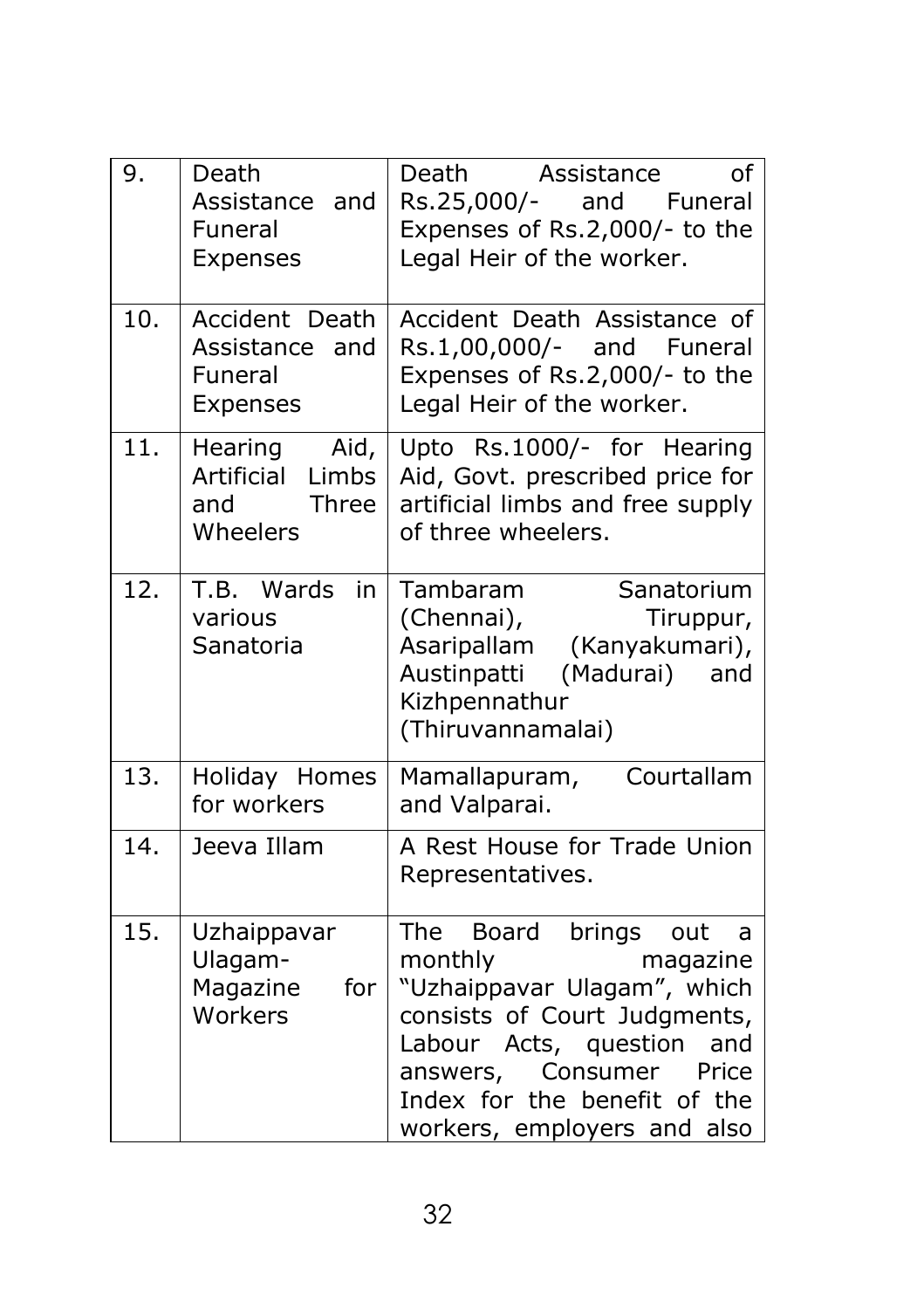| 9. | Death Assistance and Funeral Expenses | Death Assistance of Rs.25,000/- and Funeral Expenses of Rs.2,000/- to the Legal Heir of the worker. |
|---|---|---|
| 10. | Accident Death Assistance and Funeral Expenses | Accident Death Assistance of Rs.1,00,000/- and Funeral Expenses of Rs.2,000/- to the Legal Heir of the worker. |
| 11. | Hearing Aid, Artificial Limbs and Three Wheelers | Upto Rs.1000/- for Hearing Aid, Govt. prescribed price for artificial limbs and free supply of three wheelers. |
| 12. | T.B. Wards in various Sanatoria | Tambaram Sanatorium (Chennai), Tiruppur, Asaripallam (Kanyakumari), Austinpatti (Madurai) and Kizhpennathur (Thiruvannamalai) |
| 13. | Holiday Homes for workers | Mamallapuram, Courtallam and Valparai. |
| 14. | Jeeva Illam | A Rest House for Trade Union Representatives. |
| 15. | Uzhaippavar Ulagam- Magazine for Workers | The Board brings out a monthly magazine “Uzhaippavar Ulagam”, which consists of Court Judgments, Labour Acts, question and answers, Consumer Price Index for the benefit of the workers, employers and also |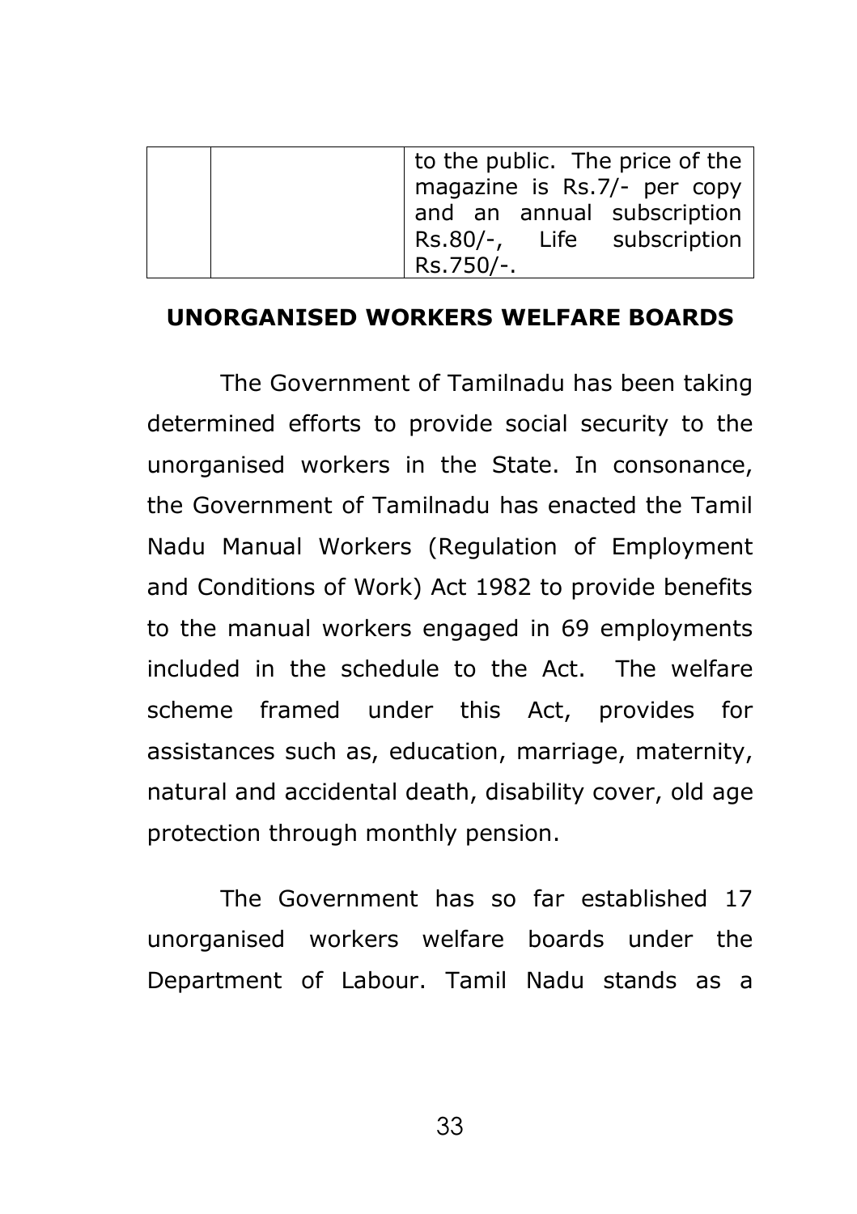| | | to the public. The price of the magazine is Rs.7/- per copy and an annual subscription Rs.80/-, Life subscription Rs.750/-. |
|---|---|---|

## UNORGANISED WORKERS WELFARE BOARDS

The Government of Tamilnadu has been taking determined efforts to provide social security to the unorganised workers in the State. In consonance, the Government of Tamilnadu has enacted the Tamil Nadu Manual Workers (Regulation of Employment and Conditions of Work) Act 1982 to provide benefits to the manual workers engaged in 69 employments included in the schedule to the Act. The welfare scheme framed under this Act, provides for assistances such as, education, marriage, maternity, natural and accidental death, disability cover, old age protection through monthly pension.

The Government has so far established 17 unorganised workers welfare boards under the Department of Labour. Tamil Nadu stands as a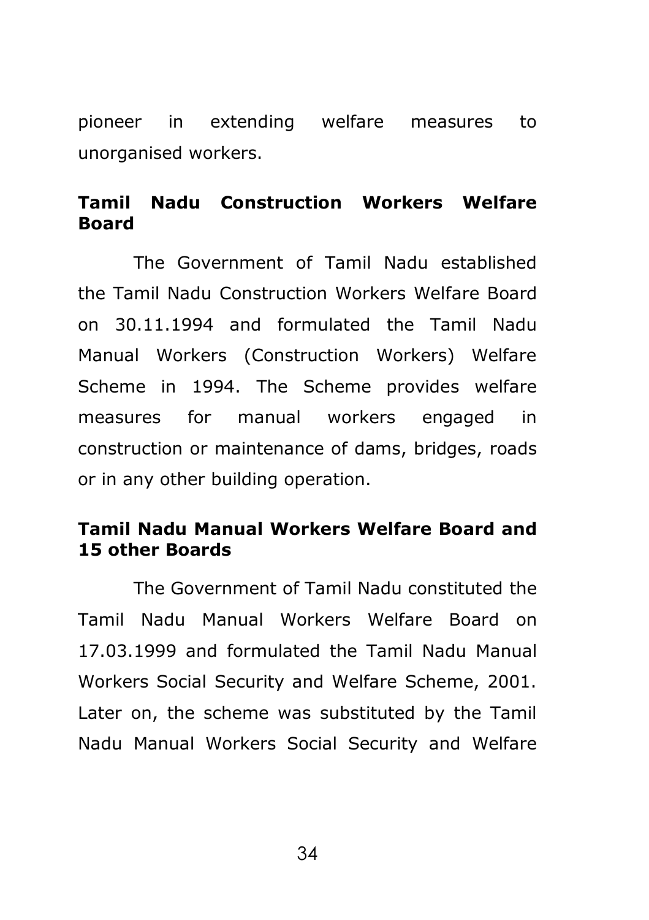pioneer in extending welfare measures to unorganised workers.

### Tamil Nadu Construction Workers Welfare Board

The Government of Tamil Nadu established the Tamil Nadu Construction Workers Welfare Board on 30.11.1994 and formulated the Tamil Nadu Manual Workers (Construction Workers) Welfare Scheme in 1994. The Scheme provides welfare measures for manual workers engaged in construction or maintenance of dams, bridges, roads or in any other building operation.

### Tamil Nadu Manual Workers Welfare Board and 15 other Boards

The Government of Tamil Nadu constituted the Tamil Nadu Manual Workers Welfare Board on 17.03.1999 and formulated the Tamil Nadu Manual Workers Social Security and Welfare Scheme, 2001. Later on, the scheme was substituted by the Tamil Nadu Manual Workers Social Security and Welfare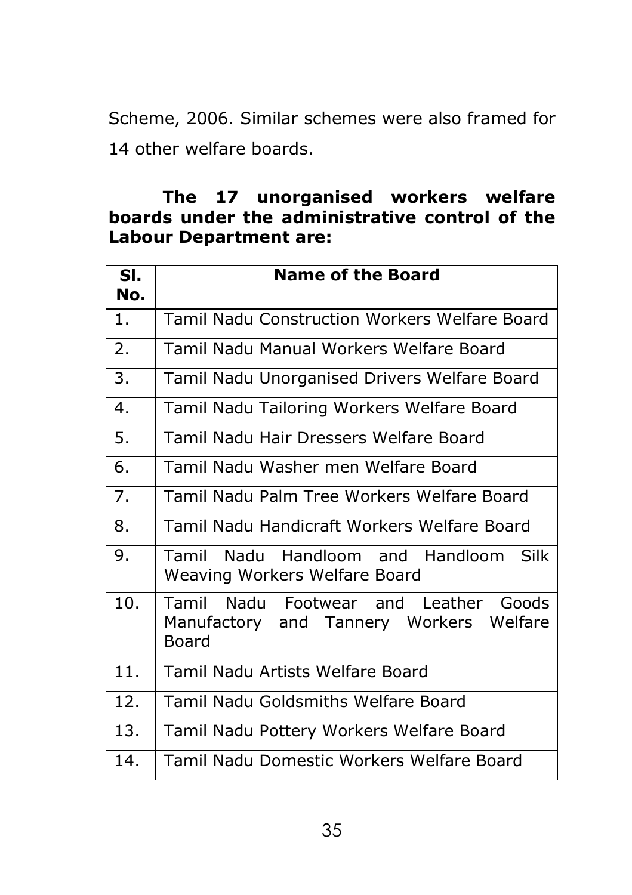Scheme, 2006. Similar schemes were also framed for 14 other welfare boards.

**The 17 unorganised workers welfare boards under the administrative control of the Labour Department are:**

| Sl. No. | Name of the Board |
|---|---|
| 1. | Tamil Nadu Construction Workers Welfare Board |
| 2. | Tamil Nadu Manual Workers Welfare Board |
| 3. | Tamil Nadu Unorganised Drivers Welfare Board |
| 4. | Tamil Nadu Tailoring Workers Welfare Board |
| 5. | Tamil Nadu Hair Dressers Welfare Board |
| 6. | Tamil Nadu Washer men Welfare Board |
| 7. | Tamil Nadu Palm Tree Workers Welfare Board |
| 8. | Tamil Nadu Handicraft Workers Welfare Board |
| 9. | Tamil Nadu Handloom and Handloom Silk Weaving Workers Welfare Board |
| 10. | Tamil Nadu Footwear and Leather Goods Manufactory and Tannery Workers Welfare Board |
| 11. | Tamil Nadu Artists Welfare Board |
| 12. | Tamil Nadu Goldsmiths Welfare Board |
| 13. | Tamil Nadu Pottery Workers Welfare Board |
| 14. | Tamil Nadu Domestic Workers Welfare Board |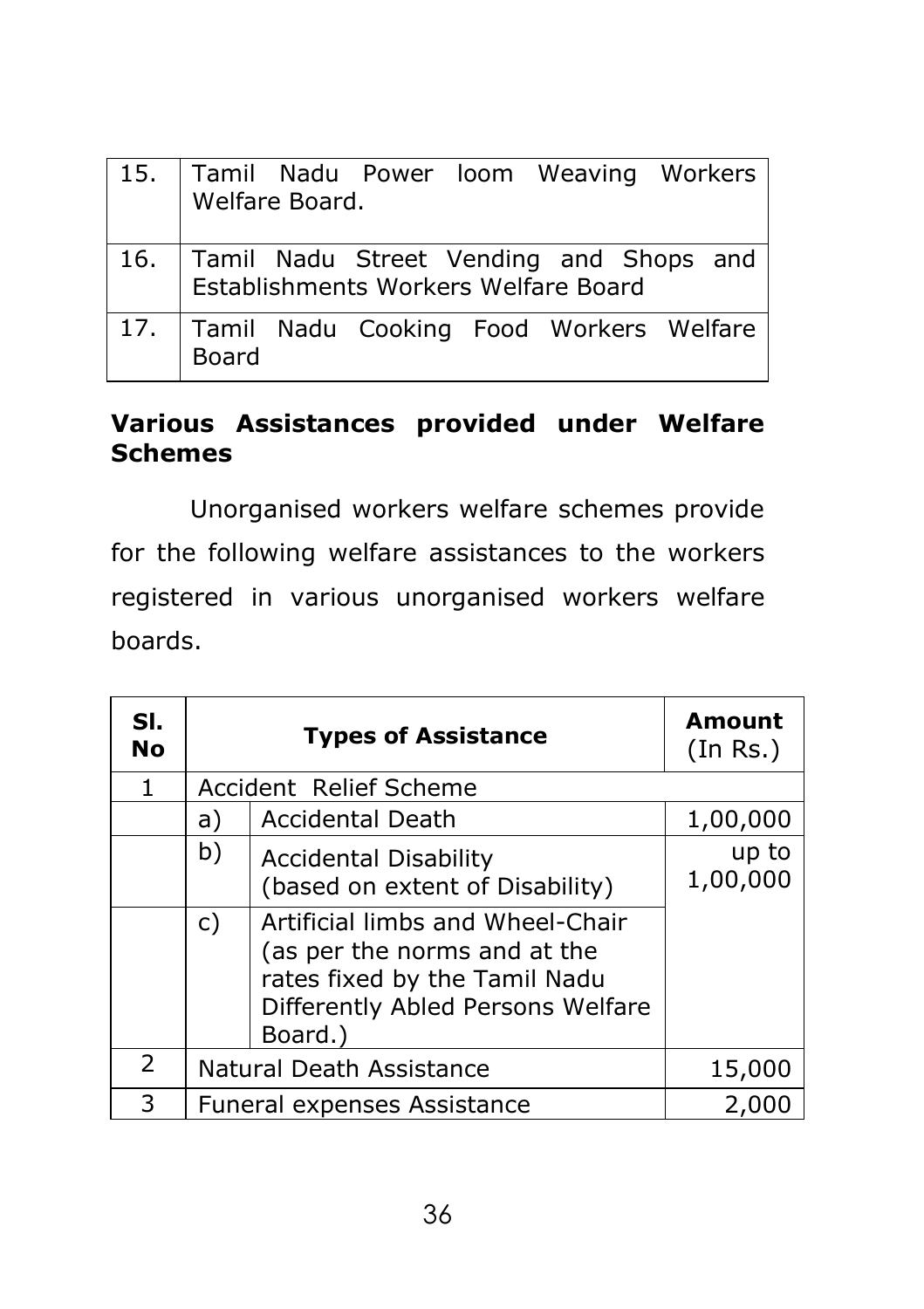| | |
|---|---|
| 15. | Tamil Nadu Power loom Weaving Workers Welfare Board. |
| 16. | Tamil Nadu Street Vending and Shops and Establishments Workers Welfare Board |
| 17. | Tamil Nadu Cooking Food Workers Welfare Board |

**Various Assistances provided under Welfare Schemes**

Unorganised workers welfare schemes provide for the following welfare assistances to the workers registered in various unorganised workers welfare boards.

| Sl. No | Types of Assistance | | Amount (In Rs.) |
|---|---|---|---|
| 1 | Accident Relief Scheme | | |
| | a) | Accidental Death | 1,00,000 |
| | b) | Accidental Disability (based on extent of Disability) | up to 1,00,000 |
| | c) | Artificial limbs and Wheel-Chair (as per the norms and at the rates fixed by the Tamil Nadu Differently Abled Persons Welfare Board.) | |
| 2 | Natural Death Assistance | | 15,000 |
| 3 | Funeral expenses Assistance | | 2,000 |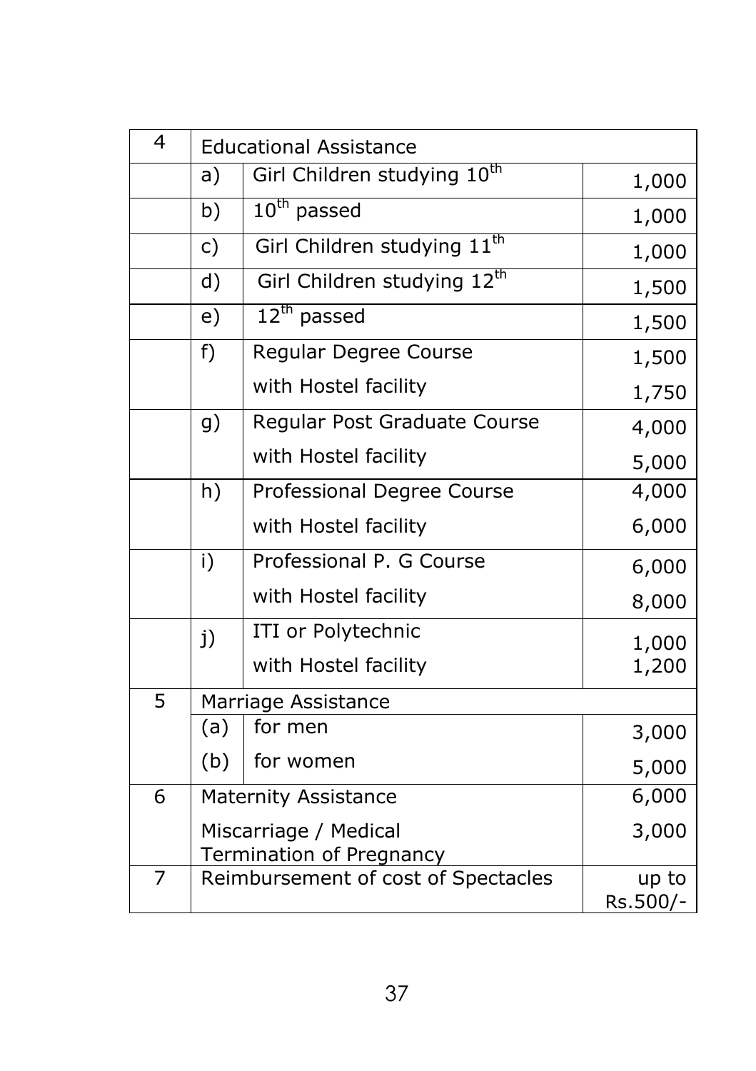| | | | |
|---|---|---|---|
| 4 | Educational Assistance | | |
| | a) | Girl Children studying 10th | 1,000 |
| | b) | 10th passed | 1,000 |
| | c) | Girl Children studying 11th | 1,000 |
| | d) | Girl Children studying 12th | 1,500 |
| | e) | 12th passed | 1,500 |
| | f) | Regular Degree Course | 1,500 |
| | | with Hostel facility | 1,750 |
| | g) | Regular Post Graduate Course | 4,000 |
| | | with Hostel facility | 5,000 |
| | h) | Professional Degree Course | 4,000 |
| | | with Hostel facility | 6,000 |
| | i) | Professional P. G Course | 6,000 |
| | | with Hostel facility | 8,000 |
| | j) | ITI or Polytechnic | 1,000 |
| | | with Hostel facility | 1,200 |
| 5 | Marriage Assistance | | |
| | (a) | for men | 3,000 |
| | (b) | for women | 5,000 |
| 6 | Maternity Assistance | | 6,000 |
| | Miscarriage / Medical Termination of Pregnancy | | 3,000 |
| 7 | Reimbursement of cost of Spectacles | | up to Rs.500/- |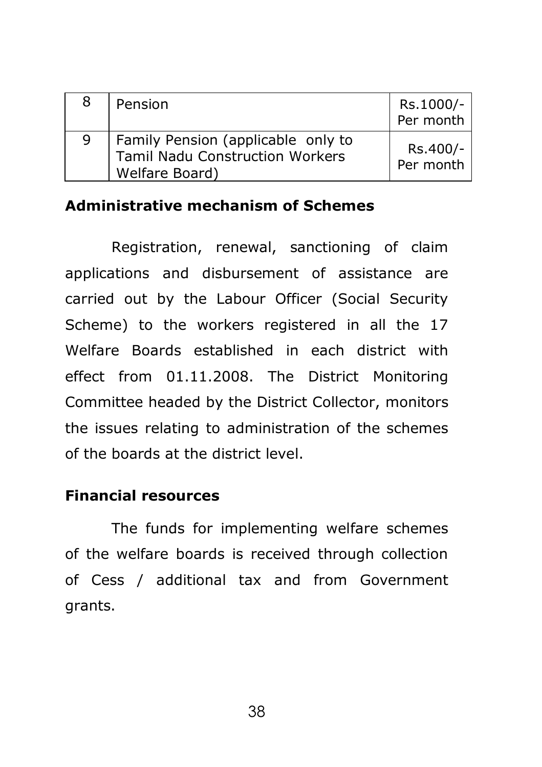| 8 | Pension | Rs.1000/- Per month |
|---|---|---|
| 9 | Family Pension (applicable only to Tamil Nadu Construction Workers Welfare Board) | Rs.400/- Per month |

**Administrative mechanism of Schemes**

Registration, renewal, sanctioning of claim applications and disbursement of assistance are carried out by the Labour Officer (Social Security Scheme) to the workers registered in all the 17 Welfare Boards established in each district with effect from 01.11.2008. The District Monitoring Committee headed by the District Collector, monitors the issues relating to administration of the schemes of the boards at the district level.

**Financial resources**

The funds for implementing welfare schemes of the welfare boards is received through collection of Cess / additional tax and from Government grants.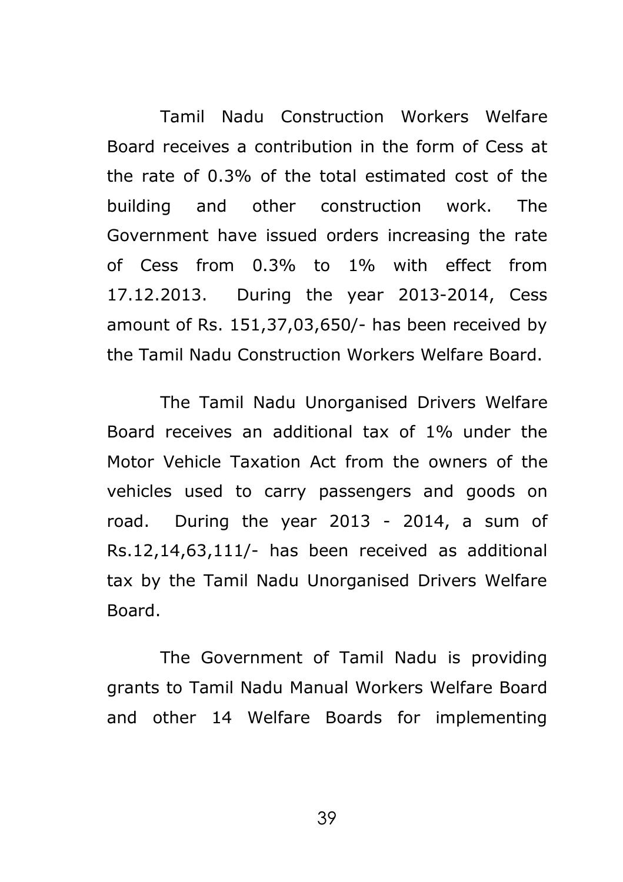Tamil Nadu Construction Workers Welfare Board receives a contribution in the form of Cess at the rate of 0.3% of the total estimated cost of the building and other construction work. The Government have issued orders increasing the rate of Cess from 0.3% to 1% with effect from 17.12.2013. During the year 2013-2014, Cess amount of Rs. 151,37,03,650/- has been received by the Tamil Nadu Construction Workers Welfare Board.

The Tamil Nadu Unorganised Drivers Welfare Board receives an additional tax of 1% under the Motor Vehicle Taxation Act from the owners of the vehicles used to carry passengers and goods on road. During the year 2013 - 2014, a sum of Rs.12,14,63,111/- has been received as additional tax by the Tamil Nadu Unorganised Drivers Welfare Board.

The Government of Tamil Nadu is providing grants to Tamil Nadu Manual Workers Welfare Board and other 14 Welfare Boards for implementing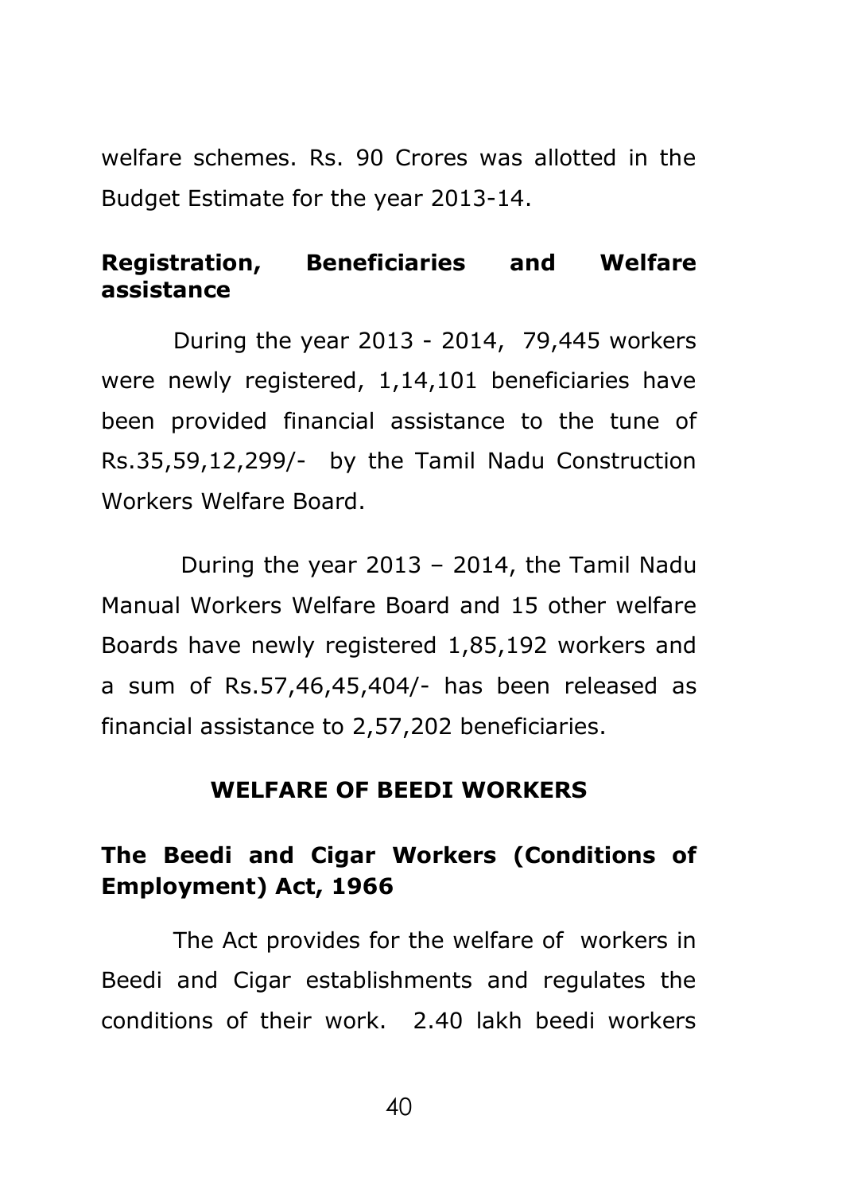welfare schemes. Rs. 90 Crores was allotted in the Budget Estimate for the year 2013-14.

**Registration, Beneficiaries and Welfare assistance**

During the year 2013 - 2014, 79,445 workers were newly registered, 1,14,101 beneficiaries have been provided financial assistance to the tune of Rs.35,59,12,299/- by the Tamil Nadu Construction Workers Welfare Board.

During the year 2013 – 2014, the Tamil Nadu Manual Workers Welfare Board and 15 other welfare Boards have newly registered 1,85,192 workers and a sum of Rs.57,46,45,404/- has been released as financial assistance to 2,57,202 beneficiaries.

## WELFARE OF BEEDI WORKERS

### The Beedi and Cigar Workers (Conditions of Employment) Act, 1966

The Act provides for the welfare of workers in Beedi and Cigar establishments and regulates the conditions of their work. 2.40 lakh beedi workers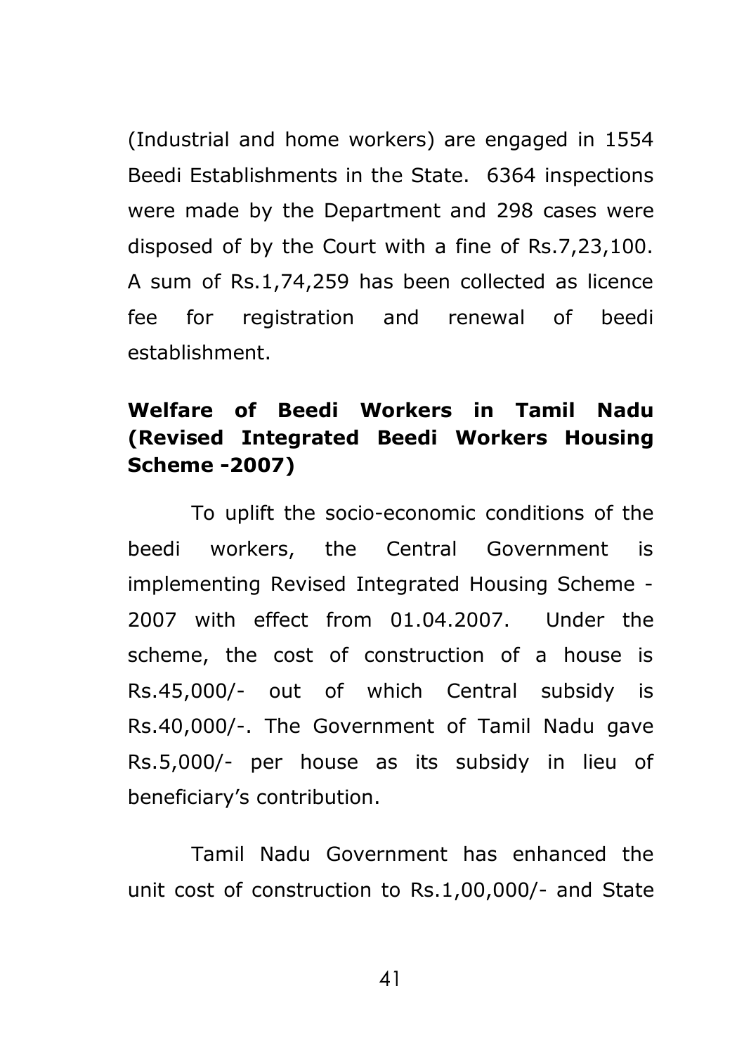(Industrial and home workers) are engaged in 1554 Beedi Establishments in the State. 6364 inspections were made by the Department and 298 cases were disposed of by the Court with a fine of Rs.7,23,100. A sum of Rs.1,74,259 has been collected as licence fee for registration and renewal of beedi establishment.

**Welfare of Beedi Workers in Tamil Nadu (Revised Integrated Beedi Workers Housing Scheme -2007)**

To uplift the socio-economic conditions of the beedi workers, the Central Government is implementing Revised Integrated Housing Scheme - 2007 with effect from 01.04.2007. Under the scheme, the cost of construction of a house is Rs.45,000/- out of which Central subsidy is Rs.40,000/-. The Government of Tamil Nadu gave Rs.5,000/- per house as its subsidy in lieu of beneficiary's contribution.

Tamil Nadu Government has enhanced the unit cost of construction to Rs.1,00,000/- and State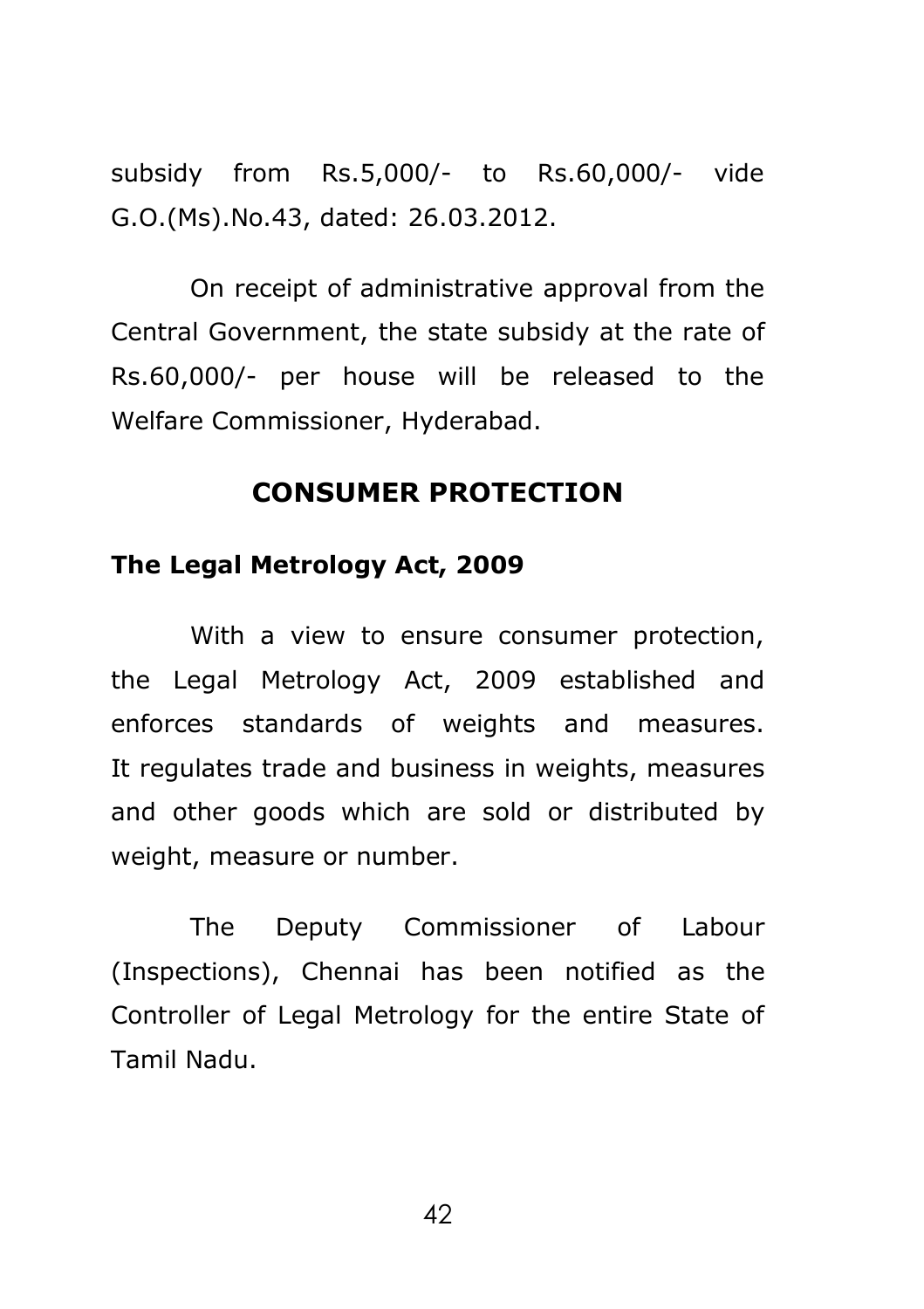subsidy from Rs.5,000/- to Rs.60,000/- vide G.O.(Ms).No.43, dated: 26.03.2012.

On receipt of administrative approval from the Central Government, the state subsidy at the rate of Rs.60,000/- per house will be released to the Welfare Commissioner, Hyderabad.

## CONSUMER PROTECTION

### The Legal Metrology Act, 2009

With a view to ensure consumer protection, the Legal Metrology Act, 2009 established and enforces standards of weights and measures. It regulates trade and business in weights, measures and other goods which are sold or distributed by weight, measure or number.

The Deputy Commissioner of Labour (Inspections), Chennai has been notified as the Controller of Legal Metrology for the entire State of Tamil Nadu.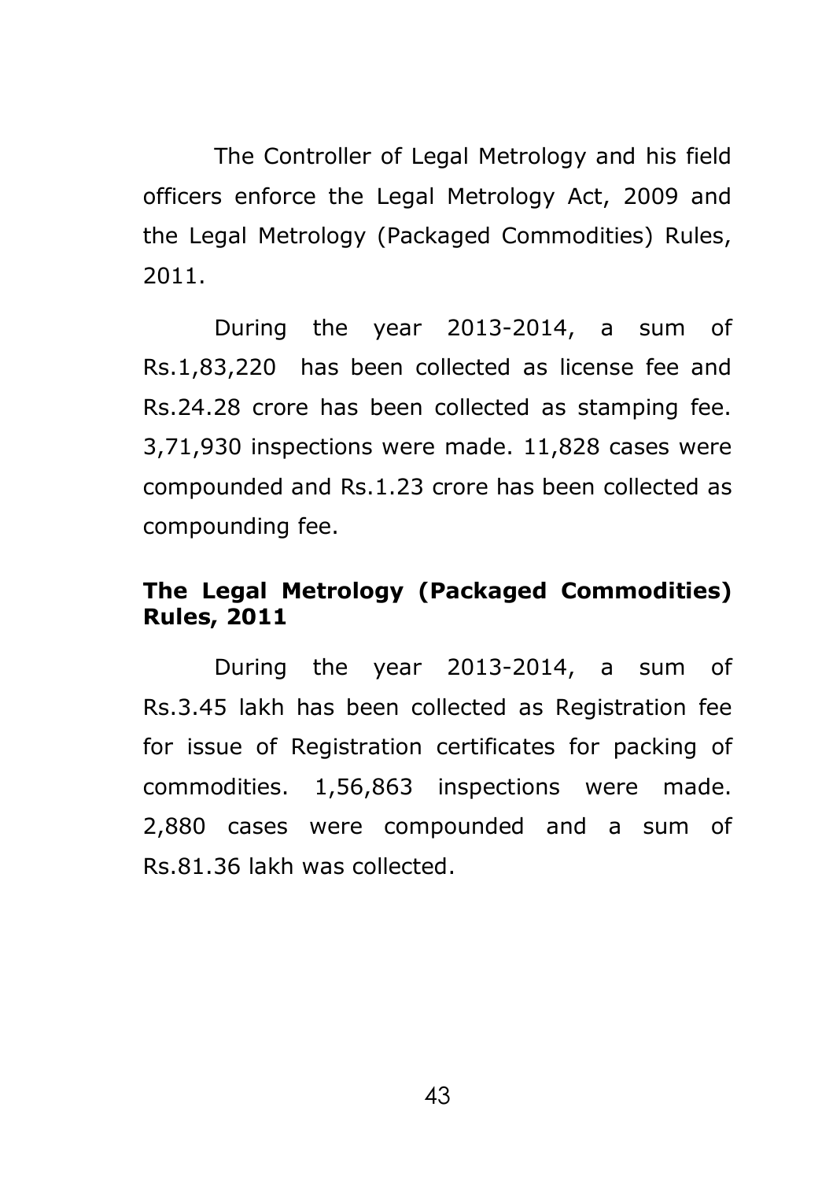The Controller of Legal Metrology and his field officers enforce the Legal Metrology Act, 2009 and the Legal Metrology (Packaged Commodities) Rules, 2011.

During the year 2013-2014, a sum of Rs.1,83,220 has been collected as license fee and Rs.24.28 crore has been collected as stamping fee. 3,71,930 inspections were made. 11,828 cases were compounded and Rs.1.23 crore has been collected as compounding fee.

**The Legal Metrology (Packaged Commodities) Rules, 2011**

During the year 2013-2014, a sum of Rs.3.45 lakh has been collected as Registration fee for issue of Registration certificates for packing of commodities. 1,56,863 inspections were made. 2,880 cases were compounded and a sum of Rs.81.36 lakh was collected.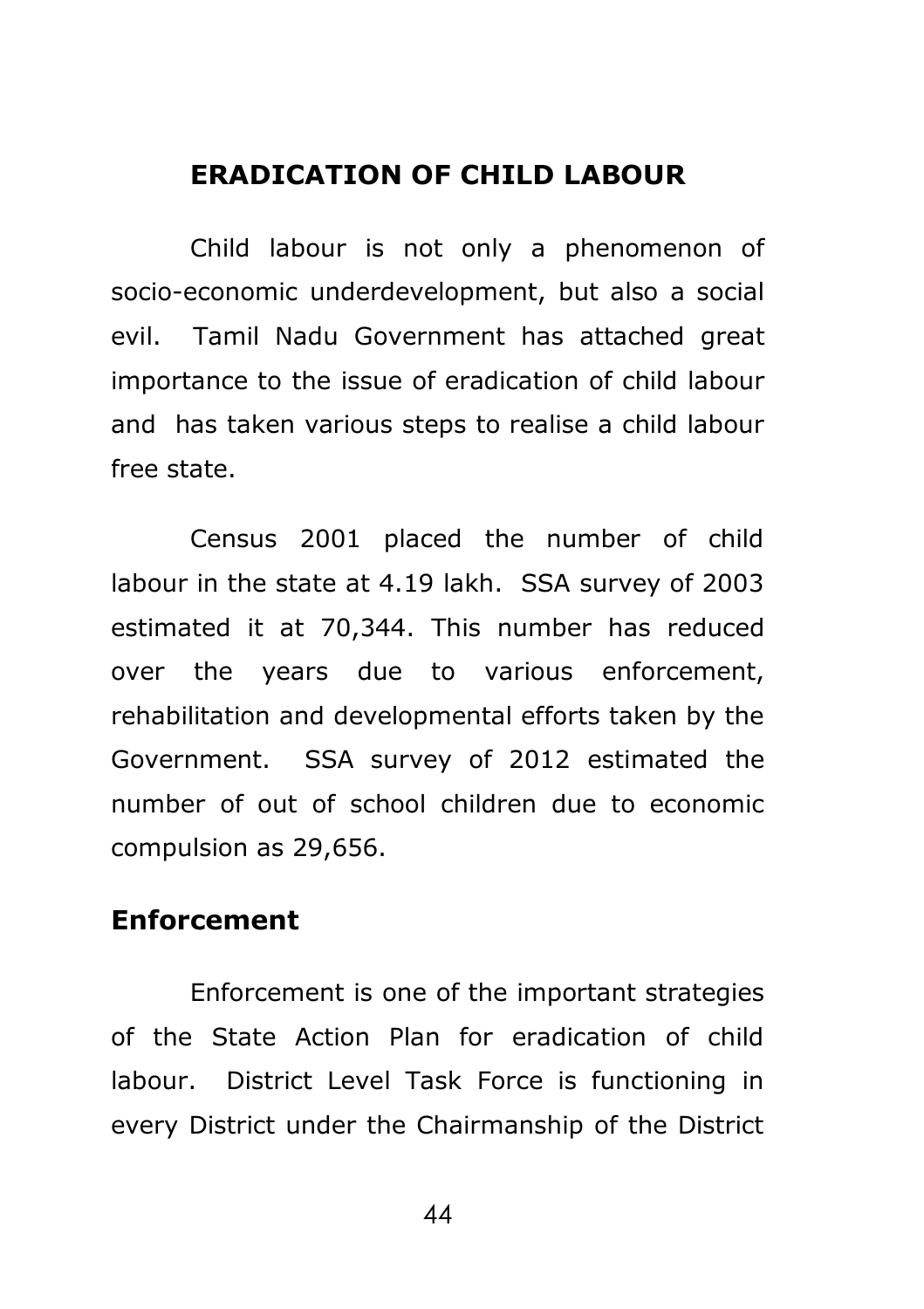## ERADICATION OF CHILD LABOUR

Child labour is not only a phenomenon of socio-economic underdevelopment, but also a social evil. Tamil Nadu Government has attached great importance to the issue of eradication of child labour and has taken various steps to realise a child labour free state.

Census 2001 placed the number of child labour in the state at 4.19 lakh. SSA survey of 2003 estimated it at 70,344. This number has reduced over the years due to various enforcement, rehabilitation and developmental efforts taken by the Government. SSA survey of 2012 estimated the number of out of school children due to economic compulsion as 29,656.

### Enforcement

Enforcement is one of the important strategies of the State Action Plan for eradication of child labour. District Level Task Force is functioning in every District under the Chairmanship of the District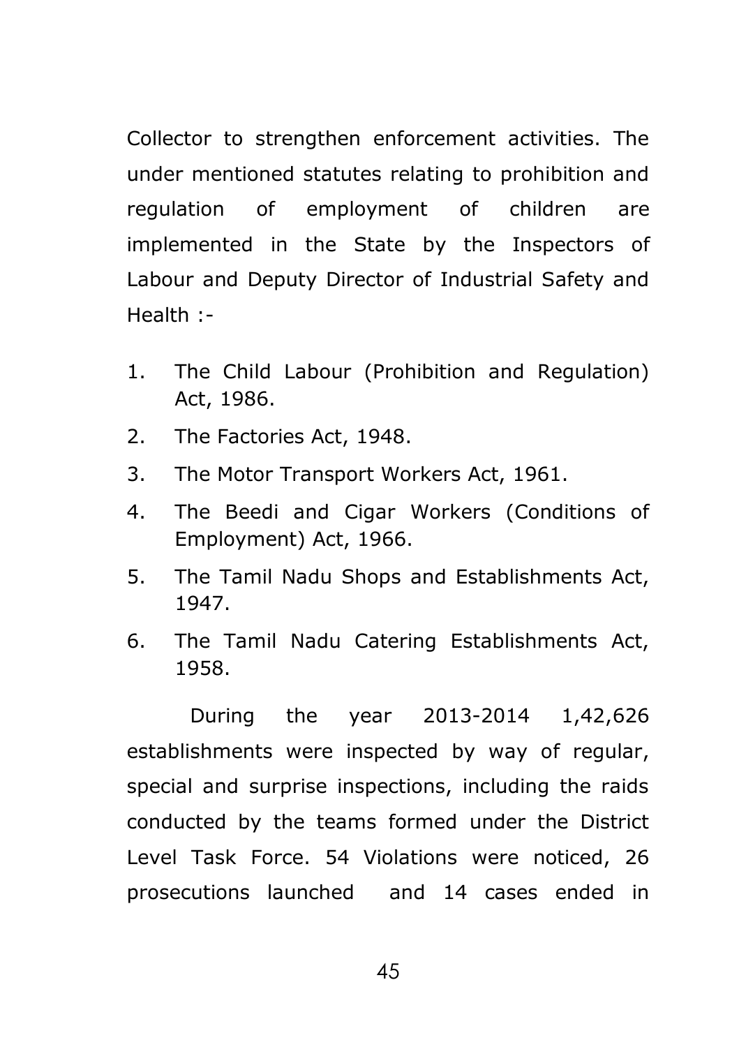Collector to strengthen enforcement activities. The under mentioned statutes relating to prohibition and regulation of employment of children are implemented in the State by the Inspectors of Labour and Deputy Director of Industrial Safety and Health :-

1. The Child Labour (Prohibition and Regulation) Act, 1986.
2. The Factories Act, 1948.
3. The Motor Transport Workers Act, 1961.
4. The Beedi and Cigar Workers (Conditions of Employment) Act, 1966.
5. The Tamil Nadu Shops and Establishments Act, 1947.
6. The Tamil Nadu Catering Establishments Act, 1958.

During the year 2013-2014 1,42,626 establishments were inspected by way of regular, special and surprise inspections, including the raids conducted by the teams formed under the District Level Task Force. 54 Violations were noticed, 26 prosecutions launched and 14 cases ended in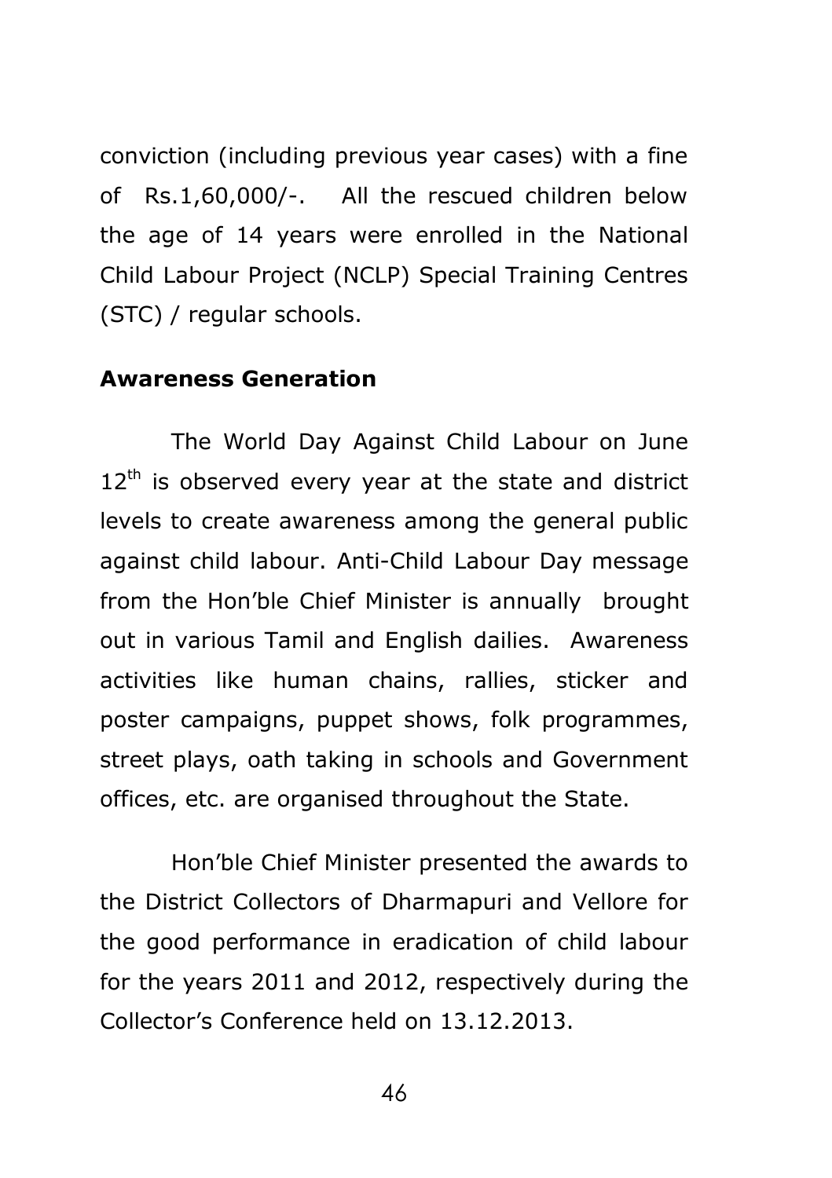conviction (including previous year cases) with a fine of Rs.1,60,000/-. All the rescued children below the age of 14 years were enrolled in the National Child Labour Project (NCLP) Special Training Centres (STC) / regular schools.

**Awareness Generation**

The World Day Against Child Labour on June 12th is observed every year at the state and district levels to create awareness among the general public against child labour. Anti-Child Labour Day message from the Hon'ble Chief Minister is annually brought out in various Tamil and English dailies. Awareness activities like human chains, rallies, sticker and poster campaigns, puppet shows, folk programmes, street plays, oath taking in schools and Government offices, etc. are organised throughout the State.

Hon'ble Chief Minister presented the awards to the District Collectors of Dharmapuri and Vellore for the good performance in eradication of child labour for the years 2011 and 2012, respectively during the Collector's Conference held on 13.12.2013.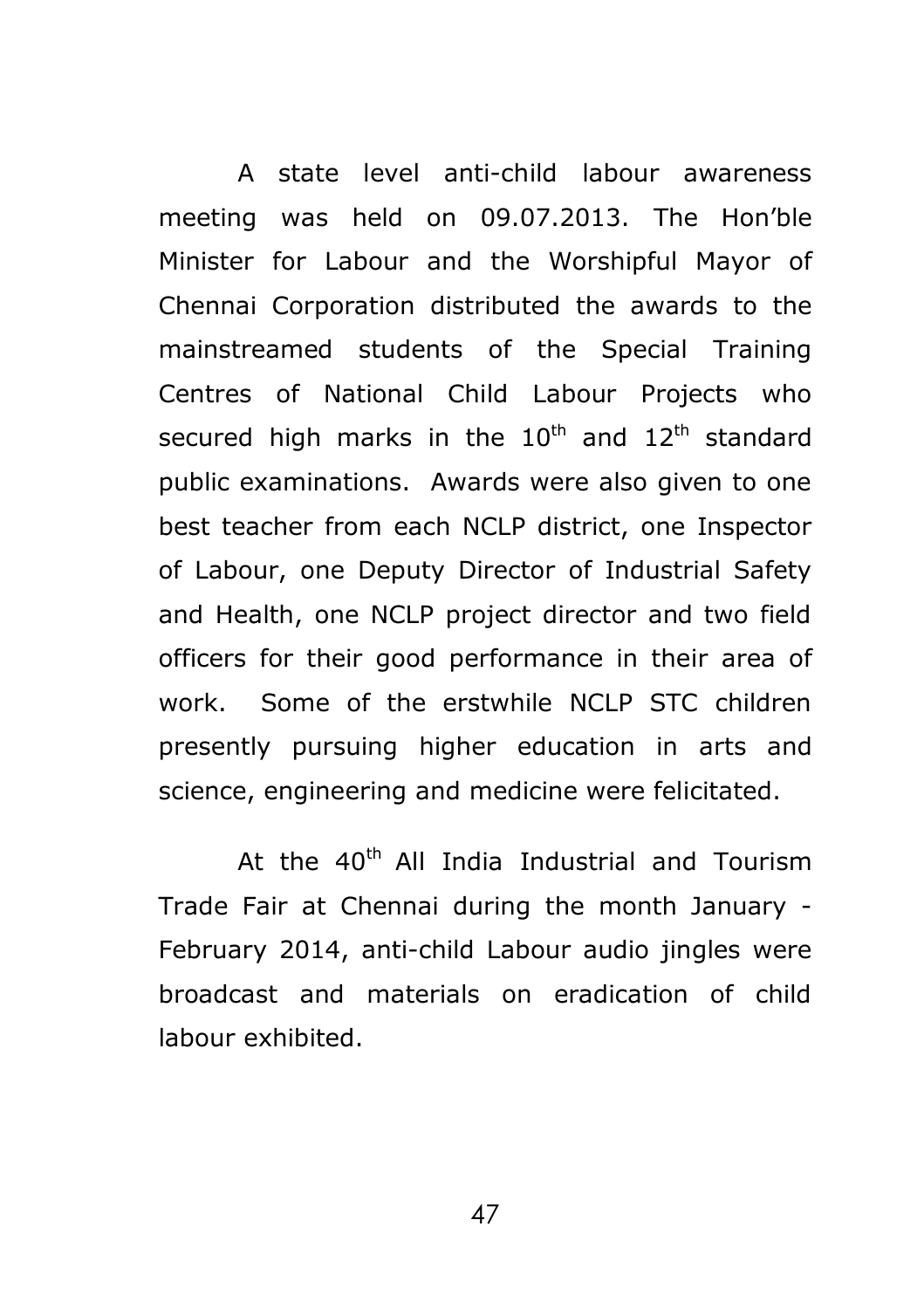A state level anti-child labour awareness meeting was held on 09.07.2013. The Hon'ble Minister for Labour and the Worshipful Mayor of Chennai Corporation distributed the awards to the mainstreamed students of the Special Training Centres of National Child Labour Projects who secured high marks in the $10^{th}$ and $12^{th}$ standard public examinations. Awards were also given to one best teacher from each NCLP district, one Inspector of Labour, one Deputy Director of Industrial Safety and Health, one NCLP project director and two field officers for their good performance in their area of work. Some of the erstwhile NCLP STC children presently pursuing higher education in arts and science, engineering and medicine were felicitated.

At the $40^{th}$ All India Industrial and Tourism Trade Fair at Chennai during the month January - February 2014, anti-child Labour audio jingles were broadcast and materials on eradication of child labour exhibited.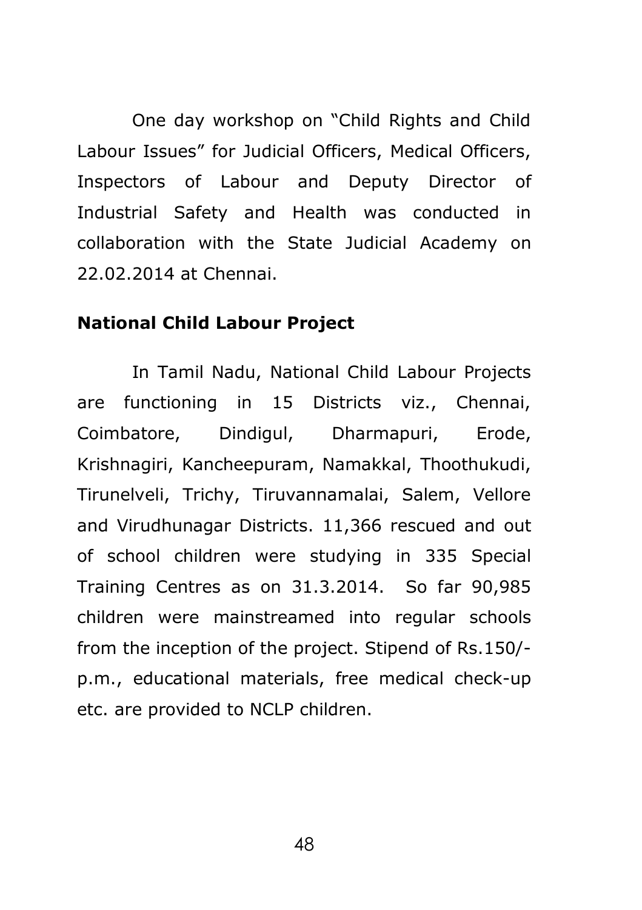One day workshop on "Child Rights and Child Labour Issues" for Judicial Officers, Medical Officers, Inspectors of Labour and Deputy Director of Industrial Safety and Health was conducted in collaboration with the State Judicial Academy on 22.02.2014 at Chennai.

**National Child Labour Project**

In Tamil Nadu, National Child Labour Projects are functioning in 15 Districts viz., Chennai, Coimbatore, Dindigul, Dharmapuri, Erode, Krishnagiri, Kancheepuram, Namakkal, Thoothukudi, Tirunelveli, Trichy, Tiruvannamalai, Salem, Vellore and Virudhunagar Districts. 11,366 rescued and out of school children were studying in 335 Special Training Centres as on 31.3.2014. So far 90,985 children were mainstreamed into regular schools from the inception of the project. Stipend of Rs.150/- p.m., educational materials, free medical check-up etc. are provided to NCLP children.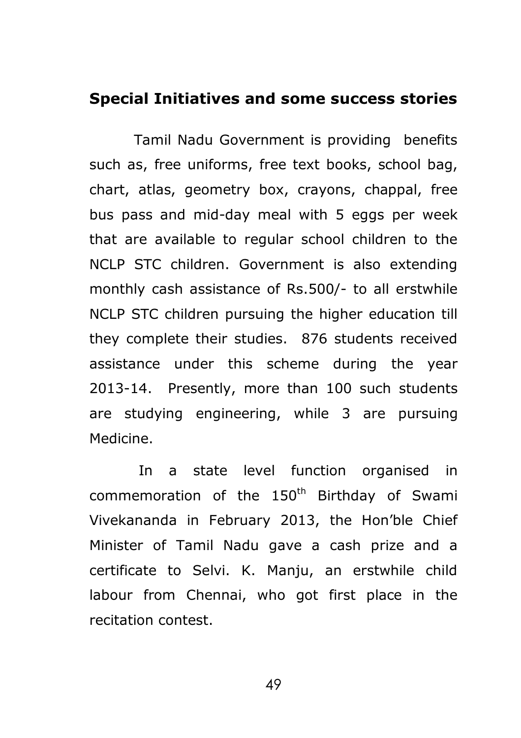## Special Initiatives and some success stories

Tamil Nadu Government is providing benefits such as, free uniforms, free text books, school bag, chart, atlas, geometry box, crayons, chappal, free bus pass and mid-day meal with 5 eggs per week that are available to regular school children to the NCLP STC children. Government is also extending monthly cash assistance of Rs.500/- to all erstwhile NCLP STC children pursuing the higher education till they complete their studies. 876 students received assistance under this scheme during the year 2013-14. Presently, more than 100 such students are studying engineering, while 3 are pursuing Medicine.

In a state level function organised in commemoration of the 150th Birthday of Swami Vivekananda in February 2013, the Hon'ble Chief Minister of Tamil Nadu gave a cash prize and a certificate to Selvi. K. Manju, an erstwhile child labour from Chennai, who got first place in the recitation contest.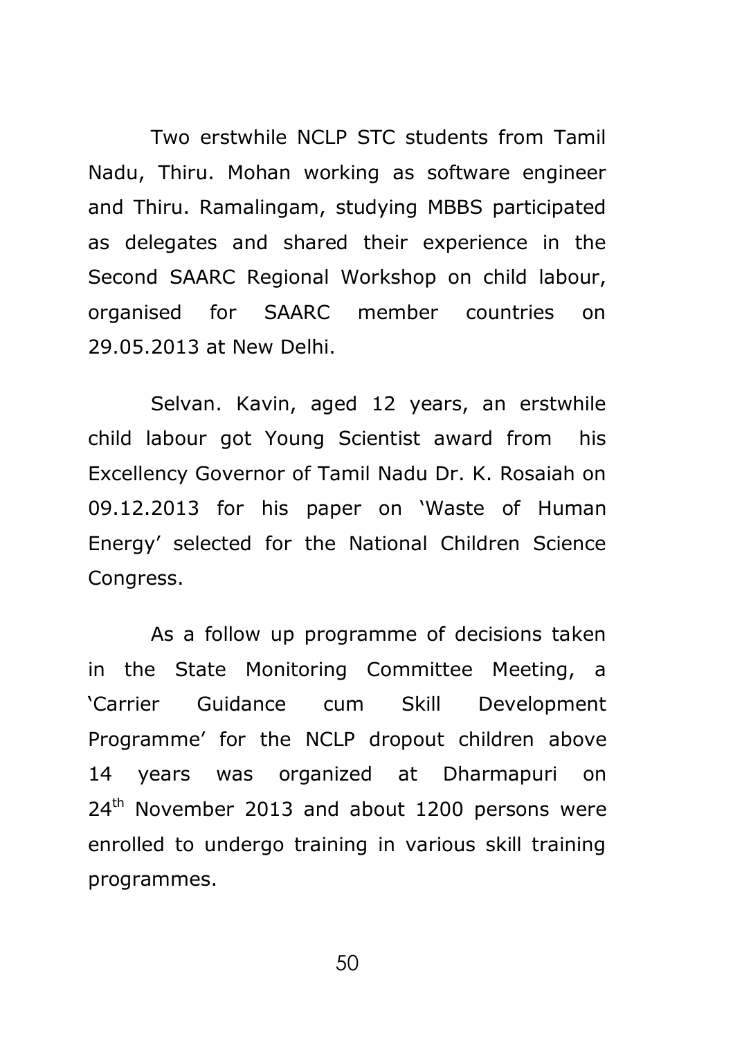Two erstwhile NCLP STC students from Tamil Nadu, Thiru. Mohan working as software engineer and Thiru. Ramalingam, studying MBBS participated as delegates and shared their experience in the Second SAARC Regional Workshop on child labour, organised for SAARC member countries on 29.05.2013 at New Delhi.

Selvan. Kavin, aged 12 years, an erstwhile child labour got Young Scientist award from his Excellency Governor of Tamil Nadu Dr. K. Rosaiah on 09.12.2013 for his paper on 'Waste of Human Energy' selected for the National Children Science Congress.

As a follow up programme of decisions taken in the State Monitoring Committee Meeting, a 'Carrier Guidance cum Skill Development Programme' for the NCLP dropout children above 14 years was organized at Dharmapuri on 24th November 2013 and about 1200 persons were enrolled to undergo training in various skill training programmes.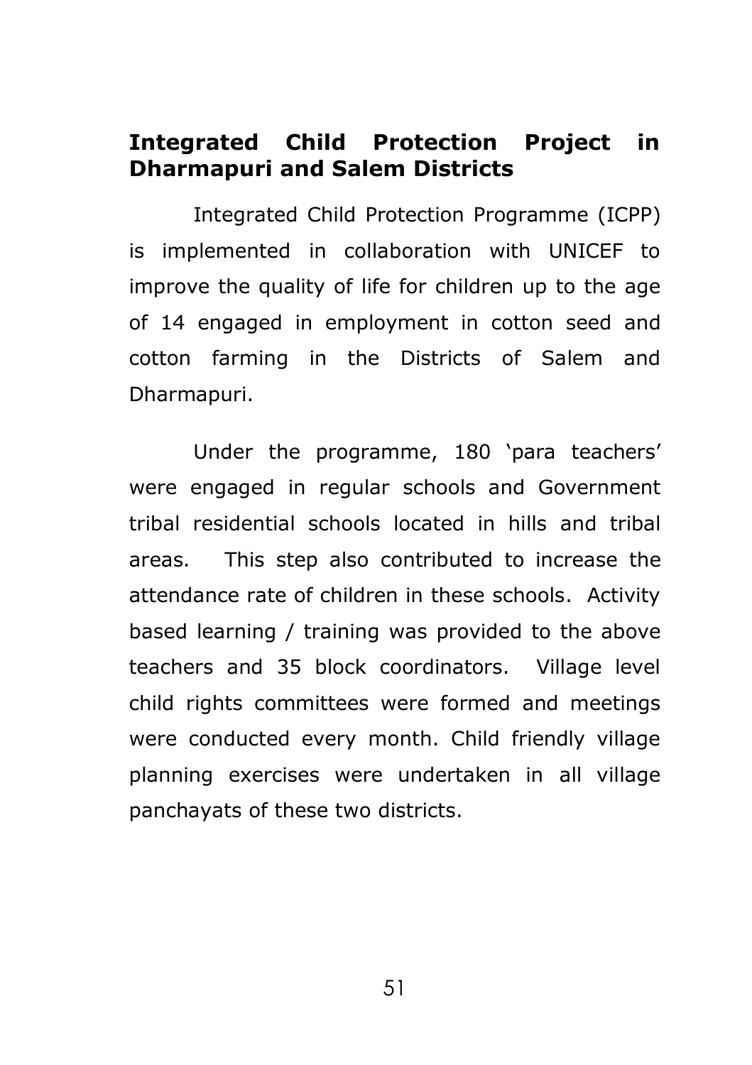## Integrated Child Protection Project in Dharmapuri and Salem Districts

Integrated Child Protection Programme (ICPP) is implemented in collaboration with UNICEF to improve the quality of life for children up to the age of 14 engaged in employment in cotton seed and cotton farming in the Districts of Salem and Dharmapuri.

Under the programme, 180 'para teachers' were engaged in regular schools and Government tribal residential schools located in hills and tribal areas. This step also contributed to increase the attendance rate of children in these schools. Activity based learning / training was provided to the above teachers and 35 block coordinators. Village level child rights committees were formed and meetings were conducted every month. Child friendly village planning exercises were undertaken in all village panchayats of these two districts.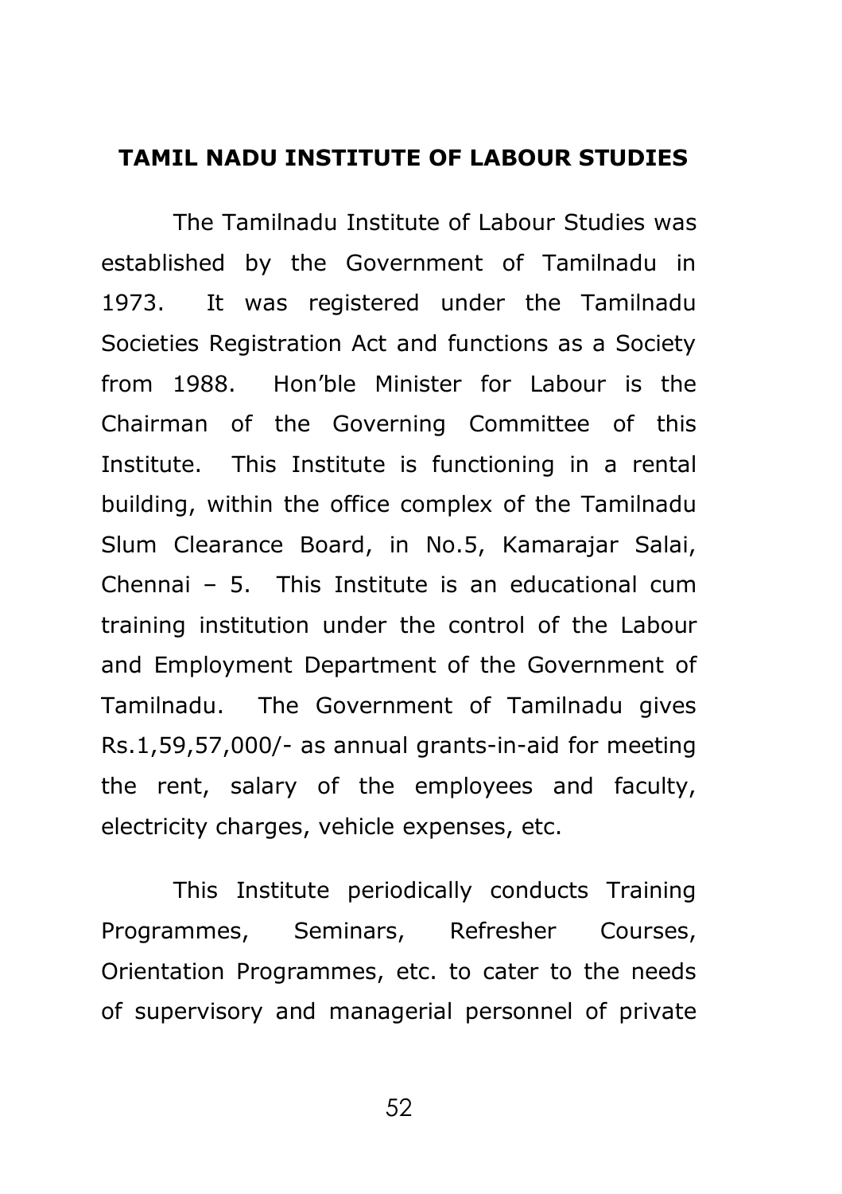## TAMIL NADU INSTITUTE OF LABOUR STUDIES

The Tamilnadu Institute of Labour Studies was established by the Government of Tamilnadu in 1973. It was registered under the Tamilnadu Societies Registration Act and functions as a Society from 1988. Hon'ble Minister for Labour is the Chairman of the Governing Committee of this Institute. This Institute is functioning in a rental building, within the office complex of the Tamilnadu Slum Clearance Board, in No.5, Kamarajar Salai, Chennai – 5. This Institute is an educational cum training institution under the control of the Labour and Employment Department of the Government of Tamilnadu. The Government of Tamilnadu gives Rs.1,59,57,000/- as annual grants-in-aid for meeting the rent, salary of the employees and faculty, electricity charges, vehicle expenses, etc.

This Institute periodically conducts Training Programmes, Seminars, Refresher Courses, Orientation Programmes, etc. to cater to the needs of supervisory and managerial personnel of private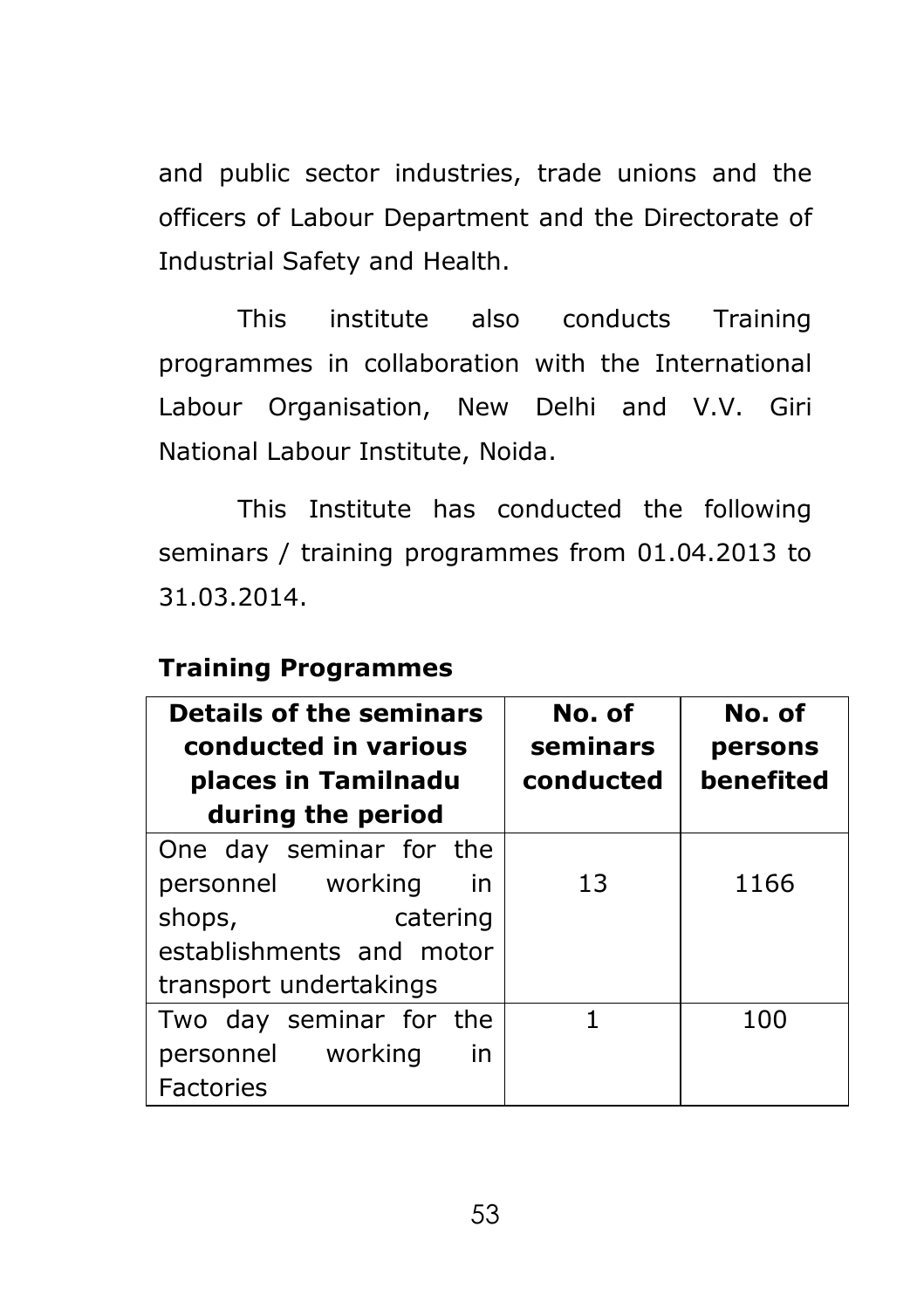and public sector industries, trade unions and the officers of Labour Department and the Directorate of Industrial Safety and Health.

This institute also conducts Training programmes in collaboration with the International Labour Organisation, New Delhi and V.V. Giri National Labour Institute, Noida.

This Institute has conducted the following seminars / training programmes from 01.04.2013 to 31.03.2014.

**Training Programmes**

| Details of the seminars conducted in various places in Tamilnadu during the period | No. of seminars conducted | No. of persons benefited |
|---|---|---|
| One day seminar for the personnel working in shops, catering establishments and motor transport undertakings | 13 | 1166 |
| Two day seminar for the personnel working in Factories | 1 | 100 |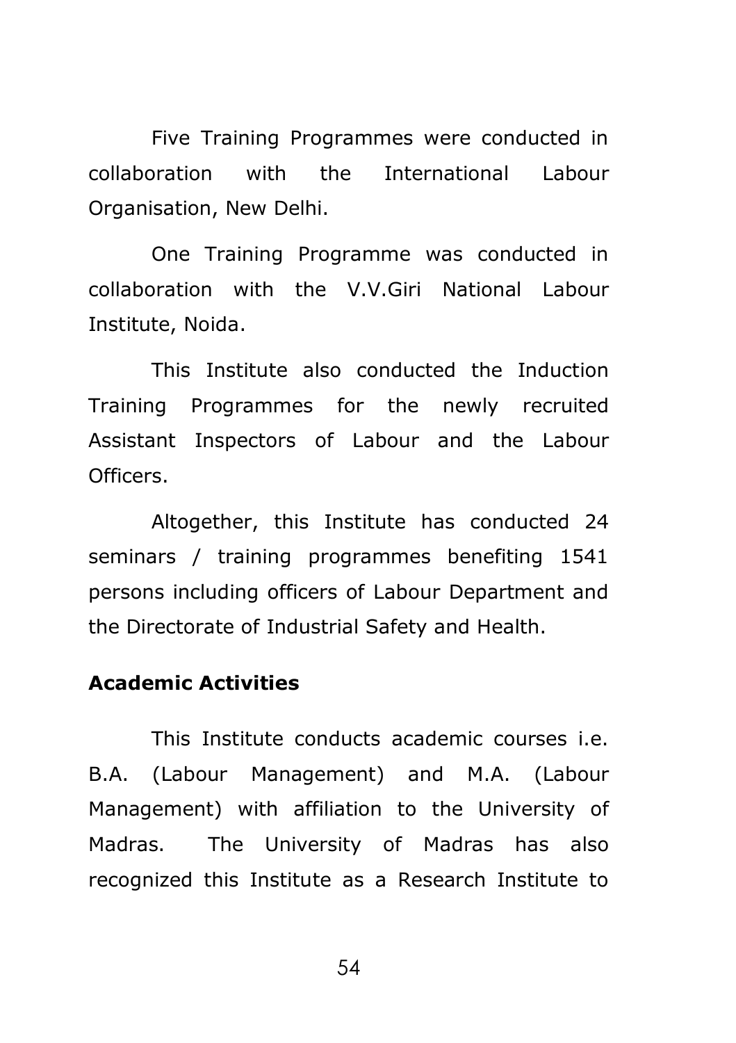Five Training Programmes were conducted in collaboration with the International Labour Organisation, New Delhi.

One Training Programme was conducted in collaboration with the V.V.Giri National Labour Institute, Noida.

This Institute also conducted the Induction Training Programmes for the newly recruited Assistant Inspectors of Labour and the Labour Officers.

Altogether, this Institute has conducted 24 seminars / training programmes benefiting 1541 persons including officers of Labour Department and the Directorate of Industrial Safety and Health.

**Academic Activities**

This Institute conducts academic courses i.e. B.A. (Labour Management) and M.A. (Labour Management) with affiliation to the University of Madras. The University of Madras has also recognized this Institute as a Research Institute to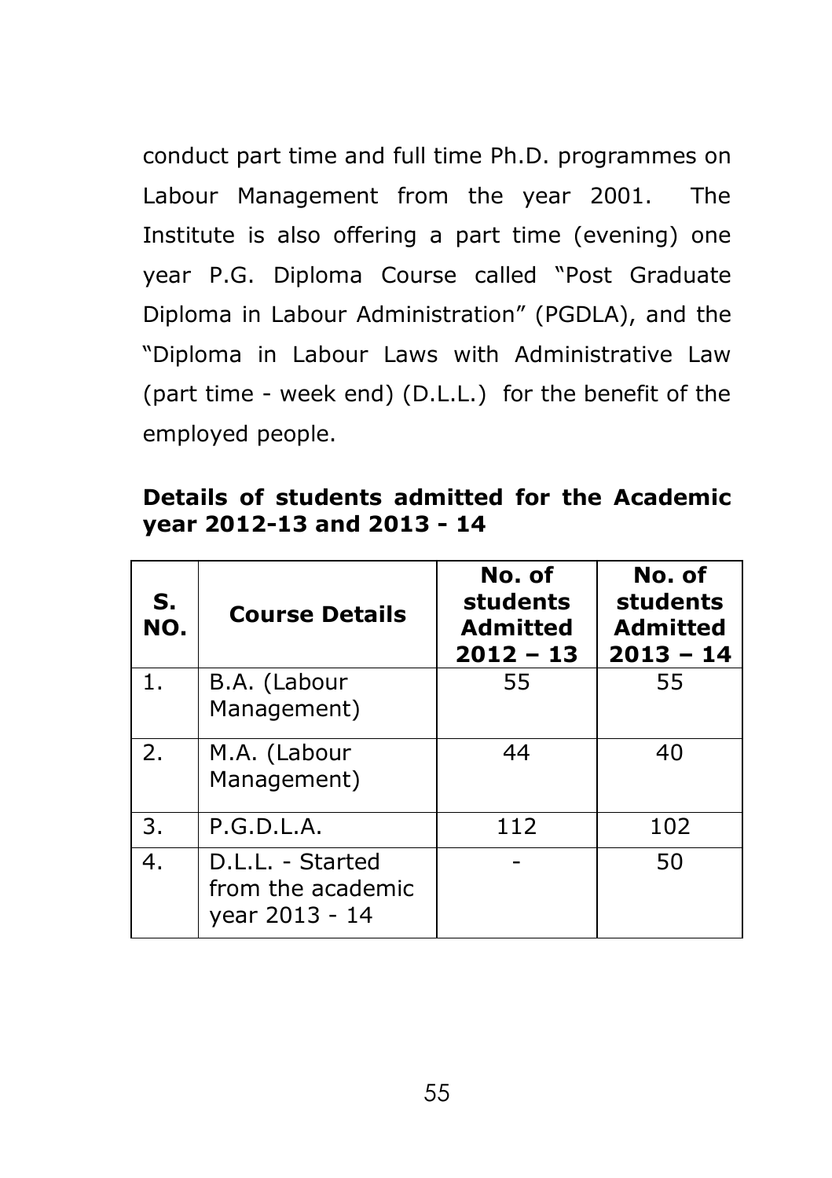conduct part time and full time Ph.D. programmes on Labour Management from the year 2001. The Institute is also offering a part time (evening) one year P.G. Diploma Course called "Post Graduate Diploma in Labour Administration" (PGDLA), and the "Diploma in Labour Laws with Administrative Law (part time - week end) (D.L.L.) for the benefit of the employed people.

**Details of students admitted for the Academic year 2012-13 and 2013 - 14**

| S. NO. | Course Details | No. of students Admitted 2012 – 13 | No. of students Admitted 2013 – 14 |
|---|---|---|---|
| 1. | B.A. (Labour Management) | 55 | 55 |
| 2. | M.A. (Labour Management) | 44 | 40 |
| 3. | P.G.D.L.A. | 112 | 102 |
| 4. | D.L.L. - Started from the academic year 2013 - 14 | - | 50 |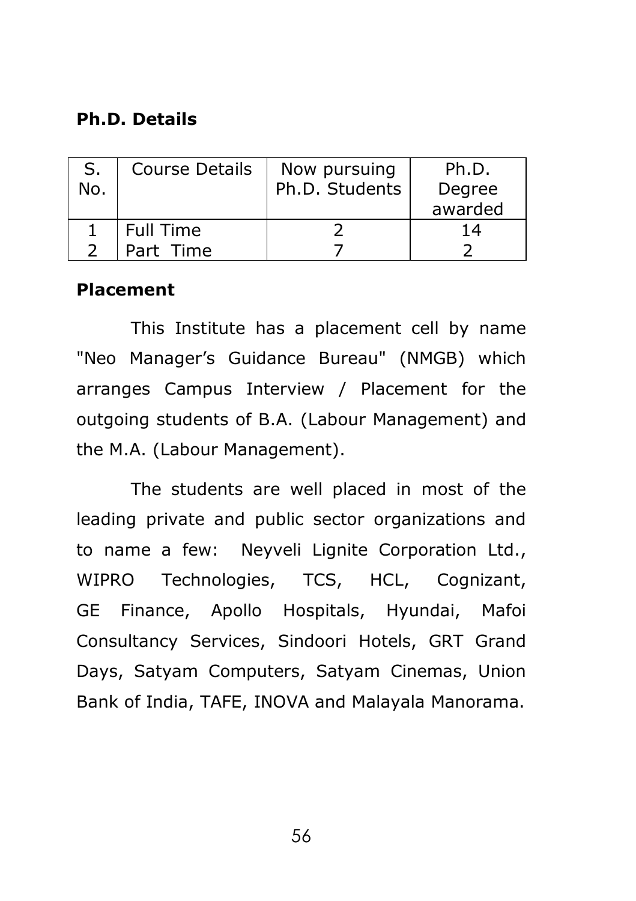**Ph.D. Details**

| S. No. | Course Details | Now pursuing Ph.D. Students | Ph.D. Degree awarded |
|---|---|---|---|
| 1 | Full Time | 2 | 14 |
| 2 | Part Time | 7 | 2 |

**Placement**

This Institute has a placement cell by name "Neo Manager's Guidance Bureau" (NMGB) which arranges Campus Interview / Placement for the outgoing students of B.A. (Labour Management) and the M.A. (Labour Management).

The students are well placed in most of the leading private and public sector organizations and to name a few: Neyveli Lignite Corporation Ltd., WIPRO Technologies, TCS, HCL, Cognizant, GE Finance, Apollo Hospitals, Hyundai, Mafoi Consultancy Services, Sindoori Hotels, GRT Grand Days, Satyam Computers, Satyam Cinemas, Union Bank of India, TAFE, INOVA and Malayala Manorama.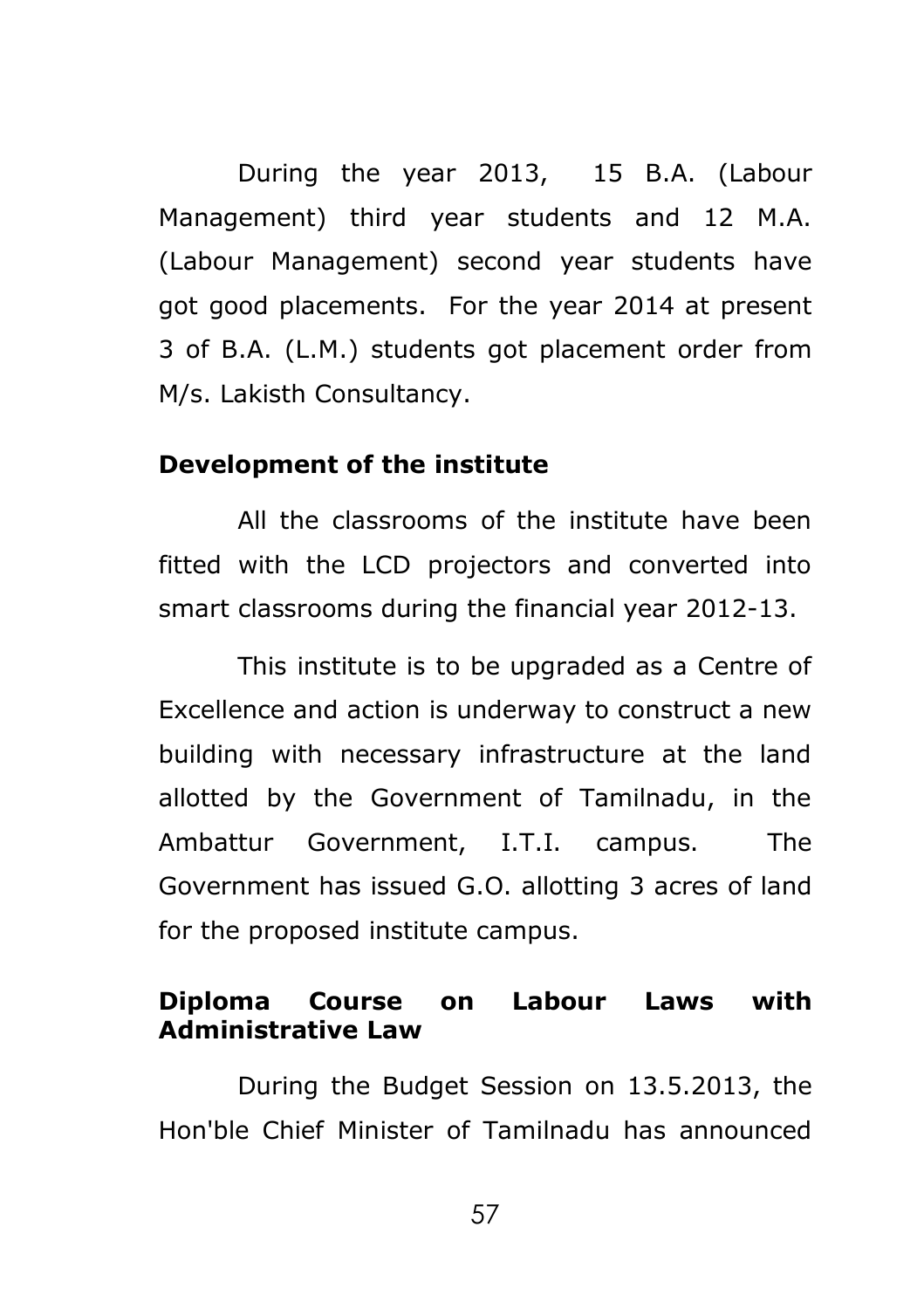During the year 2013, 15 B.A. (Labour Management) third year students and 12 M.A. (Labour Management) second year students have got good placements. For the year 2014 at present 3 of B.A. (L.M.) students got placement order from M/s. Lakisth Consultancy.

**Development of the institute**

All the classrooms of the institute have been fitted with the LCD projectors and converted into smart classrooms during the financial year 2012-13.

This institute is to be upgraded as a Centre of Excellence and action is underway to construct a new building with necessary infrastructure at the land allotted by the Government of Tamilnadu, in the Ambattur Government, I.T.I. campus. The Government has issued G.O. allotting 3 acres of land for the proposed institute campus.

**Diploma Course on Labour Laws with Administrative Law**

During the Budget Session on 13.5.2013, the Hon'ble Chief Minister of Tamilnadu has announced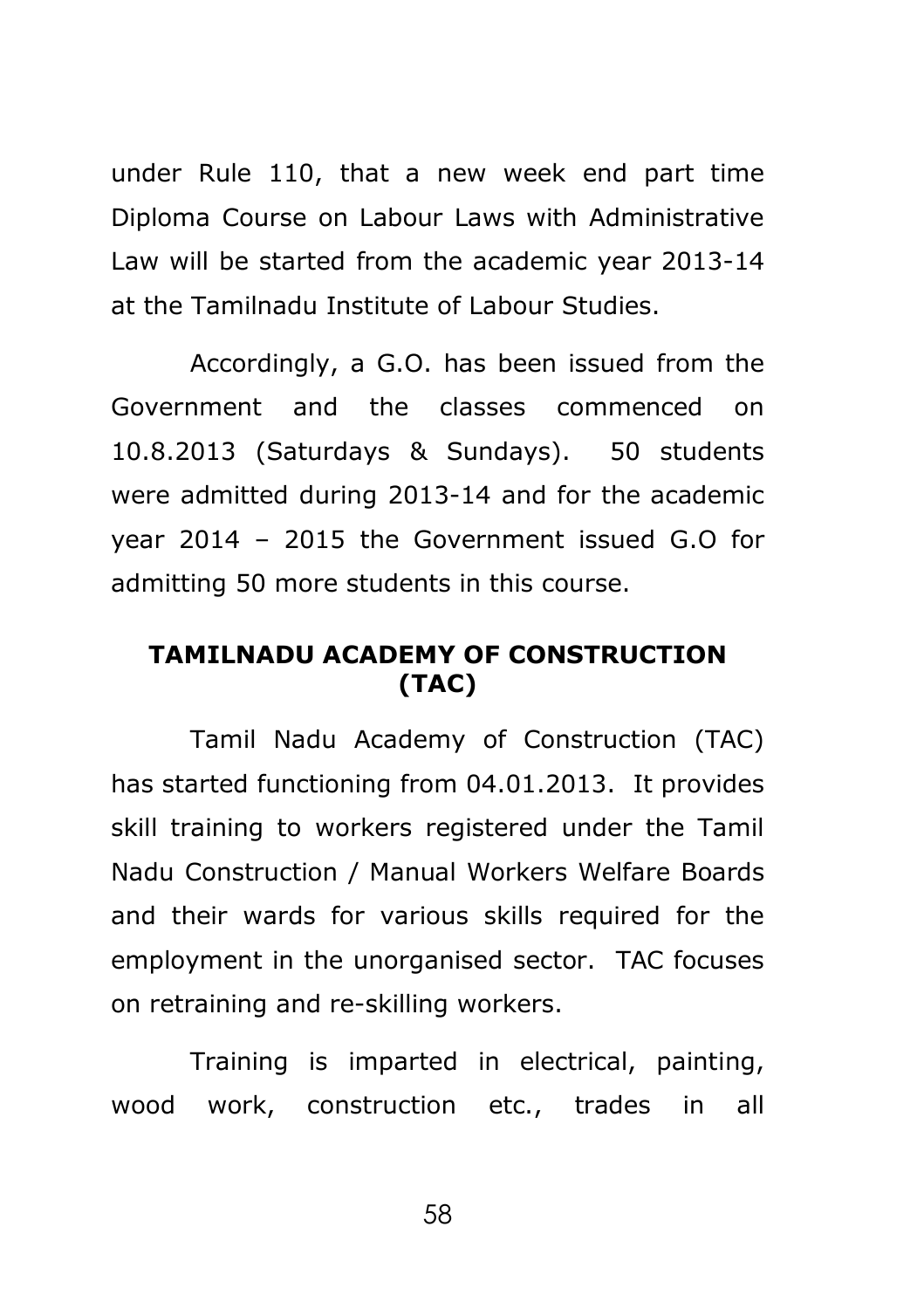under Rule 110, that a new week end part time Diploma Course on Labour Laws with Administrative Law will be started from the academic year 2013-14 at the Tamilnadu Institute of Labour Studies.

Accordingly, a G.O. has been issued from the Government and the classes commenced on 10.8.2013 (Saturdays & Sundays). 50 students were admitted during 2013-14 and for the academic year 2014 – 2015 the Government issued G.O for admitting 50 more students in this course.

## TAMILNADU ACADEMY OF CONSTRUCTION (TAC)

Tamil Nadu Academy of Construction (TAC) has started functioning from 04.01.2013. It provides skill training to workers registered under the Tamil Nadu Construction / Manual Workers Welfare Boards and their wards for various skills required for the employment in the unorganised sector. TAC focuses on retraining and re-skilling workers.

Training is imparted in electrical, painting, wood work, construction etc., trades in all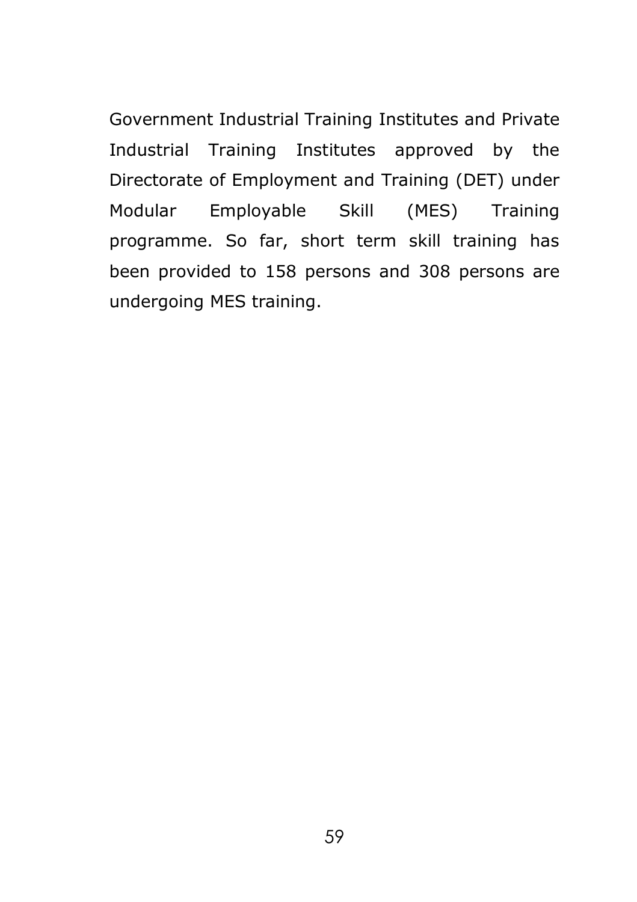Government Industrial Training Institutes and Private Industrial Training Institutes approved by the Directorate of Employment and Training (DET) under Modular Employable Skill (MES) Training programme. So far, short term skill training has been provided to 158 persons and 308 persons are undergoing MES training.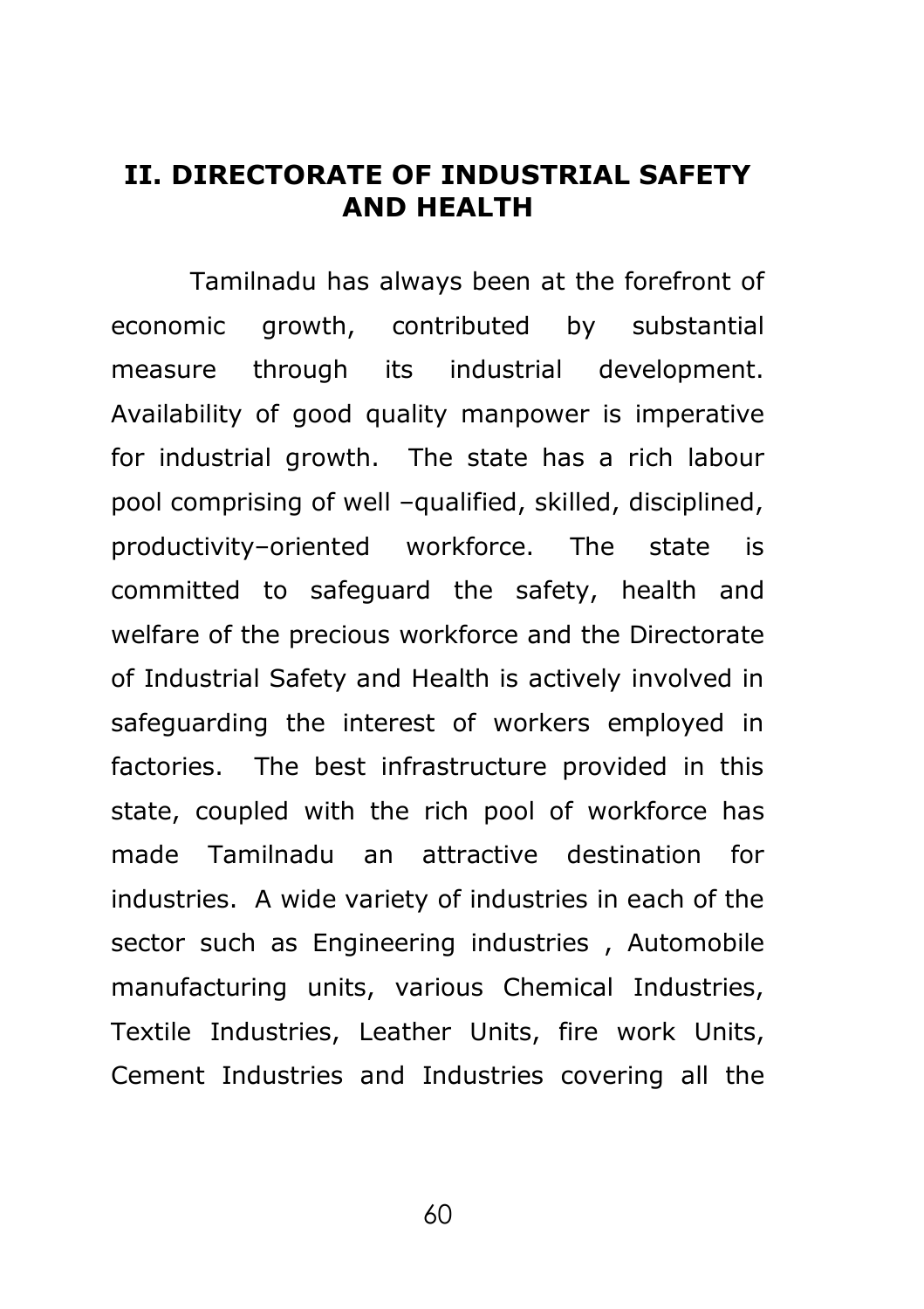## II. DIRECTORATE OF INDUSTRIAL SAFETY AND HEALTH

Tamilnadu has always been at the forefront of economic growth, contributed by substantial measure through its industrial development. Availability of good quality manpower is imperative for industrial growth. The state has a rich labour pool comprising of well –qualified, skilled, disciplined, productivity–oriented workforce. The state is committed to safeguard the safety, health and welfare of the precious workforce and the Directorate of Industrial Safety and Health is actively involved in safeguarding the interest of workers employed in factories. The best infrastructure provided in this state, coupled with the rich pool of workforce has made Tamilnadu an attractive destination for industries. A wide variety of industries in each of the sector such as Engineering industries , Automobile manufacturing units, various Chemical Industries, Textile Industries, Leather Units, fire work Units, Cement Industries and Industries covering all the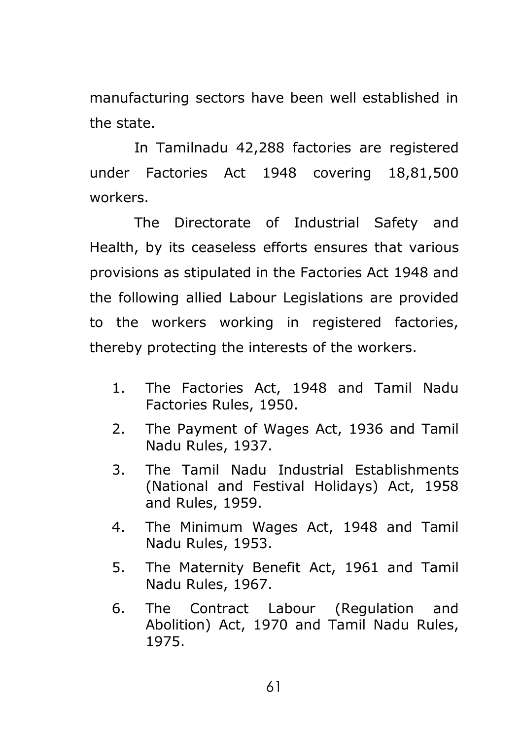manufacturing sectors have been well established in the state.

In Tamilnadu 42,288 factories are registered under Factories Act 1948 covering 18,81,500 workers.

The Directorate of Industrial Safety and Health, by its ceaseless efforts ensures that various provisions as stipulated in the Factories Act 1948 and the following allied Labour Legislations are provided to the workers working in registered factories, thereby protecting the interests of the workers.

1. The Factories Act, 1948 and Tamil Nadu Factories Rules, 1950.
2. The Payment of Wages Act, 1936 and Tamil Nadu Rules, 1937.
3. The Tamil Nadu Industrial Establishments (National and Festival Holidays) Act, 1958 and Rules, 1959.
4. The Minimum Wages Act, 1948 and Tamil Nadu Rules, 1953.
5. The Maternity Benefit Act, 1961 and Tamil Nadu Rules, 1967.
6. The Contract Labour (Regulation and Abolition) Act, 1970 and Tamil Nadu Rules, 1975.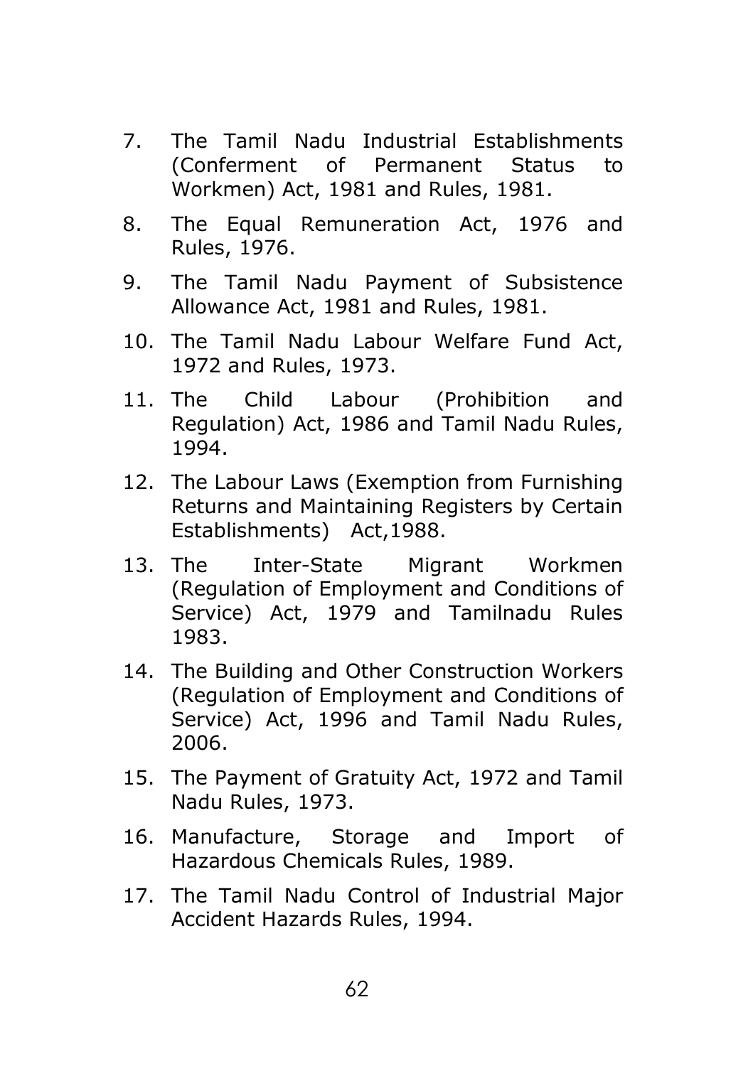7. The Tamil Nadu Industrial Establishments (Conferment of Permanent Status to Workmen) Act, 1981 and Rules, 1981.

8. The Equal Remuneration Act, 1976 and Rules, 1976.

9. The Tamil Nadu Payment of Subsistence Allowance Act, 1981 and Rules, 1981.

10. The Tamil Nadu Labour Welfare Fund Act, 1972 and Rules, 1973.

11. The Child Labour (Prohibition and Regulation) Act, 1986 and Tamil Nadu Rules, 1994.

12. The Labour Laws (Exemption from Furnishing Returns and Maintaining Registers by Certain Establishments) Act,1988.

13. The Inter-State Migrant Workmen (Regulation of Employment and Conditions of Service) Act, 1979 and Tamilnadu Rules 1983.

14. The Building and Other Construction Workers (Regulation of Employment and Conditions of Service) Act, 1996 and Tamil Nadu Rules, 2006.

15. The Payment of Gratuity Act, 1972 and Tamil Nadu Rules, 1973.

16. Manufacture, Storage and Import of Hazardous Chemicals Rules, 1989.

17. The Tamil Nadu Control of Industrial Major Accident Hazards Rules, 1994.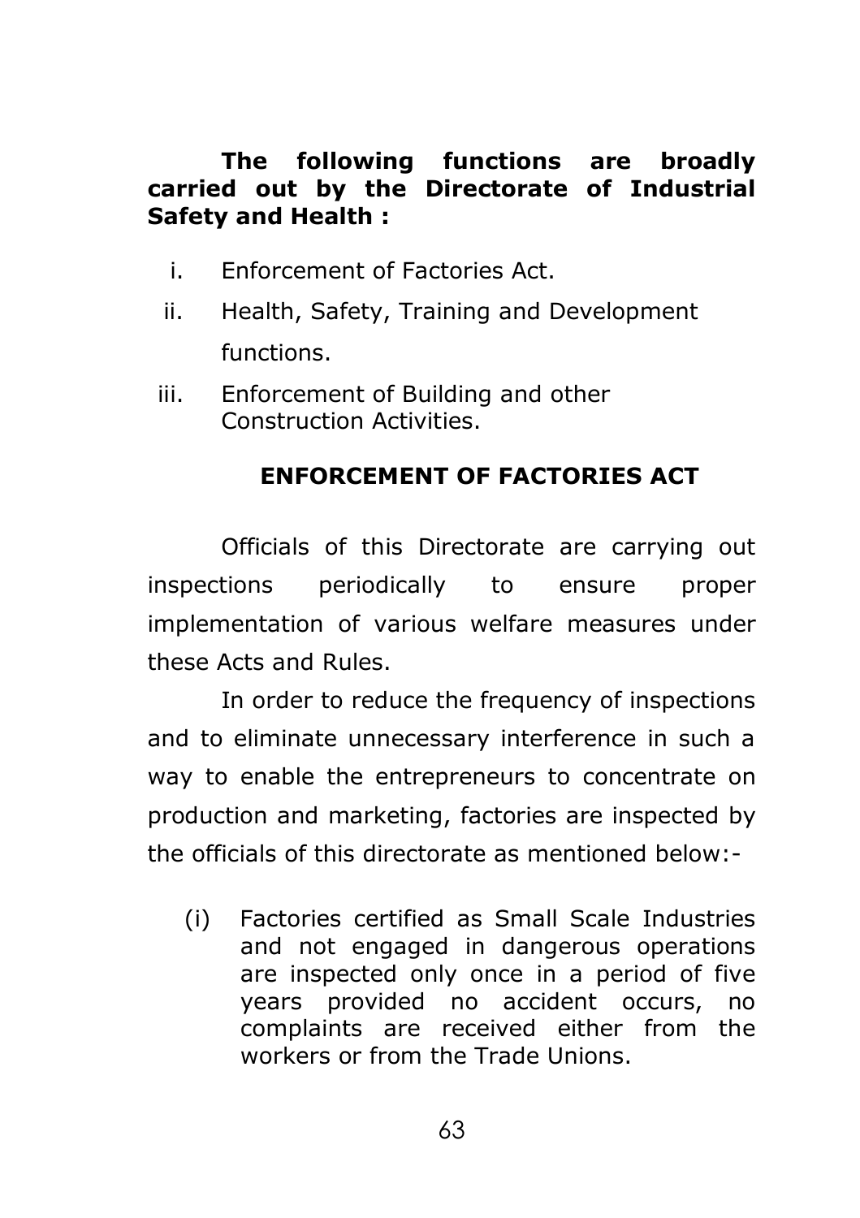**The following functions are broadly carried out by the Directorate of Industrial Safety and Health :**

i. Enforcement of Factories Act.

ii. Health, Safety, Training and Development functions.

iii. Enforcement of Building and other Construction Activities.

## ENFORCEMENT OF FACTORIES ACT

Officials of this Directorate are carrying out inspections periodically to ensure proper implementation of various welfare measures under these Acts and Rules.

In order to reduce the frequency of inspections and to eliminate unnecessary interference in such a way to enable the entrepreneurs to concentrate on production and marketing, factories are inspected by the officials of this directorate as mentioned below:-

(i) Factories certified as Small Scale Industries and not engaged in dangerous operations are inspected only once in a period of five years provided no accident occurs, no complaints are received either from the workers or from the Trade Unions.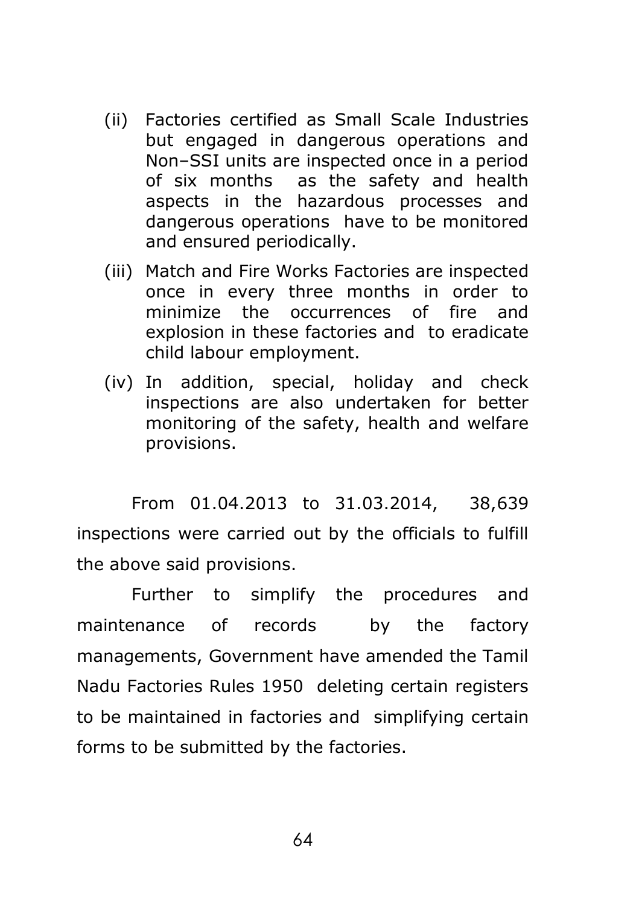(ii) Factories certified as Small Scale Industries but engaged in dangerous operations and Non–SSI units are inspected once in a period of six months as the safety and health aspects in the hazardous processes and dangerous operations have to be monitored and ensured periodically.

(iii) Match and Fire Works Factories are inspected once in every three months in order to minimize the occurrences of fire and explosion in these factories and to eradicate child labour employment.

(iv) In addition, special, holiday and check inspections are also undertaken for better monitoring of the safety, health and welfare provisions.

From 01.04.2013 to 31.03.2014, 38,639 inspections were carried out by the officials to fulfill the above said provisions.

Further to simplify the procedures and maintenance of records by the factory managements, Government have amended the Tamil Nadu Factories Rules 1950 deleting certain registers to be maintained in factories and simplifying certain forms to be submitted by the factories.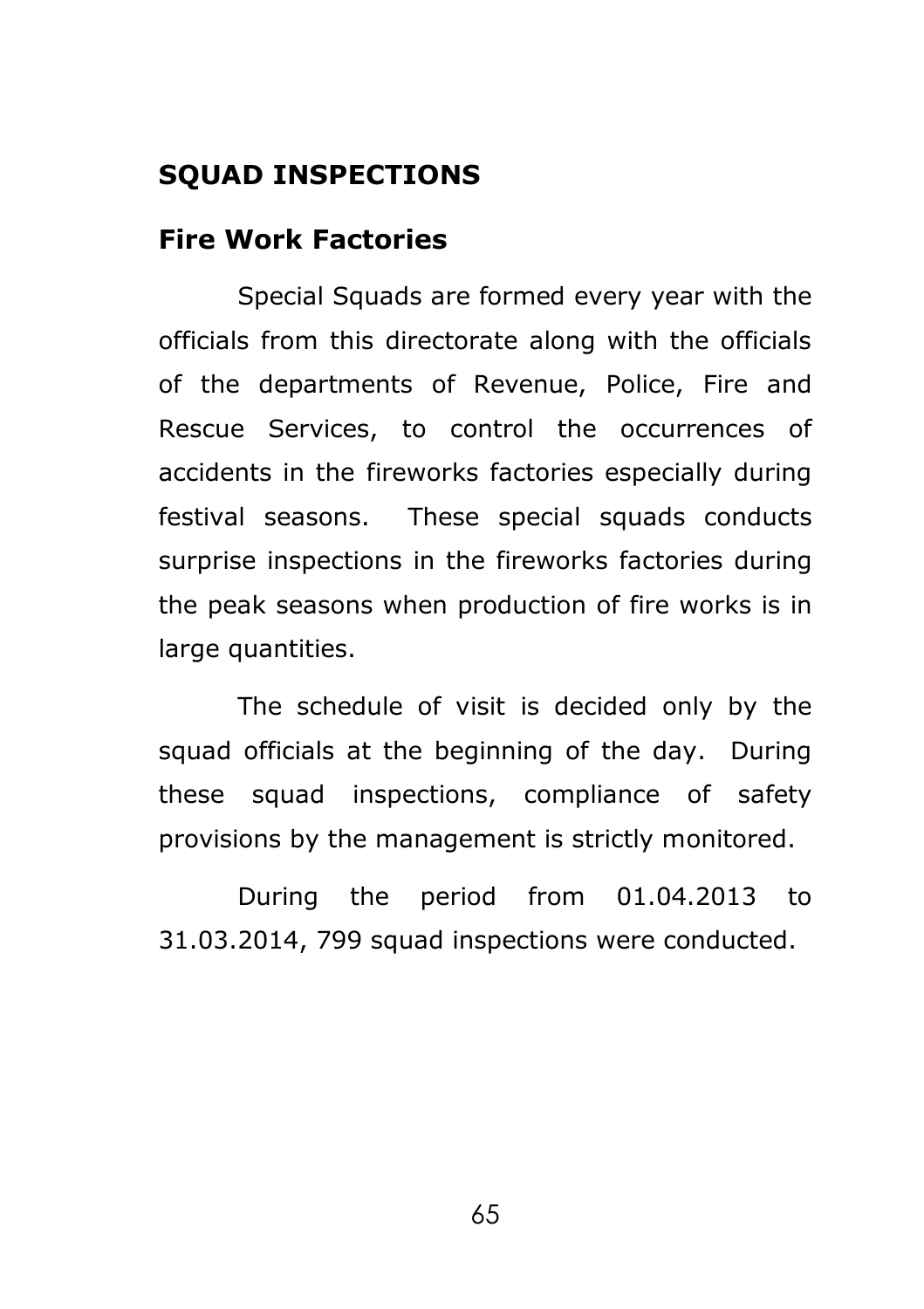## SQUAD INSPECTIONS

### Fire Work Factories

Special Squads are formed every year with the officials from this directorate along with the officials of the departments of Revenue, Police, Fire and Rescue Services, to control the occurrences of accidents in the fireworks factories especially during festival seasons. These special squads conducts surprise inspections in the fireworks factories during the peak seasons when production of fire works is in large quantities.

The schedule of visit is decided only by the squad officials at the beginning of the day. During these squad inspections, compliance of safety provisions by the management is strictly monitored.

During the period from 01.04.2013 to 31.03.2014, 799 squad inspections were conducted.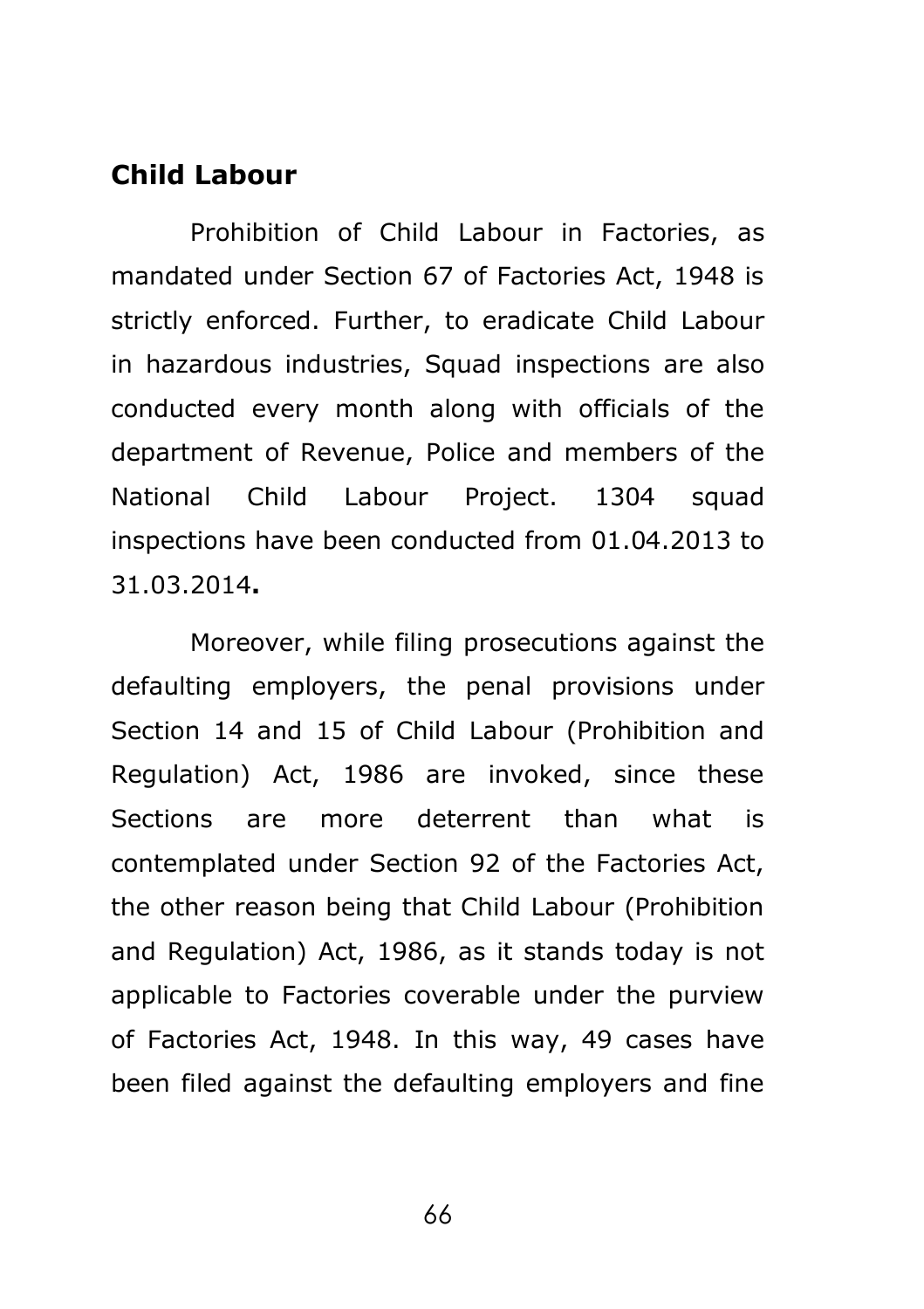## Child Labour

Prohibition of Child Labour in Factories, as mandated under Section 67 of Factories Act, 1948 is strictly enforced. Further, to eradicate Child Labour in hazardous industries, Squad inspections are also conducted every month along with officials of the department of Revenue, Police and members of the National Child Labour Project. 1304 squad inspections have been conducted from 01.04.2013 to 31.03.2014**.**

Moreover, while filing prosecutions against the defaulting employers, the penal provisions under Section 14 and 15 of Child Labour (Prohibition and Regulation) Act, 1986 are invoked, since these Sections are more deterrent than what is contemplated under Section 92 of the Factories Act, the other reason being that Child Labour (Prohibition and Regulation) Act, 1986, as it stands today is not applicable to Factories coverable under the purview of Factories Act, 1948. In this way, 49 cases have been filed against the defaulting employers and fine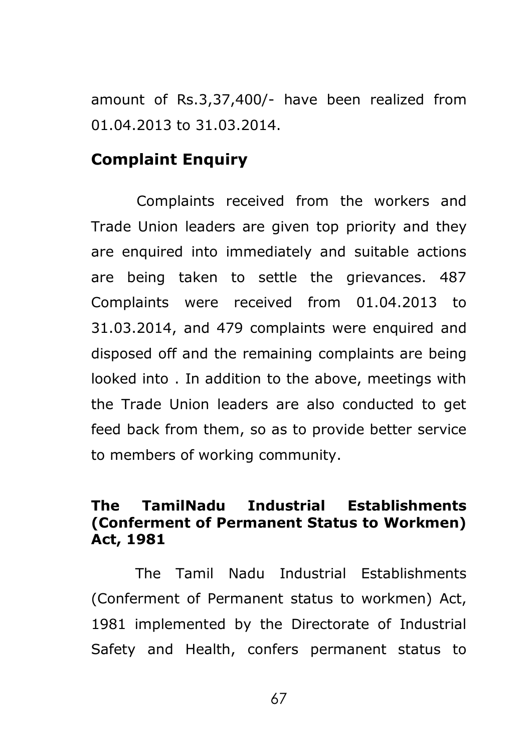amount of Rs.3,37,400/- have been realized from 01.04.2013 to 31.03.2014.

## Complaint Enquiry

Complaints received from the workers and Trade Union leaders are given top priority and they are enquired into immediately and suitable actions are being taken to settle the grievances. 487 Complaints were received from 01.04.2013 to 31.03.2014, and 479 complaints were enquired and disposed off and the remaining complaints are being looked into . In addition to the above, meetings with the Trade Union leaders are also conducted to get feed back from them, so as to provide better service to members of working community.

## The TamilNadu Industrial Establishments (Conferment of Permanent Status to Workmen) Act, 1981

The Tamil Nadu Industrial Establishments (Conferment of Permanent status to workmen) Act, 1981 implemented by the Directorate of Industrial Safety and Health, confers permanent status to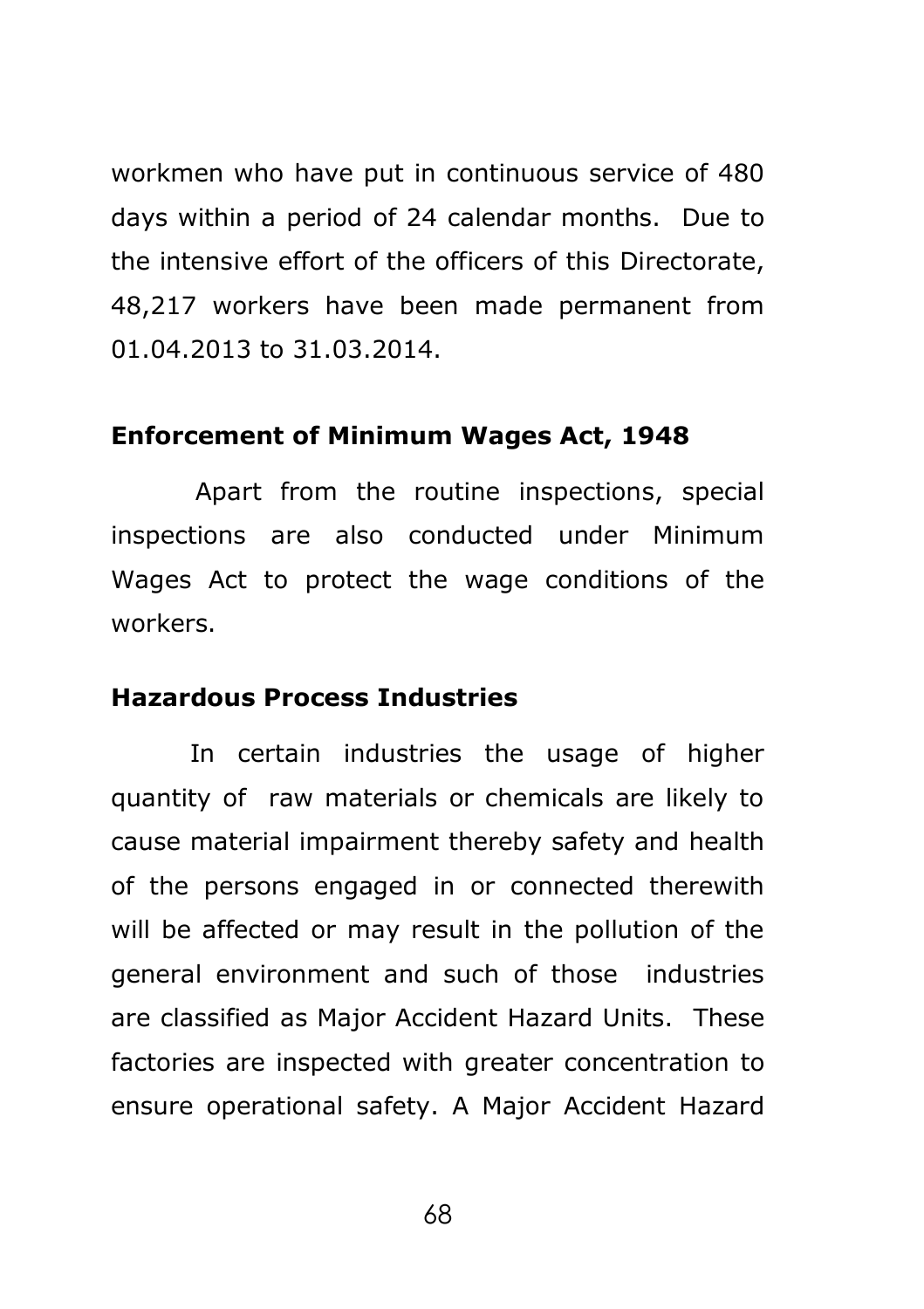workmen who have put in continuous service of 480 days within a period of 24 calendar months. Due to the intensive effort of the officers of this Directorate, 48,217 workers have been made permanent from 01.04.2013 to 31.03.2014.

**Enforcement of Minimum Wages Act, 1948**

Apart from the routine inspections, special inspections are also conducted under Minimum Wages Act to protect the wage conditions of the workers.

**Hazardous Process Industries**

In certain industries the usage of higher quantity of raw materials or chemicals are likely to cause material impairment thereby safety and health of the persons engaged in or connected therewith will be affected or may result in the pollution of the general environment and such of those industries are classified as Major Accident Hazard Units. These factories are inspected with greater concentration to ensure operational safety. A Major Accident Hazard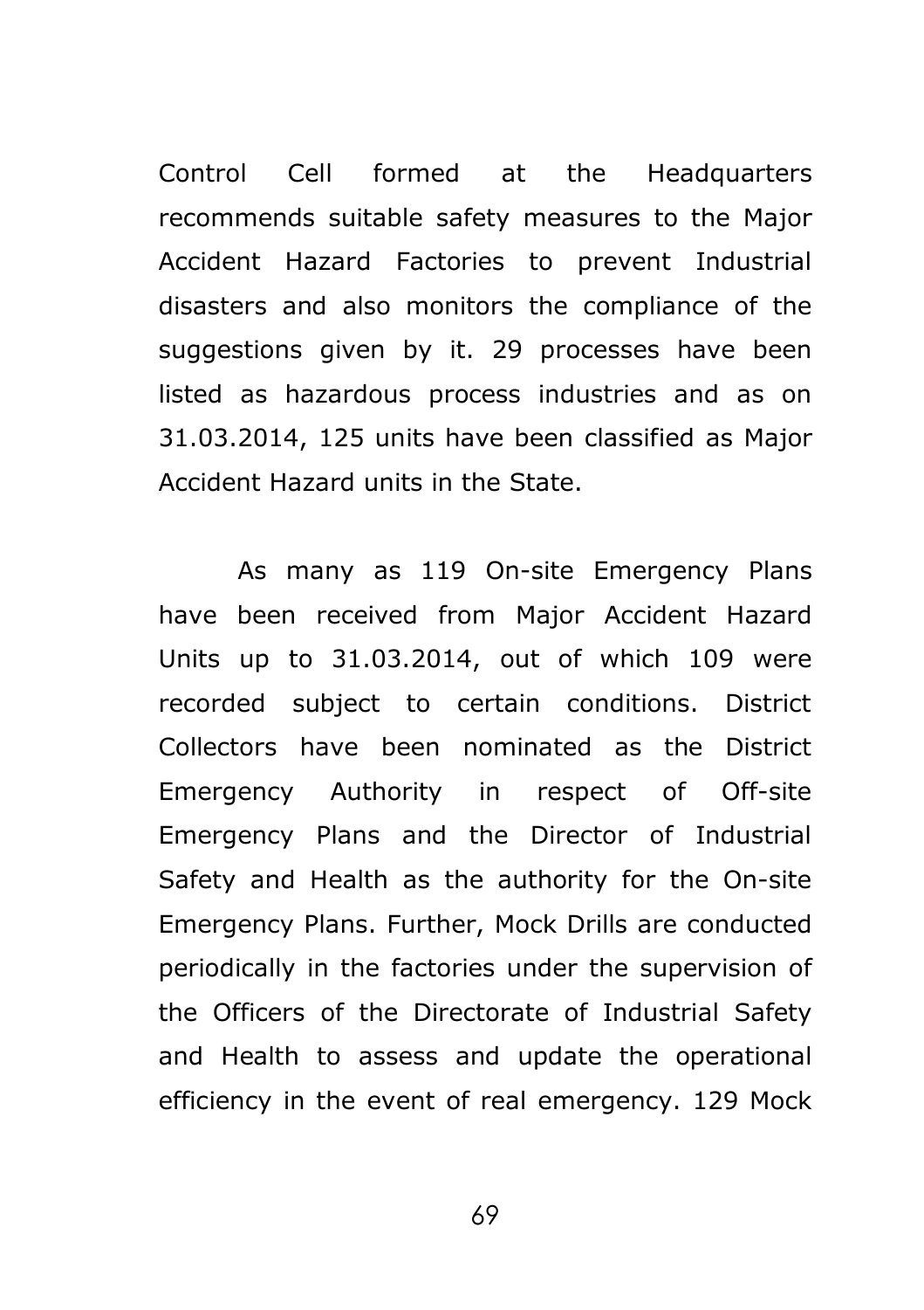Control Cell formed at the Headquarters recommends suitable safety measures to the Major Accident Hazard Factories to prevent Industrial disasters and also monitors the compliance of the suggestions given by it. 29 processes have been listed as hazardous process industries and as on 31.03.2014, 125 units have been classified as Major Accident Hazard units in the State.

As many as 119 On-site Emergency Plans have been received from Major Accident Hazard Units up to 31.03.2014, out of which 109 were recorded subject to certain conditions. District Collectors have been nominated as the District Emergency Authority in respect of Off-site Emergency Plans and the Director of Industrial Safety and Health as the authority for the On-site Emergency Plans. Further, Mock Drills are conducted periodically in the factories under the supervision of the Officers of the Directorate of Industrial Safety and Health to assess and update the operational efficiency in the event of real emergency. 129 Mock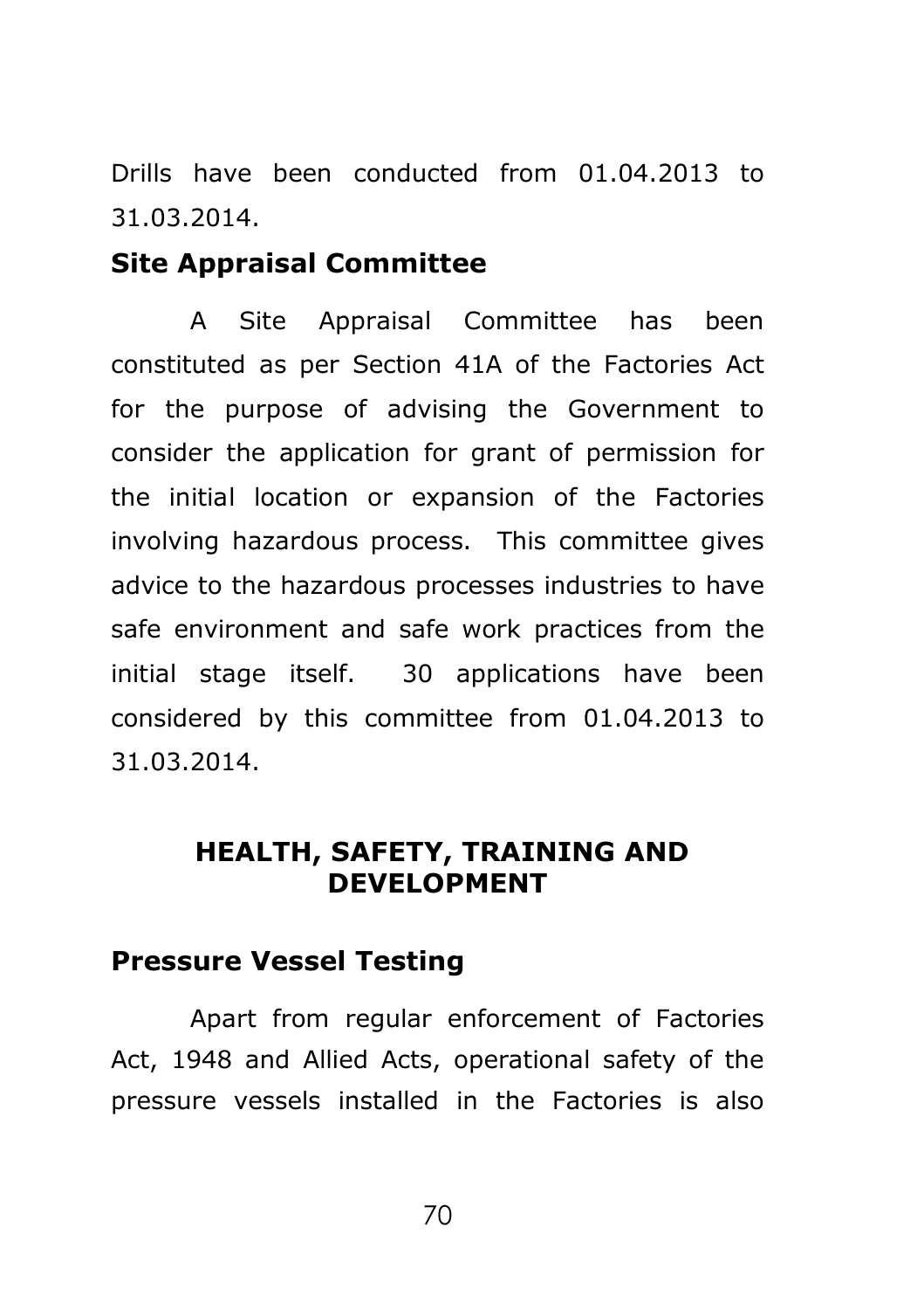Drills have been conducted from 01.04.2013 to 31.03.2014.

### Site Appraisal Committee

A Site Appraisal Committee has been constituted as per Section 41A of the Factories Act for the purpose of advising the Government to consider the application for grant of permission for the initial location or expansion of the Factories involving hazardous process. This committee gives advice to the hazardous processes industries to have safe environment and safe work practices from the initial stage itself. 30 applications have been considered by this committee from 01.04.2013 to 31.03.2014.

## HEALTH, SAFETY, TRAINING AND DEVELOPMENT

### Pressure Vessel Testing

Apart from regular enforcement of Factories Act, 1948 and Allied Acts, operational safety of the pressure vessels installed in the Factories is also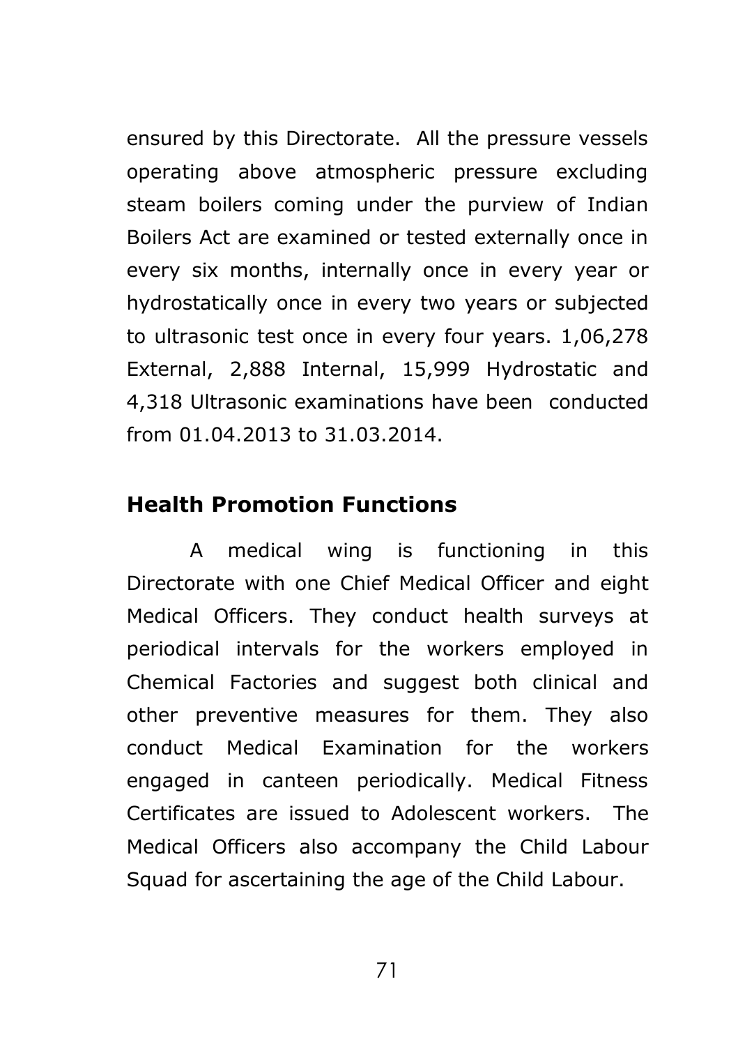ensured by this Directorate. All the pressure vessels operating above atmospheric pressure excluding steam boilers coming under the purview of Indian Boilers Act are examined or tested externally once in every six months, internally once in every year or hydrostatically once in every two years or subjected to ultrasonic test once in every four years. 1,06,278 External, 2,888 Internal, 15,999 Hydrostatic and 4,318 Ultrasonic examinations have been conducted from 01.04.2013 to 31.03.2014.

## Health Promotion Functions

A medical wing is functioning in this Directorate with one Chief Medical Officer and eight Medical Officers. They conduct health surveys at periodical intervals for the workers employed in Chemical Factories and suggest both clinical and other preventive measures for them. They also conduct Medical Examination for the workers engaged in canteen periodically. Medical Fitness Certificates are issued to Adolescent workers. The Medical Officers also accompany the Child Labour Squad for ascertaining the age of the Child Labour.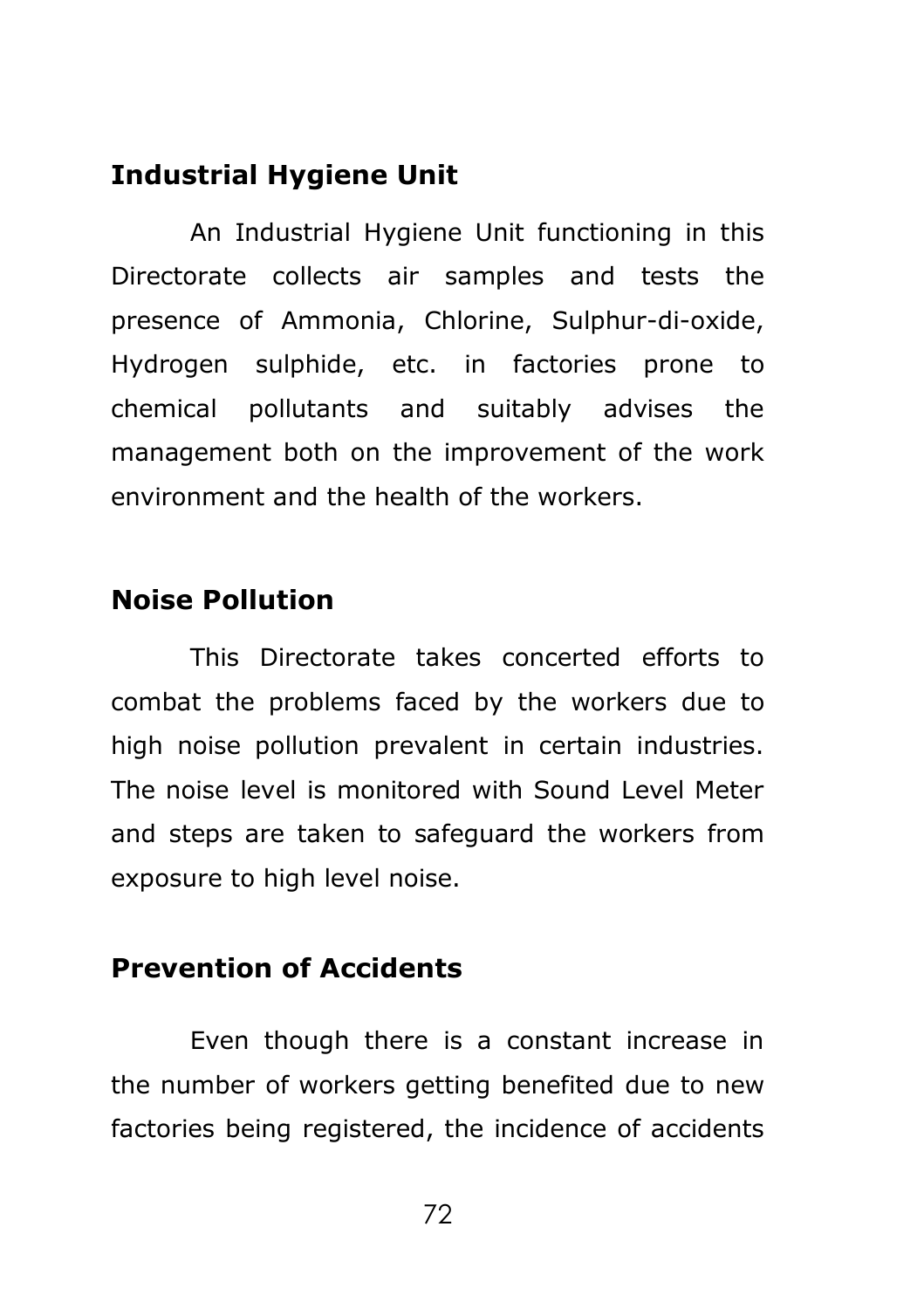## Industrial Hygiene Unit

An Industrial Hygiene Unit functioning in this Directorate collects air samples and tests the presence of Ammonia, Chlorine, Sulphur-di-oxide, Hydrogen sulphide, etc. in factories prone to chemical pollutants and suitably advises the management both on the improvement of the work environment and the health of the workers.

## Noise Pollution

This Directorate takes concerted efforts to combat the problems faced by the workers due to high noise pollution prevalent in certain industries. The noise level is monitored with Sound Level Meter and steps are taken to safeguard the workers from exposure to high level noise.

## Prevention of Accidents

Even though there is a constant increase in the number of workers getting benefited due to new factories being registered, the incidence of accidents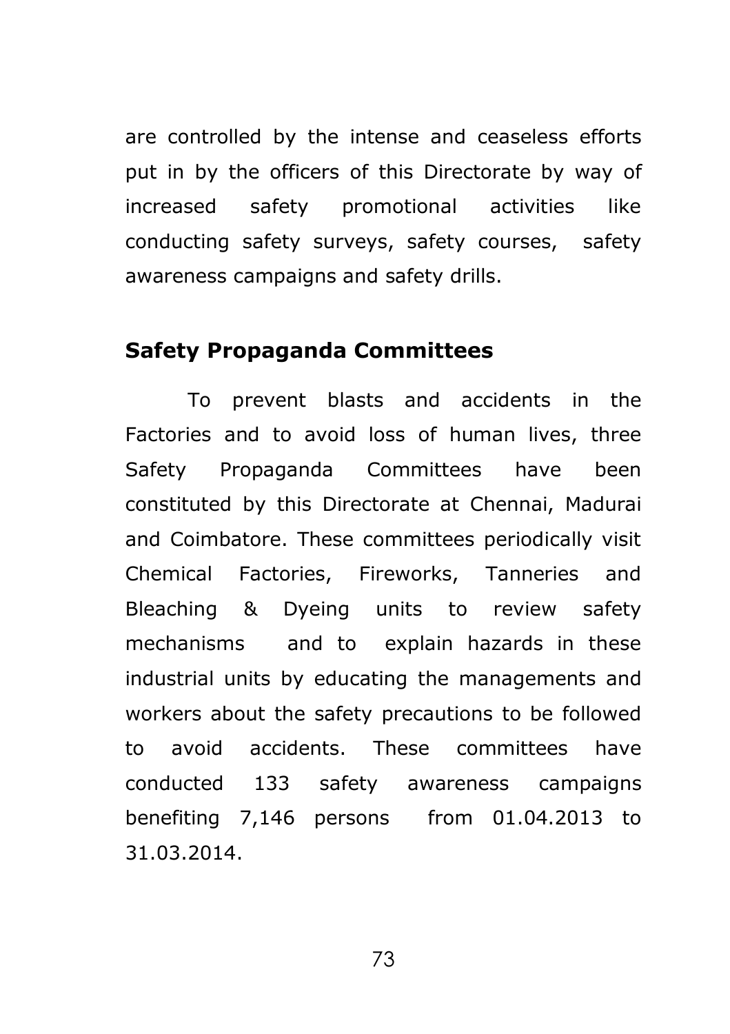are controlled by the intense and ceaseless efforts put in by the officers of this Directorate by way of increased safety promotional activities like conducting safety surveys, safety courses, safety awareness campaigns and safety drills.

## Safety Propaganda Committees

To prevent blasts and accidents in the Factories and to avoid loss of human lives, three Safety Propaganda Committees have been constituted by this Directorate at Chennai, Madurai and Coimbatore. These committees periodically visit Chemical Factories, Fireworks, Tanneries and Bleaching & Dyeing units to review safety mechanisms and to explain hazards in these industrial units by educating the managements and workers about the safety precautions to be followed to avoid accidents. These committees have conducted 133 safety awareness campaigns benefiting 7,146 persons from 01.04.2013 to 31.03.2014.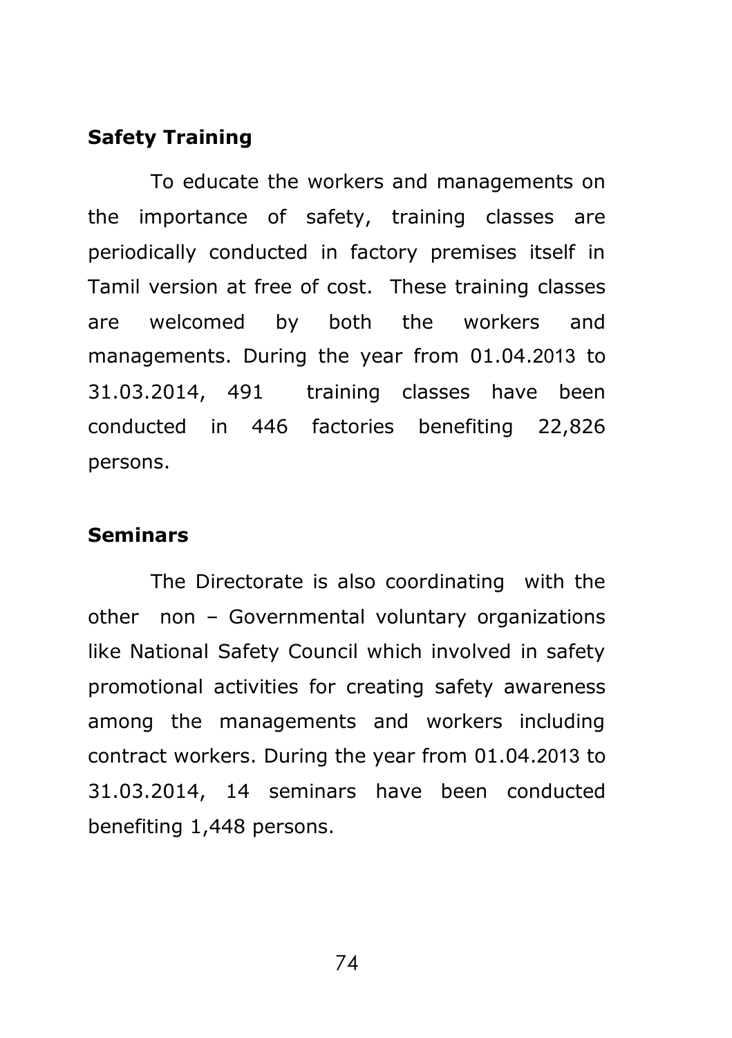## Safety Training

To educate the workers and managements on the importance of safety, training classes are periodically conducted in factory premises itself in Tamil version at free of cost. These training classes are welcomed by both the workers and managements. During the year from 01.04.2013 to 31.03.2014, 491 training classes have been conducted in 446 factories benefiting 22,826 persons.

## Seminars

The Directorate is also coordinating with the other non – Governmental voluntary organizations like National Safety Council which involved in safety promotional activities for creating safety awareness among the managements and workers including contract workers. During the year from 01.04.2013 to 31.03.2014, 14 seminars have been conducted benefiting 1,448 persons.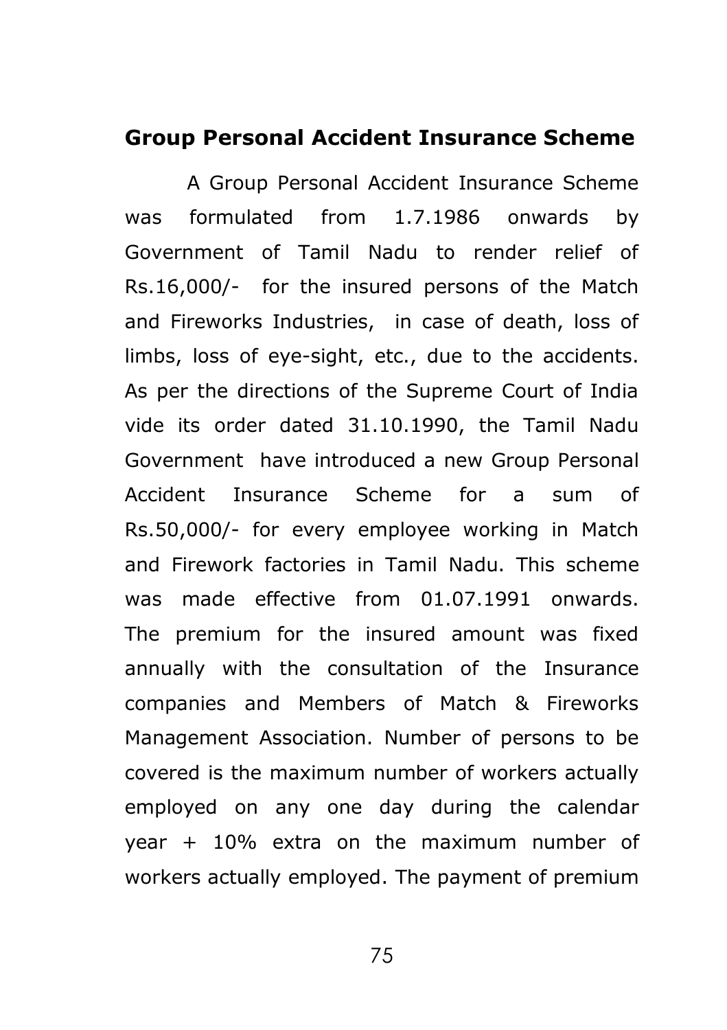## Group Personal Accident Insurance Scheme

A Group Personal Accident Insurance Scheme was formulated from 1.7.1986 onwards by Government of Tamil Nadu to render relief of Rs.16,000/- for the insured persons of the Match and Fireworks Industries, in case of death, loss of limbs, loss of eye-sight, etc., due to the accidents. As per the directions of the Supreme Court of India vide its order dated 31.10.1990, the Tamil Nadu Government have introduced a new Group Personal Accident Insurance Scheme for a sum of Rs.50,000/- for every employee working in Match and Firework factories in Tamil Nadu. This scheme was made effective from 01.07.1991 onwards. The premium for the insured amount was fixed annually with the consultation of the Insurance companies and Members of Match & Fireworks Management Association. Number of persons to be covered is the maximum number of workers actually employed on any one day during the calendar year + 10% extra on the maximum number of workers actually employed. The payment of premium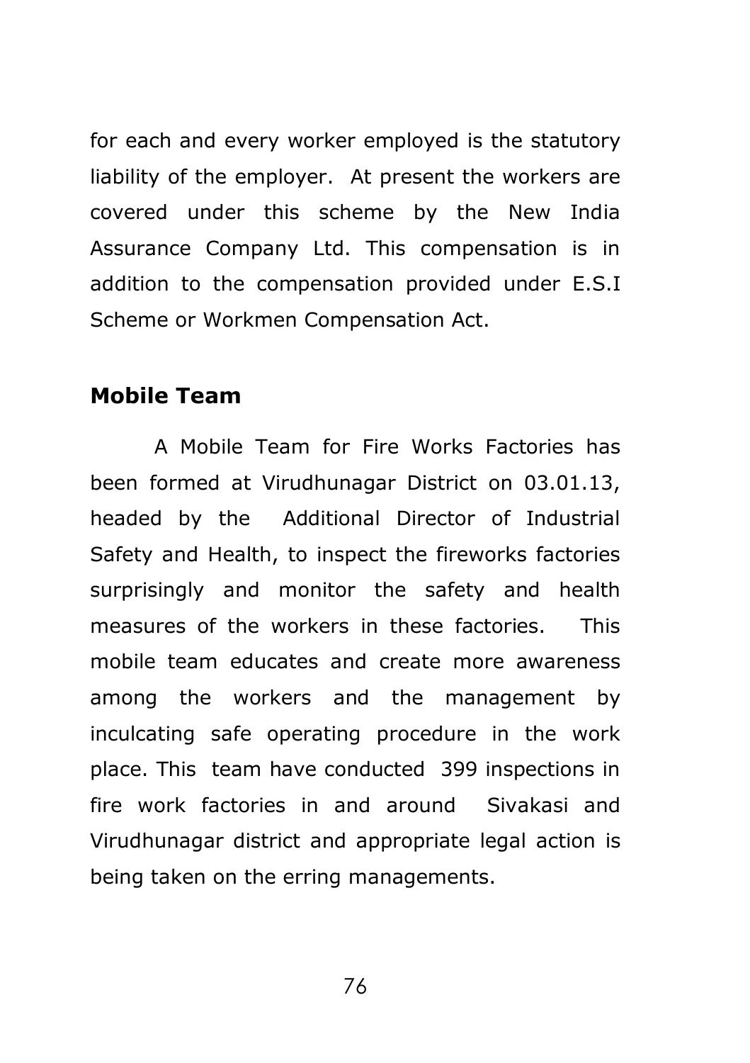for each and every worker employed is the statutory liability of the employer. At present the workers are covered under this scheme by the New India Assurance Company Ltd. This compensation is in addition to the compensation provided under E.S.I Scheme or Workmen Compensation Act.

## Mobile Team

A Mobile Team for Fire Works Factories has been formed at Virudhunagar District on 03.01.13, headed by the Additional Director of Industrial Safety and Health, to inspect the fireworks factories surprisingly and monitor the safety and health measures of the workers in these factories. This mobile team educates and create more awareness among the workers and the management by inculcating safe operating procedure in the work place. This team have conducted 399 inspections in fire work factories in and around Sivakasi and Virudhunagar district and appropriate legal action is being taken on the erring managements.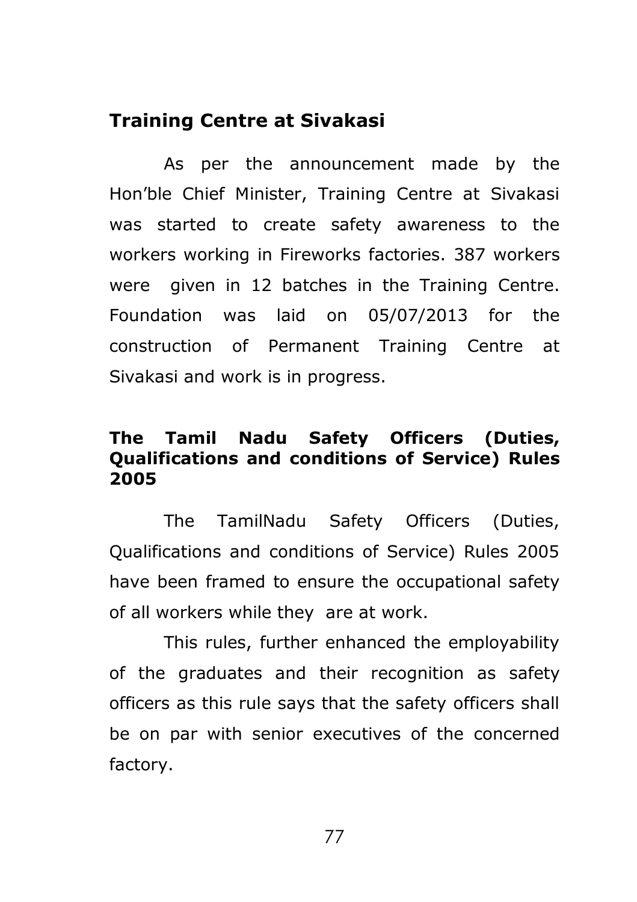## Training Centre at Sivakasi

As per the announcement made by the Hon'ble Chief Minister, Training Centre at Sivakasi was started to create safety awareness to the workers working in Fireworks factories. 387 workers were given in 12 batches in the Training Centre. Foundation was laid on 05/07/2013 for the construction of Permanent Training Centre at Sivakasi and work is in progress.

## The Tamil Nadu Safety Officers (Duties, Qualifications and conditions of Service) Rules 2005

The TamilNadu Safety Officers (Duties, Qualifications and conditions of Service) Rules 2005 have been framed to ensure the occupational safety of all workers while they are at work.

This rules, further enhanced the employability of the graduates and their recognition as safety officers as this rule says that the safety officers shall be on par with senior executives of the concerned factory.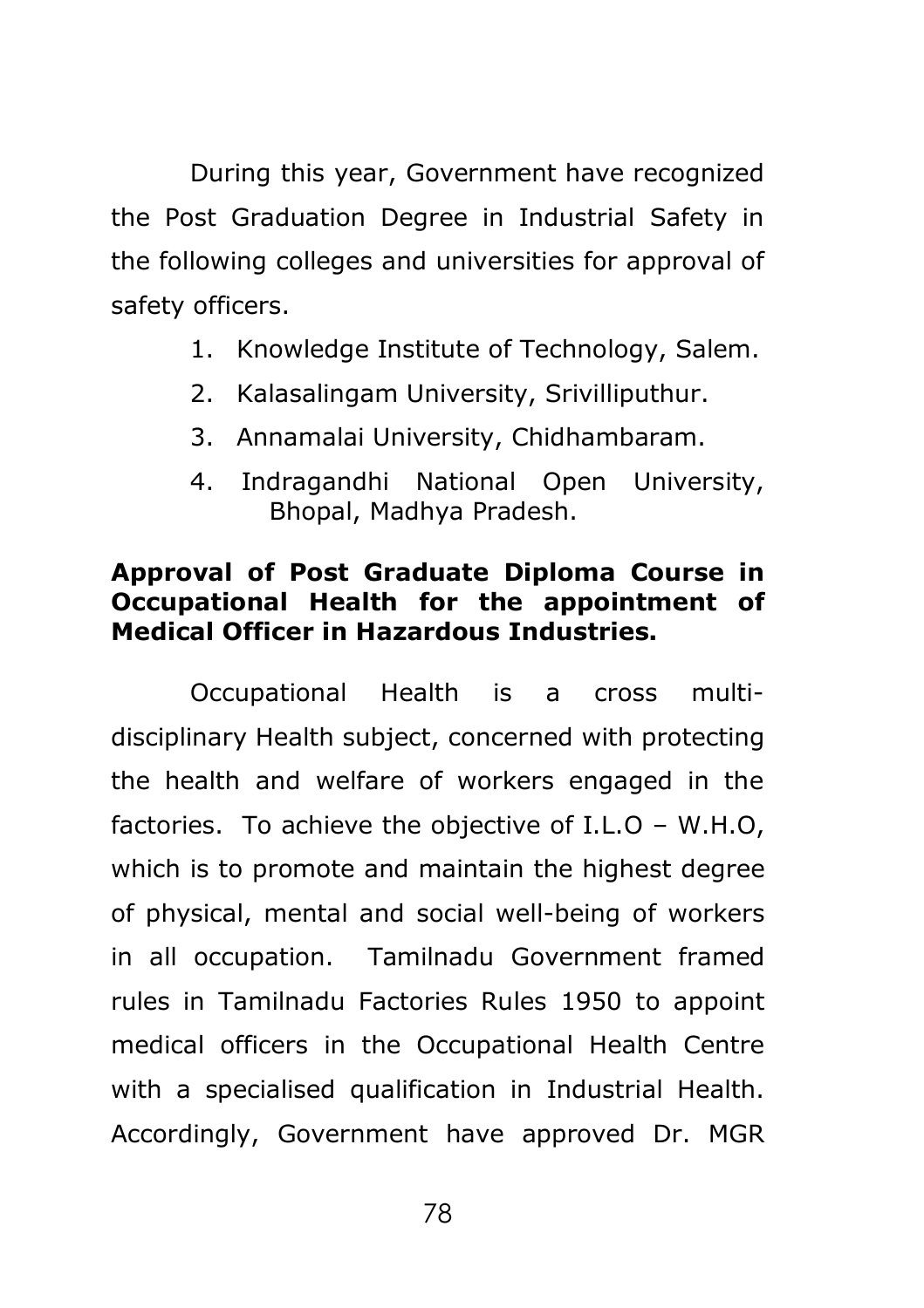During this year, Government have recognized the Post Graduation Degree in Industrial Safety in the following colleges and universities for approval of safety officers.

1. Knowledge Institute of Technology, Salem.
2. Kalasalingam University, Srivilliputhur.
3. Annamalai University, Chidhambaram.
4. Indragandhi National Open University, Bhopal, Madhya Pradesh.

**Approval of Post Graduate Diploma Course in Occupational Health for the appointment of Medical Officer in Hazardous Industries.**

Occupational Health is a cross multi-disciplinary Health subject, concerned with protecting the health and welfare of workers engaged in the factories. To achieve the objective of I.L.O – W.H.O, which is to promote and maintain the highest degree of physical, mental and social well-being of workers in all occupation. Tamilnadu Government framed rules in Tamilnadu Factories Rules 1950 to appoint medical officers in the Occupational Health Centre with a specialised qualification in Industrial Health. Accordingly, Government have approved Dr. MGR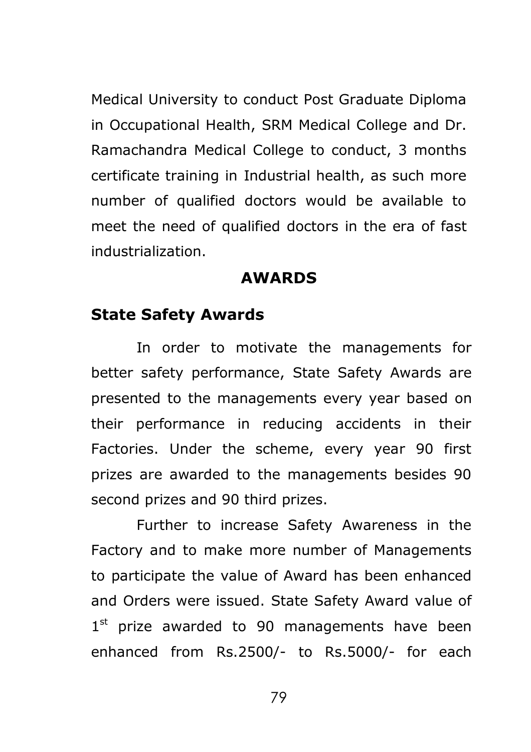Medical University to conduct Post Graduate Diploma in Occupational Health, SRM Medical College and Dr. Ramachandra Medical College to conduct, 3 months certificate training in Industrial health, as such more number of qualified doctors would be available to meet the need of qualified doctors in the era of fast industrialization.

## AWARDS

### State Safety Awards

In order to motivate the managements for better safety performance, State Safety Awards are presented to the managements every year based on their performance in reducing accidents in their Factories. Under the scheme, every year 90 first prizes are awarded to the managements besides 90 second prizes and 90 third prizes.

Further to increase Safety Awareness in the Factory and to make more number of Managements to participate the value of Award has been enhanced and Orders were issued. State Safety Award value of 1st prize awarded to 90 managements have been enhanced from Rs.2500/- to Rs.5000/- for each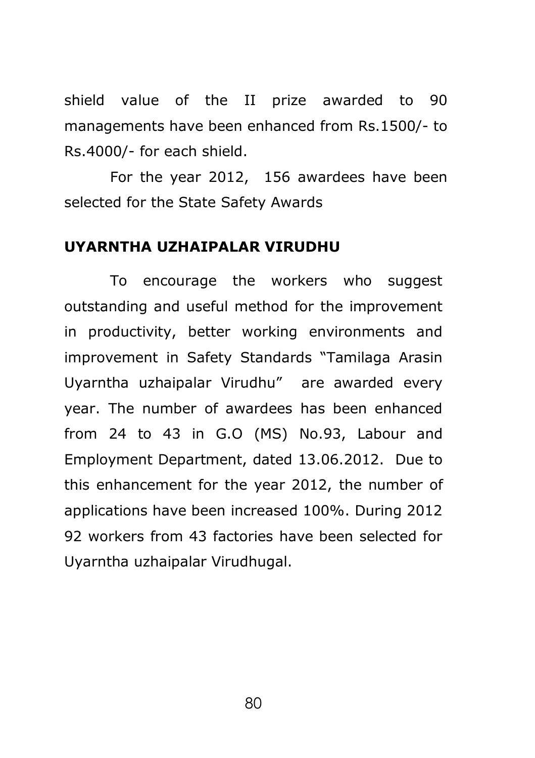shield value of the II prize awarded to 90 managements have been enhanced from Rs.1500/- to Rs.4000/- for each shield.

For the year 2012, 156 awardees have been selected for the State Safety Awards

**UYARNTHA UZHAIPALAR VIRUDHU**

To encourage the workers who suggest outstanding and useful method for the improvement in productivity, better working environments and improvement in Safety Standards "Tamilaga Arasin Uyarntha uzhaipalar Virudhu" are awarded every year. The number of awardees has been enhanced from 24 to 43 in G.O (MS) No.93, Labour and Employment Department, dated 13.06.2012. Due to this enhancement for the year 2012, the number of applications have been increased 100%. During 2012 92 workers from 43 factories have been selected for Uyarntha uzhaipalar Virudhugal.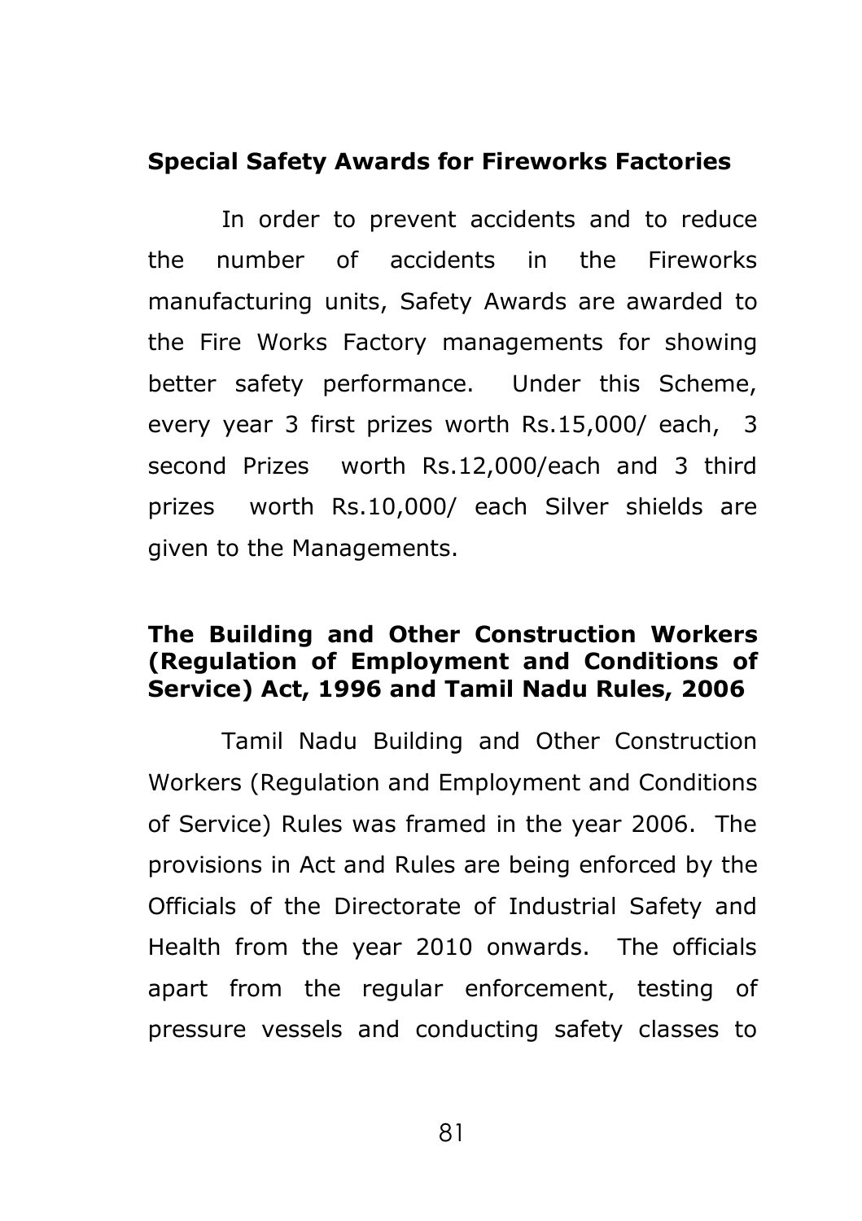## Special Safety Awards for Fireworks Factories

In order to prevent accidents and to reduce the number of accidents in the Fireworks manufacturing units, Safety Awards are awarded to the Fire Works Factory managements for showing better safety performance. Under this Scheme, every year 3 first prizes worth Rs.15,000/ each, 3 second Prizes worth Rs.12,000/each and 3 third prizes worth Rs.10,000/ each Silver shields are given to the Managements.

## The Building and Other Construction Workers (Regulation of Employment and Conditions of Service) Act, 1996 and Tamil Nadu Rules, 2006

Tamil Nadu Building and Other Construction Workers (Regulation and Employment and Conditions of Service) Rules was framed in the year 2006. The provisions in Act and Rules are being enforced by the Officials of the Directorate of Industrial Safety and Health from the year 2010 onwards. The officials apart from the regular enforcement, testing of pressure vessels and conducting safety classes to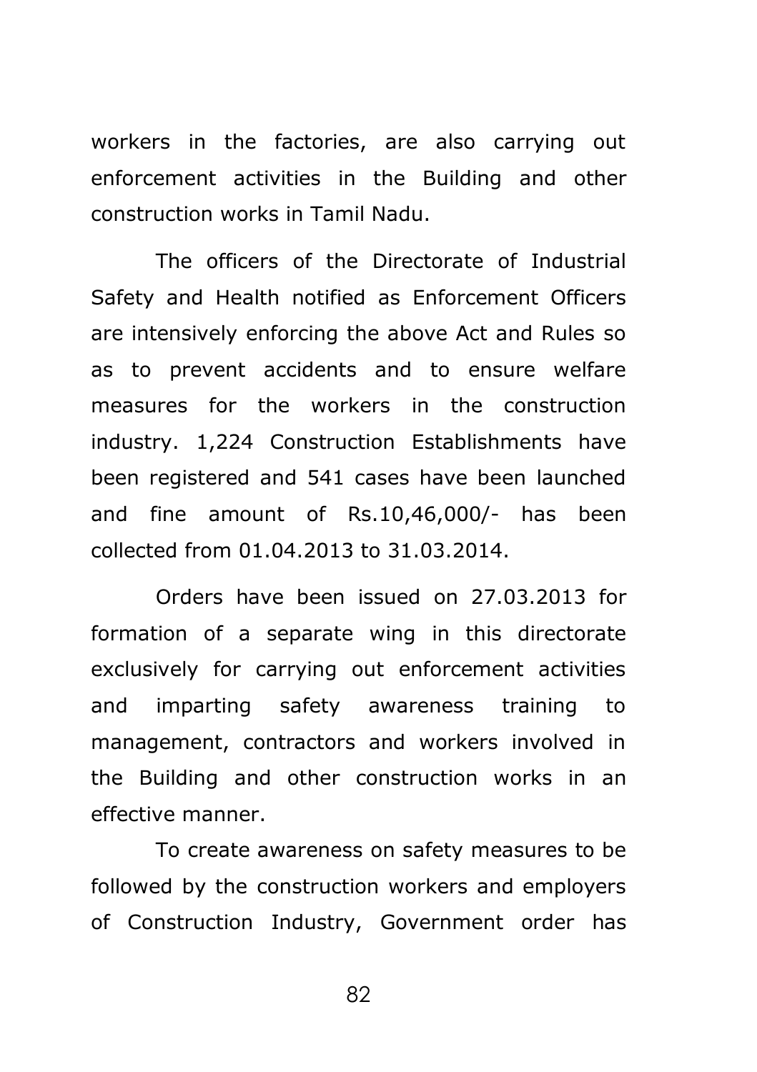workers in the factories, are also carrying out enforcement activities in the Building and other construction works in Tamil Nadu.

The officers of the Directorate of Industrial Safety and Health notified as Enforcement Officers are intensively enforcing the above Act and Rules so as to prevent accidents and to ensure welfare measures for the workers in the construction industry. 1,224 Construction Establishments have been registered and 541 cases have been launched and fine amount of Rs.10,46,000/- has been collected from 01.04.2013 to 31.03.2014.

Orders have been issued on 27.03.2013 for formation of a separate wing in this directorate exclusively for carrying out enforcement activities and imparting safety awareness training to management, contractors and workers involved in the Building and other construction works in an effective manner.

To create awareness on safety measures to be followed by the construction workers and employers of Construction Industry, Government order has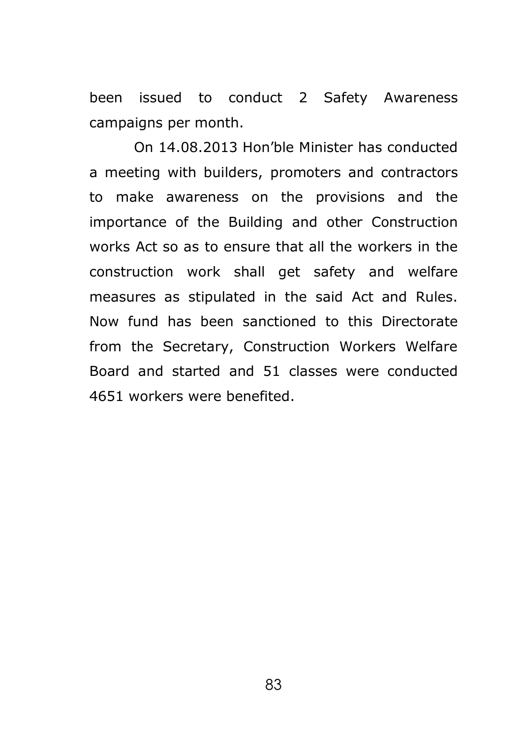been issued to conduct 2 Safety Awareness campaigns per month.

On 14.08.2013 Hon'ble Minister has conducted a meeting with builders, promoters and contractors to make awareness on the provisions and the importance of the Building and other Construction works Act so as to ensure that all the workers in the construction work shall get safety and welfare measures as stipulated in the said Act and Rules. Now fund has been sanctioned to this Directorate from the Secretary, Construction Workers Welfare Board and started and 51 classes were conducted 4651 workers were benefited.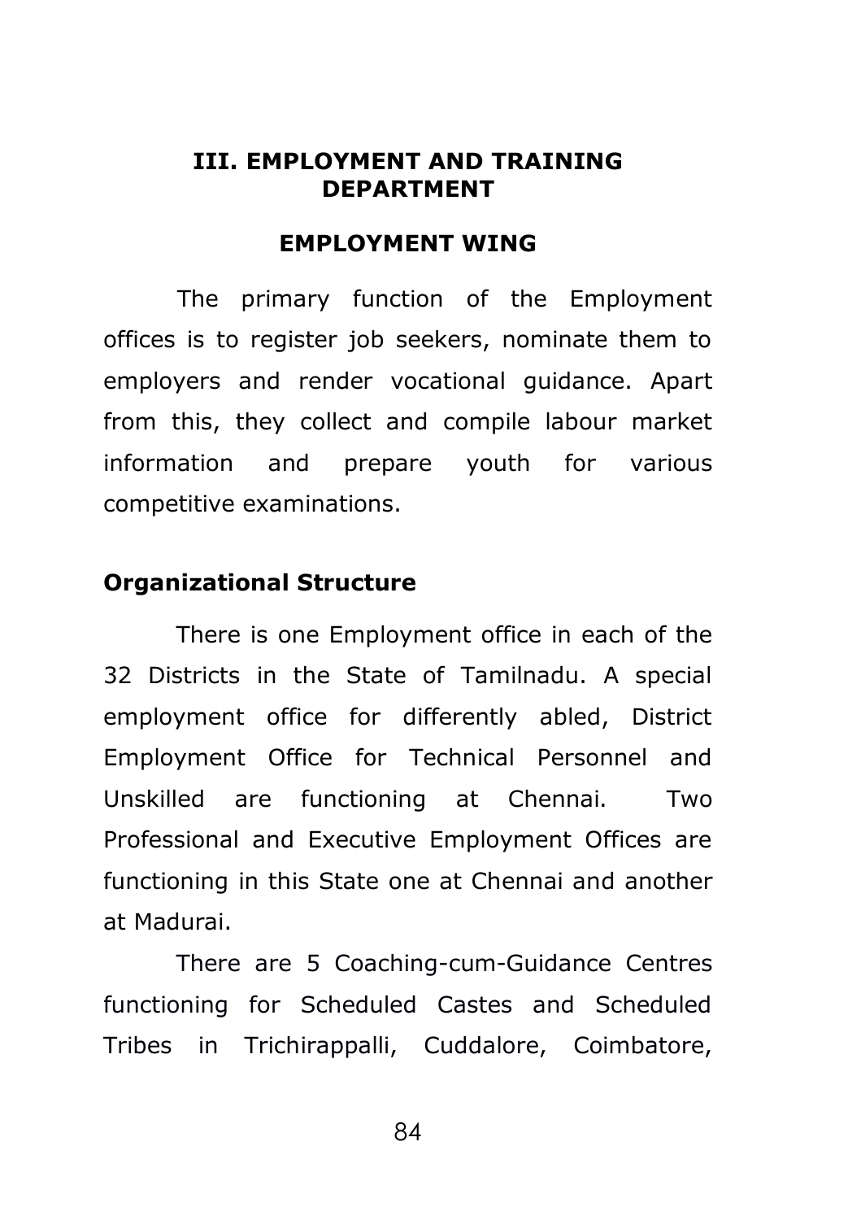## III. EMPLOYMENT AND TRAINING DEPARTMENT

### EMPLOYMENT WING

The primary function of the Employment offices is to register job seekers, nominate them to employers and render vocational guidance. Apart from this, they collect and compile labour market information and prepare youth for various competitive examinations.

### Organizational Structure

There is one Employment office in each of the 32 Districts in the State of Tamilnadu. A special employment office for differently abled, District Employment Office for Technical Personnel and Unskilled are functioning at Chennai. Two Professional and Executive Employment Offices are functioning in this State one at Chennai and another at Madurai.

There are 5 Coaching-cum-Guidance Centres functioning for Scheduled Castes and Scheduled Tribes in Trichirappalli, Cuddalore, Coimbatore,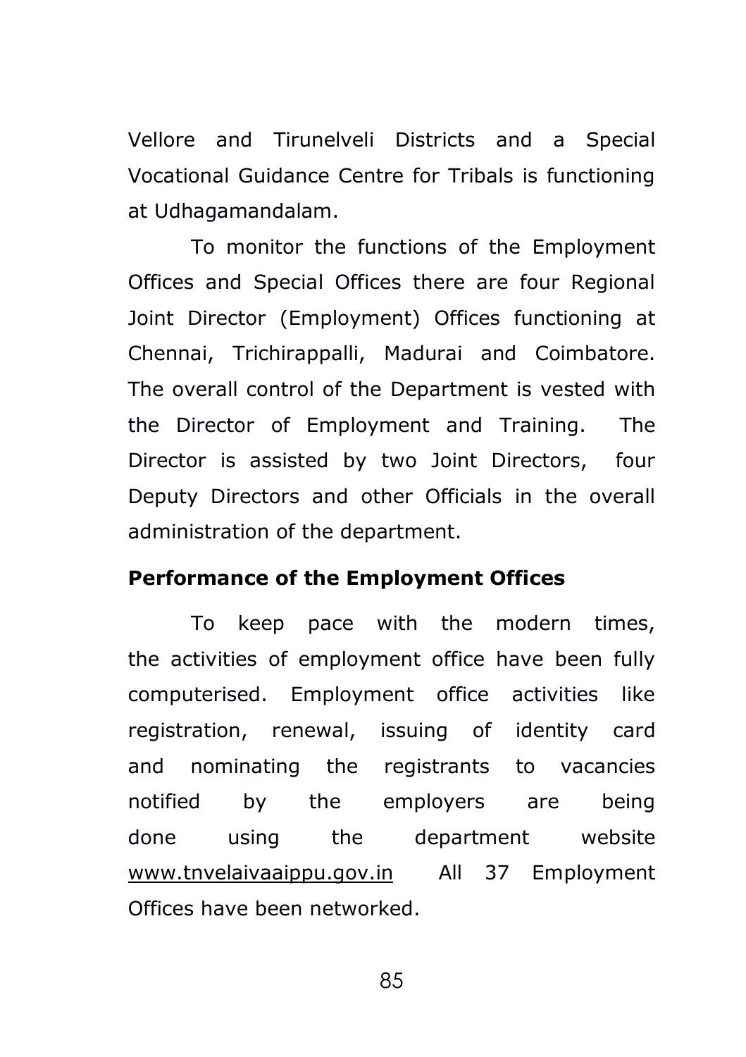Vellore and Tirunelveli Districts and a Special Vocational Guidance Centre for Tribals is functioning at Udhagamandalam.

To monitor the functions of the Employment Offices and Special Offices there are four Regional Joint Director (Employment) Offices functioning at Chennai, Trichirappalli, Madurai and Coimbatore. The overall control of the Department is vested with the Director of Employment and Training. The Director is assisted by two Joint Directors, four Deputy Directors and other Officials in the overall administration of the department.

**Performance of the Employment Offices**

To keep pace with the modern times, the activities of employment office have been fully computerised. Employment office activities like registration, renewal, issuing of identity card and nominating the registrants to vacancies notified by the employers are being done using the department website www.tnvelaivaaippu.gov.in All 37 Employment Offices have been networked.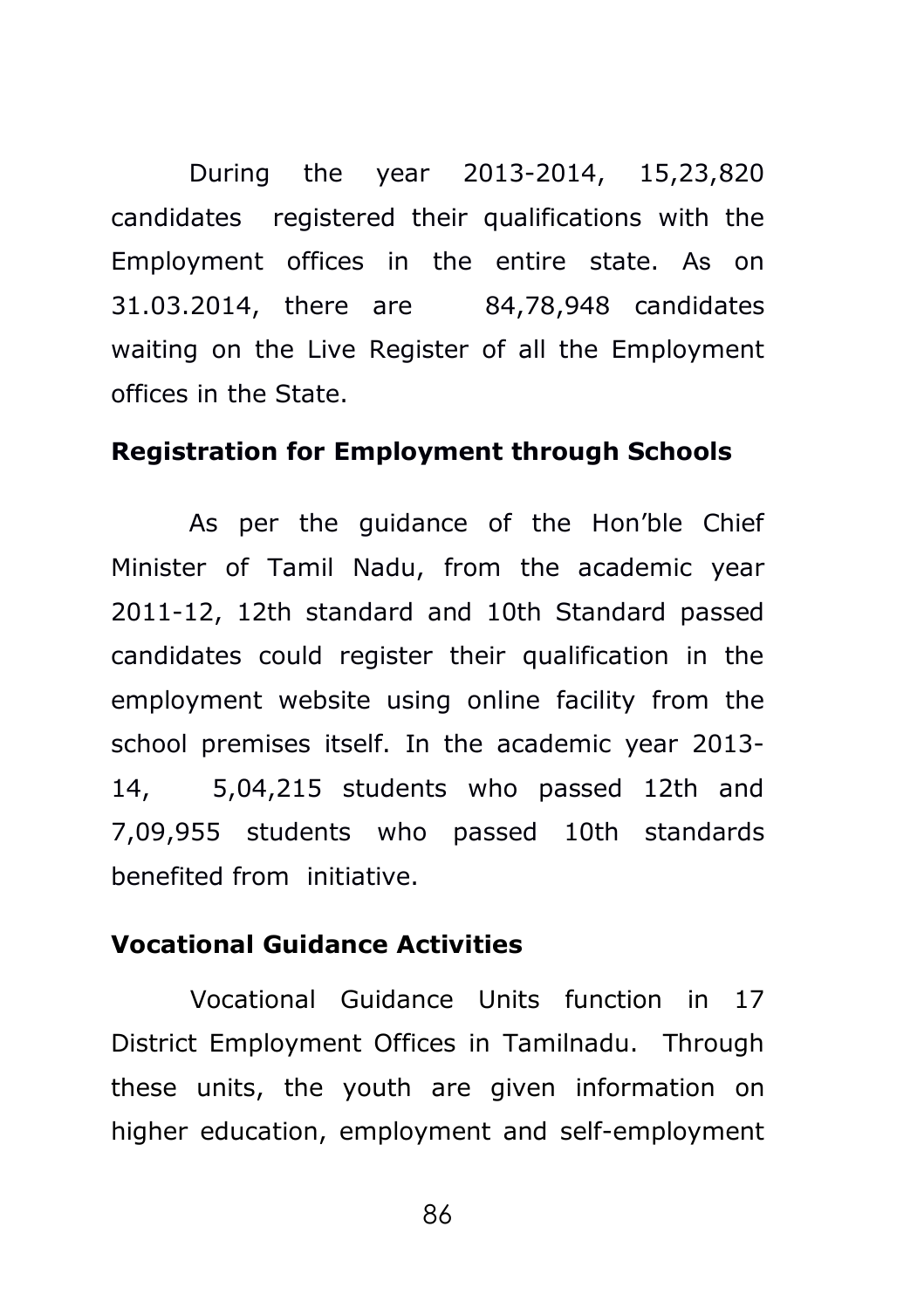During the year 2013-2014, 15,23,820 candidates registered their qualifications with the Employment offices in the entire state. As on 31.03.2014, there are 84,78,948 candidates waiting on the Live Register of all the Employment offices in the State.

**Registration for Employment through Schools**

As per the guidance of the Hon'ble Chief Minister of Tamil Nadu, from the academic year 2011-12, 12th standard and 10th Standard passed candidates could register their qualification in the employment website using online facility from the school premises itself. In the academic year 2013-14, 5,04,215 students who passed 12th and 7,09,955 students who passed 10th standards benefited from initiative.

**Vocational Guidance Activities**

Vocational Guidance Units function in 17 District Employment Offices in Tamilnadu. Through these units, the youth are given information on higher education, employment and self-employment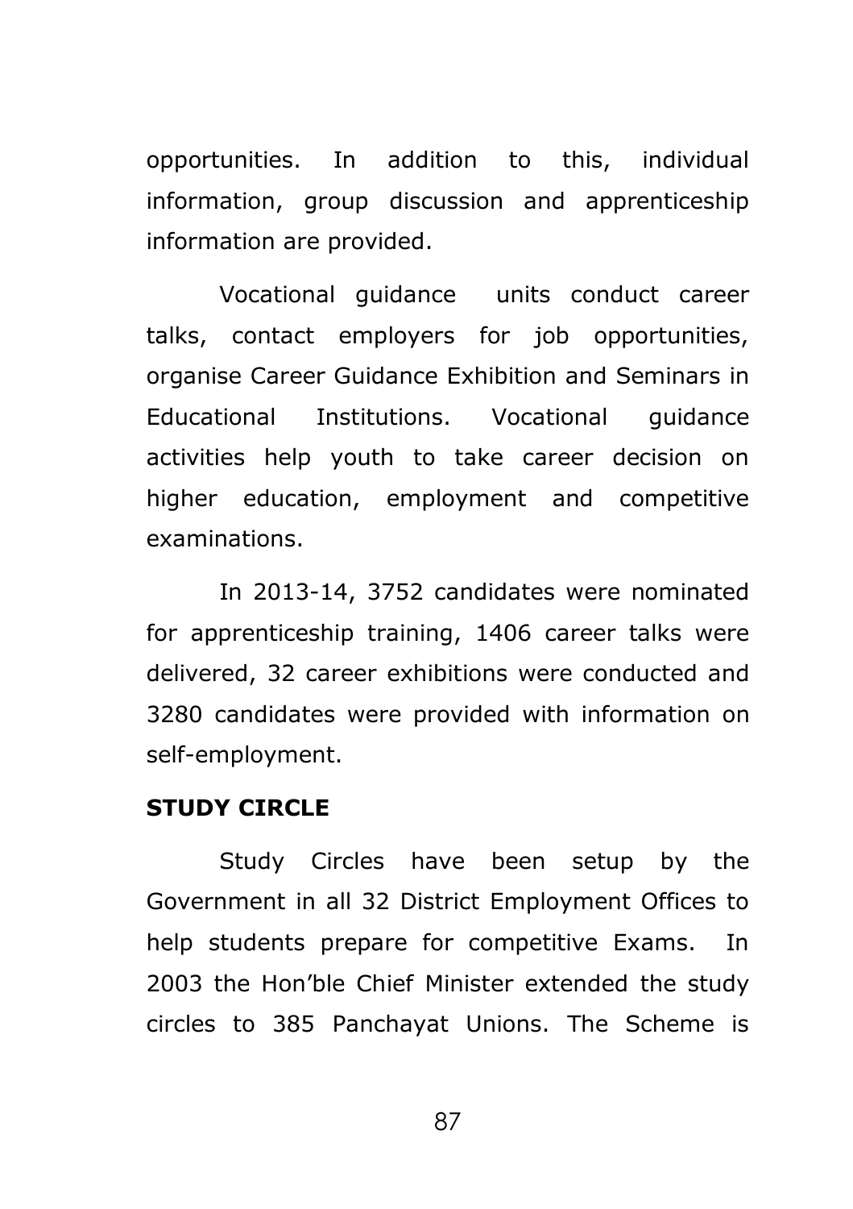opportunities. In addition to this, individual information, group discussion and apprenticeship information are provided.

Vocational guidance units conduct career talks, contact employers for job opportunities, organise Career Guidance Exhibition and Seminars in Educational Institutions. Vocational guidance activities help youth to take career decision on higher education, employment and competitive examinations.

In 2013-14, 3752 candidates were nominated for apprenticeship training, 1406 career talks were delivered, 32 career exhibitions were conducted and 3280 candidates were provided with information on self-employment.

**STUDY CIRCLE**

Study Circles have been setup by the Government in all 32 District Employment Offices to help students prepare for competitive Exams. In 2003 the Hon'ble Chief Minister extended the study circles to 385 Panchayat Unions. The Scheme is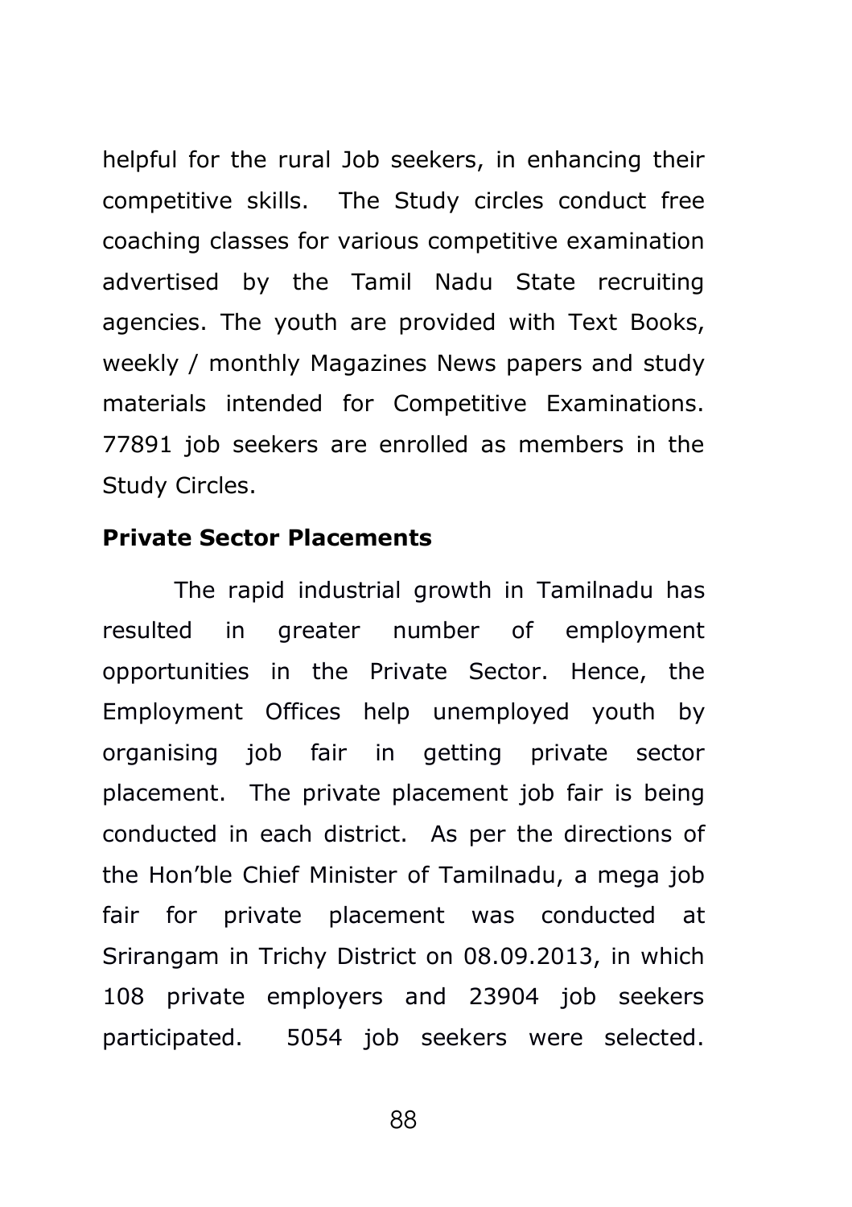helpful for the rural Job seekers, in enhancing their competitive skills. The Study circles conduct free coaching classes for various competitive examination advertised by the Tamil Nadu State recruiting agencies. The youth are provided with Text Books, weekly / monthly Magazines News papers and study materials intended for Competitive Examinations. 77891 job seekers are enrolled as members in the Study Circles.

**Private Sector Placements**

The rapid industrial growth in Tamilnadu has resulted in greater number of employment opportunities in the Private Sector. Hence, the Employment Offices help unemployed youth by organising job fair in getting private sector placement. The private placement job fair is being conducted in each district. As per the directions of the Hon'ble Chief Minister of Tamilnadu, a mega job fair for private placement was conducted at Srirangam in Trichy District on 08.09.2013, in which 108 private employers and 23904 job seekers participated. 5054 job seekers were selected.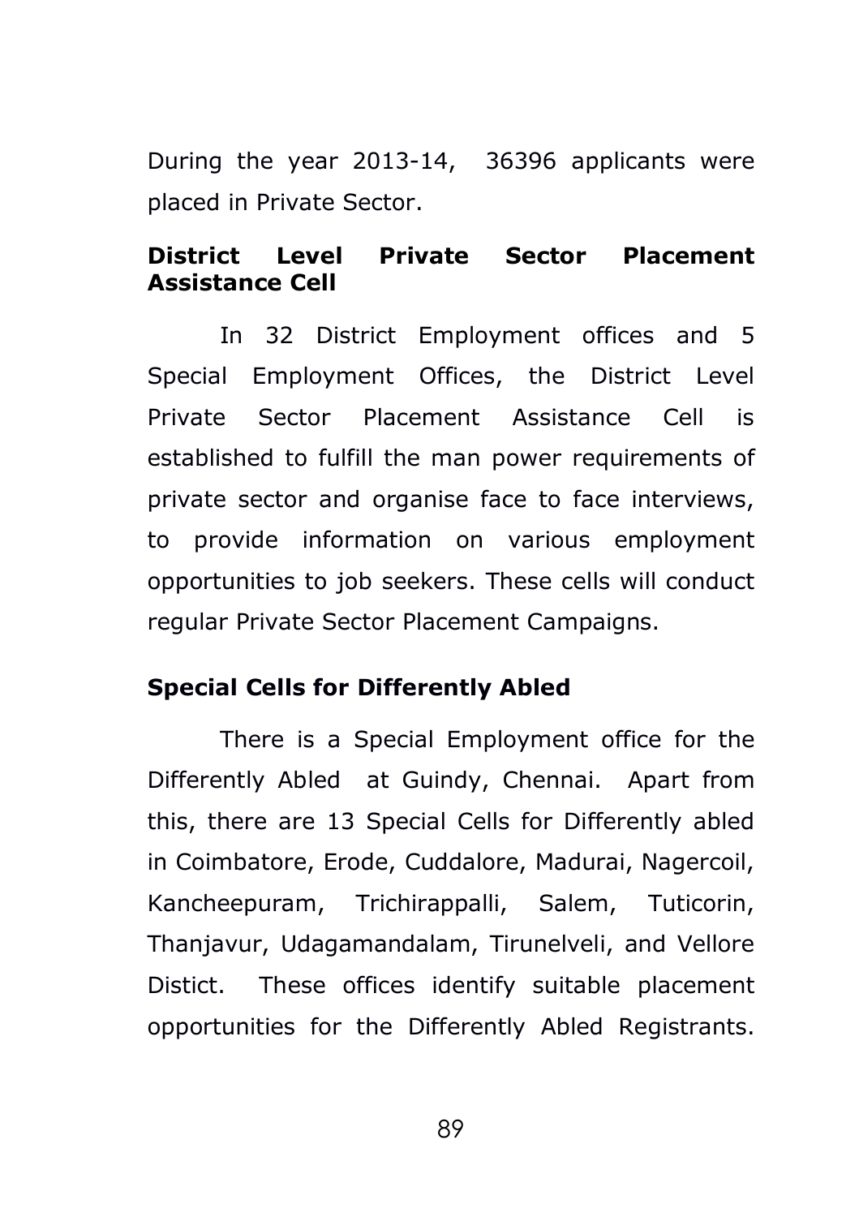During the year 2013-14, 36396 applicants were placed in Private Sector.

**District Level Private Sector Placement Assistance Cell**

In 32 District Employment offices and 5 Special Employment Offices, the District Level Private Sector Placement Assistance Cell is established to fulfill the man power requirements of private sector and organise face to face interviews, to provide information on various employment opportunities to job seekers. These cells will conduct regular Private Sector Placement Campaigns.

**Special Cells for Differently Abled**

There is a Special Employment office for the Differently Abled at Guindy, Chennai. Apart from this, there are 13 Special Cells for Differently abled in Coimbatore, Erode, Cuddalore, Madurai, Nagercoil, Kancheepuram, Trichirappalli, Salem, Tuticorin, Thanjavur, Udagamandalam, Tirunelveli, and Vellore Distict. These offices identify suitable placement opportunities for the Differently Abled Registrants.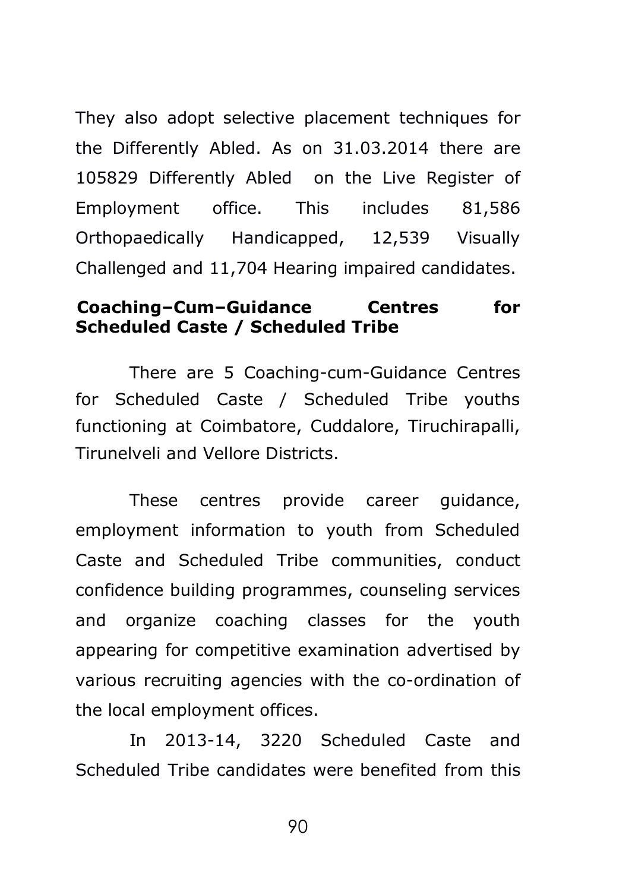They also adopt selective placement techniques for the Differently Abled. As on 31.03.2014 there are 105829 Differently Abled on the Live Register of Employment office. This includes 81,586 Orthopaedically Handicapped, 12,539 Visually Challenged and 11,704 Hearing impaired candidates.

**Coaching–Cum–Guidance Centres for Scheduled Caste / Scheduled Tribe**

There are 5 Coaching-cum-Guidance Centres for Scheduled Caste / Scheduled Tribe youths functioning at Coimbatore, Cuddalore, Tiruchirapalli, Tirunelveli and Vellore Districts.

These centres provide career guidance, employment information to youth from Scheduled Caste and Scheduled Tribe communities, conduct confidence building programmes, counseling services and organize coaching classes for the youth appearing for competitive examination advertised by various recruiting agencies with the co-ordination of the local employment offices.

In 2013-14, 3220 Scheduled Caste and Scheduled Tribe candidates were benefited from this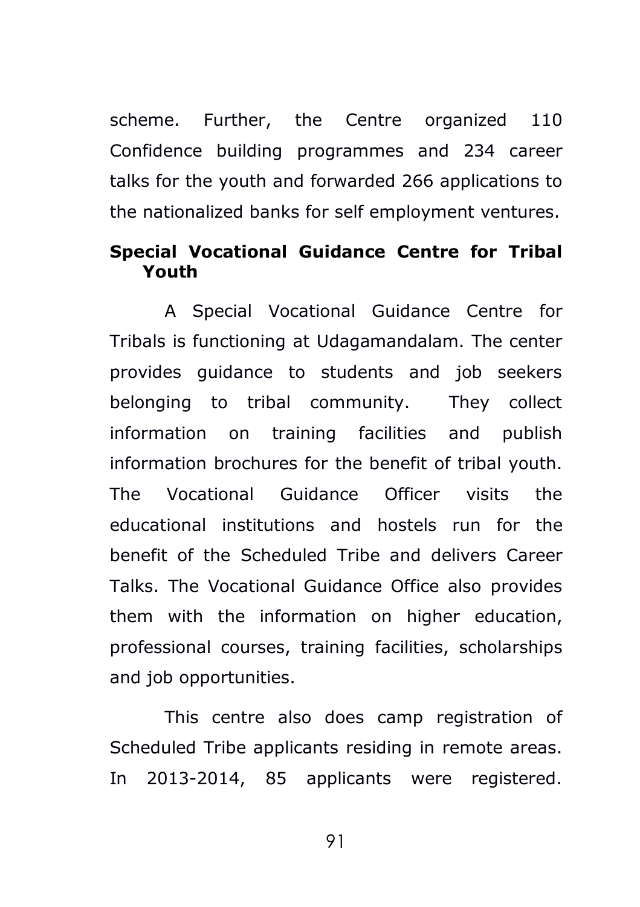scheme. Further, the Centre organized 110 Confidence building programmes and 234 career talks for the youth and forwarded 266 applications to the nationalized banks for self employment ventures.

**Special Vocational Guidance Centre for Tribal Youth**

A Special Vocational Guidance Centre for Tribals is functioning at Udagamandalam. The center provides guidance to students and job seekers belonging to tribal community. They collect information on training facilities and publish information brochures for the benefit of tribal youth. The Vocational Guidance Officer visits the educational institutions and hostels run for the benefit of the Scheduled Tribe and delivers Career Talks. The Vocational Guidance Office also provides them with the information on higher education, professional courses, training facilities, scholarships and job opportunities.

This centre also does camp registration of Scheduled Tribe applicants residing in remote areas. In 2013-2014, 85 applicants were registered.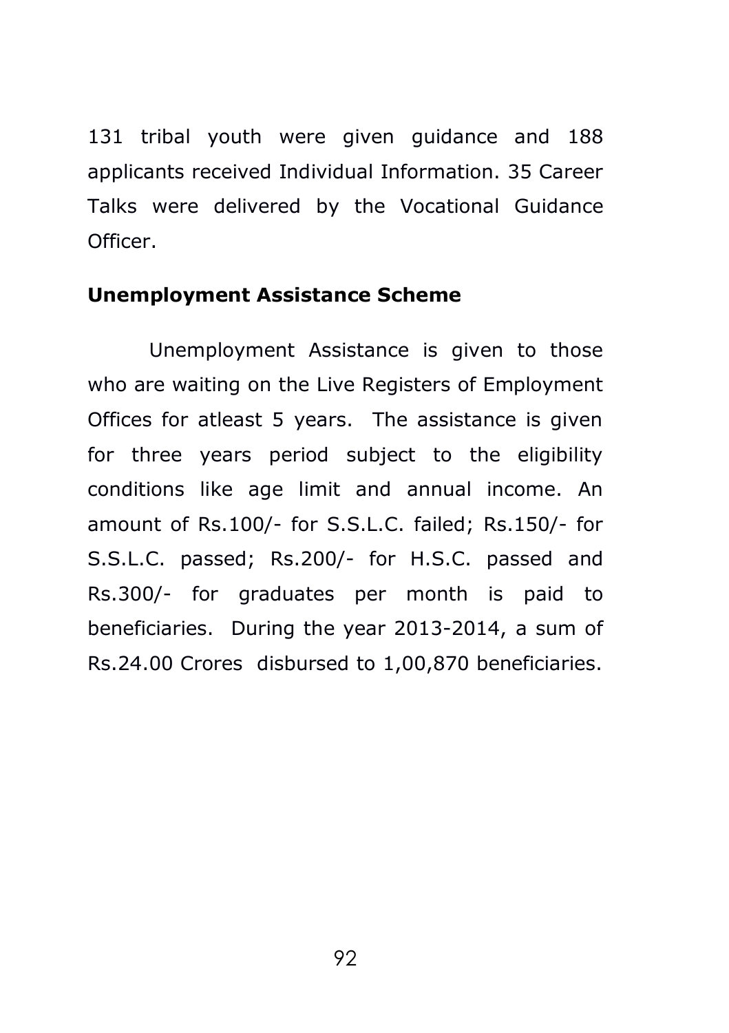131 tribal youth were given guidance and 188 applicants received Individual Information. 35 Career Talks were delivered by the Vocational Guidance Officer.

**Unemployment Assistance Scheme**

Unemployment Assistance is given to those who are waiting on the Live Registers of Employment Offices for atleast 5 years. The assistance is given for three years period subject to the eligibility conditions like age limit and annual income. An amount of Rs.100/- for S.S.L.C. failed; Rs.150/- for S.S.L.C. passed; Rs.200/- for H.S.C. passed and Rs.300/- for graduates per month is paid to beneficiaries. During the year 2013-2014, a sum of Rs.24.00 Crores disbursed to 1,00,870 beneficiaries.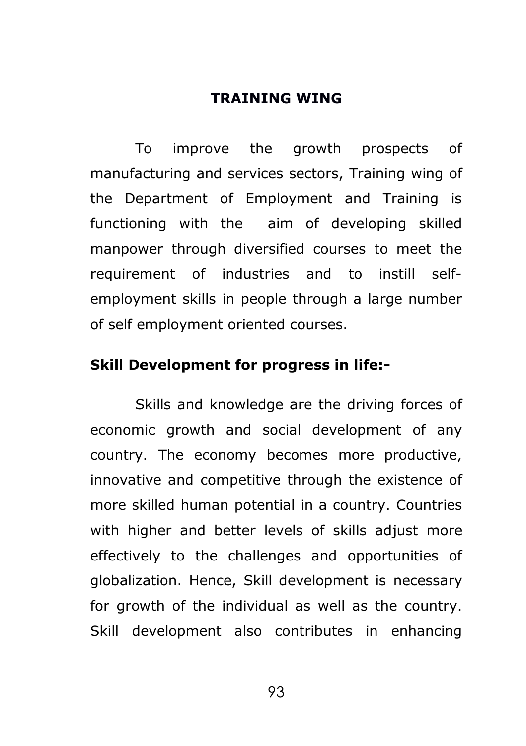## TRAINING WING

To improve the growth prospects of manufacturing and services sectors, Training wing of the Department of Employment and Training is functioning with the aim of developing skilled manpower through diversified courses to meet the requirement of industries and to instill self-employment skills in people through a large number of self employment oriented courses.

**Skill Development for progress in life:-**

Skills and knowledge are the driving forces of economic growth and social development of any country. The economy becomes more productive, innovative and competitive through the existence of more skilled human potential in a country. Countries with higher and better levels of skills adjust more effectively to the challenges and opportunities of globalization. Hence, Skill development is necessary for growth of the individual as well as the country. Skill development also contributes in enhancing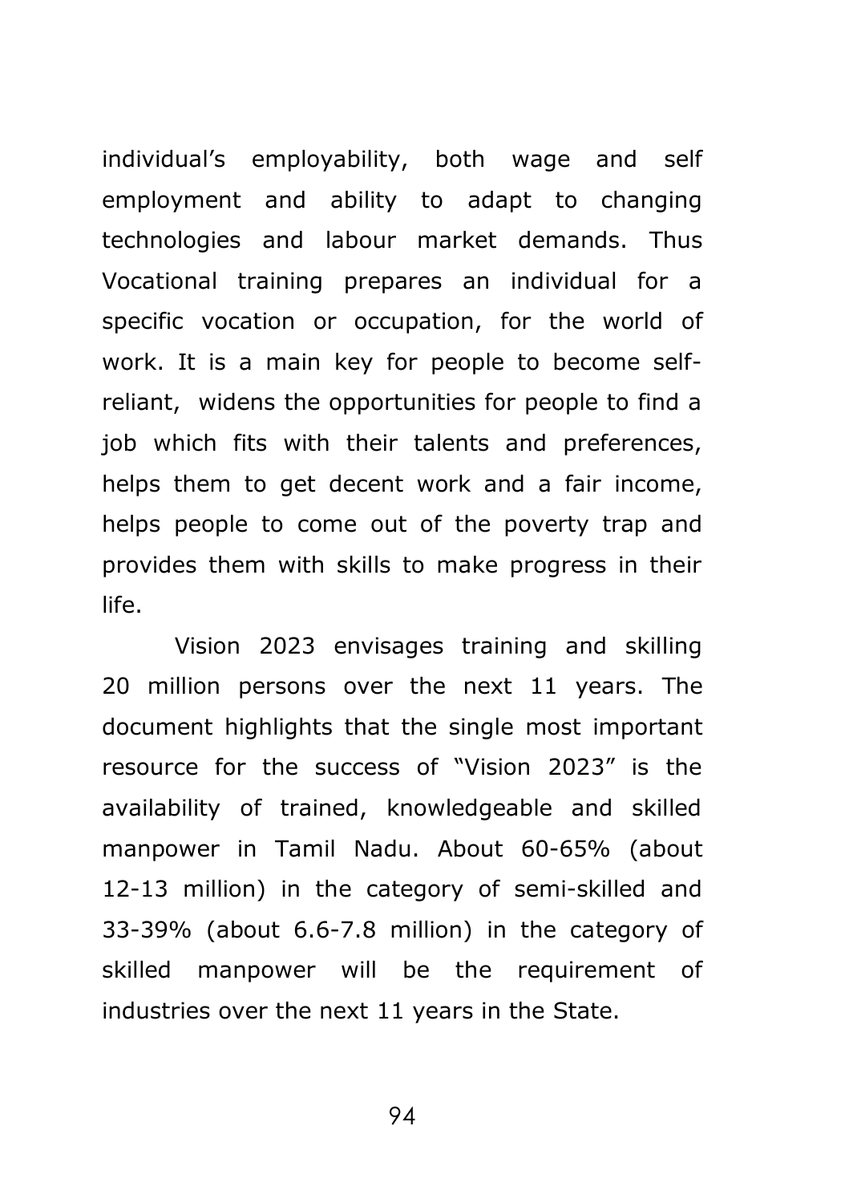individual's employability, both wage and self employment and ability to adapt to changing technologies and labour market demands. Thus Vocational training prepares an individual for a specific vocation or occupation, for the world of work. It is a main key for people to become self-reliant, widens the opportunities for people to find a job which fits with their talents and preferences, helps them to get decent work and a fair income, helps people to come out of the poverty trap and provides them with skills to make progress in their life.

Vision 2023 envisages training and skilling 20 million persons over the next 11 years. The document highlights that the single most important resource for the success of "Vision 2023" is the availability of trained, knowledgeable and skilled manpower in Tamil Nadu. About 60-65% (about 12-13 million) in the category of semi-skilled and 33-39% (about 6.6-7.8 million) in the category of skilled manpower will be the requirement of industries over the next 11 years in the State.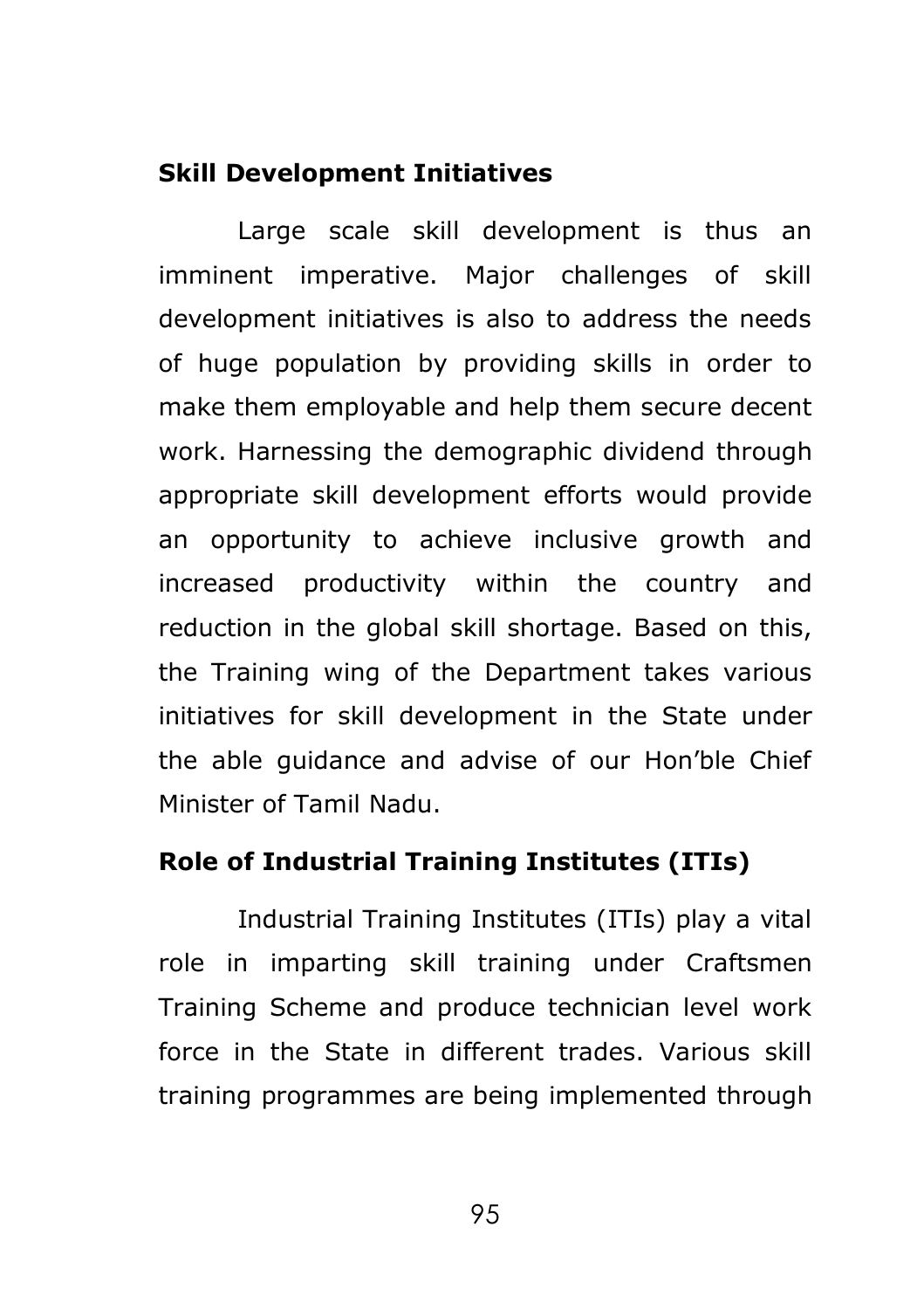**Skill Development Initiatives**

Large scale skill development is thus an imminent imperative. Major challenges of skill development initiatives is also to address the needs of huge population by providing skills in order to make them employable and help them secure decent work. Harnessing the demographic dividend through appropriate skill development efforts would provide an opportunity to achieve inclusive growth and increased productivity within the country and reduction in the global skill shortage. Based on this, the Training wing of the Department takes various initiatives for skill development in the State under the able guidance and advise of our Hon'ble Chief Minister of Tamil Nadu.

**Role of Industrial Training Institutes (ITIs)**

Industrial Training Institutes (ITIs) play a vital role in imparting skill training under Craftsmen Training Scheme and produce technician level work force in the State in different trades. Various skill training programmes are being implemented through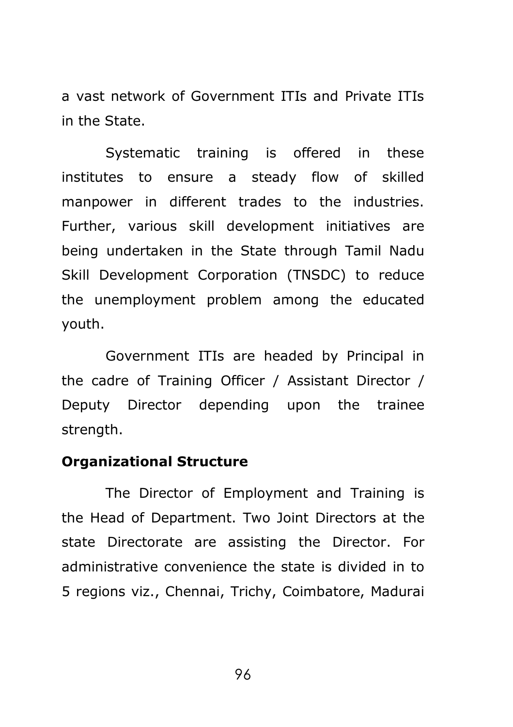a vast network of Government ITIs and Private ITIs in the State.

Systematic training is offered in these institutes to ensure a steady flow of skilled manpower in different trades to the industries. Further, various skill development initiatives are being undertaken in the State through Tamil Nadu Skill Development Corporation (TNSDC) to reduce the unemployment problem among the educated youth.

Government ITIs are headed by Principal in the cadre of Training Officer / Assistant Director / Deputy Director depending upon the trainee strength.

**Organizational Structure**

The Director of Employment and Training is the Head of Department. Two Joint Directors at the state Directorate are assisting the Director. For administrative convenience the state is divided in to 5 regions viz., Chennai, Trichy, Coimbatore, Madurai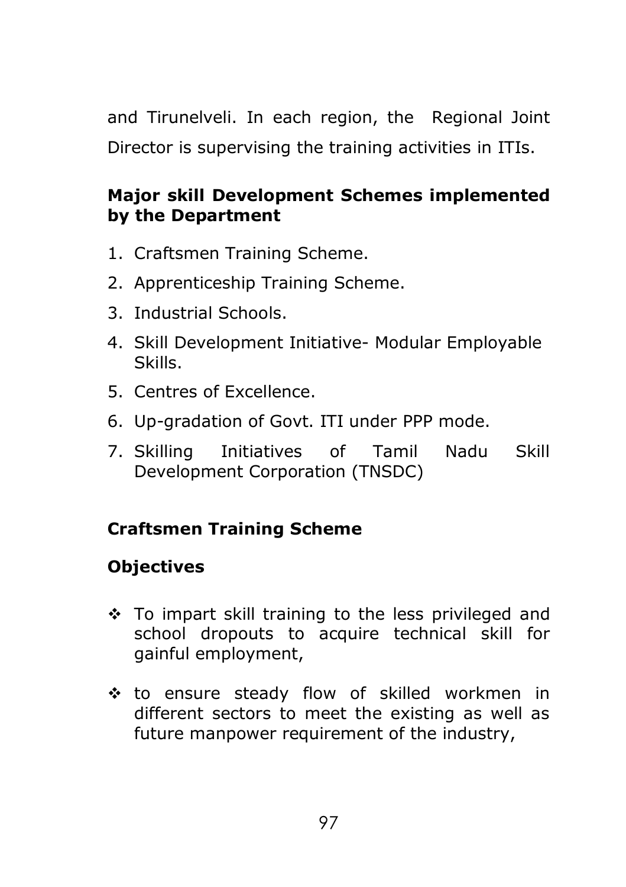and Tirunelveli. In each region, the Regional Joint Director is supervising the training activities in ITIs.

## Major skill Development Schemes implemented by the Department

1. Craftsmen Training Scheme.
2. Apprenticeship Training Scheme.
3. Industrial Schools.
4. Skill Development Initiative- Modular Employable Skills.
5. Centres of Excellence.
6. Up-gradation of Govt. ITI under PPP mode.
7. Skilling Initiatives of Tamil Nadu Skill Development Corporation (TNSDC)

## Craftsmen Training Scheme

### Objectives

- ❖ To impart skill training to the less privileged and school dropouts to acquire technical skill for gainful employment,
- ❖ to ensure steady flow of skilled workmen in different sectors to meet the existing as well as future manpower requirement of the industry,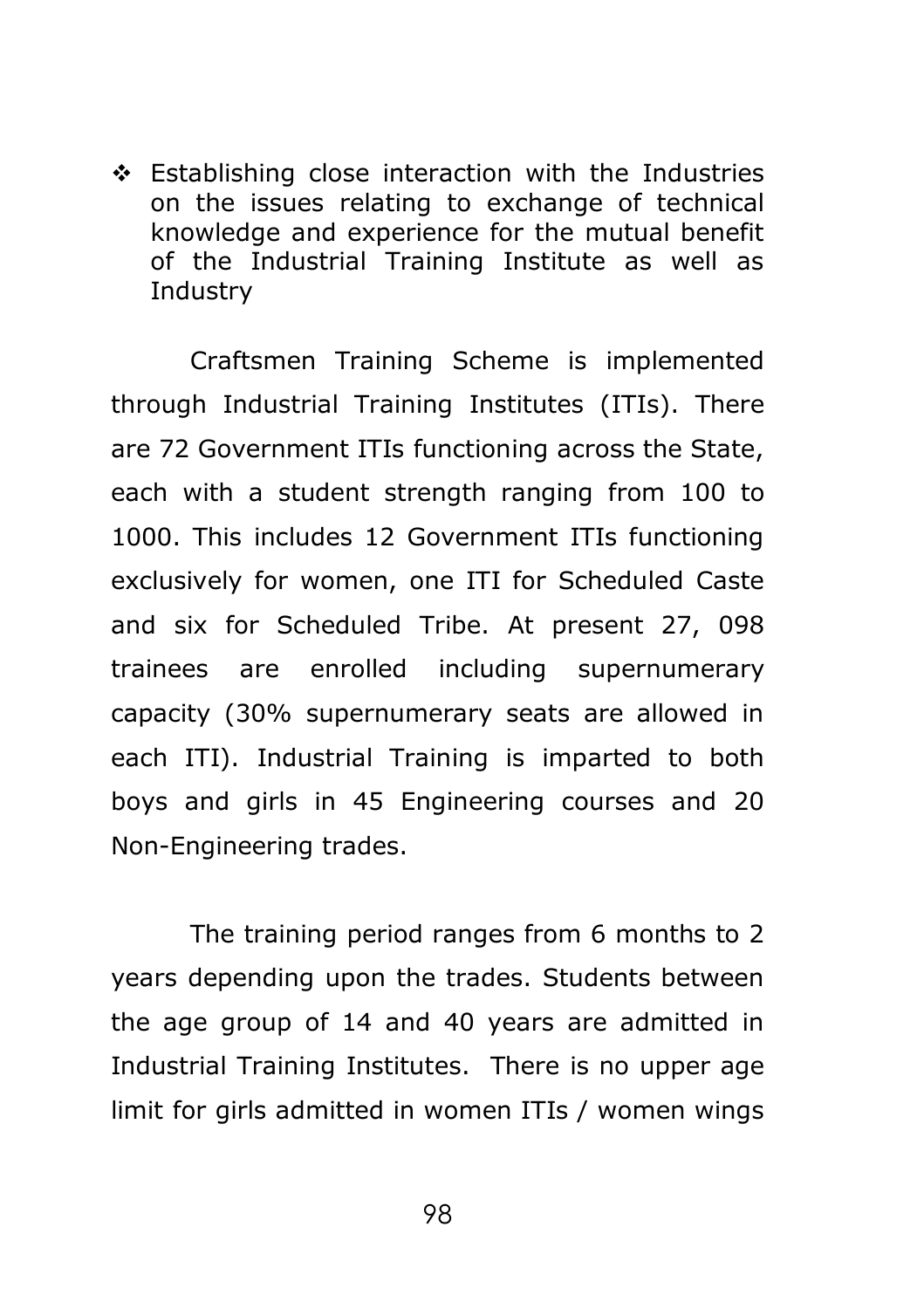- Establishing close interaction with the Industries on the issues relating to exchange of technical knowledge and experience for the mutual benefit of the Industrial Training Institute as well as Industry

Craftsmen Training Scheme is implemented through Industrial Training Institutes (ITIs). There are 72 Government ITIs functioning across the State, each with a student strength ranging from 100 to 1000. This includes 12 Government ITIs functioning exclusively for women, one ITI for Scheduled Caste and six for Scheduled Tribe. At present 27, 098 trainees are enrolled including supernumerary capacity (30% supernumerary seats are allowed in each ITI). Industrial Training is imparted to both boys and girls in 45 Engineering courses and 20 Non-Engineering trades.

The training period ranges from 6 months to 2 years depending upon the trades. Students between the age group of 14 and 40 years are admitted in Industrial Training Institutes. There is no upper age limit for girls admitted in women ITIs / women wings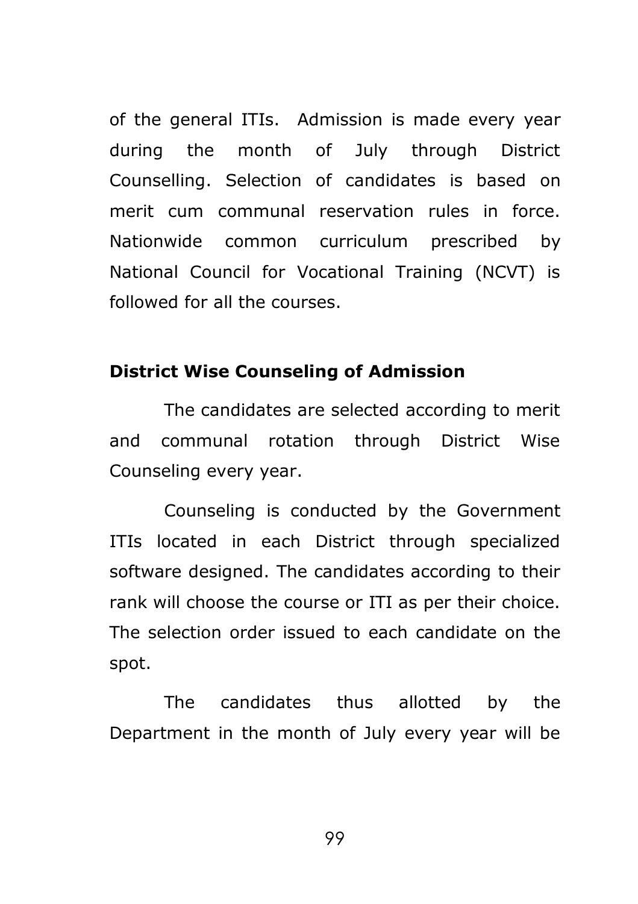of the general ITIs.  Admission is made every year during the month of July through District Counselling. Selection of candidates is based on merit cum communal reservation rules in force. Nationwide common curriculum prescribed by National Council for Vocational Training (NCVT) is followed for all the courses.

**District Wise Counseling of Admission**

The candidates are selected according to merit and communal rotation through District Wise Counseling every year.

Counseling is conducted by the Government ITIs located in each District through specialized software designed. The candidates according to their rank will choose the course or ITI as per their choice. The selection order issued to each candidate on the spot.

The candidates thus allotted by the Department in the month of July every year will be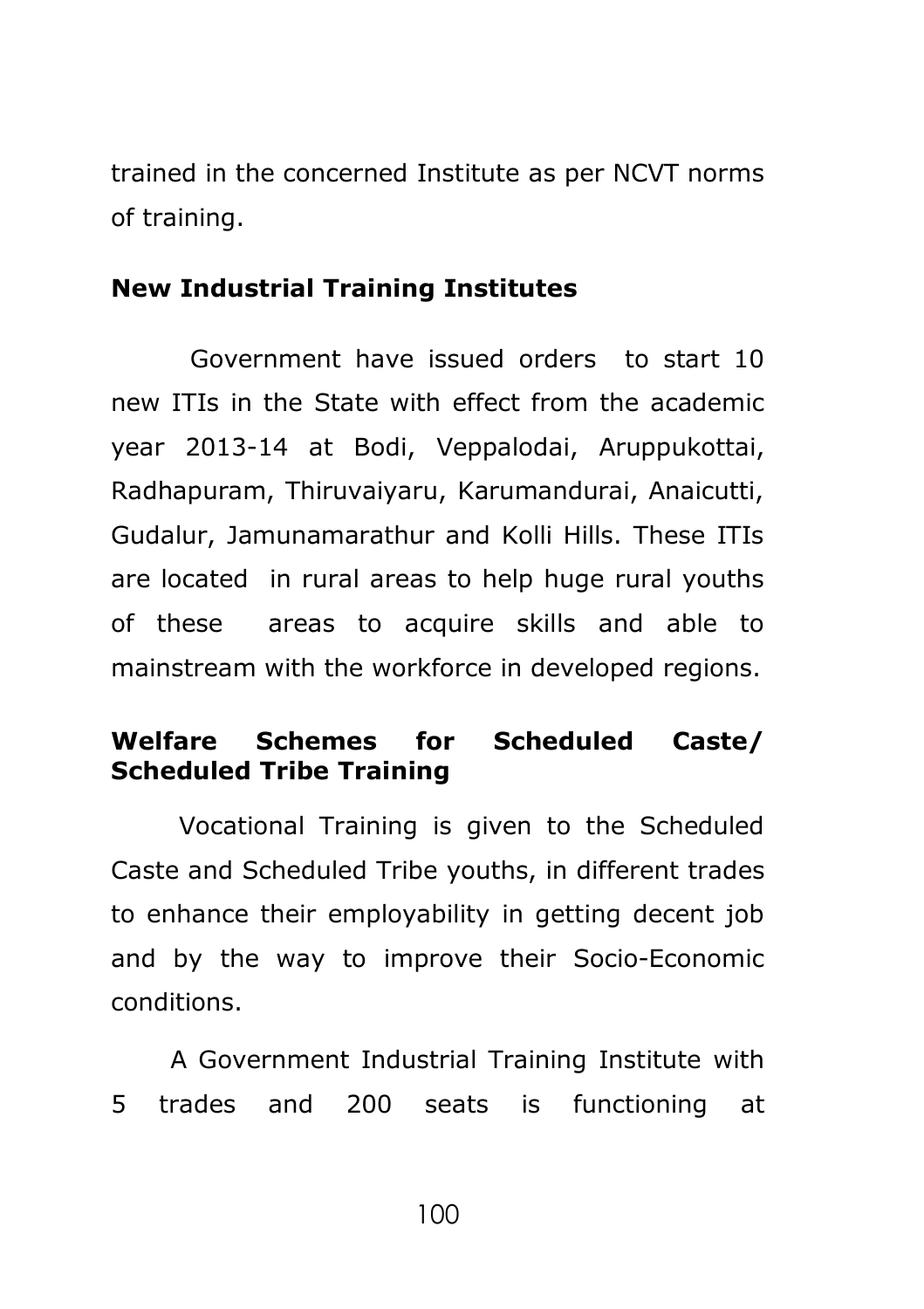trained in the concerned Institute as per NCVT norms of training.

**New Industrial Training Institutes**

Government have issued orders to start 10 new ITIs in the State with effect from the academic year 2013-14 at Bodi, Veppalodai, Aruppukottai, Radhapuram, Thiruvaiyaru, Karumandurai, Anaicutti, Gudalur, Jamunamarathur and Kolli Hills. These ITIs are located in rural areas to help huge rural youths of these areas to acquire skills and able to mainstream with the workforce in developed regions.

**Welfare Schemes for Scheduled Caste/ Scheduled Tribe Training**

Vocational Training is given to the Scheduled Caste and Scheduled Tribe youths, in different trades to enhance their employability in getting decent job and by the way to improve their Socio-Economic conditions.

A Government Industrial Training Institute with 5 trades and 200 seats is functioning at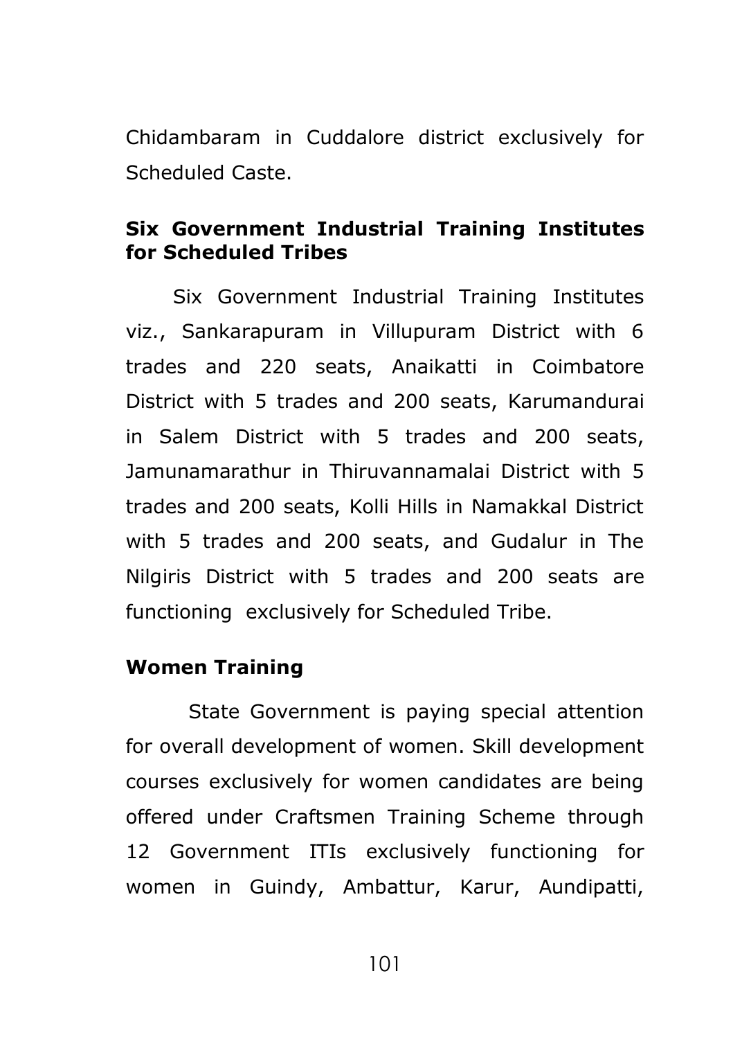Chidambaram in Cuddalore district exclusively for Scheduled Caste.

**Six Government Industrial Training Institutes for Scheduled Tribes**

Six Government Industrial Training Institutes viz., Sankarapuram in Villupuram District with 6 trades and 220 seats, Anaikatti in Coimbatore District with 5 trades and 200 seats, Karumandurai in Salem District with 5 trades and 200 seats, Jamunamarathur in Thiruvannamalai District with 5 trades and 200 seats, Kolli Hills in Namakkal District with 5 trades and 200 seats, and Gudalur in The Nilgiris District with 5 trades and 200 seats are functioning exclusively for Scheduled Tribe.

**Women Training**

State Government is paying special attention for overall development of women. Skill development courses exclusively for women candidates are being offered under Craftsmen Training Scheme through 12 Government ITIs exclusively functioning for women in Guindy, Ambattur, Karur, Aundipatti,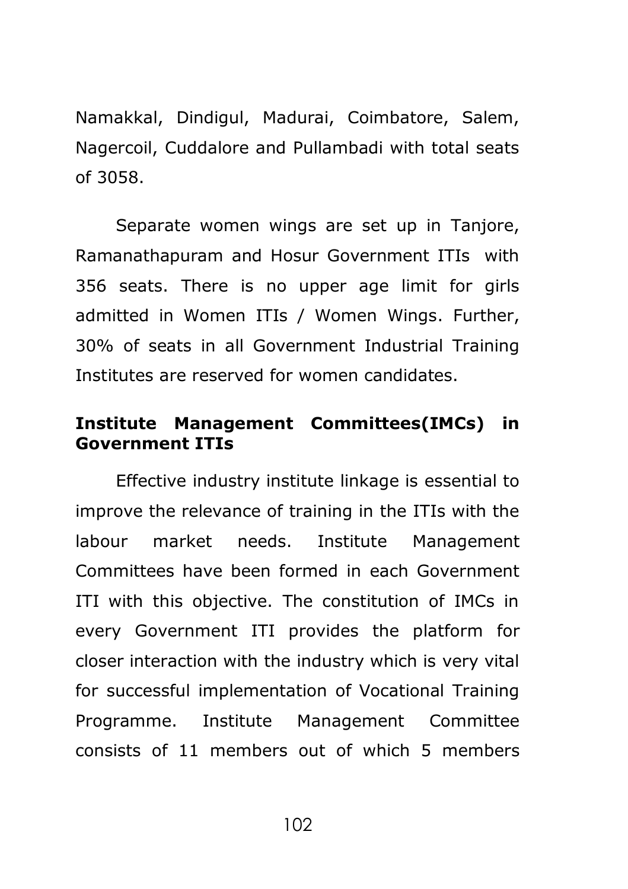Namakkal, Dindigul, Madurai, Coimbatore, Salem, Nagercoil, Cuddalore and Pullambadi with total seats of 3058.

Separate women wings are set up in Tanjore, Ramanathapuram and Hosur Government ITIs with 356 seats. There is no upper age limit for girls admitted in Women ITIs / Women Wings. Further, 30% of seats in all Government Industrial Training Institutes are reserved for women candidates.

**Institute Management Committees(IMCs) in Government ITIs**

Effective industry institute linkage is essential to improve the relevance of training in the ITIs with the labour market needs. Institute Management Committees have been formed in each Government ITI with this objective. The constitution of IMCs in every Government ITI provides the platform for closer interaction with the industry which is very vital for successful implementation of Vocational Training Programme. Institute Management Committee consists of 11 members out of which 5 members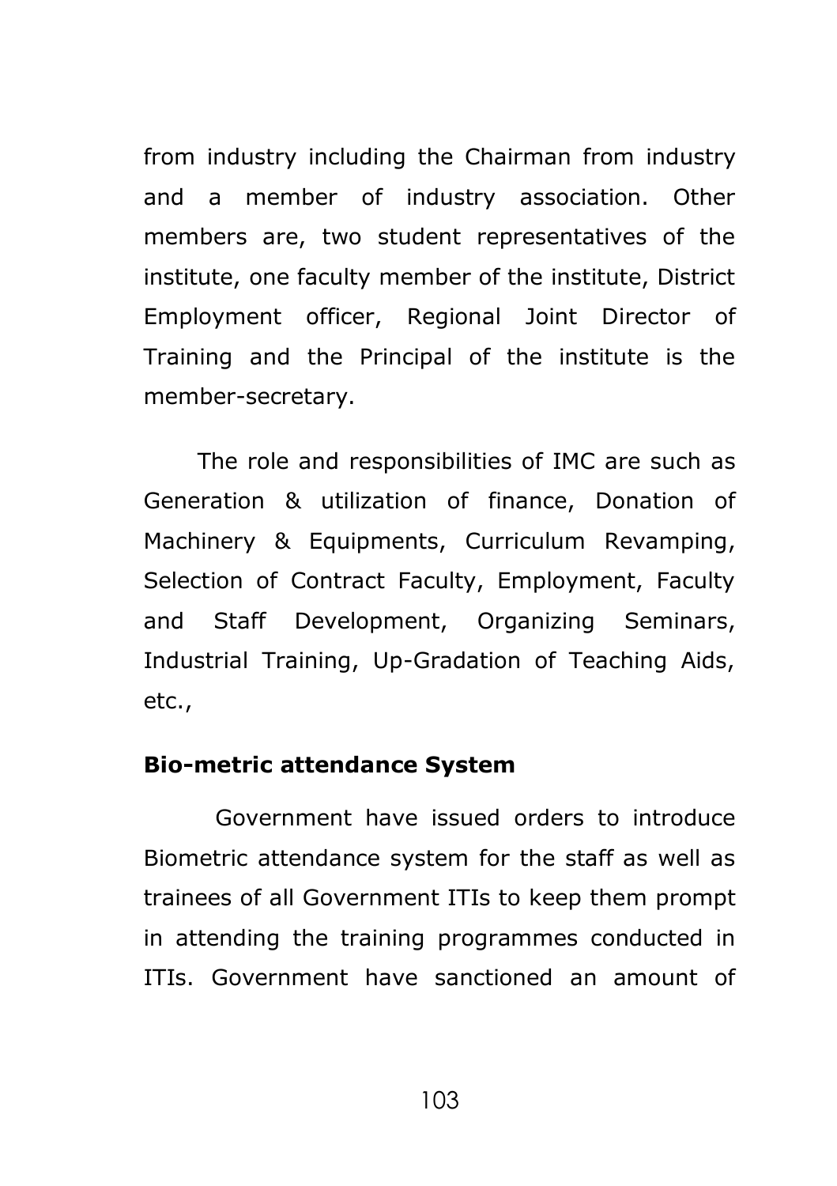from industry including the Chairman from industry and a member of industry association. Other members are, two student representatives of the institute, one faculty member of the institute, District Employment officer, Regional Joint Director of Training and the Principal of the institute is the member-secretary.

The role and responsibilities of IMC are such as Generation & utilization of finance, Donation of Machinery & Equipments, Curriculum Revamping, Selection of Contract Faculty, Employment, Faculty and Staff Development, Organizing Seminars, Industrial Training, Up-Gradation of Teaching Aids, etc.,

**Bio-metric attendance System**

Government have issued orders to introduce Biometric attendance system for the staff as well as trainees of all Government ITIs to keep them prompt in attending the training programmes conducted in ITIs. Government have sanctioned an amount of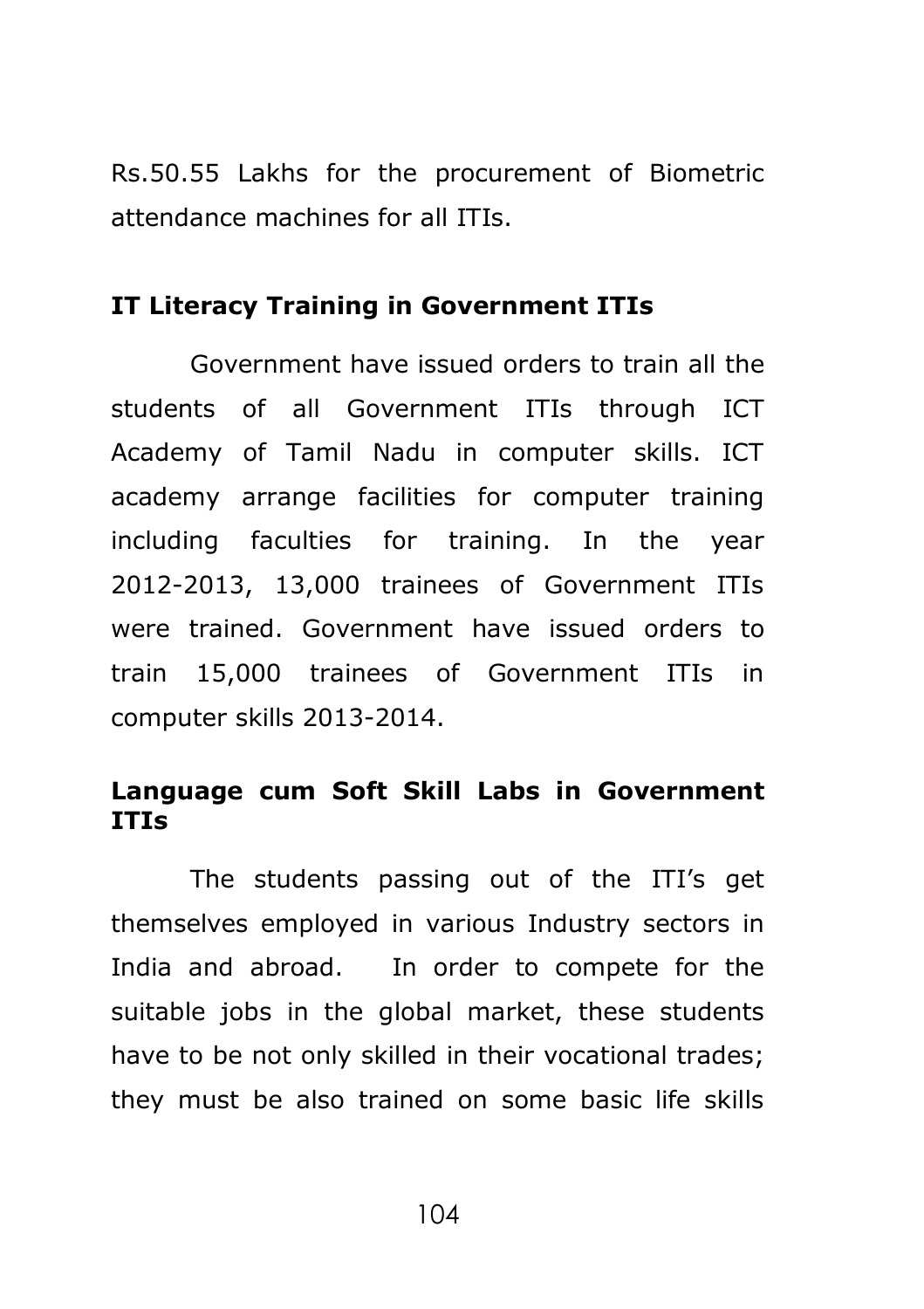Rs.50.55 Lakhs for the procurement of Biometric attendance machines for all ITIs.

## IT Literacy Training in Government ITIs

Government have issued orders to train all the students of all Government ITIs through ICT Academy of Tamil Nadu in computer skills. ICT academy arrange facilities for computer training including faculties for training. In the year 2012-2013, 13,000 trainees of Government ITIs were trained. Government have issued orders to train 15,000 trainees of Government ITIs in computer skills 2013-2014.

## Language cum Soft Skill Labs in Government ITIs

The students passing out of the ITI's get themselves employed in various Industry sectors in India and abroad. In order to compete for the suitable jobs in the global market, these students have to be not only skilled in their vocational trades; they must be also trained on some basic life skills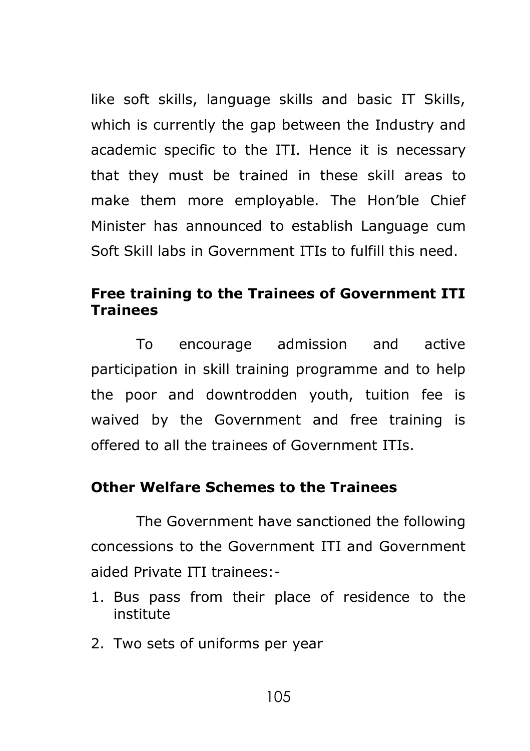like soft skills, language skills and basic IT Skills, which is currently the gap between the Industry and academic specific to the ITI. Hence it is necessary that they must be trained in these skill areas to make them more employable. The Hon'ble Chief Minister has announced to establish Language cum Soft Skill labs in Government ITIs to fulfill this need.

### Free training to the Trainees of Government ITI Trainees

To encourage admission and active participation in skill training programme and to help the poor and downtrodden youth, tuition fee is waived by the Government and free training is offered to all the trainees of Government ITIs.

### Other Welfare Schemes to the Trainees

The Government have sanctioned the following concessions to the Government ITI and Government aided Private ITI trainees:-

1. Bus pass from their place of residence to the institute
2. Two sets of uniforms per year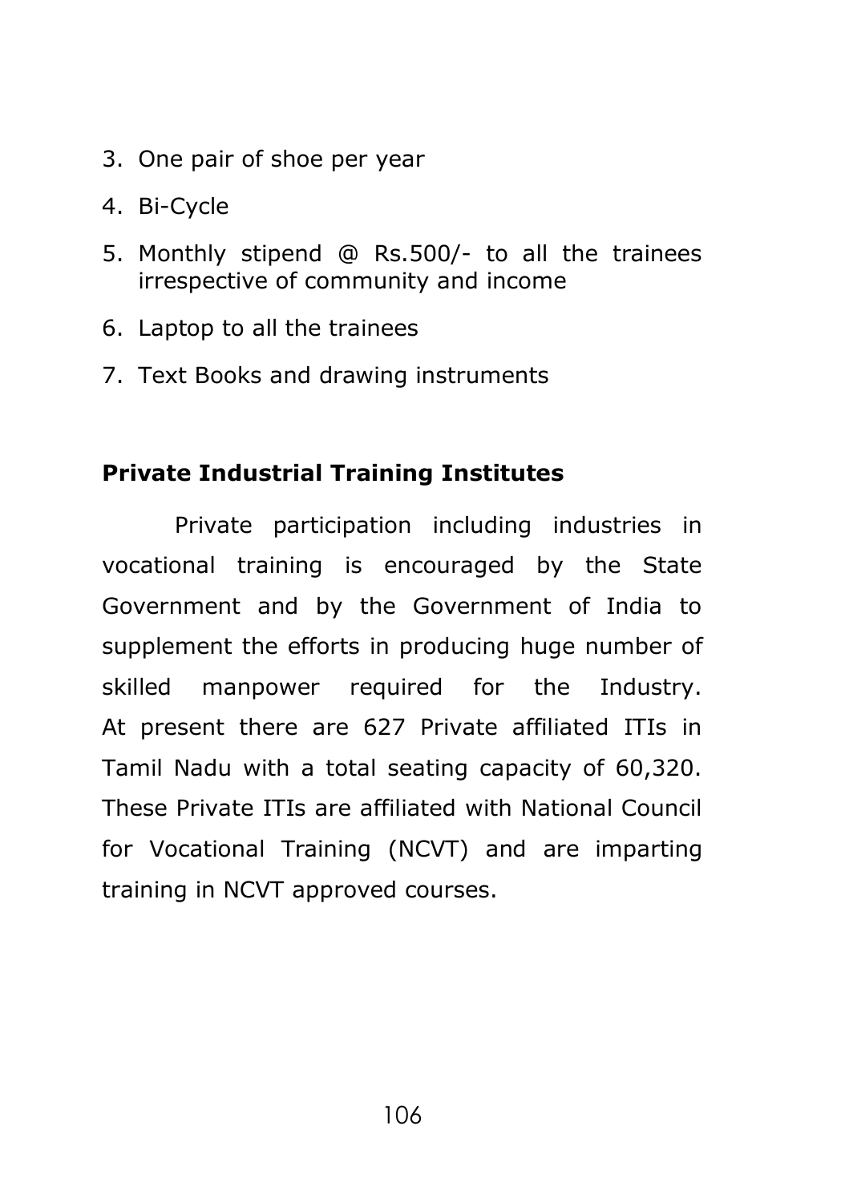3. One pair of shoe per year
4. Bi-Cycle
5. Monthly stipend @ Rs.500/- to all the trainees irrespective of community and income
6. Laptop to all the trainees
7. Text Books and drawing instruments

**Private Industrial Training Institutes**

Private participation including industries in vocational training is encouraged by the State Government and by the Government of India to supplement the efforts in producing huge number of skilled manpower required for the Industry. At present there are 627 Private affiliated ITIs in Tamil Nadu with a total seating capacity of 60,320. These Private ITIs are affiliated with National Council for Vocational Training (NCVT) and are imparting training in NCVT approved courses.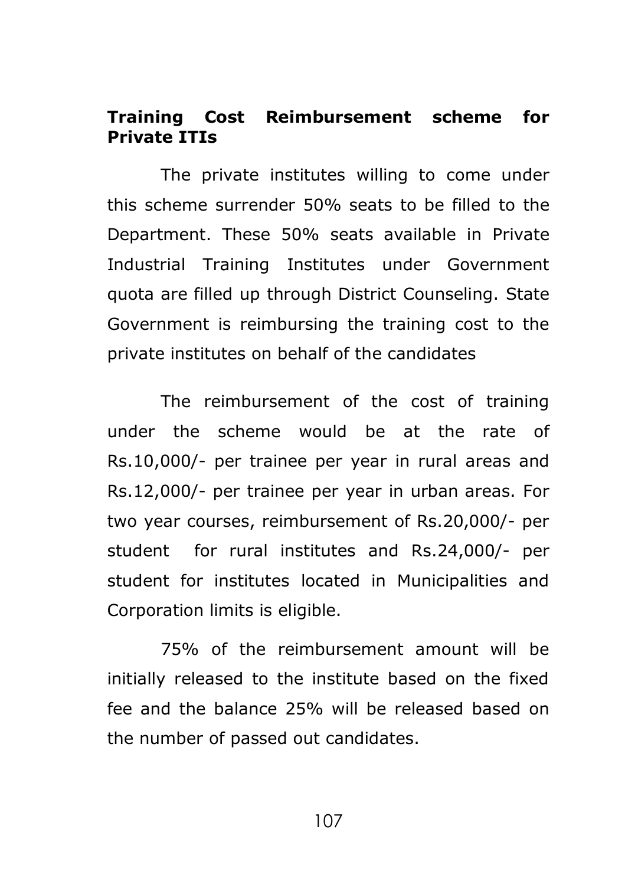**Training Cost Reimbursement scheme for Private ITIs**

The private institutes willing to come under this scheme surrender 50% seats to be filled to the Department. These 50% seats available in Private Industrial Training Institutes under Government quota are filled up through District Counseling. State Government is reimbursing the training cost to the private institutes on behalf of the candidates

The reimbursement of the cost of training under the scheme would be at the rate of Rs.10,000/- per trainee per year in rural areas and Rs.12,000/- per trainee per year in urban areas. For two year courses, reimbursement of Rs.20,000/- per student for rural institutes and Rs.24,000/- per student for institutes located in Municipalities and Corporation limits is eligible.

75% of the reimbursement amount will be initially released to the institute based on the fixed fee and the balance 25% will be released based on the number of passed out candidates.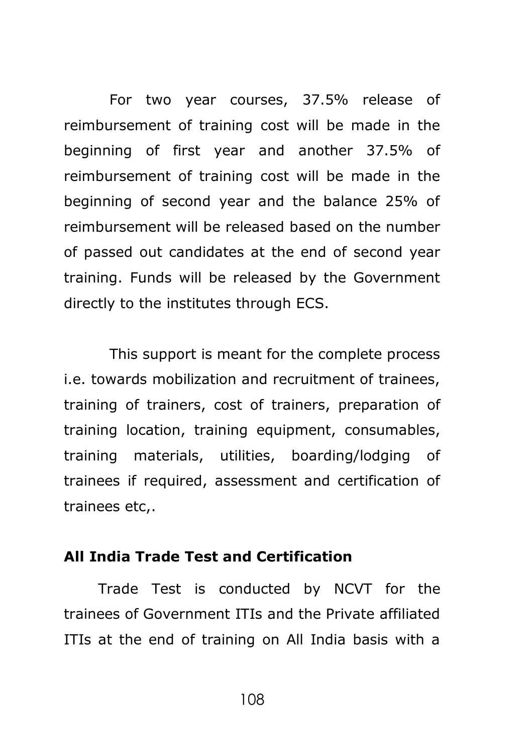For two year courses, 37.5% release of reimbursement of training cost will be made in the beginning of first year and another 37.5% of reimbursement of training cost will be made in the beginning of second year and the balance 25% of reimbursement will be released based on the number of passed out candidates at the end of second year training. Funds will be released by the Government directly to the institutes through ECS.

This support is meant for the complete process i.e. towards mobilization and recruitment of trainees, training of trainers, cost of trainers, preparation of training location, training equipment, consumables, training materials, utilities, boarding/lodging of trainees if required, assessment and certification of trainees etc,.

**All India Trade Test and Certification**

Trade Test is conducted by NCVT for the trainees of Government ITIs and the Private affiliated ITIs at the end of training on All India basis with a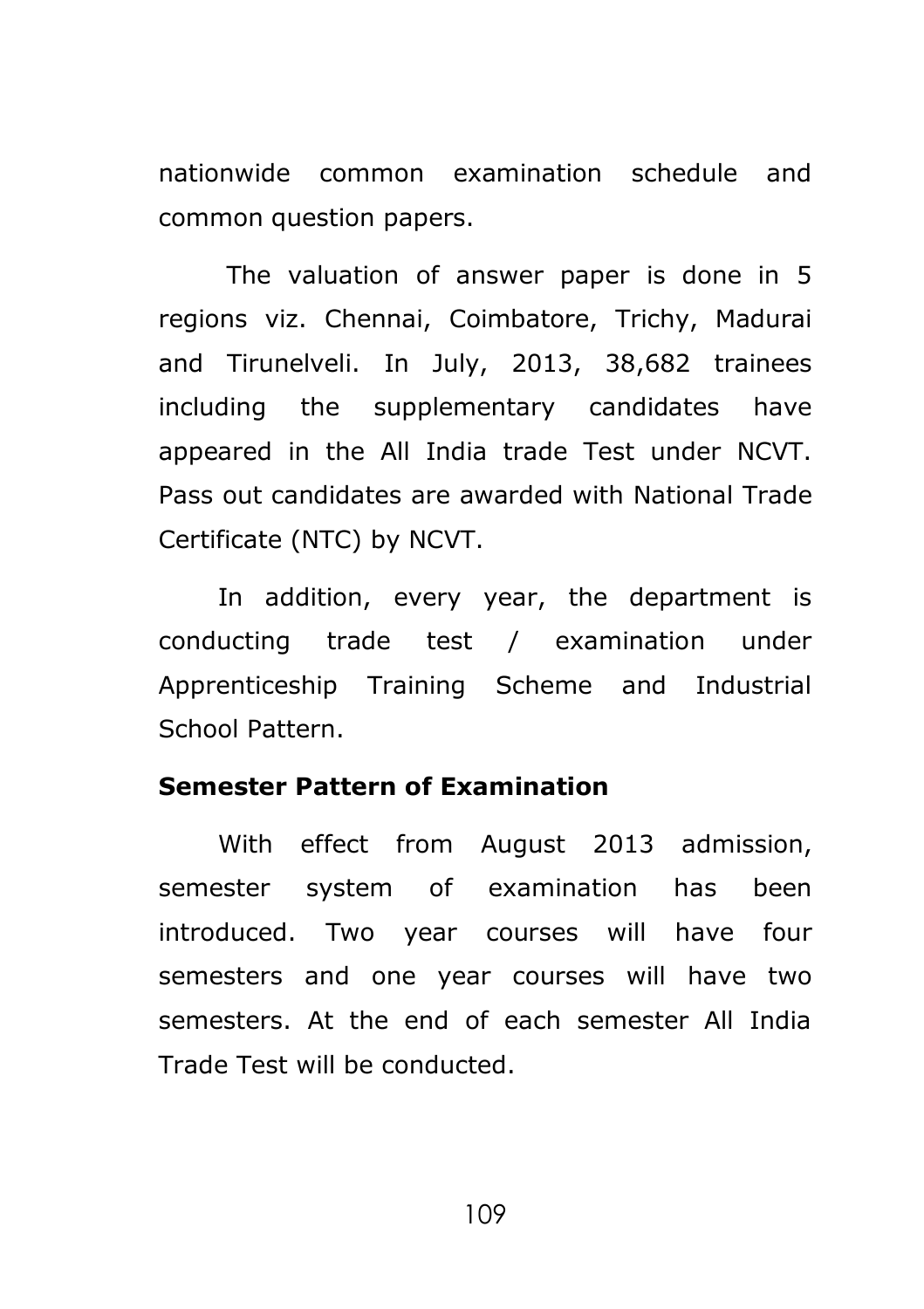nationwide common examination schedule and common question papers.

The valuation of answer paper is done in 5 regions viz. Chennai, Coimbatore, Trichy, Madurai and Tirunelveli. In July, 2013, 38,682 trainees including the supplementary candidates have appeared in the All India trade Test under NCVT. Pass out candidates are awarded with National Trade Certificate (NTC) by NCVT.

In addition, every year, the department is conducting trade test / examination under Apprenticeship Training Scheme and Industrial School Pattern.

**Semester Pattern of Examination**

With effect from August 2013 admission, semester system of examination has been introduced. Two year courses will have four semesters and one year courses will have two semesters. At the end of each semester All India Trade Test will be conducted.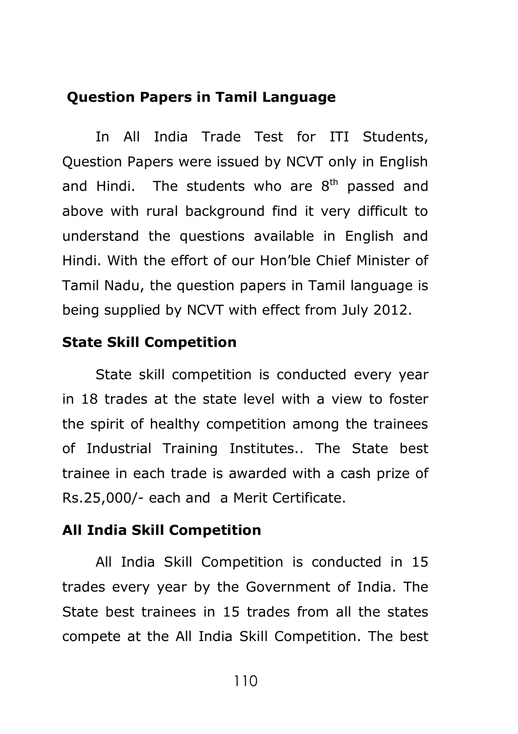## Question Papers in Tamil Language

In All India Trade Test for ITI Students, Question Papers were issued by NCVT only in English and Hindi. The students who are 8th passed and above with rural background find it very difficult to understand the questions available in English and Hindi. With the effort of our Hon'ble Chief Minister of Tamil Nadu, the question papers in Tamil language is being supplied by NCVT with effect from July 2012.

## State Skill Competition

State skill competition is conducted every year in 18 trades at the state level with a view to foster the spirit of healthy competition among the trainees of Industrial Training Institutes.. The State best trainee in each trade is awarded with a cash prize of Rs.25,000/- each and a Merit Certificate.

## All India Skill Competition

All India Skill Competition is conducted in 15 trades every year by the Government of India. The State best trainees in 15 trades from all the states compete at the All India Skill Competition. The best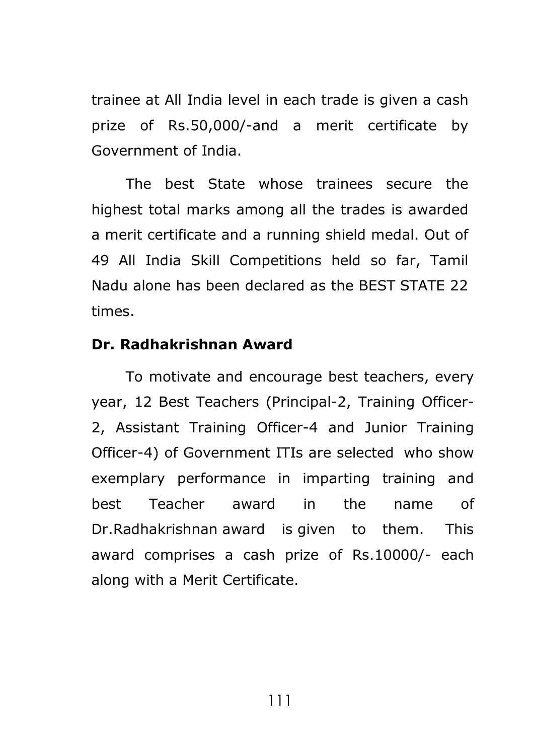trainee at All India level in each trade is given a cash prize of Rs.50,000/-and a merit certificate by Government of India.

The best State whose trainees secure the highest total marks among all the trades is awarded a merit certificate and a running shield medal. Out of 49 All India Skill Competitions held so far, Tamil Nadu alone has been declared as the BEST STATE 22 times.

**Dr. Radhakrishnan Award**

To motivate and encourage best teachers, every year, 12 Best Teachers (Principal-2, Training Officer-2, Assistant Training Officer-4 and Junior Training Officer-4) of Government ITIs are selected who show exemplary performance in imparting training and best Teacher award in the name of Dr.Radhakrishnan award is given to them. This award comprises a cash prize of Rs.10000/- each along with a Merit Certificate.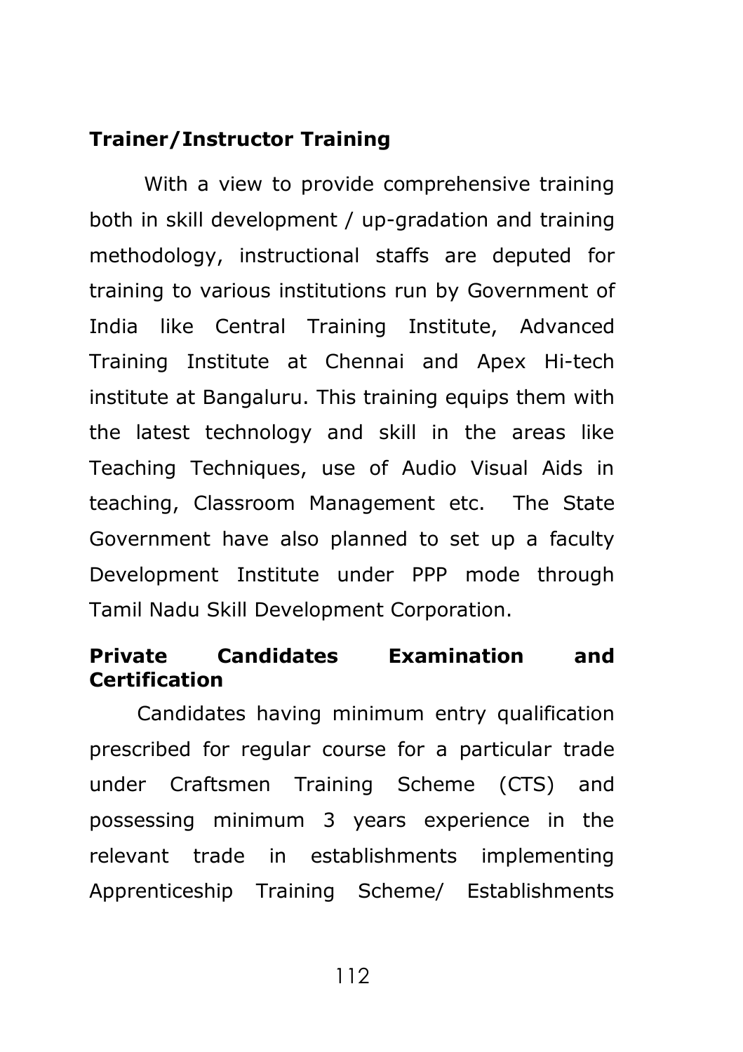**Trainer/Instructor Training**

With a view to provide comprehensive training both in skill development / up-gradation and training methodology, instructional staffs are deputed for training to various institutions run by Government of India like Central Training Institute, Advanced Training Institute at Chennai and Apex Hi-tech institute at Bangaluru. This training equips them with the latest technology and skill in the areas like Teaching Techniques, use of Audio Visual Aids in teaching, Classroom Management etc. The State Government have also planned to set up a faculty Development Institute under PPP mode through Tamil Nadu Skill Development Corporation.

**Private Candidates Examination and Certification**

Candidates having minimum entry qualification prescribed for regular course for a particular trade under Craftsmen Training Scheme (CTS) and possessing minimum 3 years experience in the relevant trade in establishments implementing Apprenticeship Training Scheme/ Establishments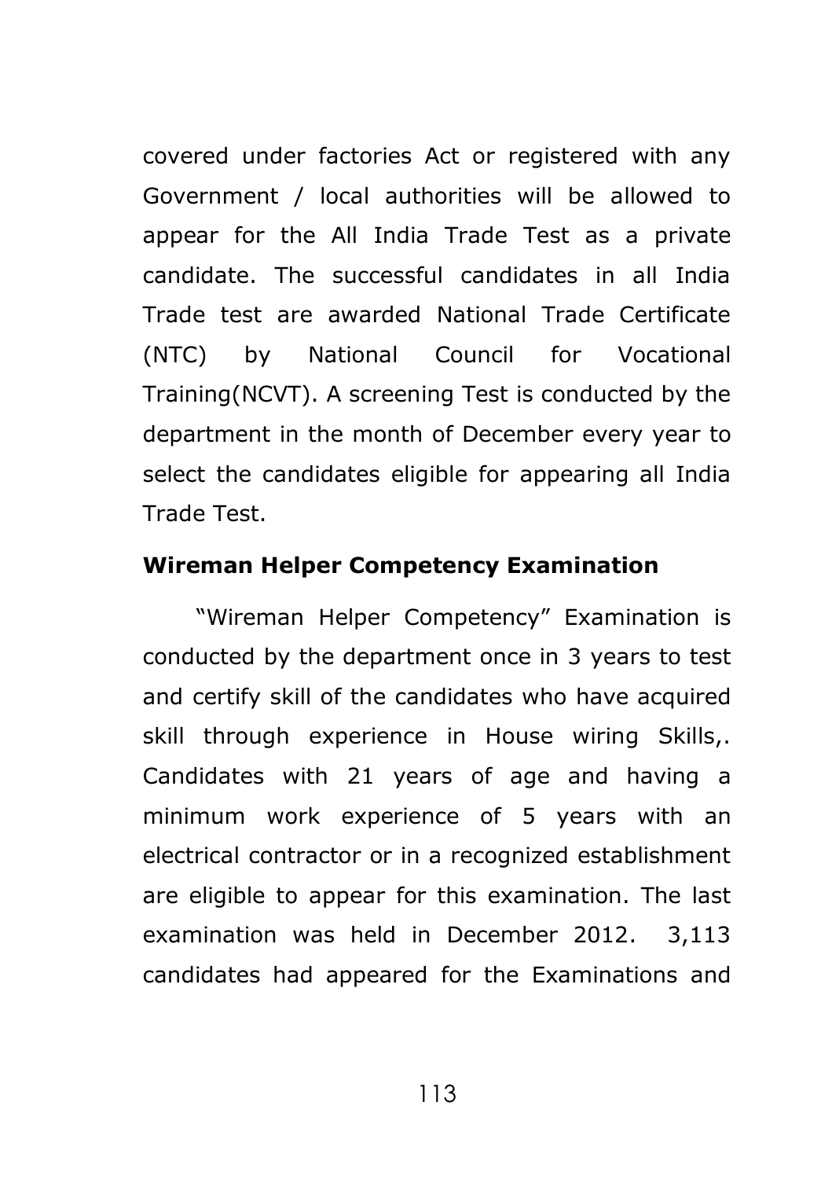covered under factories Act or registered with any Government / local authorities will be allowed to appear for the All India Trade Test as a private candidate. The successful candidates in all India Trade test are awarded National Trade Certificate (NTC) by National Council for Vocational Training(NCVT). A screening Test is conducted by the department in the month of December every year to select the candidates eligible for appearing all India Trade Test.

**Wireman Helper Competency Examination**

"Wireman Helper Competency" Examination is conducted by the department once in 3 years to test and certify skill of the candidates who have acquired skill through experience in House wiring Skills,. Candidates with 21 years of age and having a minimum work experience of 5 years with an electrical contractor or in a recognized establishment are eligible to appear for this examination. The last examination was held in December 2012. 3,113 candidates had appeared for the Examinations and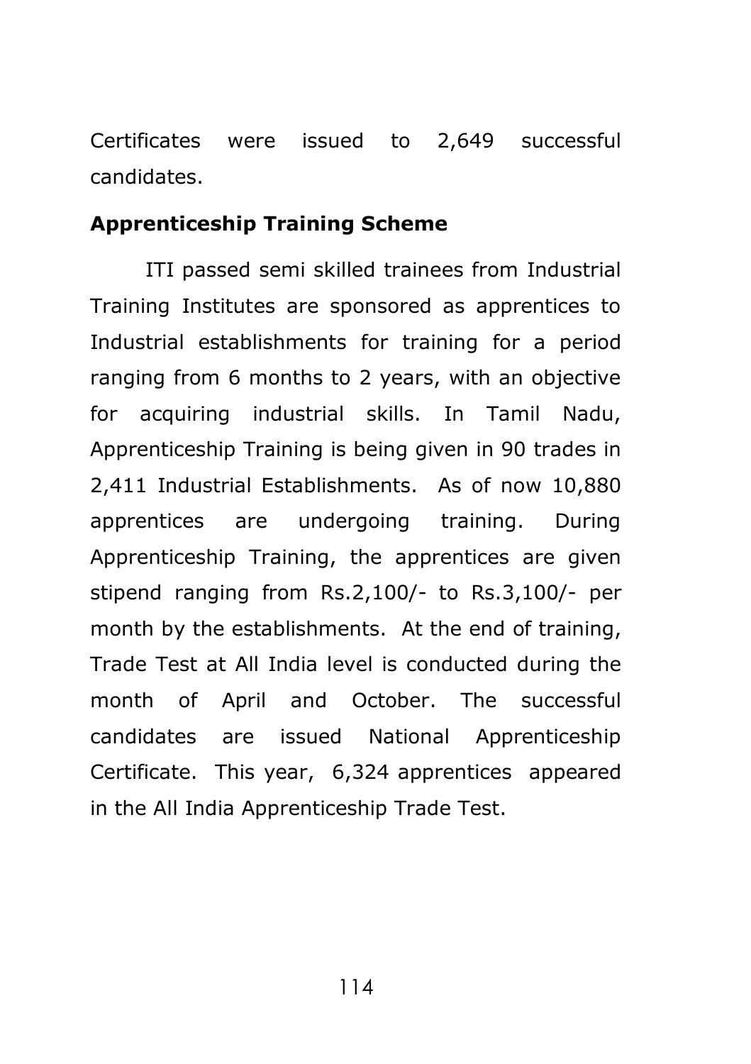Certificates were issued to 2,649 successful candidates.

**Apprenticeship Training Scheme**

ITI passed semi skilled trainees from Industrial Training Institutes are sponsored as apprentices to Industrial establishments for training for a period ranging from 6 months to 2 years, with an objective for acquiring industrial skills. In Tamil Nadu, Apprenticeship Training is being given in 90 trades in 2,411 Industrial Establishments. As of now 10,880 apprentices are undergoing training. During Apprenticeship Training, the apprentices are given stipend ranging from Rs.2,100/- to Rs.3,100/- per month by the establishments. At the end of training, Trade Test at All India level is conducted during the month of April and October. The successful candidates are issued National Apprenticeship Certificate. This year, 6,324 apprentices appeared in the All India Apprenticeship Trade Test.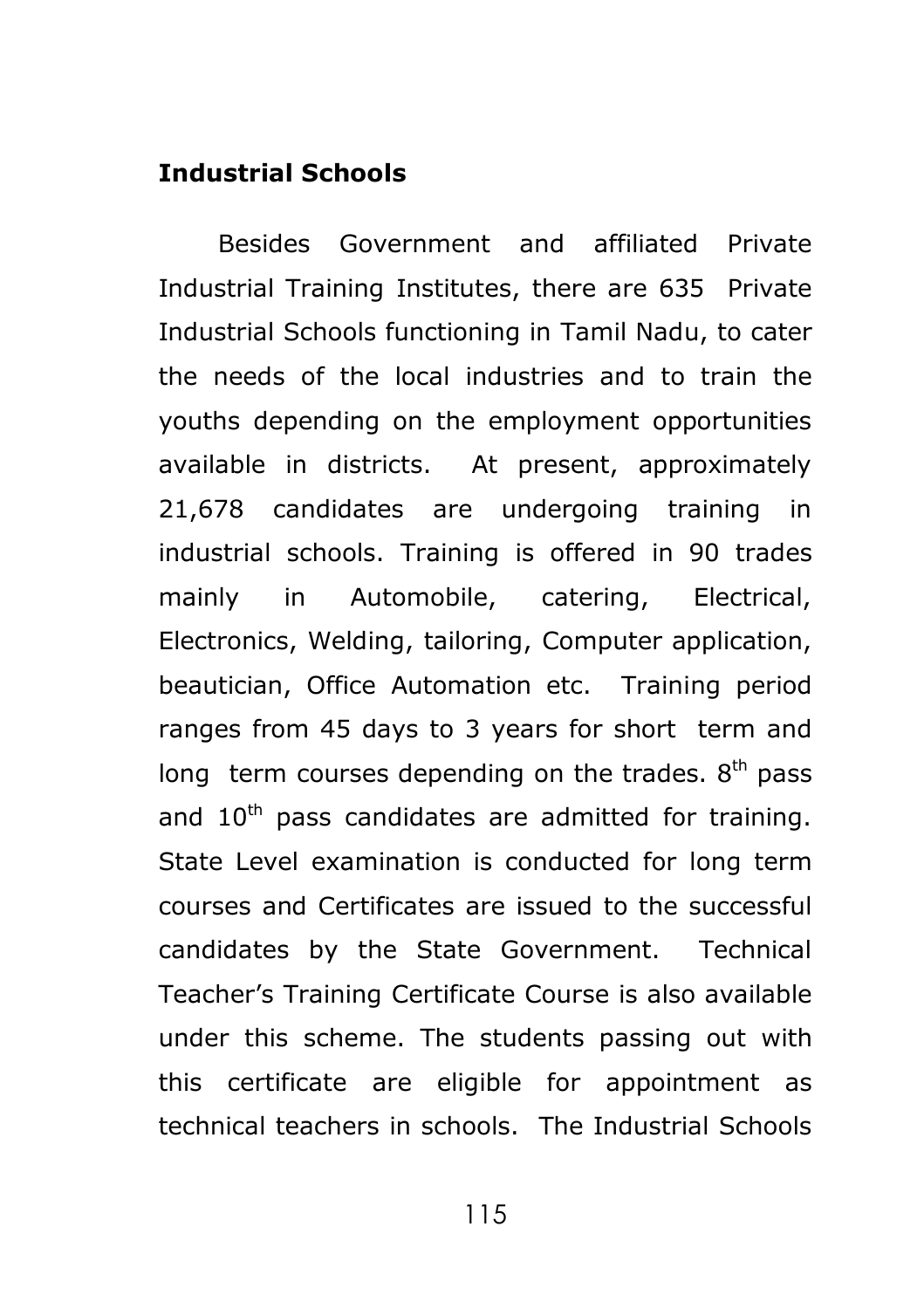**Industrial Schools**

Besides Government and affiliated Private Industrial Training Institutes, there are 635 Private Industrial Schools functioning in Tamil Nadu, to cater the needs of the local industries and to train the youths depending on the employment opportunities available in districts. At present, approximately 21,678 candidates are undergoing training in industrial schools. Training is offered in 90 trades mainly in Automobile, catering, Electrical, Electronics, Welding, tailoring, Computer application, beautician, Office Automation etc. Training period ranges from 45 days to 3 years for short term and long term courses depending on the trades. 8$^{th}$ pass and 10$^{th}$ pass candidates are admitted for training. State Level examination is conducted for long term courses and Certificates are issued to the successful candidates by the State Government. Technical Teacher's Training Certificate Course is also available under this scheme. The students passing out with this certificate are eligible for appointment as technical teachers in schools. The Industrial Schools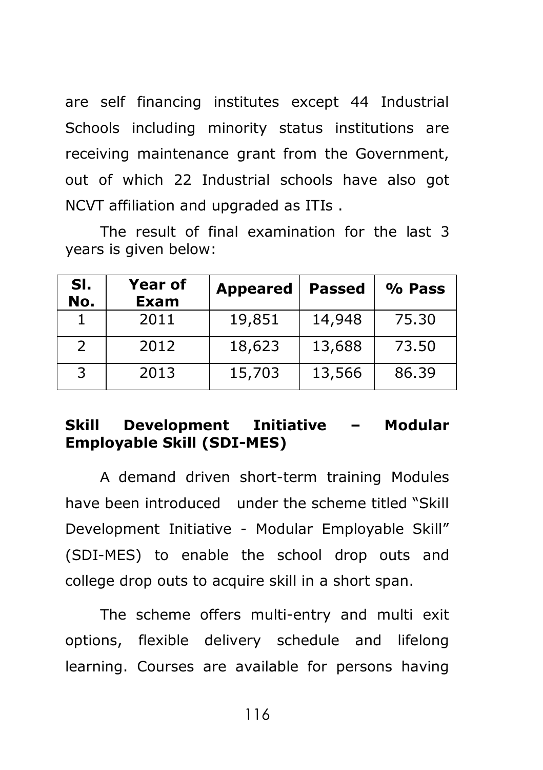are self financing institutes except 44 Industrial Schools including minority status institutions are receiving maintenance grant from the Government, out of which 22 Industrial schools have also got NCVT affiliation and upgraded as ITIs .

The result of final examination for the last 3 years is given below:

| Sl. No. | Year of Exam | Appeared | Passed | % Pass |
|---|---|---|---|---|
| 1 | 2011 | 19,851 | 14,948 | 75.30 |
| 2 | 2012 | 18,623 | 13,688 | 73.50 |
| 3 | 2013 | 15,703 | 13,566 | 86.39 |

**Skill Development Initiative – Modular Employable Skill (SDI-MES)**

A demand driven short-term training Modules have been introduced under the scheme titled "Skill Development Initiative - Modular Employable Skill" (SDI-MES) to enable the school drop outs and college drop outs to acquire skill in a short span.

The scheme offers multi-entry and multi exit options, flexible delivery schedule and lifelong learning. Courses are available for persons having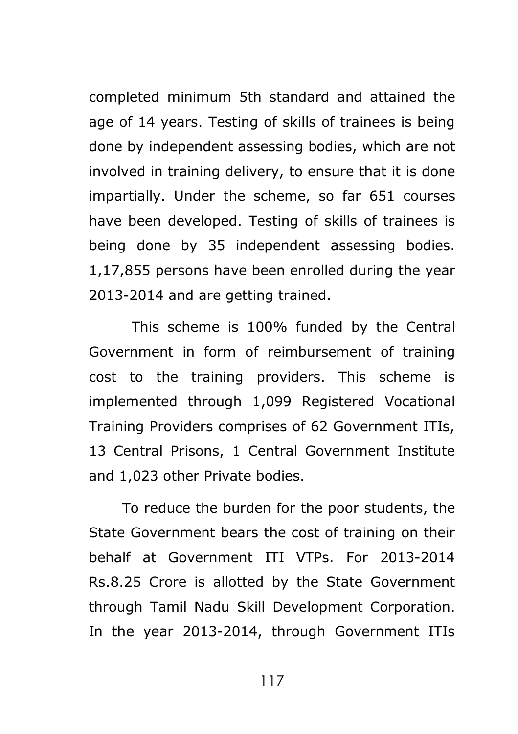completed minimum 5th standard and attained the age of 14 years. Testing of skills of trainees is being done by independent assessing bodies, which are not involved in training delivery, to ensure that it is done impartially. Under the scheme, so far 651 courses have been developed. Testing of skills of trainees is being done by 35 independent assessing bodies. 1,17,855 persons have been enrolled during the year 2013-2014 and are getting trained.

This scheme is 100% funded by the Central Government in form of reimbursement of training cost to the training providers. This scheme is implemented through 1,099 Registered Vocational Training Providers comprises of 62 Government ITIs, 13 Central Prisons, 1 Central Government Institute and 1,023 other Private bodies.

To reduce the burden for the poor students, the State Government bears the cost of training on their behalf at Government ITI VTPs. For 2013-2014 Rs.8.25 Crore is allotted by the State Government through Tamil Nadu Skill Development Corporation. In the year 2013-2014, through Government ITIs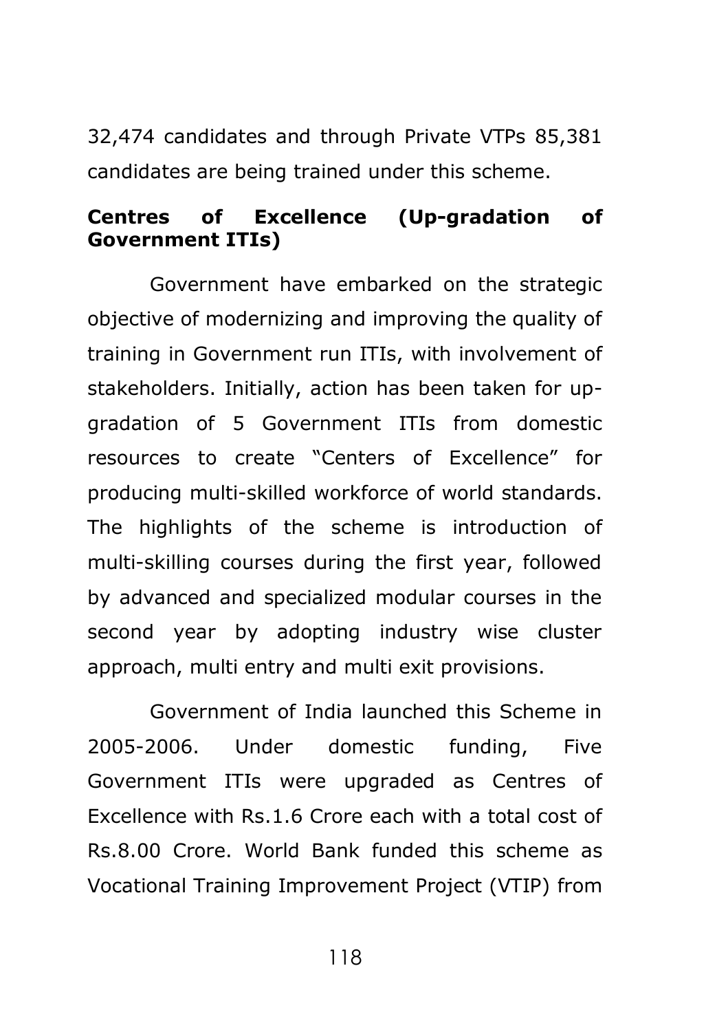32,474 candidates and through Private VTPs 85,381 candidates are being trained under this scheme.

**Centres of Excellence (Up-gradation of Government ITIs)**

Government have embarked on the strategic objective of modernizing and improving the quality of training in Government run ITIs, with involvement of stakeholders. Initially, action has been taken for up-gradation of 5 Government ITIs from domestic resources to create "Centers of Excellence" for producing multi-skilled workforce of world standards. The highlights of the scheme is introduction of multi-skilling courses during the first year, followed by advanced and specialized modular courses in the second year by adopting industry wise cluster approach, multi entry and multi exit provisions.

Government of India launched this Scheme in 2005-2006. Under domestic funding, Five Government ITIs were upgraded as Centres of Excellence with Rs.1.6 Crore each with a total cost of Rs.8.00 Crore. World Bank funded this scheme as Vocational Training Improvement Project (VTIP) from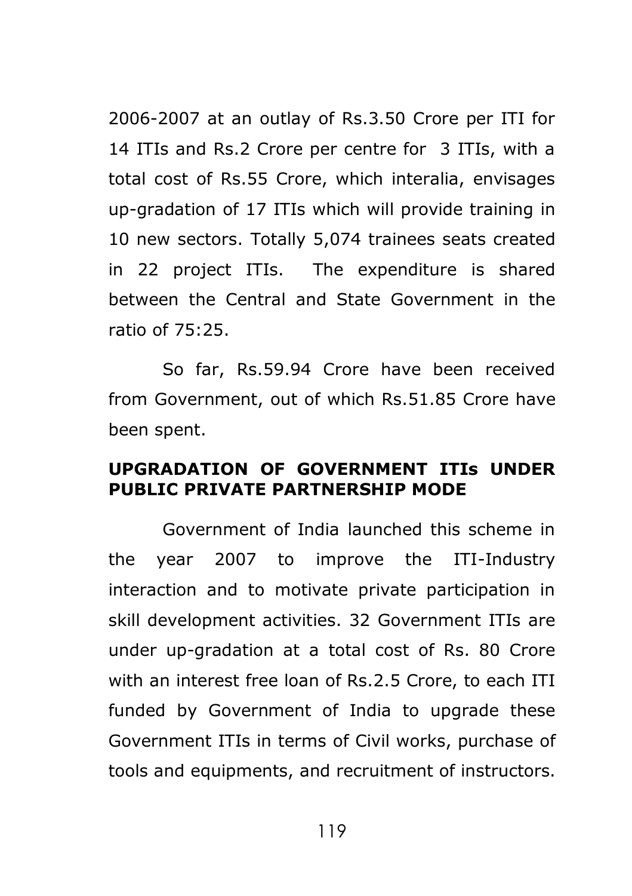2006-2007 at an outlay of Rs.3.50 Crore per ITI for 14 ITIs and Rs.2 Crore per centre for 3 ITIs, with a total cost of Rs.55 Crore, which interalia, envisages up-gradation of 17 ITIs which will provide training in 10 new sectors. Totally 5,074 trainees seats created in 22 project ITIs. The expenditure is shared between the Central and State Government in the ratio of 75:25.

So far, Rs.59.94 Crore have been received from Government, out of which Rs.51.85 Crore have been spent.

**UPGRADATION OF GOVERNMENT ITIs UNDER PUBLIC PRIVATE PARTNERSHIP MODE**

Government of India launched this scheme in the year 2007 to improve the ITI-Industry interaction and to motivate private participation in skill development activities. 32 Government ITIs are under up-gradation at a total cost of Rs. 80 Crore with an interest free loan of Rs.2.5 Crore, to each ITI funded by Government of India to upgrade these Government ITIs in terms of Civil works, purchase of tools and equipments, and recruitment of instructors.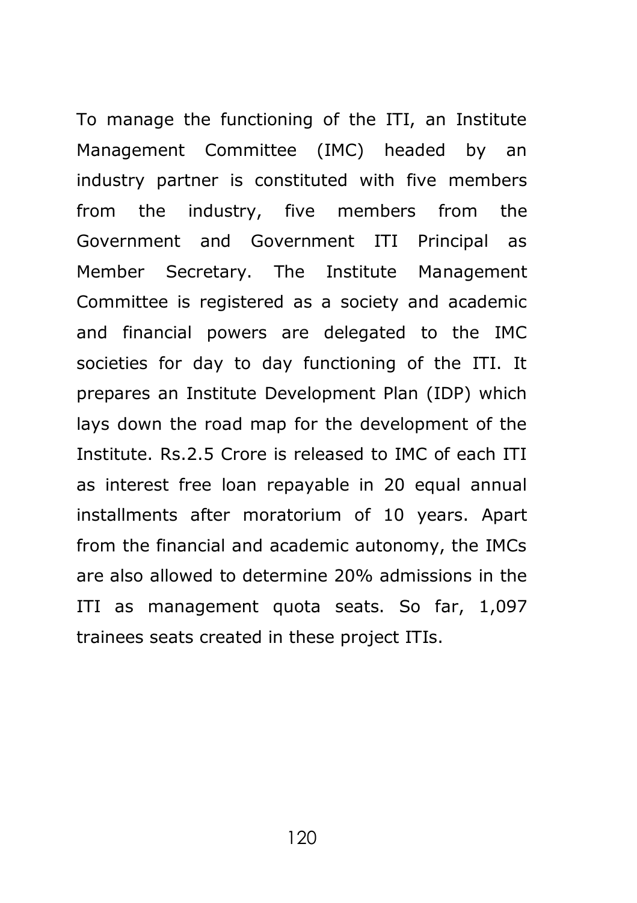To manage the functioning of the ITI, an Institute Management Committee (IMC) headed by an industry partner is constituted with five members from the industry, five members from the Government and Government ITI Principal as Member Secretary. The Institute Management Committee is registered as a society and academic and financial powers are delegated to the IMC societies for day to day functioning of the ITI. It prepares an Institute Development Plan (IDP) which lays down the road map for the development of the Institute. Rs.2.5 Crore is released to IMC of each ITI as interest free loan repayable in 20 equal annual installments after moratorium of 10 years. Apart from the financial and academic autonomy, the IMCs are also allowed to determine 20% admissions in the ITI as management quota seats. So far, 1,097 trainees seats created in these project ITIs.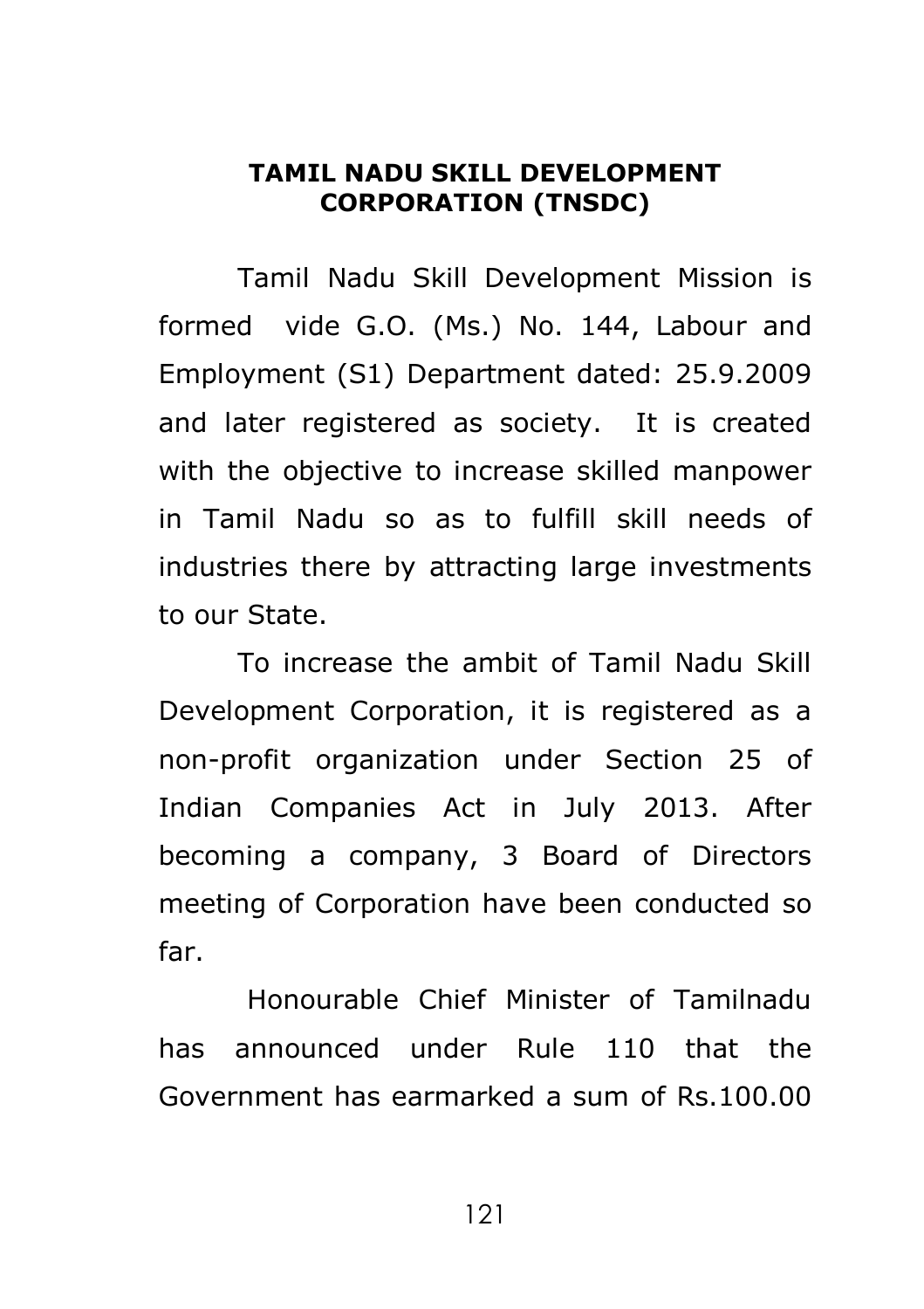## TAMIL NADU SKILL DEVELOPMENT CORPORATION (TNSDC)

Tamil Nadu Skill Development Mission is formed vide G.O. (Ms.) No. 144, Labour and Employment (S1) Department dated: 25.9.2009 and later registered as society. It is created with the objective to increase skilled manpower in Tamil Nadu so as to fulfill skill needs of industries there by attracting large investments to our State.

To increase the ambit of Tamil Nadu Skill Development Corporation, it is registered as a non-profit organization under Section 25 of Indian Companies Act in July 2013. After becoming a company, 3 Board of Directors meeting of Corporation have been conducted so far.

Honourable Chief Minister of Tamilnadu has announced under Rule 110 that the Government has earmarked a sum of Rs.100.00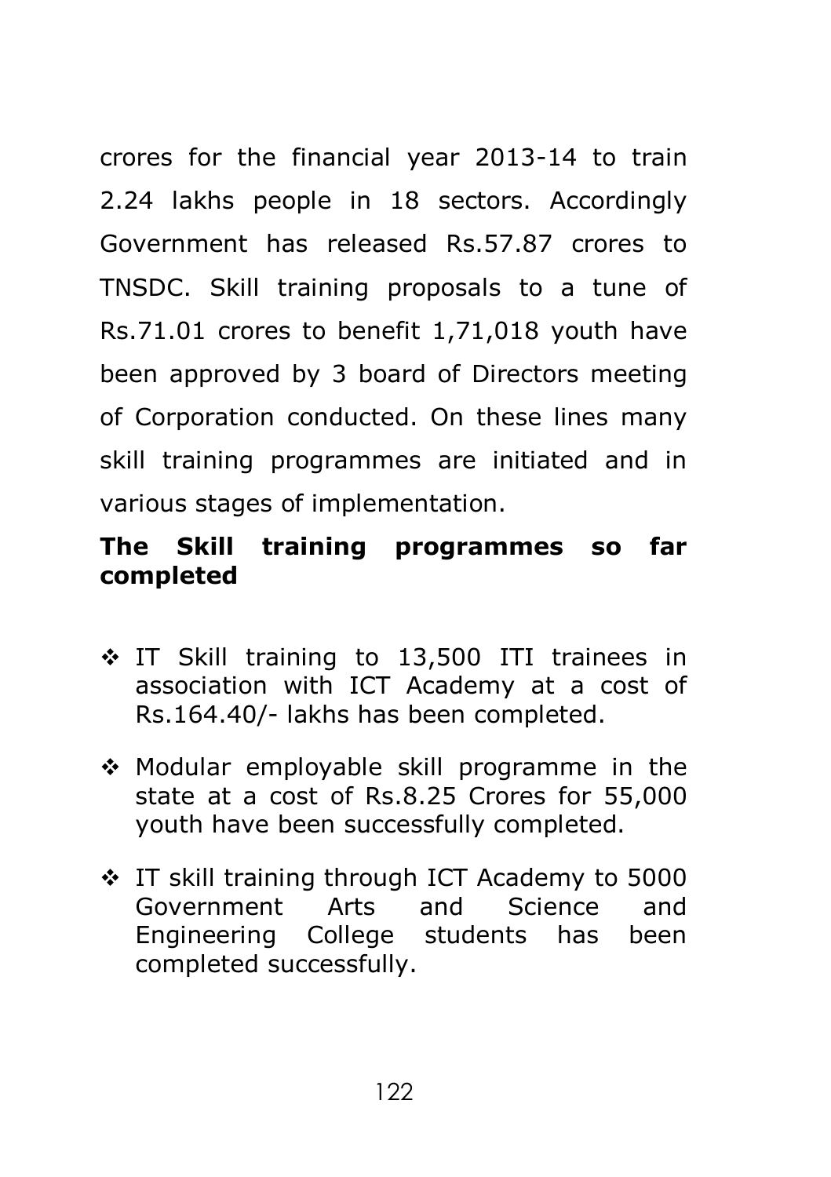crores for the financial year 2013-14 to train 2.24 lakhs people in 18 sectors. Accordingly Government has released Rs.57.87 crores to TNSDC. Skill training proposals to a tune of Rs.71.01 crores to benefit 1,71,018 youth have been approved by 3 board of Directors meeting of Corporation conducted. On these lines many skill training programmes are initiated and in various stages of implementation.

**The Skill training programmes so far completed**

- ❖ IT Skill training to 13,500 ITI trainees in association with ICT Academy at a cost of Rs.164.40/- lakhs has been completed.
- ❖ Modular employable skill programme in the state at a cost of Rs.8.25 Crores for 55,000 youth have been successfully completed.
- ❖ IT skill training through ICT Academy to 5000 Government Arts and Science and Engineering College students has been completed successfully.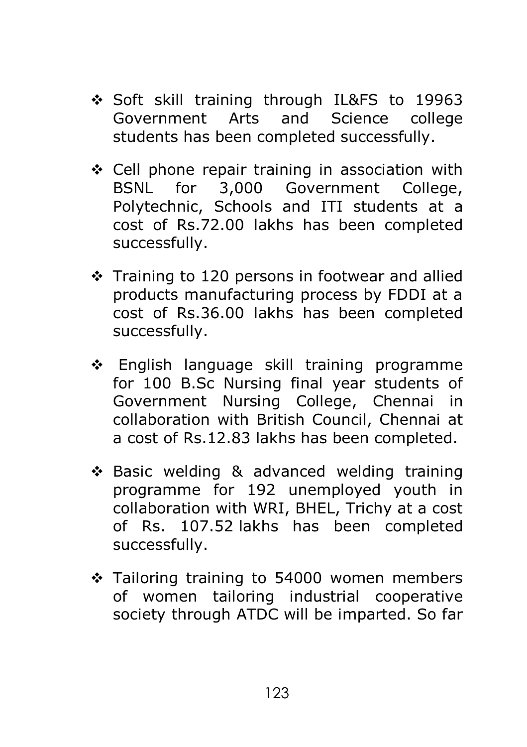- Soft skill training through IL&FS to 19963 Government Arts and Science college students has been completed successfully.

- Cell phone repair training in association with BSNL for 3,000 Government College, Polytechnic, Schools and ITI students at a cost of Rs.72.00 lakhs has been completed successfully.

- Training to 120 persons in footwear and allied products manufacturing process by FDDI at a cost of Rs.36.00 lakhs has been completed successfully.

- English language skill training programme for 100 B.Sc Nursing final year students of Government Nursing College, Chennai in collaboration with British Council, Chennai at a cost of Rs.12.83 lakhs has been completed.

- Basic welding & advanced welding training programme for 192 unemployed youth in collaboration with WRI, BHEL, Trichy at a cost of Rs. 107.52 lakhs has been completed successfully.

- Tailoring training to 54000 women members of women tailoring industrial cooperative society through ATDC will be imparted. So far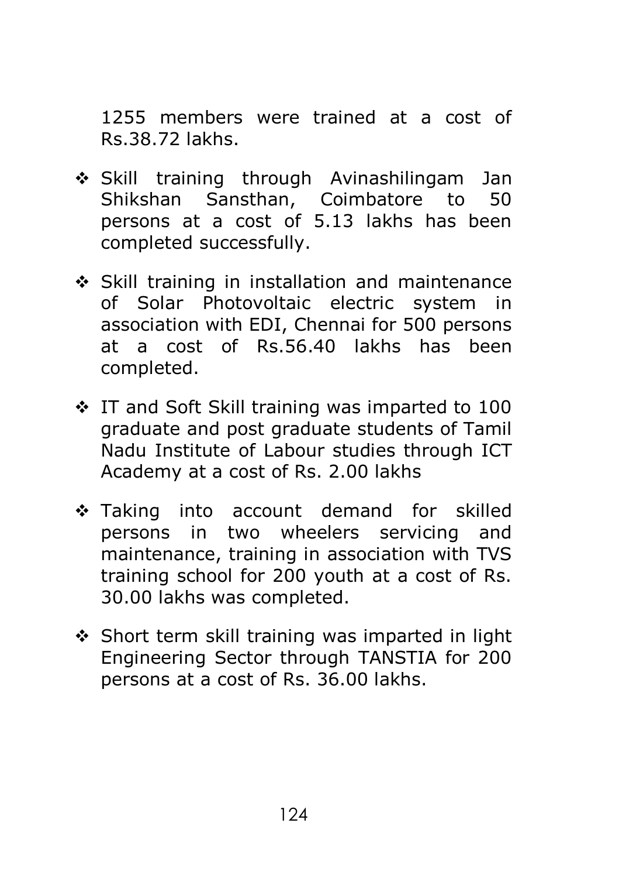1255 members were trained at a cost of Rs.38.72 lakhs.

- Skill training through Avinashilingam Jan Shikshan Sansthan, Coimbatore to 50 persons at a cost of 5.13 lakhs has been completed successfully.
- Skill training in installation and maintenance of Solar Photovoltaic electric system in association with EDI, Chennai for 500 persons at a cost of Rs.56.40 lakhs has been completed.
- IT and Soft Skill training was imparted to 100 graduate and post graduate students of Tamil Nadu Institute of Labour studies through ICT Academy at a cost of Rs. 2.00 lakhs
- Taking into account demand for skilled persons in two wheelers servicing and maintenance, training in association with TVS training school for 200 youth at a cost of Rs. 30.00 lakhs was completed.
- Short term skill training was imparted in light Engineering Sector through TANSTIA for 200 persons at a cost of Rs. 36.00 lakhs.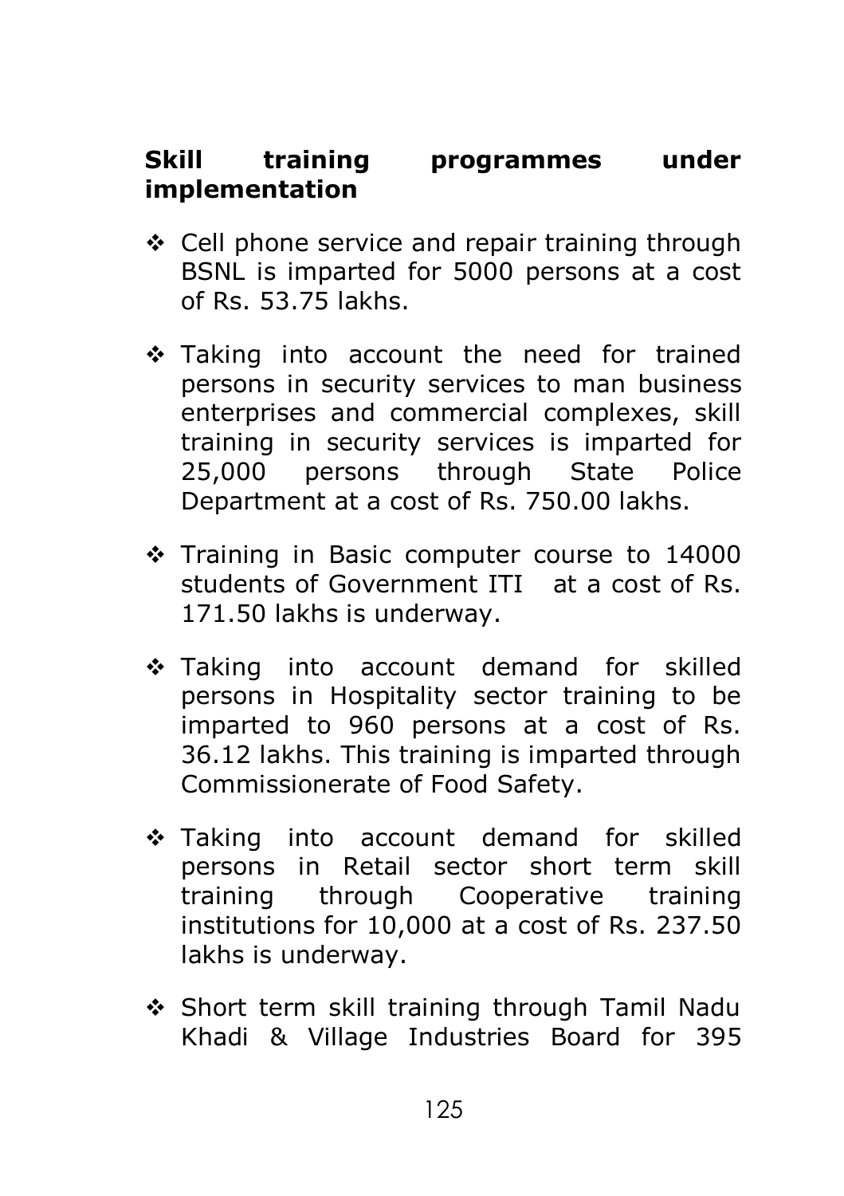**Skill training programmes under implementation**

- Cell phone service and repair training through BSNL is imparted for 5000 persons at a cost of Rs. 53.75 lakhs.

- Taking into account the need for trained persons in security services to man business enterprises and commercial complexes, skill training in security services is imparted for 25,000 persons through State Police Department at a cost of Rs. 750.00 lakhs.

- Training in Basic computer course to 14000 students of Government ITI at a cost of Rs. 171.50 lakhs is underway.

- Taking into account demand for skilled persons in Hospitality sector training to be imparted to 960 persons at a cost of Rs. 36.12 lakhs. This training is imparted through Commissionerate of Food Safety.

- Taking into account demand for skilled persons in Retail sector short term skill training through Cooperative training institutions for 10,000 at a cost of Rs. 237.50 lakhs is underway.

- Short term skill training through Tamil Nadu Khadi & Village Industries Board for 395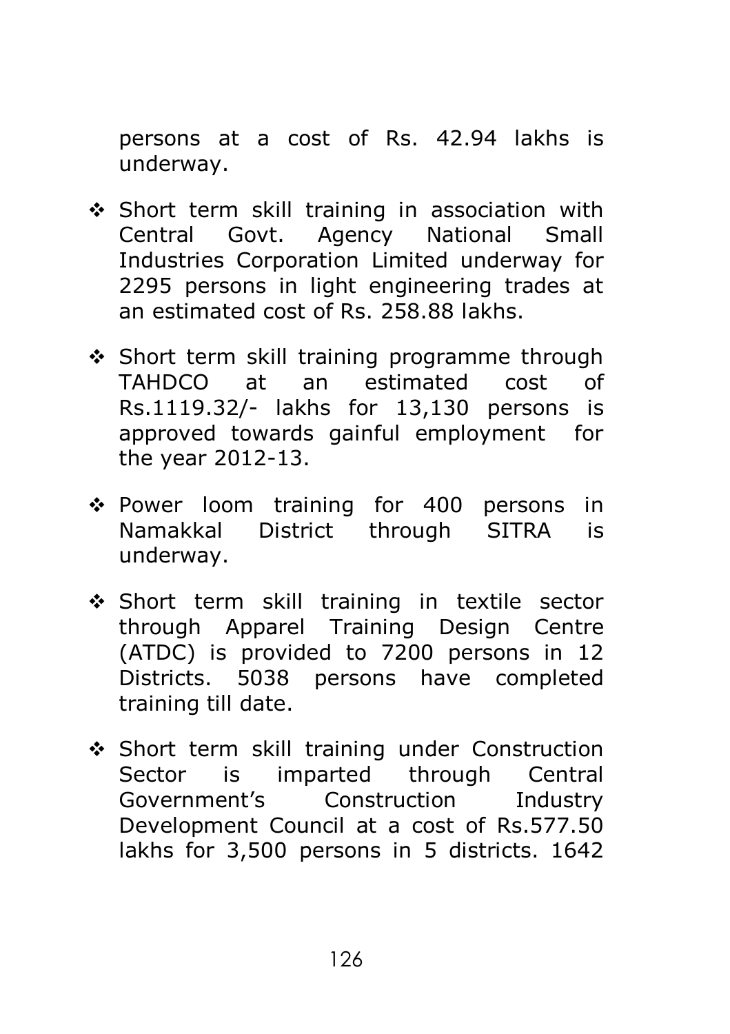persons at a cost of Rs. 42.94 lakhs is underway.

- Short term skill training in association with Central Govt. Agency National Small Industries Corporation Limited underway for 2295 persons in light engineering trades at an estimated cost of Rs. 258.88 lakhs.

- Short term skill training programme through TAHDCO at an estimated cost of Rs.1119.32/- lakhs for 13,130 persons is approved towards gainful employment for the year 2012-13.

- Power loom training for 400 persons in Namakkal District through SITRA is underway.

- Short term skill training in textile sector through Apparel Training Design Centre (ATDC) is provided to 7200 persons in 12 Districts. 5038 persons have completed training till date.

- Short term skill training under Construction Sector is imparted through Central Government's Construction Industry Development Council at a cost of Rs.577.50 lakhs for 3,500 persons in 5 districts. 1642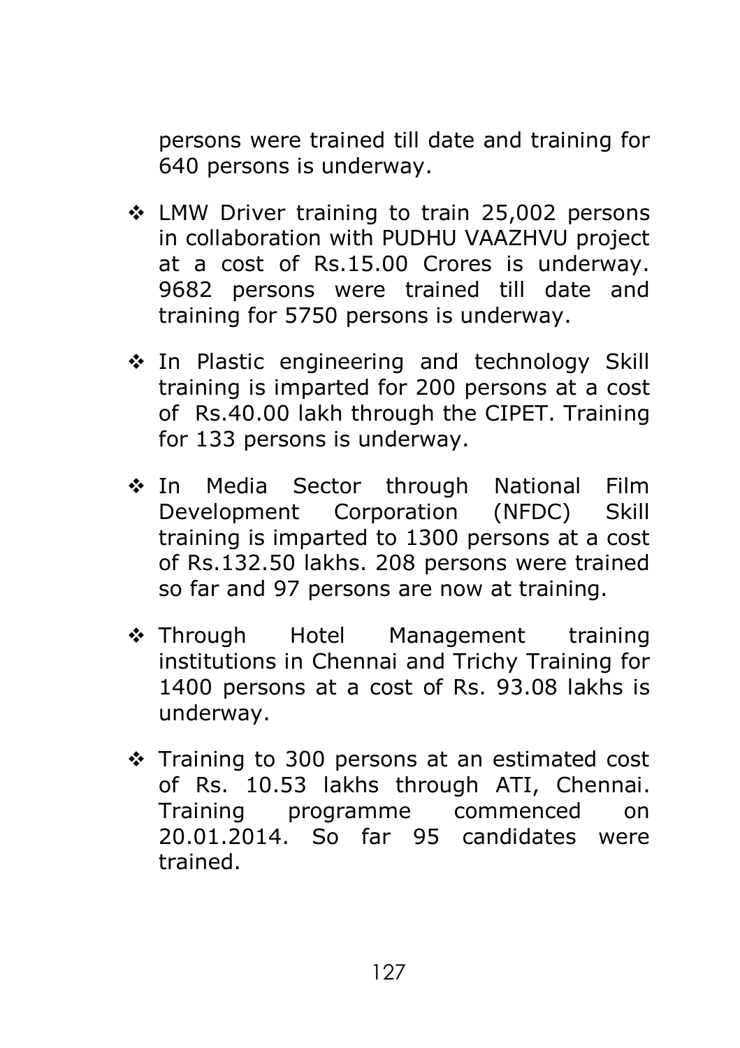persons were trained till date and training for 640 persons is underway.

- LMW Driver training to train 25,002 persons in collaboration with PUDHU VAAZHVU project at a cost of Rs.15.00 Crores is underway. 9682 persons were trained till date and training for 5750 persons is underway.

- In Plastic engineering and technology Skill training is imparted for 200 persons at a cost of Rs.40.00 lakh through the CIPET. Training for 133 persons is underway.

- In Media Sector through National Film Development Corporation (NFDC) Skill training is imparted to 1300 persons at a cost of Rs.132.50 lakhs. 208 persons were trained so far and 97 persons are now at training.

- Through Hotel Management training institutions in Chennai and Trichy Training for 1400 persons at a cost of Rs. 93.08 lakhs is underway.

- Training to 300 persons at an estimated cost of Rs. 10.53 lakhs through ATI, Chennai. Training programme commenced on 20.01.2014. So far 95 candidates were trained.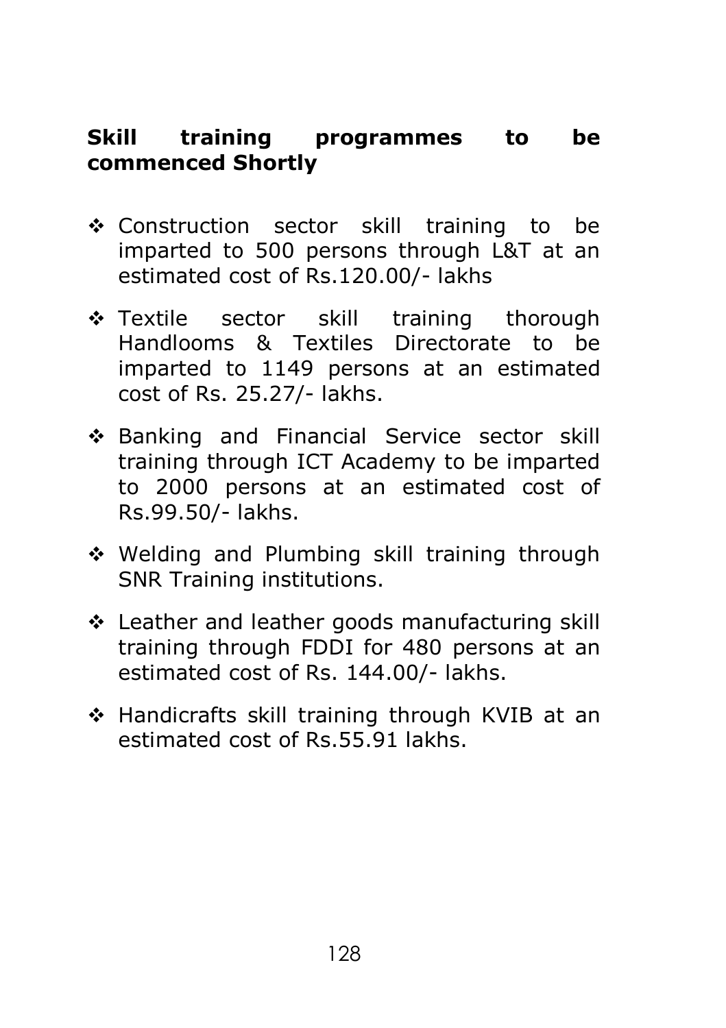**Skill training programmes to be commenced Shortly**

- Construction sector skill training to be imparted to 500 persons through L&T at an estimated cost of Rs.120.00/- lakhs
- Textile sector skill training thorough Handlooms & Textiles Directorate to be imparted to 1149 persons at an estimated cost of Rs. 25.27/- lakhs.
- Banking and Financial Service sector skill training through ICT Academy to be imparted to 2000 persons at an estimated cost of Rs.99.50/- lakhs.
- Welding and Plumbing skill training through SNR Training institutions.
- Leather and leather goods manufacturing skill training through FDDI for 480 persons at an estimated cost of Rs. 144.00/- lakhs.
- Handicrafts skill training through KVIB at an estimated cost of Rs.55.91 lakhs.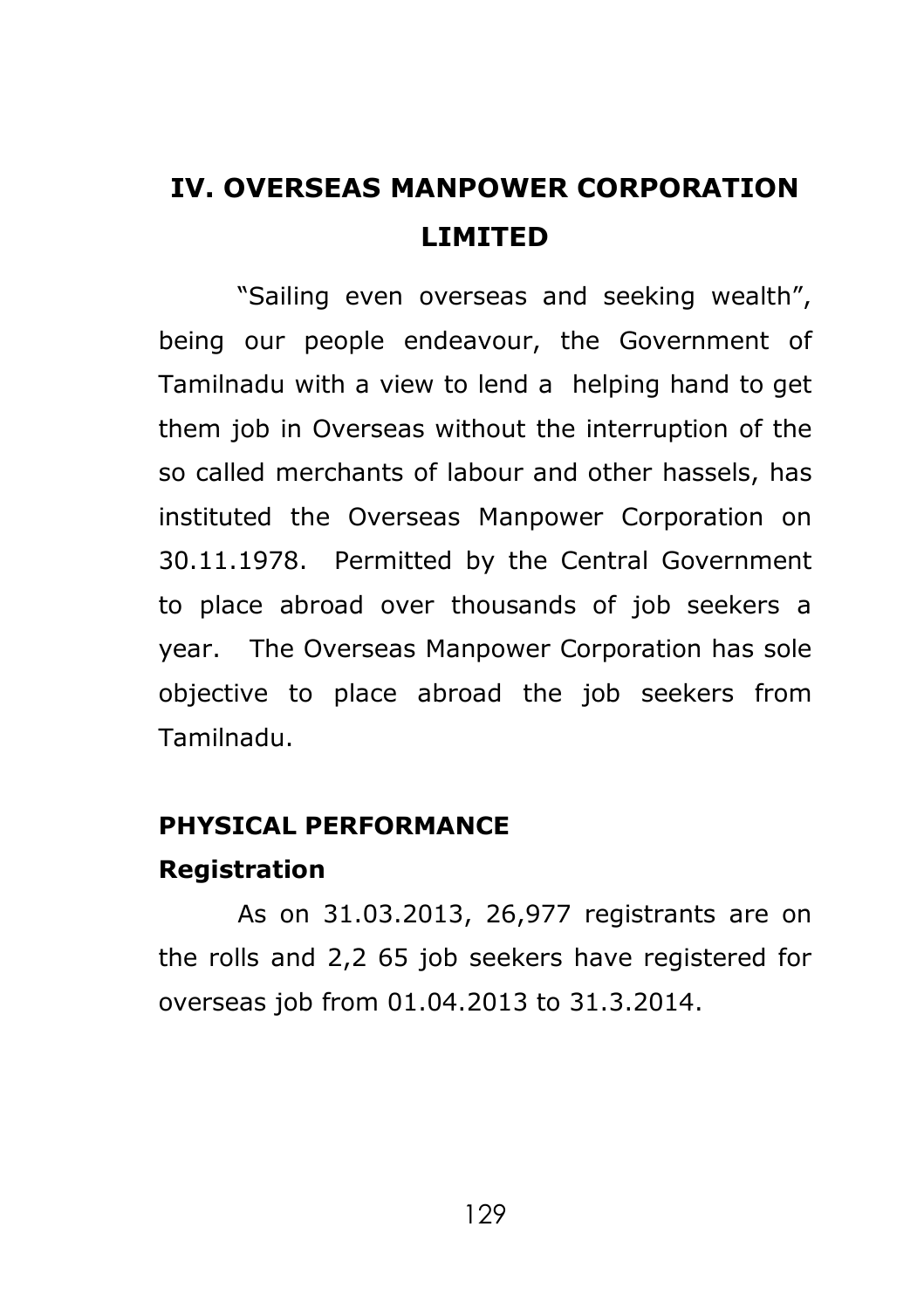# IV. OVERSEAS MANPOWER CORPORATION LIMITED

"Sailing even overseas and seeking wealth", being our people endeavour, the Government of Tamilnadu with a view to lend a helping hand to get them job in Overseas without the interruption of the so called merchants of labour and other hassels, has instituted the Overseas Manpower Corporation on 30.11.1978. Permitted by the Central Government to place abroad over thousands of job seekers a year. The Overseas Manpower Corporation has sole objective to place abroad the job seekers from Tamilnadu.

## PHYSICAL PERFORMANCE

### Registration

As on 31.03.2013, 26,977 registrants are on the rolls and 2,2 65 job seekers have registered for overseas job from 01.04.2013 to 31.3.2014.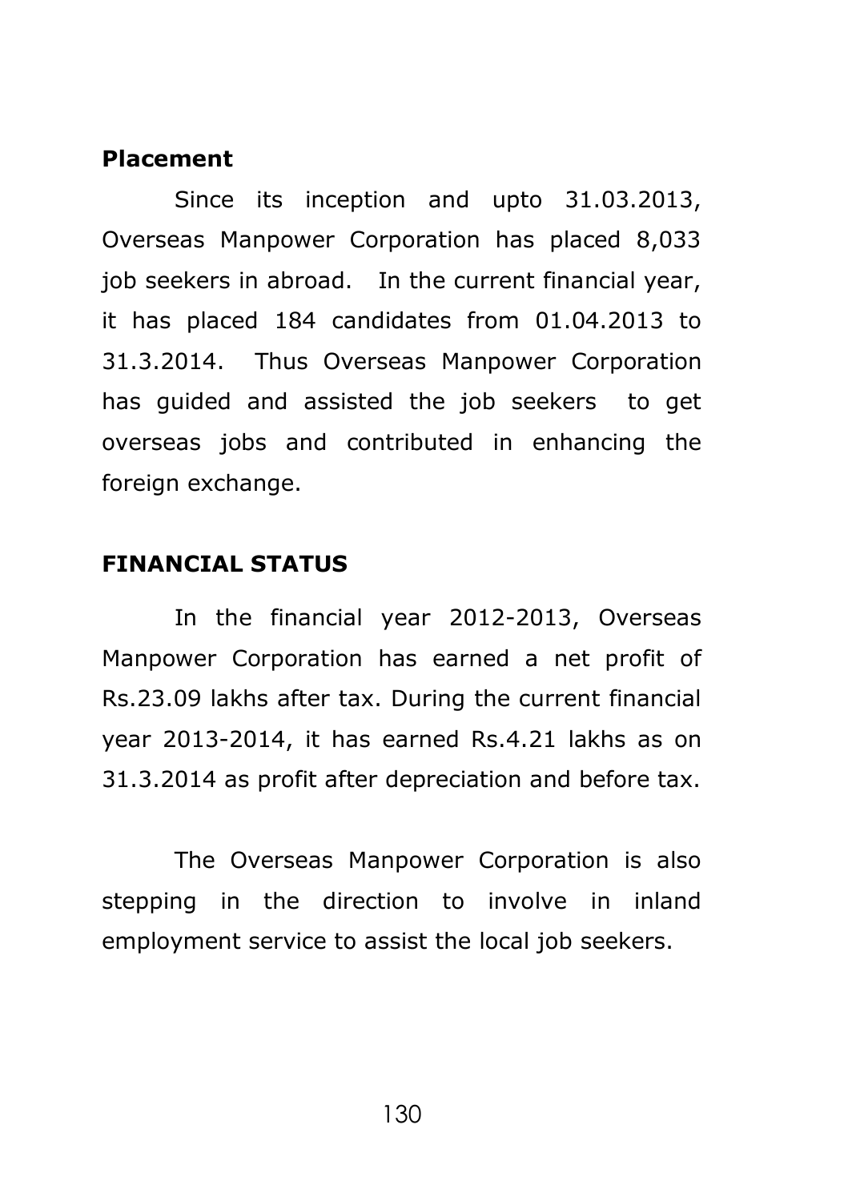### Placement

Since its inception and upto 31.03.2013, Overseas Manpower Corporation has placed 8,033 job seekers in abroad. In the current financial year, it has placed 184 candidates from 01.04.2013 to 31.3.2014. Thus Overseas Manpower Corporation has guided and assisted the job seekers to get overseas jobs and contributed in enhancing the foreign exchange.

### FINANCIAL STATUS

In the financial year 2012-2013, Overseas Manpower Corporation has earned a net profit of Rs.23.09 lakhs after tax. During the current financial year 2013-2014, it has earned Rs.4.21 lakhs as on 31.3.2014 as profit after depreciation and before tax.

The Overseas Manpower Corporation is also stepping in the direction to involve in inland employment service to assist the local job seekers.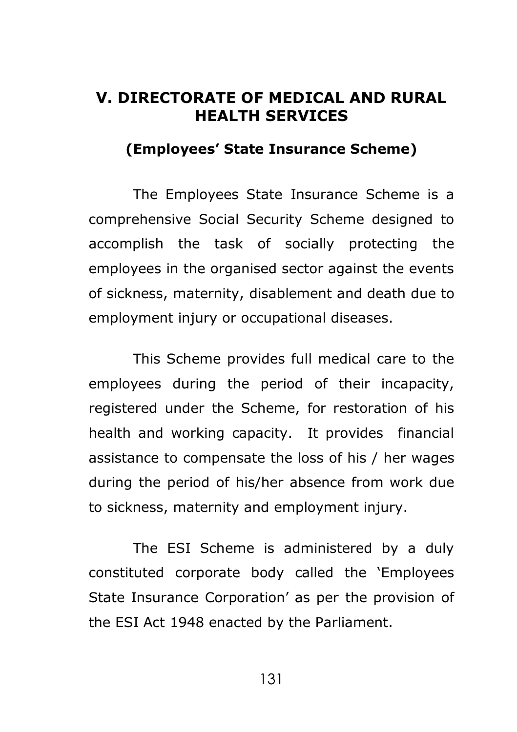## V. DIRECTORATE OF MEDICAL AND RURAL HEALTH SERVICES

### (Employees' State Insurance Scheme)

The Employees State Insurance Scheme is a comprehensive Social Security Scheme designed to accomplish the task of socially protecting the employees in the organised sector against the events of sickness, maternity, disablement and death due to employment injury or occupational diseases.

This Scheme provides full medical care to the employees during the period of their incapacity, registered under the Scheme, for restoration of his health and working capacity. It provides financial assistance to compensate the loss of his / her wages during the period of his/her absence from work due to sickness, maternity and employment injury.

The ESI Scheme is administered by a duly constituted corporate body called the 'Employees State Insurance Corporation' as per the provision of the ESI Act 1948 enacted by the Parliament.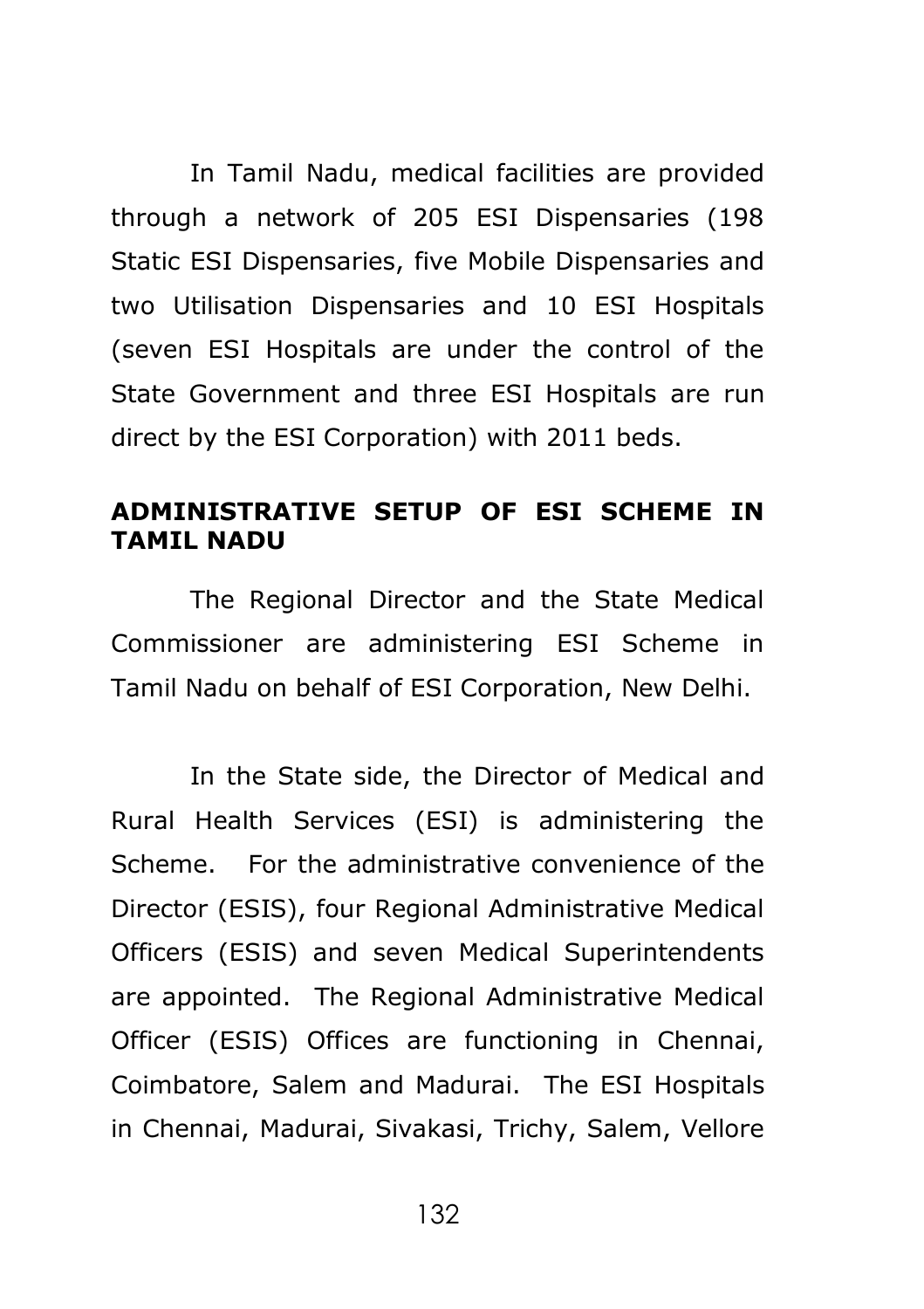In Tamil Nadu, medical facilities are provided through a network of 205 ESI Dispensaries (198 Static ESI Dispensaries, five Mobile Dispensaries and two Utilisation Dispensaries and 10 ESI Hospitals (seven ESI Hospitals are under the control of the State Government and three ESI Hospitals are run direct by the ESI Corporation) with 2011 beds.

## ADMINISTRATIVE SETUP OF ESI SCHEME IN TAMIL NADU

The Regional Director and the State Medical Commissioner are administering ESI Scheme in Tamil Nadu on behalf of ESI Corporation, New Delhi.

In the State side, the Director of Medical and Rural Health Services (ESI) is administering the Scheme. For the administrative convenience of the Director (ESIS), four Regional Administrative Medical Officers (ESIS) and seven Medical Superintendents are appointed. The Regional Administrative Medical Officer (ESIS) Offices are functioning in Chennai, Coimbatore, Salem and Madurai. The ESI Hospitals in Chennai, Madurai, Sivakasi, Trichy, Salem, Vellore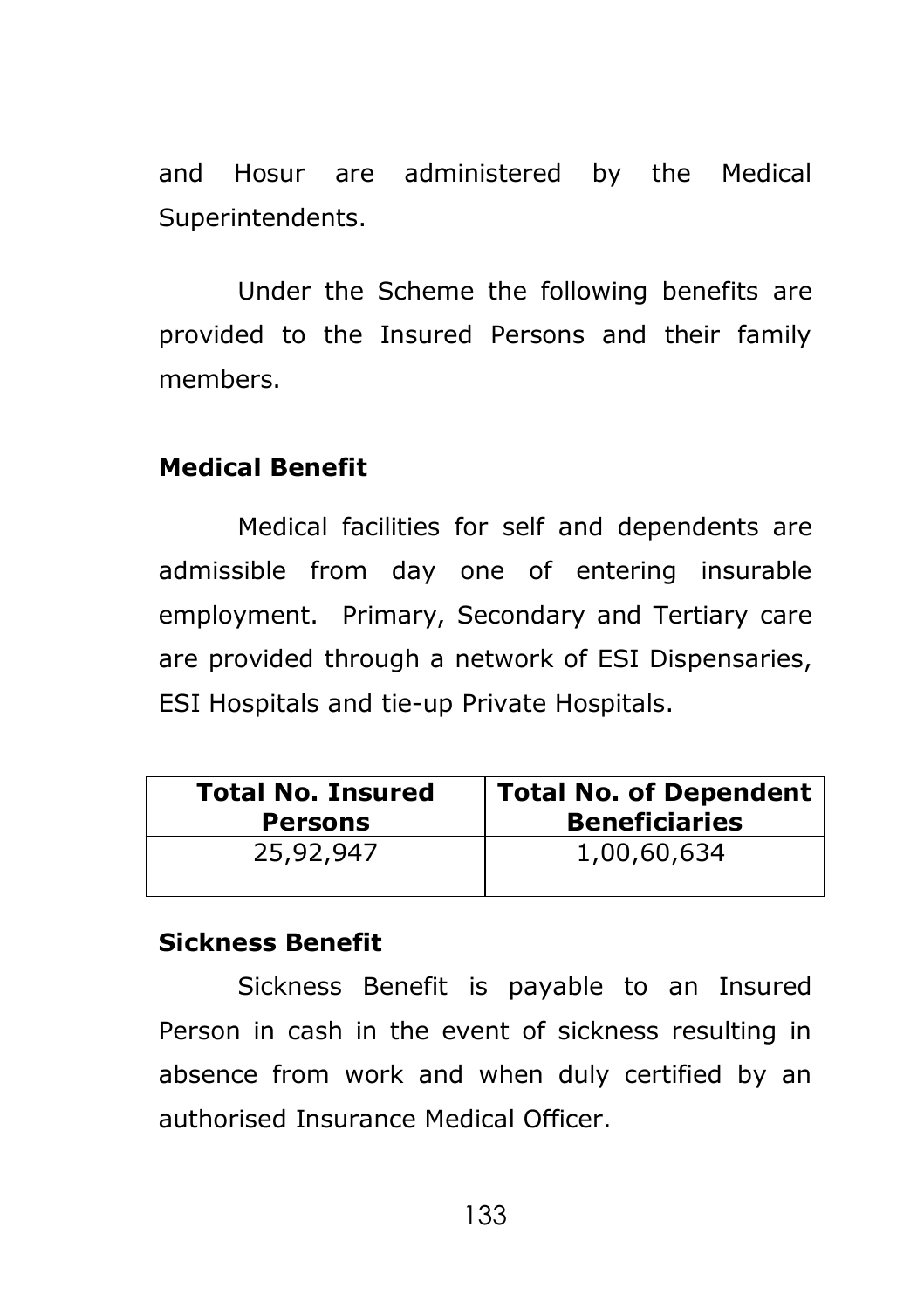and Hosur are administered by the Medical Superintendents.

Under the Scheme the following benefits are provided to the Insured Persons and their family members.

**Medical Benefit**

Medical facilities for self and dependents are admissible from day one of entering insurable employment. Primary, Secondary and Tertiary care are provided through a network of ESI Dispensaries, ESI Hospitals and tie-up Private Hospitals.

| Total No. Insured Persons | Total No. of Dependent Beneficiaries |
|---|---|
| 25,92,947 | 1,00,60,634 |

**Sickness Benefit**

Sickness Benefit is payable to an Insured Person in cash in the event of sickness resulting in absence from work and when duly certified by an authorised Insurance Medical Officer.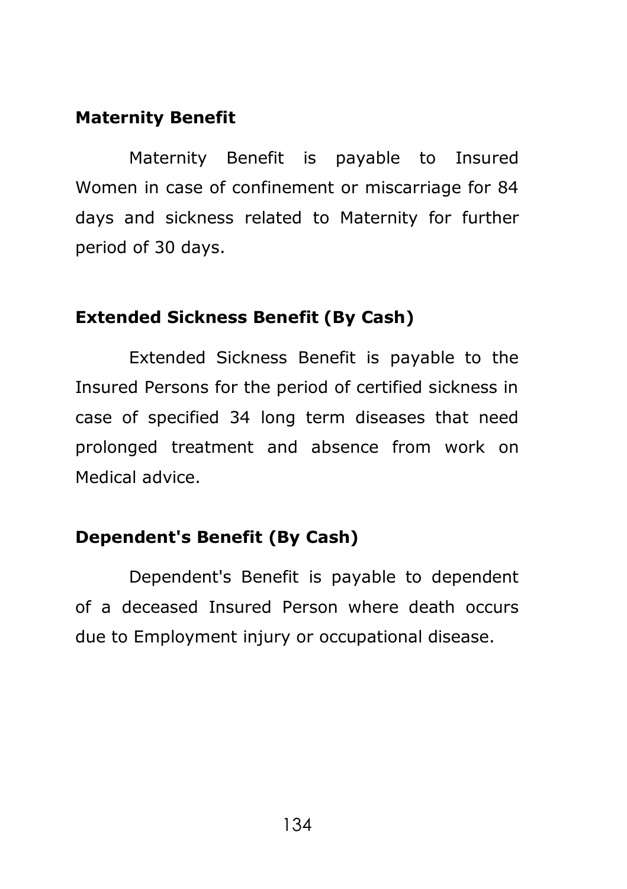**Maternity Benefit**

Maternity Benefit is payable to Insured Women in case of confinement or miscarriage for 84 days and sickness related to Maternity for further period of 30 days.

**Extended Sickness Benefit (By Cash)**

Extended Sickness Benefit is payable to the Insured Persons for the period of certified sickness in case of specified 34 long term diseases that need prolonged treatment and absence from work on Medical advice.

**Dependent's Benefit (By Cash)**

Dependent's Benefit is payable to dependent of a deceased Insured Person where death occurs due to Employment injury or occupational disease.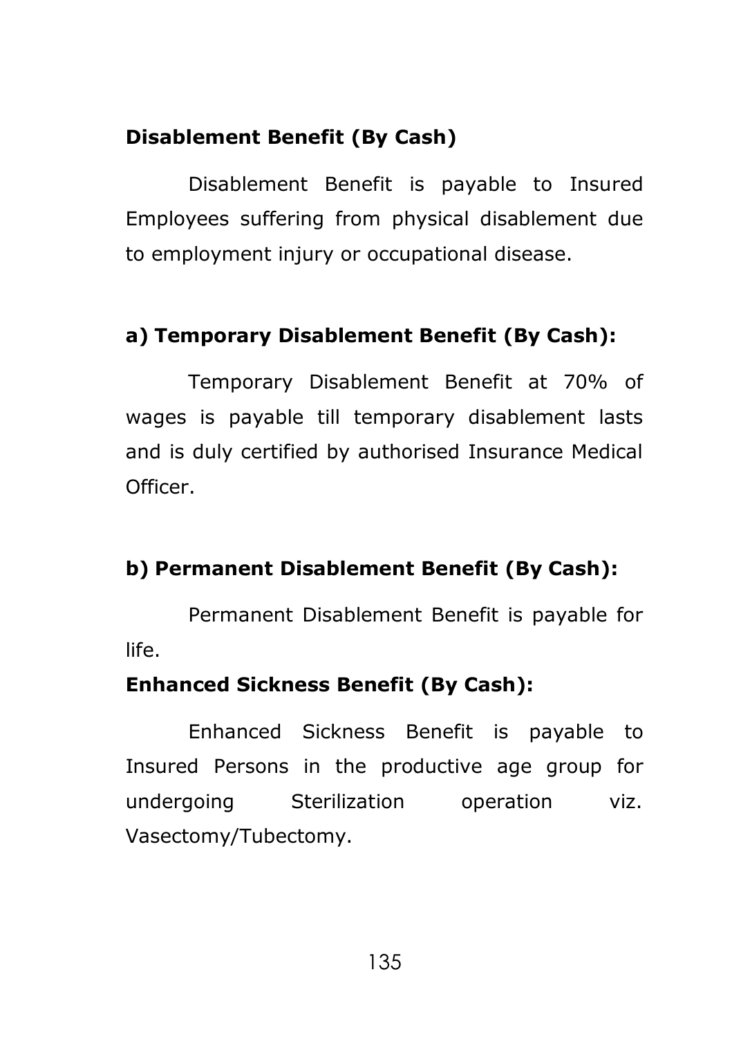**Disablement Benefit (By Cash)**

Disablement Benefit is payable to Insured Employees suffering from physical disablement due to employment injury or occupational disease.

**a) Temporary Disablement Benefit (By Cash):**

Temporary Disablement Benefit at 70% of wages is payable till temporary disablement lasts and is duly certified by authorised Insurance Medical Officer.

**b) Permanent Disablement Benefit (By Cash):**

Permanent Disablement Benefit is payable for life.

**Enhanced Sickness Benefit (By Cash):**

Enhanced Sickness Benefit is payable to Insured Persons in the productive age group for undergoing Sterilization operation viz. Vasectomy/Tubectomy.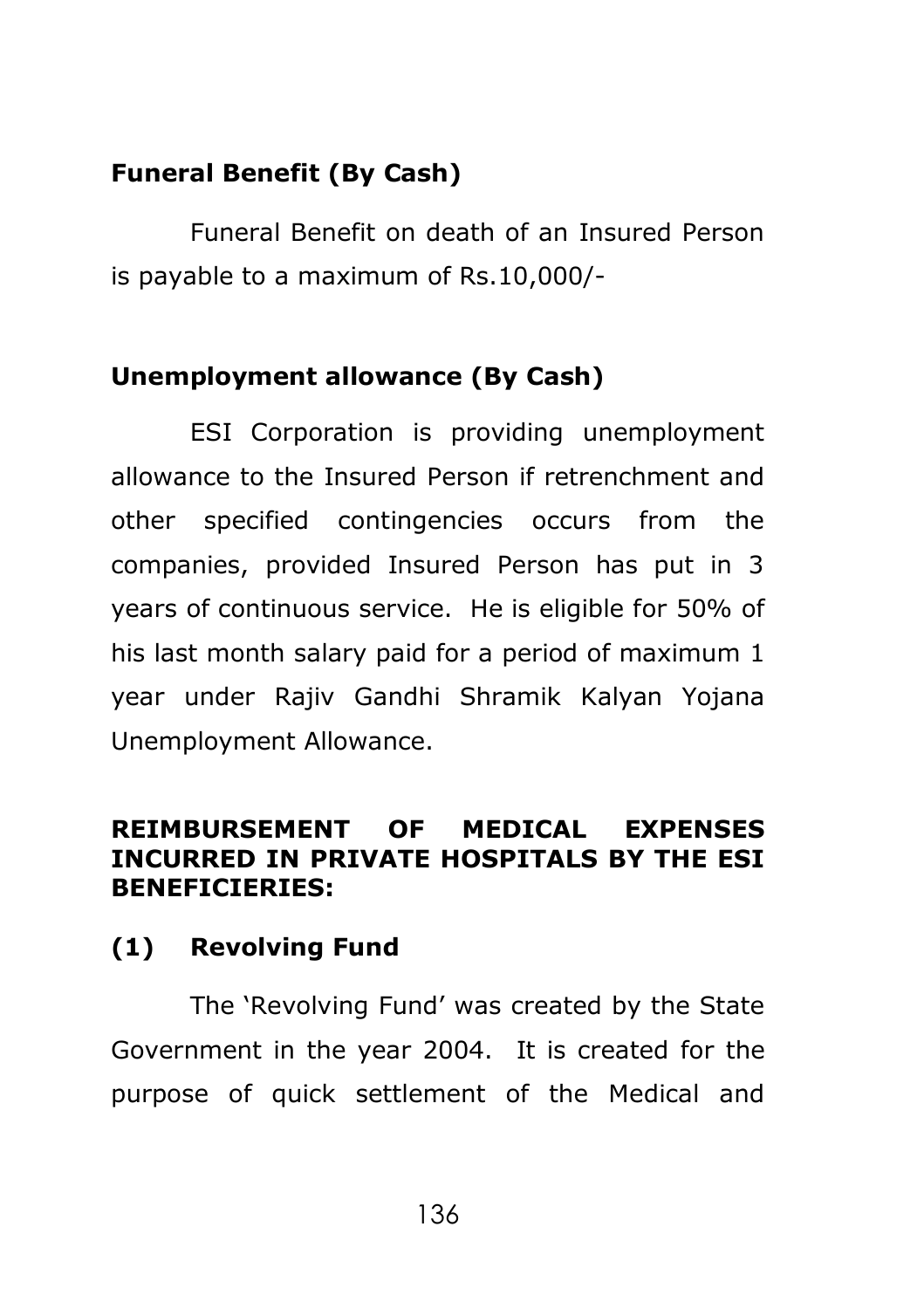**Funeral Benefit (By Cash)**

Funeral Benefit on death of an Insured Person is payable to a maximum of Rs.10,000/-

**Unemployment allowance (By Cash)**

ESI Corporation is providing unemployment allowance to the Insured Person if retrenchment and other specified contingencies occurs from the companies, provided Insured Person has put in 3 years of continuous service. He is eligible for 50% of his last month salary paid for a period of maximum 1 year under Rajiv Gandhi Shramik Kalyan Yojana Unemployment Allowance.

**REIMBURSEMENT OF MEDICAL EXPENSES INCURRED IN PRIVATE HOSPITALS BY THE ESI BENEFICIERIES:**

**(1) Revolving Fund**

The 'Revolving Fund' was created by the State Government in the year 2004. It is created for the purpose of quick settlement of the Medical and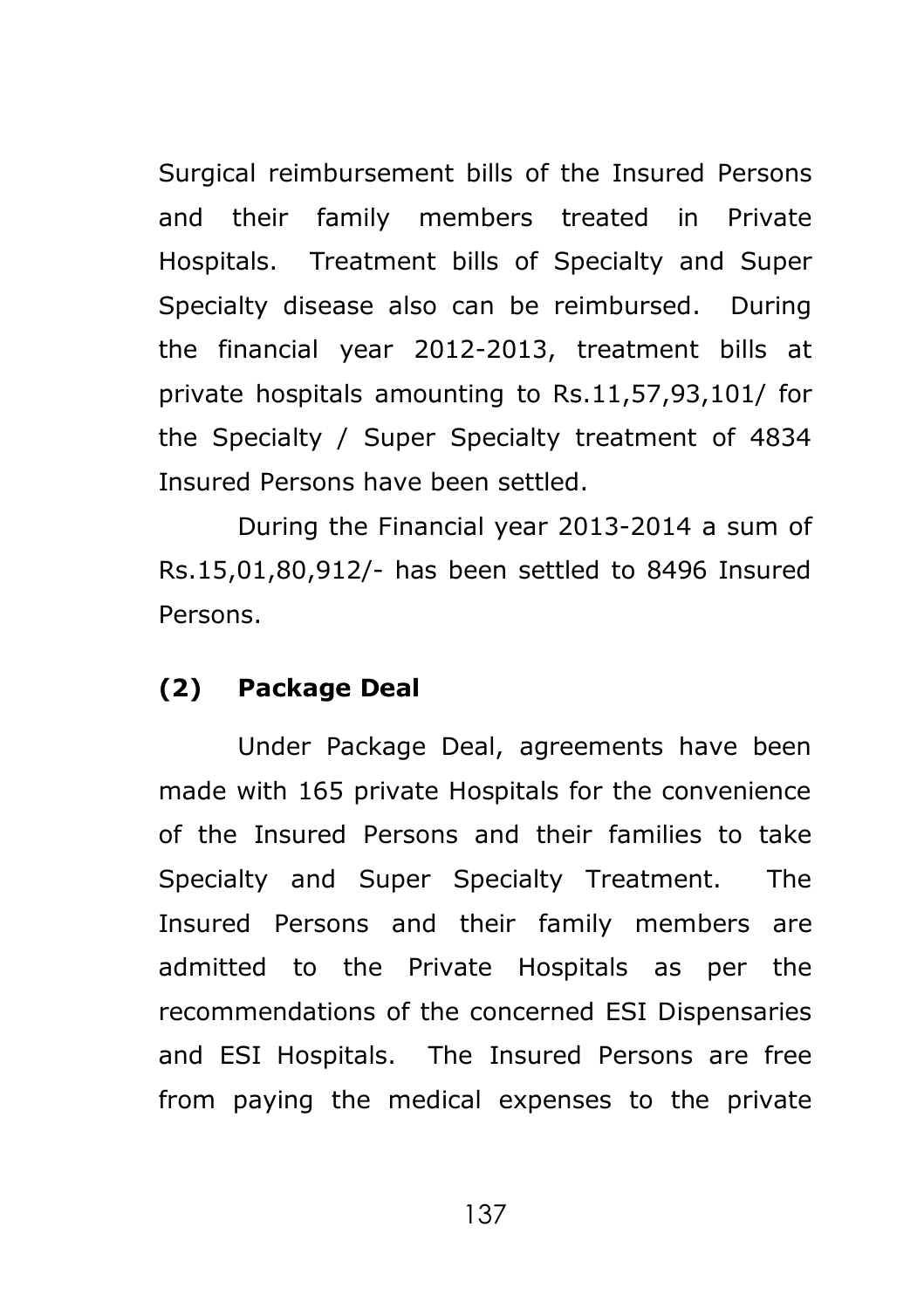Surgical reimbursement bills of the Insured Persons and their family members treated in Private Hospitals. Treatment bills of Specialty and Super Specialty disease also can be reimbursed. During the financial year 2012-2013, treatment bills at private hospitals amounting to Rs.11,57,93,101/ for the Specialty / Super Specialty treatment of 4834 Insured Persons have been settled.

During the Financial year 2013-2014 a sum of Rs.15,01,80,912/- has been settled to 8496 Insured Persons.

**(2) Package Deal**

Under Package Deal, agreements have been made with 165 private Hospitals for the convenience of the Insured Persons and their families to take Specialty and Super Specialty Treatment. The Insured Persons and their family members are admitted to the Private Hospitals as per the recommendations of the concerned ESI Dispensaries and ESI Hospitals. The Insured Persons are free from paying the medical expenses to the private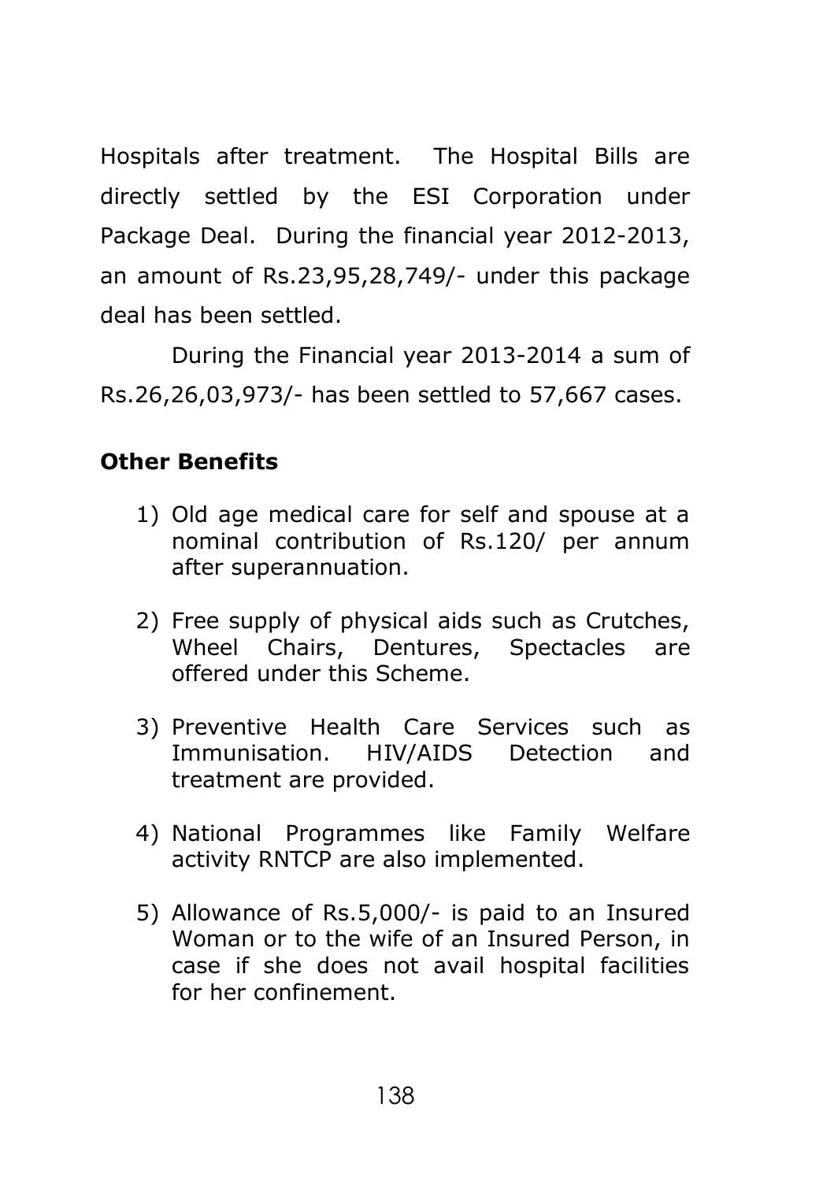Hospitals after treatment. The Hospital Bills are directly settled by the ESI Corporation under Package Deal. During the financial year 2012-2013, an amount of Rs.23,95,28,749/- under this package deal has been settled.

During the Financial year 2013-2014 a sum of Rs.26,26,03,973/- has been settled to 57,667 cases.

**Other Benefits**

1) Old age medical care for self and spouse at a nominal contribution of Rs.120/ per annum after superannuation.

2) Free supply of physical aids such as Crutches, Wheel Chairs, Dentures, Spectacles are offered under this Scheme.

3) Preventive Health Care Services such as Immunisation. HIV/AIDS Detection and treatment are provided.

4) National Programmes like Family Welfare activity RNTCP are also implemented.

5) Allowance of Rs.5,000/- is paid to an Insured Woman or to the wife of an Insured Person, in case if she does not avail hospital facilities for her confinement.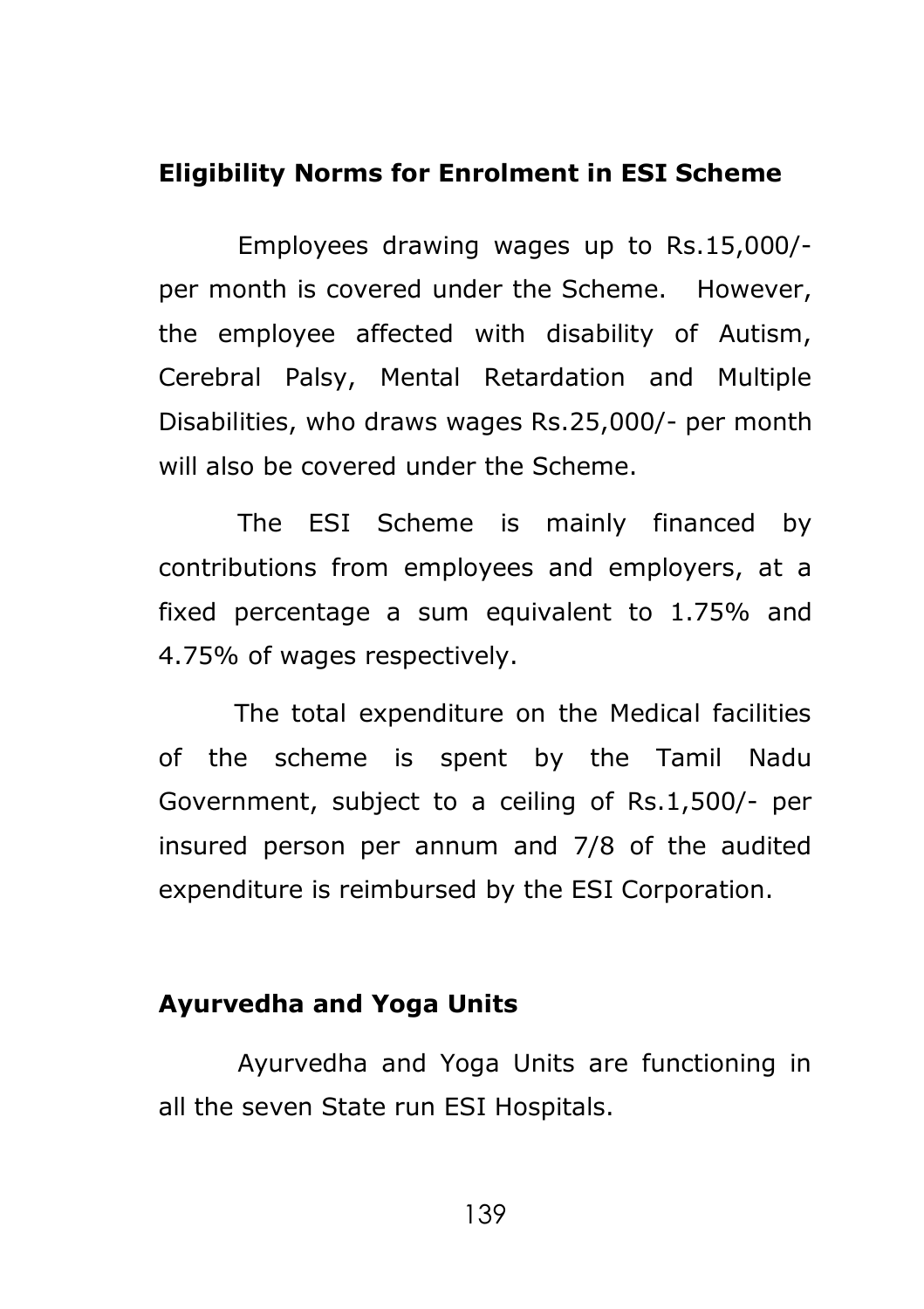**Eligibility Norms for Enrolment in ESI Scheme**

Employees drawing wages up to Rs.15,000/- per month is covered under the Scheme. However, the employee affected with disability of Autism, Cerebral Palsy, Mental Retardation and Multiple Disabilities, who draws wages Rs.25,000/- per month will also be covered under the Scheme.

The ESI Scheme is mainly financed by contributions from employees and employers, at a fixed percentage a sum equivalent to 1.75% and 4.75% of wages respectively.

The total expenditure on the Medical facilities of the scheme is spent by the Tamil Nadu Government, subject to a ceiling of Rs.1,500/- per insured person per annum and 7/8 of the audited expenditure is reimbursed by the ESI Corporation.

**Ayurvedha and Yoga Units**

Ayurvedha and Yoga Units are functioning in all the seven State run ESI Hospitals.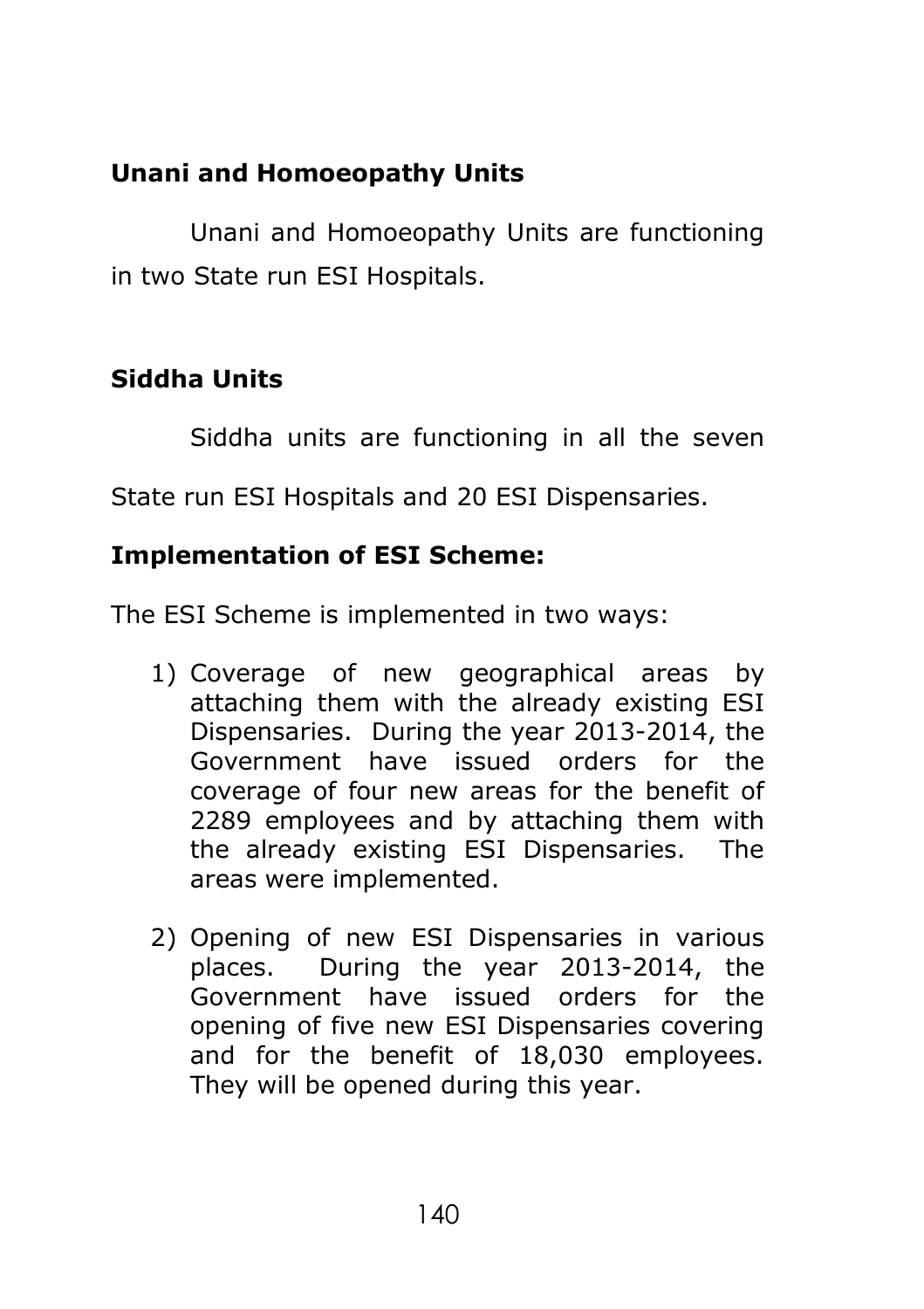**Unani and Homoeopathy Units**

Unani and Homoeopathy Units are functioning in two State run ESI Hospitals.

**Siddha Units**

Siddha units are functioning in all the seven State run ESI Hospitals and 20 ESI Dispensaries.

**Implementation of ESI Scheme:**

The ESI Scheme is implemented in two ways:

1) Coverage of new geographical areas by attaching them with the already existing ESI Dispensaries. During the year 2013-2014, the Government have issued orders for the coverage of four new areas for the benefit of 2289 employees and by attaching them with the already existing ESI Dispensaries. The areas were implemented.

2) Opening of new ESI Dispensaries in various places. During the year 2013-2014, the Government have issued orders for the opening of five new ESI Dispensaries covering and for the benefit of 18,030 employees. They will be opened during this year.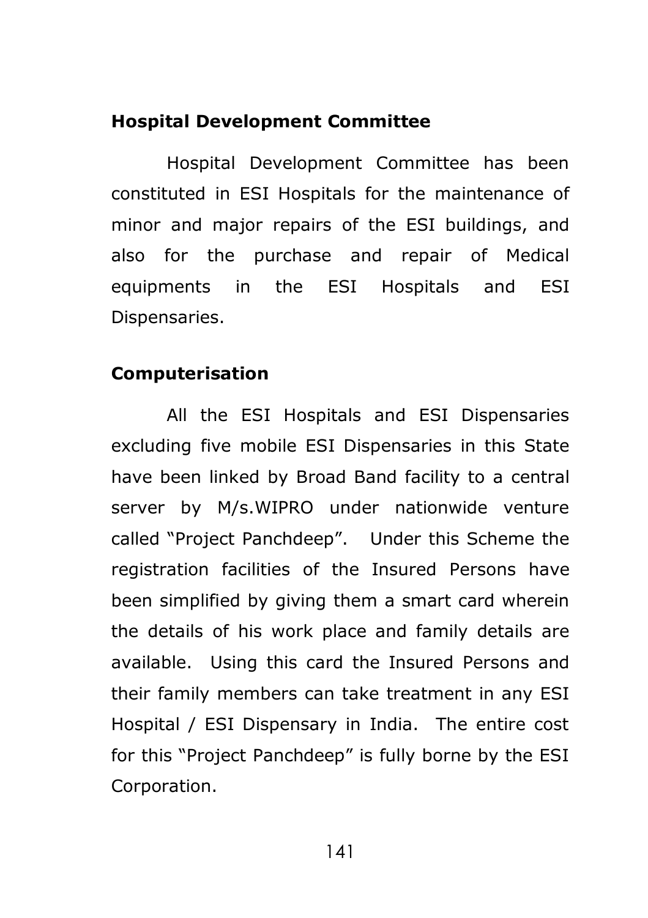### Hospital Development Committee

Hospital Development Committee has been constituted in ESI Hospitals for the maintenance of minor and major repairs of the ESI buildings, and also for the purchase and repair of Medical equipments in the ESI Hospitals and ESI Dispensaries.

### Computerisation

All the ESI Hospitals and ESI Dispensaries excluding five mobile ESI Dispensaries in this State have been linked by Broad Band facility to a central server by M/s.WIPRO under nationwide venture called "Project Panchdeep". Under this Scheme the registration facilities of the Insured Persons have been simplified by giving them a smart card wherein the details of his work place and family details are available. Using this card the Insured Persons and their family members can take treatment in any ESI Hospital / ESI Dispensary in India. The entire cost for this "Project Panchdeep" is fully borne by the ESI Corporation.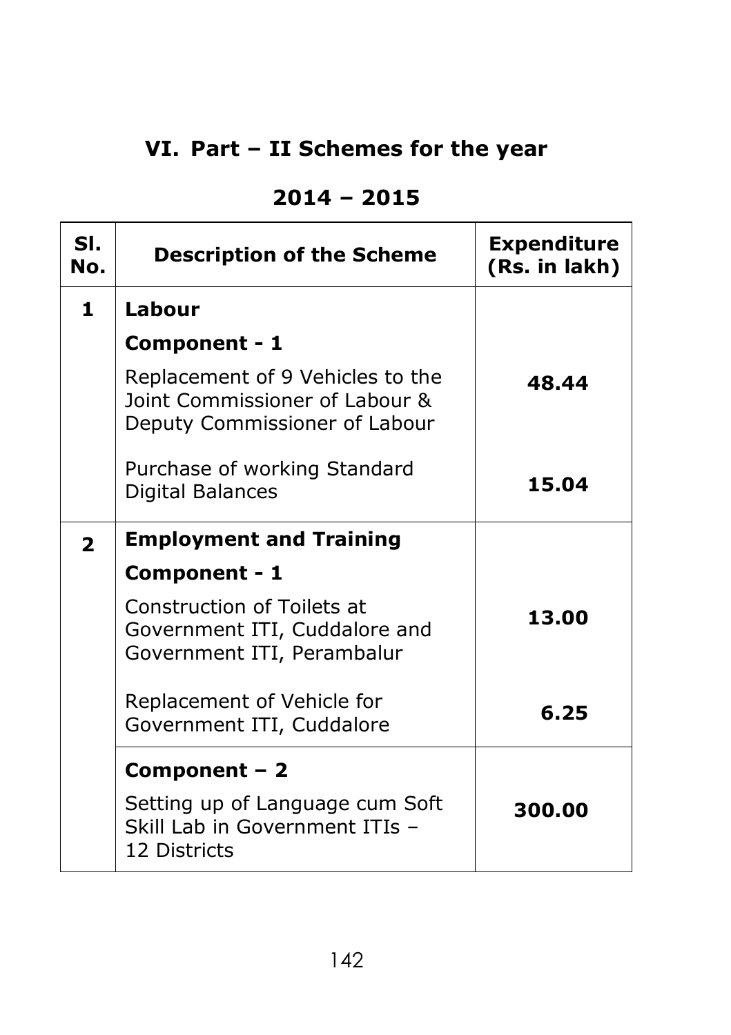## VI. Part – II Schemes for the year

## 2014 – 2015

| Sl. No. | Description of the Scheme | Expenditure (Rs. in lakh) |
|---|---|---|
| **1** | **Labour** | |
| | **Component - 1** | |
| | Replacement of 9 Vehicles to the Joint Commissioner of Labour & Deputy Commissioner of Labour | **48.44** |
| | Purchase of working Standard Digital Balances | **15.04** |
| **2** | **Employment and Training** | |
| | **Component - 1** | |
| | Construction of Toilets at Government ITI, Cuddalore and Government ITI, Perambalur | **13.00** |
| | Replacement of Vehicle for Government ITI, Cuddalore | **6.25** |
| | **Component – 2** | |
| | Setting up of Language cum Soft Skill Lab in Government ITIs – 12 Districts | **300.00** |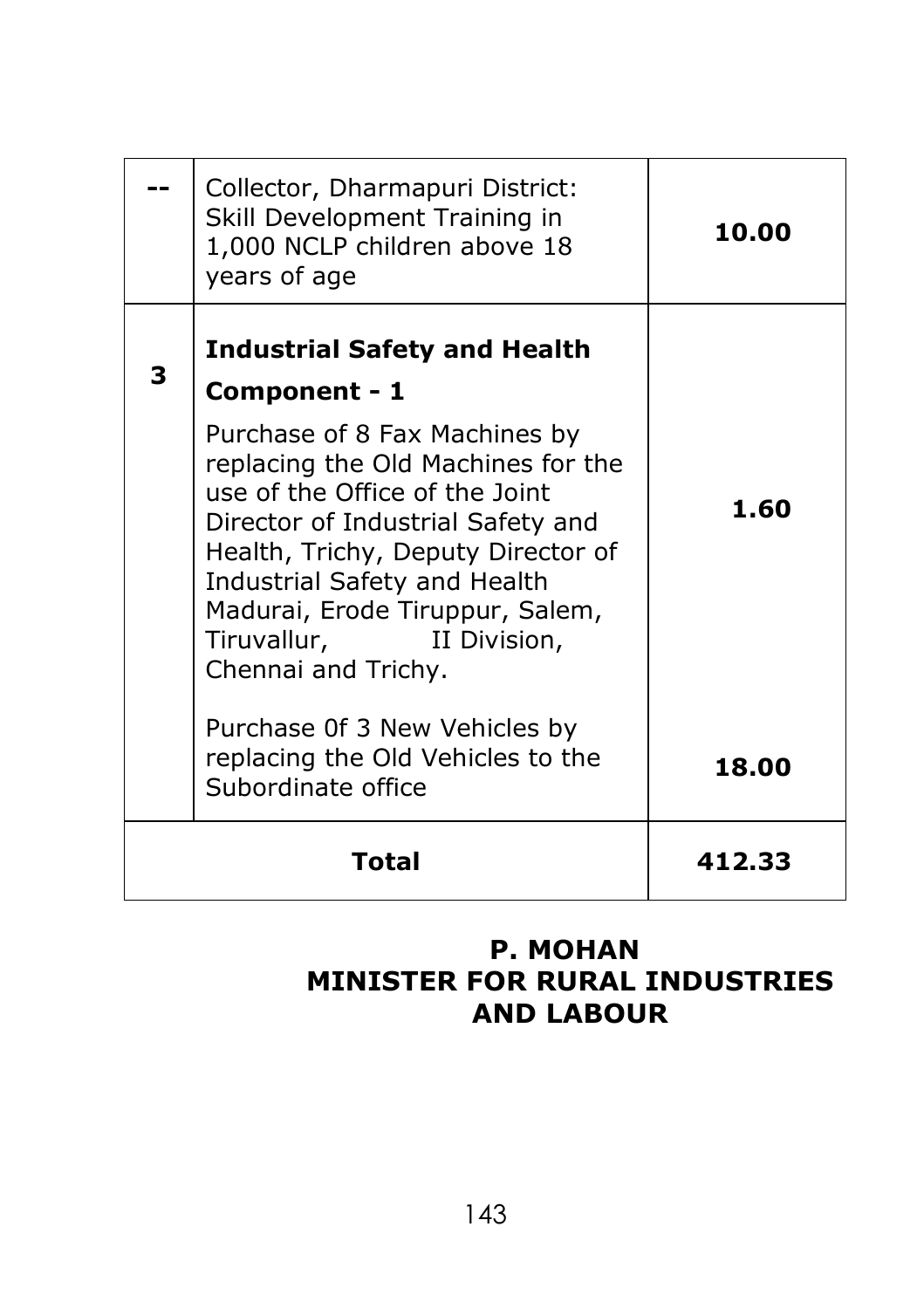| | | |
|---|---|---|
| -- | Collector, Dharmapuri District: Skill Development Training in 1,000 NCLP children above 18 years of age | **10.00** |
| **3** | **Industrial Safety and Health Component - 1**<br><br>Purchase of 8 Fax Machines by replacing the Old Machines for the use of the Office of the Joint Director of Industrial Safety and Health, Trichy, Deputy Director of Industrial Safety and Health Madurai, Erode Tiruppur, Salem, Tiruvallur, II Division, Chennai and Trichy. | **1.60** |
| | Purchase 0f 3 New Vehicles by replacing the Old Vehicles to the Subordinate office | **18.00** |
| | **Total** | **412.33** |

**P. MOHAN**
**MINISTER FOR RURAL INDUSTRIES AND LABOUR**